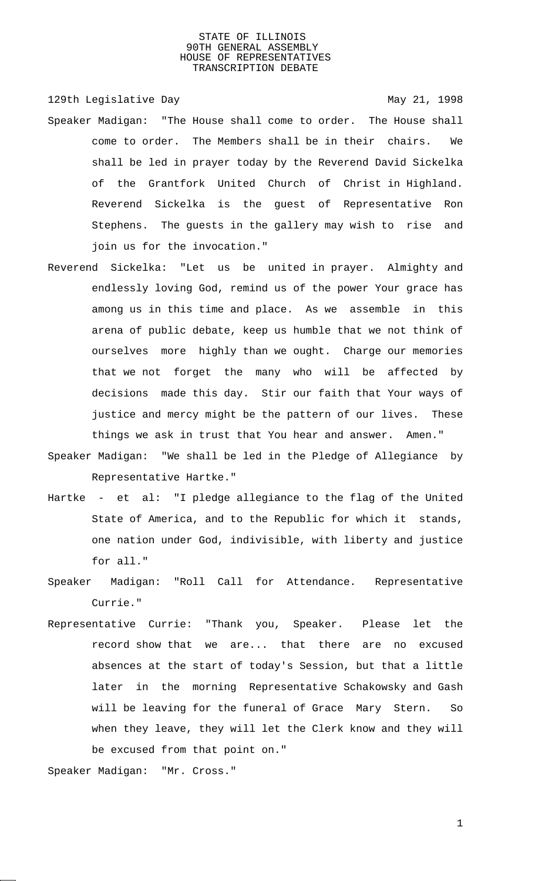STATE OF ILLINOIS
90TH GENERAL ASSEMBLY
HOUSE OF REPRESENTATIVES
TRANSCRIPTION DEBATE

129th Legislative Day May 21, 1998

Speaker Madigan: "The House shall come to order. The House shall come to order. The Members shall be in their chairs. We shall be led in prayer today by the Reverend David Sickelka of the Grantfork United Church of Christ in Highland. Reverend Sickelka is the guest of Representative Ron Stephens. The guests in the gallery may wish to rise and join us for the invocation."

Reverend Sickelka: "Let us be united in prayer. Almighty and endlessly loving God, remind us of the power Your grace has among us in this time and place. As we assemble in this arena of public debate, keep us humble that we not think of ourselves more highly than we ought. Charge our memories that we not forget the many who will be affected by decisions made this day. Stir our faith that Your ways of justice and mercy might be the pattern of our lives. These things we ask in trust that You hear and answer. Amen."

Speaker Madigan: "We shall be led in the Pledge of Allegiance by Representative Hartke."

Hartke - et al: "I pledge allegiance to the flag of the United State of America, and to the Republic for which it stands, one nation under God, indivisible, with liberty and justice for all."

Speaker Madigan: "Roll Call for Attendance. Representative Currie."

Representative Currie: "Thank you, Speaker. Please let the record show that we are... that there are no excused absences at the start of today's Session, but that a little later in the morning Representative Schakowsky and Gash will be leaving for the funeral of Grace Mary Stern. So when they leave, they will let the Clerk know and they will be excused from that point on."

Speaker Madigan: "Mr. Cross."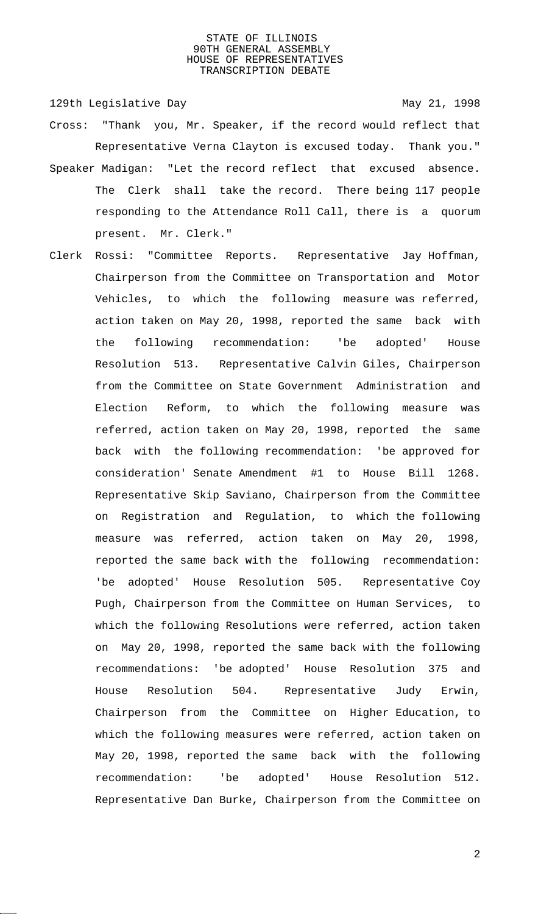Cross: "Thank you, Mr. Speaker, if the record would reflect that Representative Verna Clayton is excused today. Thank you."

Speaker Madigan: "Let the record reflect that excused absence. The Clerk shall take the record. There being 117 people responding to the Attendance Roll Call, there is a quorum present. Mr. Clerk."

Clerk Rossi: "Committee Reports. Representative Jay Hoffman, Chairperson from the Committee on Transportation and Motor Vehicles, to which the following measure was referred, action taken on May 20, 1998, reported the same back with the following recommendation: 'be adopted' House Resolution 513. Representative Calvin Giles, Chairperson from the Committee on State Government Administration and Election Reform, to which the following measure was referred, action taken on May 20, 1998, reported the same back with the following recommendation: 'be approved for consideration' Senate Amendment #1 to House Bill 1268. Representative Skip Saviano, Chairperson from the Committee on Registration and Regulation, to which the following measure was referred, action taken on May 20, 1998, reported the same back with the following recommendation: 'be adopted' House Resolution 505. Representative Coy Pugh, Chairperson from the Committee on Human Services, to which the following Resolutions were referred, action taken on May 20, 1998, reported the same back with the following recommendations: 'be adopted' House Resolution 375 and House Resolution 504. Representative Judy Erwin, Chairperson from the Committee on Higher Education, to which the following measures were referred, action taken on May 20, 1998, reported the same back with the following recommendation: 'be adopted' House Resolution 512. Representative Dan Burke, Chairperson from the Committee on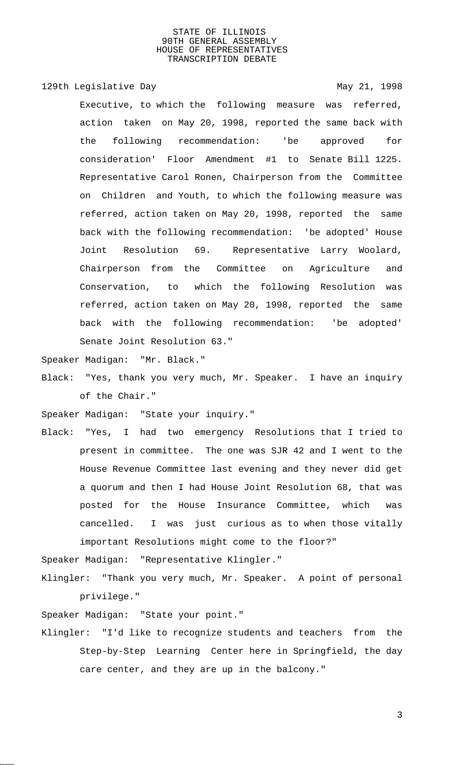129th Legislative Day May 21, 1998

Executive, to which the following measure was referred, action taken on May 20, 1998, reported the same back with the following recommendation: 'be approved for consideration' Floor Amendment #1 to Senate Bill 1225. Representative Carol Ronen, Chairperson from the Committee on Children and Youth, to which the following measure was referred, action taken on May 20, 1998, reported the same back with the following recommendation: 'be adopted' House Joint Resolution 69. Representative Larry Woolard, Chairperson from the Committee on Agriculture and Conservation, to which the following Resolution was referred, action taken on May 20, 1998, reported the same back with the following recommendation: 'be adopted' Senate Joint Resolution 63."

Speaker Madigan: "Mr. Black."

Black: "Yes, thank you very much, Mr. Speaker. I have an inquiry of the Chair."

Speaker Madigan: "State your inquiry."

Black: "Yes, I had two emergency Resolutions that I tried to present in committee. The one was SJR 42 and I went to the House Revenue Committee last evening and they never did get a quorum and then I had House Joint Resolution 68, that was posted for the House Insurance Committee, which was cancelled. I was just curious as to when those vitally important Resolutions might come to the floor?"

Speaker Madigan: "Representative Klingler."

Klingler: "Thank you very much, Mr. Speaker. A point of personal privilege."

Speaker Madigan: "State your point."

Klingler: "I'd like to recognize students and teachers from the Step-by-Step Learning Center here in Springfield, the day care center, and they are up in the balcony."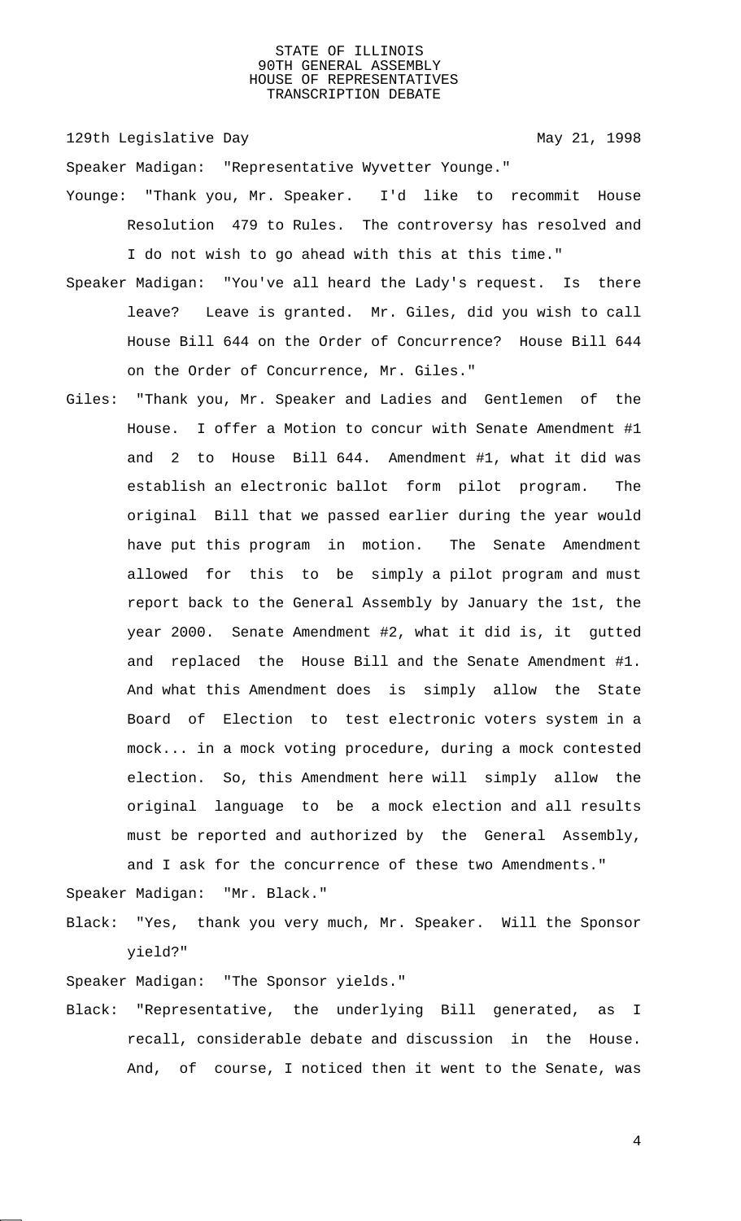129th Legislative Day May 21, 1998

Speaker Madigan: "Representative Wyvetter Younge."

Younge: "Thank you, Mr. Speaker. I'd like to recommit House Resolution 479 to Rules. The controversy has resolved and I do not wish to go ahead with this at this time."

Speaker Madigan: "You've all heard the Lady's request. Is there leave? Leave is granted. Mr. Giles, did you wish to call House Bill 644 on the Order of Concurrence? House Bill 644 on the Order of Concurrence, Mr. Giles."

Giles: "Thank you, Mr. Speaker and Ladies and Gentlemen of the House. I offer a Motion to concur with Senate Amendment #1 and 2 to House Bill 644. Amendment #1, what it did was establish an electronic ballot form pilot program. The original Bill that we passed earlier during the year would have put this program in motion. The Senate Amendment allowed for this to be simply a pilot program and must report back to the General Assembly by January the 1st, the year 2000. Senate Amendment #2, what it did is, it gutted and replaced the House Bill and the Senate Amendment #1. And what this Amendment does is simply allow the State Board of Election to test electronic voters system in a mock... in a mock voting procedure, during a mock contested election. So, this Amendment here will simply allow the original language to be a mock election and all results must be reported and authorized by the General Assembly, and I ask for the concurrence of these two Amendments."

Speaker Madigan: "Mr. Black."

Black: "Yes, thank you very much, Mr. Speaker. Will the Sponsor yield?"

Speaker Madigan: "The Sponsor yields."

Black: "Representative, the underlying Bill generated, as I recall, considerable debate and discussion in the House. And, of course, I noticed then it went to the Senate, was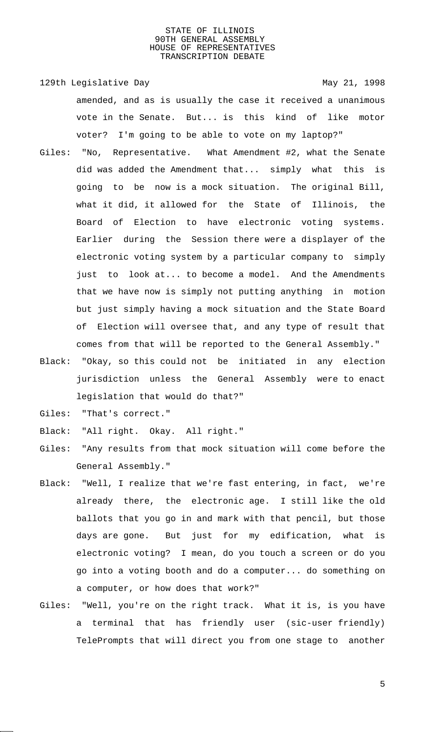amended, and as is usually the case it received a unanimous vote in the Senate. But... is this kind of like motor voter? I'm going to be able to vote on my laptop?"

Giles: "No, Representative. What Amendment #2, what the Senate did was added the Amendment that... simply what this is going to be now is a mock situation. The original Bill, what it did, it allowed for the State of Illinois, the Board of Election to have electronic voting systems. Earlier during the Session there were a displayer of the electronic voting system by a particular company to simply just to look at... to become a model. And the Amendments that we have now is simply not putting anything in motion but just simply having a mock situation and the State Board of Election will oversee that, and any type of result that comes from that will be reported to the General Assembly."

Black: "Okay, so this could not be initiated in any election jurisdiction unless the General Assembly were to enact legislation that would do that?"

Giles: "That's correct."

Black: "All right. Okay. All right."

Giles: "Any results from that mock situation will come before the General Assembly."

Black: "Well, I realize that we're fast entering, in fact, we're already there, the electronic age. I still like the old ballots that you go in and mark with that pencil, but those days are gone. But just for my edification, what is electronic voting? I mean, do you touch a screen or do you go into a voting booth and do a computer... do something on a computer, or how does that work?"

Giles: "Well, you're on the right track. What it is, is you have a terminal that has friendly user (sic-user friendly) TelePrompts that will direct you from one stage to another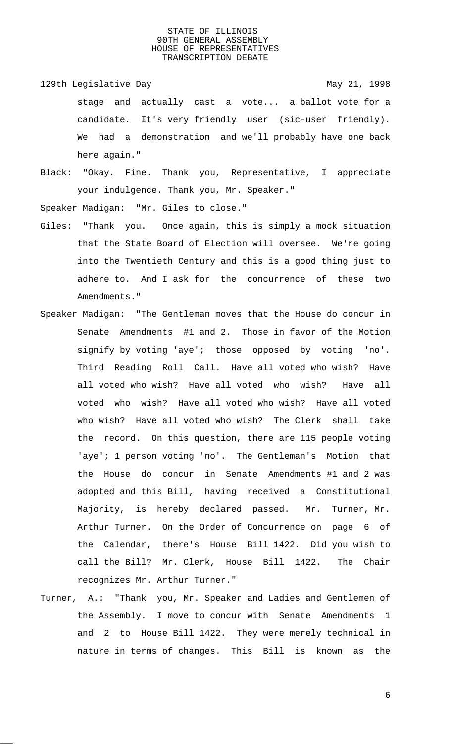stage and actually cast a vote... a ballot vote for a candidate. It's very friendly user (sic-user friendly). We had a demonstration and we'll probably have one back here again."

Black: "Okay. Fine. Thank you, Representative, I appreciate your indulgence. Thank you, Mr. Speaker."

Speaker Madigan: "Mr. Giles to close."

Giles: "Thank you. Once again, this is simply a mock situation that the State Board of Election will oversee. We're going into the Twentieth Century and this is a good thing just to adhere to. And I ask for the concurrence of these two Amendments."

Speaker Madigan: "The Gentleman moves that the House do concur in Senate Amendments #1 and 2. Those in favor of the Motion signify by voting 'aye'; those opposed by voting 'no'. Third Reading Roll Call. Have all voted who wish? Have all voted who wish? Have all voted who wish? Have all voted who wish? Have all voted who wish? Have all voted who wish? Have all voted who wish? The Clerk shall take the record. On this question, there are 115 people voting 'aye'; 1 person voting 'no'. The Gentleman's Motion that the House do concur in Senate Amendments #1 and 2 was adopted and this Bill, having received a Constitutional Majority, is hereby declared passed. Mr. Turner, Mr. Arthur Turner. On the Order of Concurrence on page 6 of the Calendar, there's House Bill 1422. Did you wish to call the Bill? Mr. Clerk, House Bill 1422. The Chair recognizes Mr. Arthur Turner."

Turner, A.: "Thank you, Mr. Speaker and Ladies and Gentlemen of the Assembly. I move to concur with Senate Amendments 1 and 2 to House Bill 1422. They were merely technical in nature in terms of changes. This Bill is known as the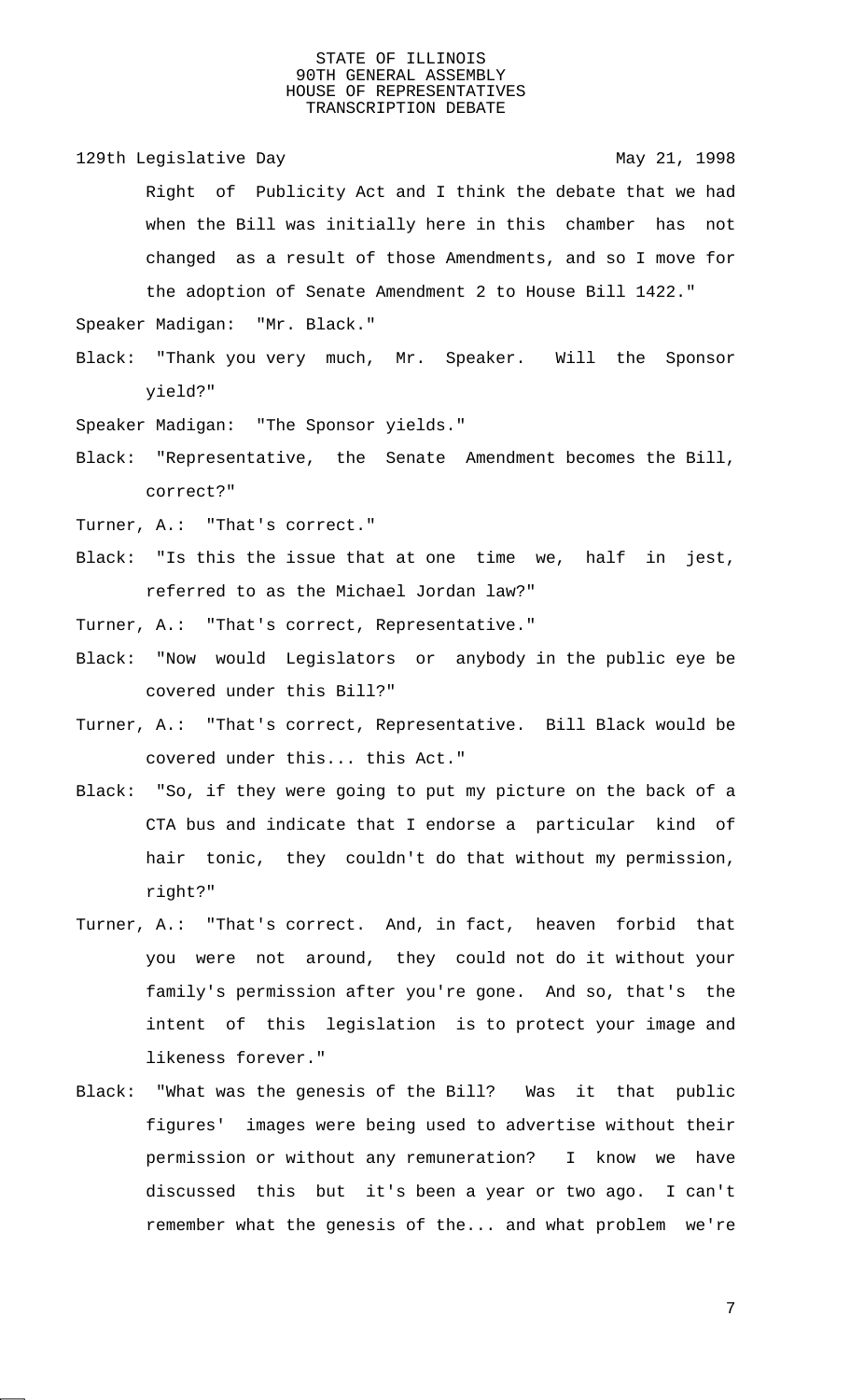Right of Publicity Act and I think the debate that we had when the Bill was initially here in this chamber has not changed as a result of those Amendments, and so I move for the adoption of Senate Amendment 2 to House Bill 1422."

Speaker Madigan: "Mr. Black."

Black: "Thank you very much, Mr. Speaker. Will the Sponsor yield?"

Speaker Madigan: "The Sponsor yields."

Black: "Representative, the Senate Amendment becomes the Bill, correct?"

Turner, A.: "That's correct."

Black: "Is this the issue that at one time we, half in jest, referred to as the Michael Jordan law?"

Turner, A.: "That's correct, Representative."

Black: "Now would Legislators or anybody in the public eye be covered under this Bill?"

Turner, A.: "That's correct, Representative. Bill Black would be covered under this... this Act."

Black: "So, if they were going to put my picture on the back of a CTA bus and indicate that I endorse a particular kind of hair tonic, they couldn't do that without my permission, right?"

Turner, A.: "That's correct. And, in fact, heaven forbid that you were not around, they could not do it without your family's permission after you're gone. And so, that's the intent of this legislation is to protect your image and likeness forever."

Black: "What was the genesis of the Bill? Was it that public figures' images were being used to advertise without their permission or without any remuneration? I know we have discussed this but it's been a year or two ago. I can't remember what the genesis of the... and what problem we're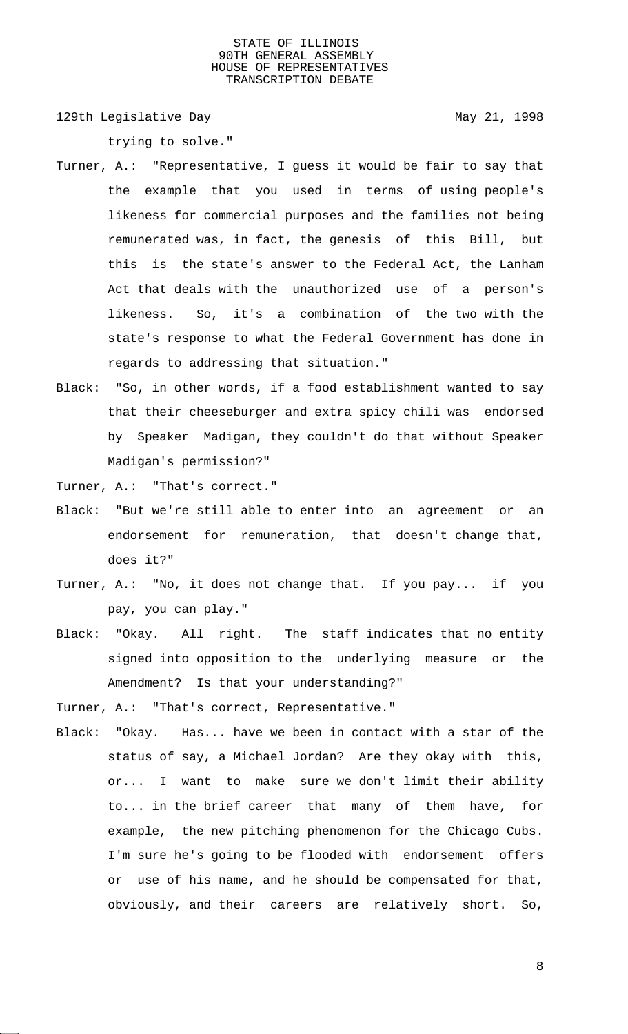trying to solve."

Turner, A.: "Representative, I guess it would be fair to say that the example that you used in terms of using people's likeness for commercial purposes and the families not being remunerated was, in fact, the genesis of this Bill, but this is the state's answer to the Federal Act, the Lanham Act that deals with the unauthorized use of a person's likeness. So, it's a combination of the two with the state's response to what the Federal Government has done in regards to addressing that situation."

Black: "So, in other words, if a food establishment wanted to say that their cheeseburger and extra spicy chili was endorsed by Speaker Madigan, they couldn't do that without Speaker Madigan's permission?"

Turner, A.: "That's correct."

Black: "But we're still able to enter into an agreement or an endorsement for remuneration, that doesn't change that, does it?"

Turner, A.: "No, it does not change that. If you pay... if you pay, you can play."

Black: "Okay. All right. The staff indicates that no entity signed into opposition to the underlying measure or the Amendment? Is that your understanding?"

Turner, A.: "That's correct, Representative."

Black: "Okay. Has... have we been in contact with a star of the status of say, a Michael Jordan? Are they okay with this, or... I want to make sure we don't limit their ability to... in the brief career that many of them have, for example, the new pitching phenomenon for the Chicago Cubs. I'm sure he's going to be flooded with endorsement offers or use of his name, and he should be compensated for that, obviously, and their careers are relatively short. So,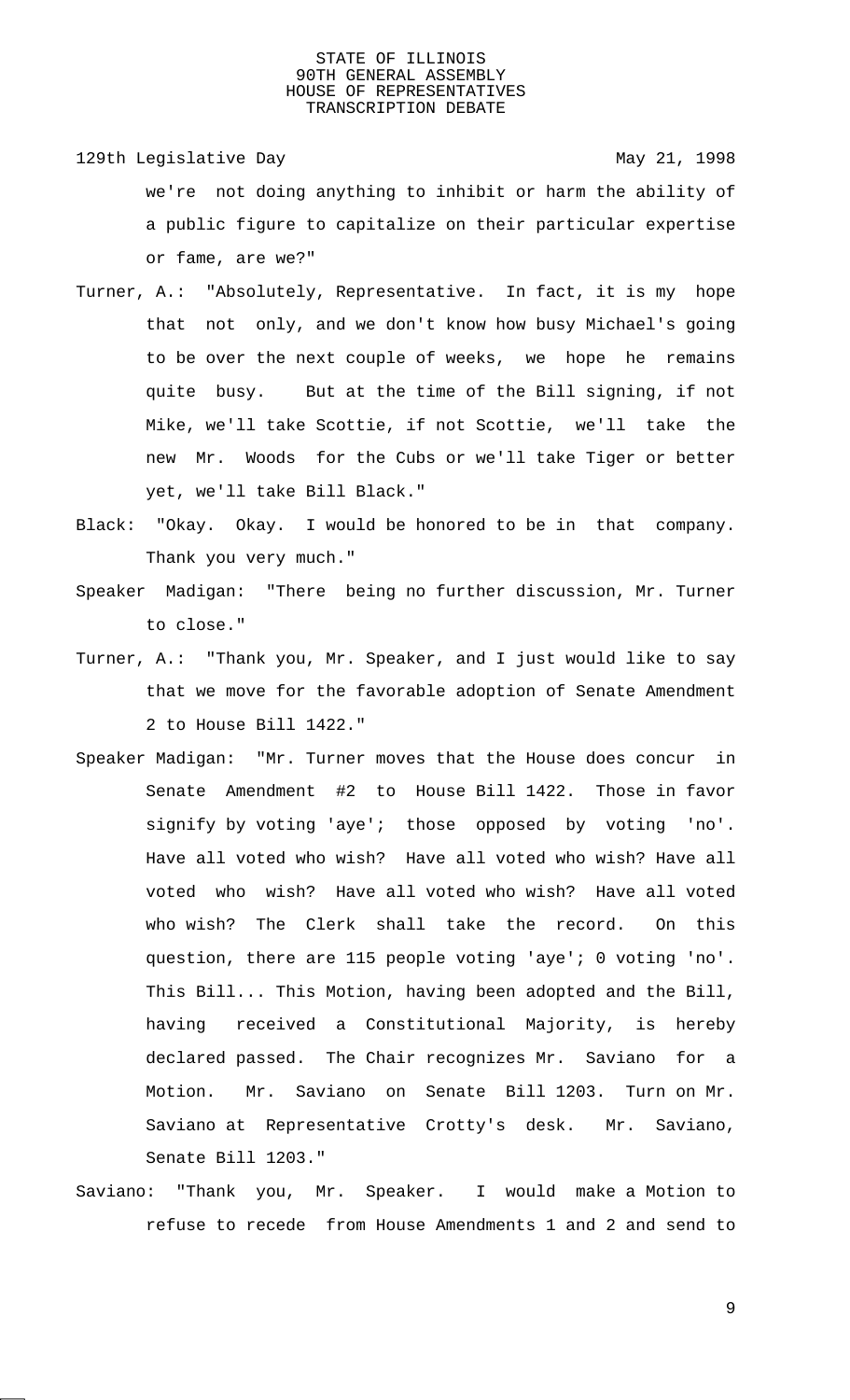we're not doing anything to inhibit or harm the ability of a public figure to capitalize on their particular expertise or fame, are we?"

Turner, A.: "Absolutely, Representative. In fact, it is my hope that not only, and we don't know how busy Michael's going to be over the next couple of weeks, we hope he remains quite busy. But at the time of the Bill signing, if not Mike, we'll take Scottie, if not Scottie, we'll take the new Mr. Woods for the Cubs or we'll take Tiger or better yet, we'll take Bill Black."

Black: "Okay. Okay. I would be honored to be in that company. Thank you very much."

Speaker Madigan: "There being no further discussion, Mr. Turner to close."

Turner, A.: "Thank you, Mr. Speaker, and I just would like to say that we move for the favorable adoption of Senate Amendment 2 to House Bill 1422."

Speaker Madigan: "Mr. Turner moves that the House does concur in Senate Amendment #2 to House Bill 1422. Those in favor signify by voting 'aye'; those opposed by voting 'no'. Have all voted who wish? Have all voted who wish? Have all voted who wish? Have all voted who wish? Have all voted who wish? The Clerk shall take the record. On this question, there are 115 people voting 'aye'; 0 voting 'no'. This Bill... This Motion, having been adopted and the Bill, having received a Constitutional Majority, is hereby declared passed. The Chair recognizes Mr. Saviano for a Motion. Mr. Saviano on Senate Bill 1203. Turn on Mr. Saviano at Representative Crotty's desk. Mr. Saviano, Senate Bill 1203."

Saviano: "Thank you, Mr. Speaker. I would make a Motion to refuse to recede from House Amendments 1 and 2 and send to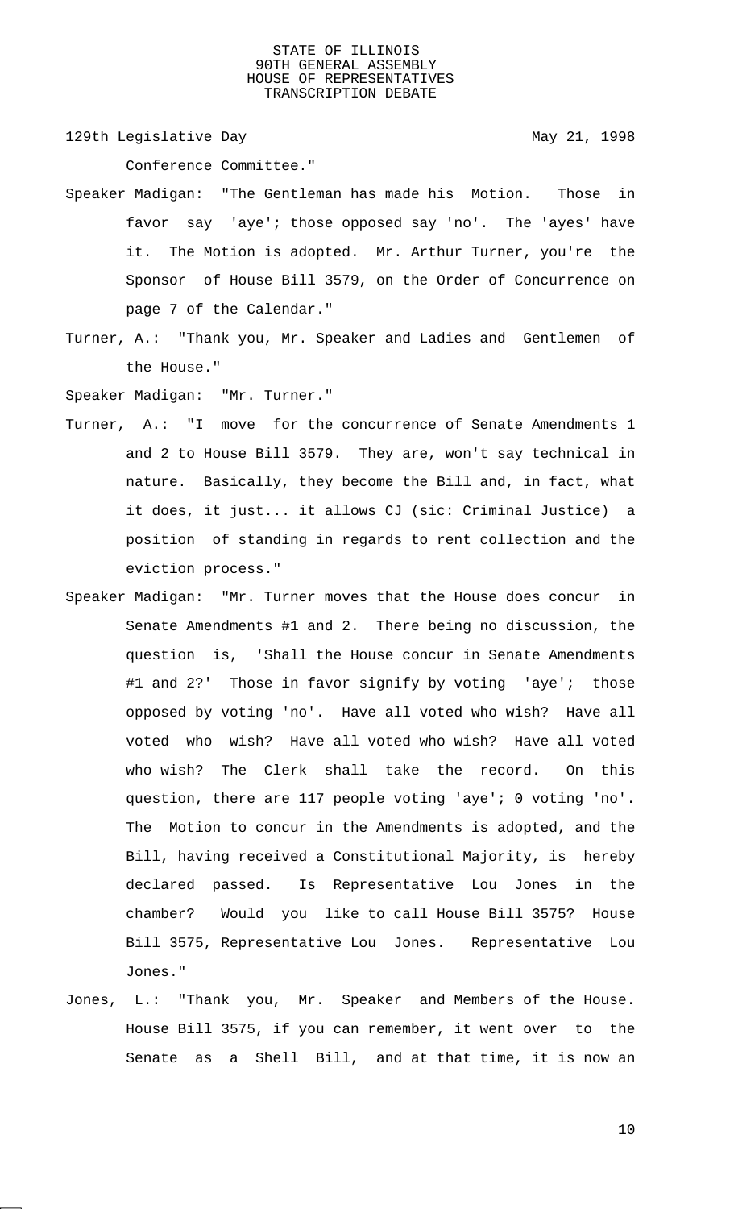Conference Committee."

Speaker Madigan: "The Gentleman has made his Motion. Those in favor say 'aye'; those opposed say 'no'. The 'ayes' have it. The Motion is adopted. Mr. Arthur Turner, you're the Sponsor of House Bill 3579, on the Order of Concurrence on page 7 of the Calendar."

Turner, A.: "Thank you, Mr. Speaker and Ladies and Gentlemen of the House."

Speaker Madigan: "Mr. Turner."

Turner, A.: "I move for the concurrence of Senate Amendments 1 and 2 to House Bill 3579. They are, won't say technical in nature. Basically, they become the Bill and, in fact, what it does, it just... it allows CJ (sic: Criminal Justice) a position of standing in regards to rent collection and the eviction process."

Speaker Madigan: "Mr. Turner moves that the House does concur in Senate Amendments #1 and 2. There being no discussion, the question is, 'Shall the House concur in Senate Amendments #1 and 2?' Those in favor signify by voting 'aye'; those opposed by voting 'no'. Have all voted who wish? Have all voted who wish? Have all voted who wish? Have all voted who wish? The Clerk shall take the record. On this question, there are 117 people voting 'aye'; 0 voting 'no'. The Motion to concur in the Amendments is adopted, and the Bill, having received a Constitutional Majority, is hereby declared passed. Is Representative Lou Jones in the chamber? Would you like to call House Bill 3575? House Bill 3575, Representative Lou Jones. Representative Lou Jones."

Jones, L.: "Thank you, Mr. Speaker and Members of the House. House Bill 3575, if you can remember, it went over to the Senate as a Shell Bill, and at that time, it is now an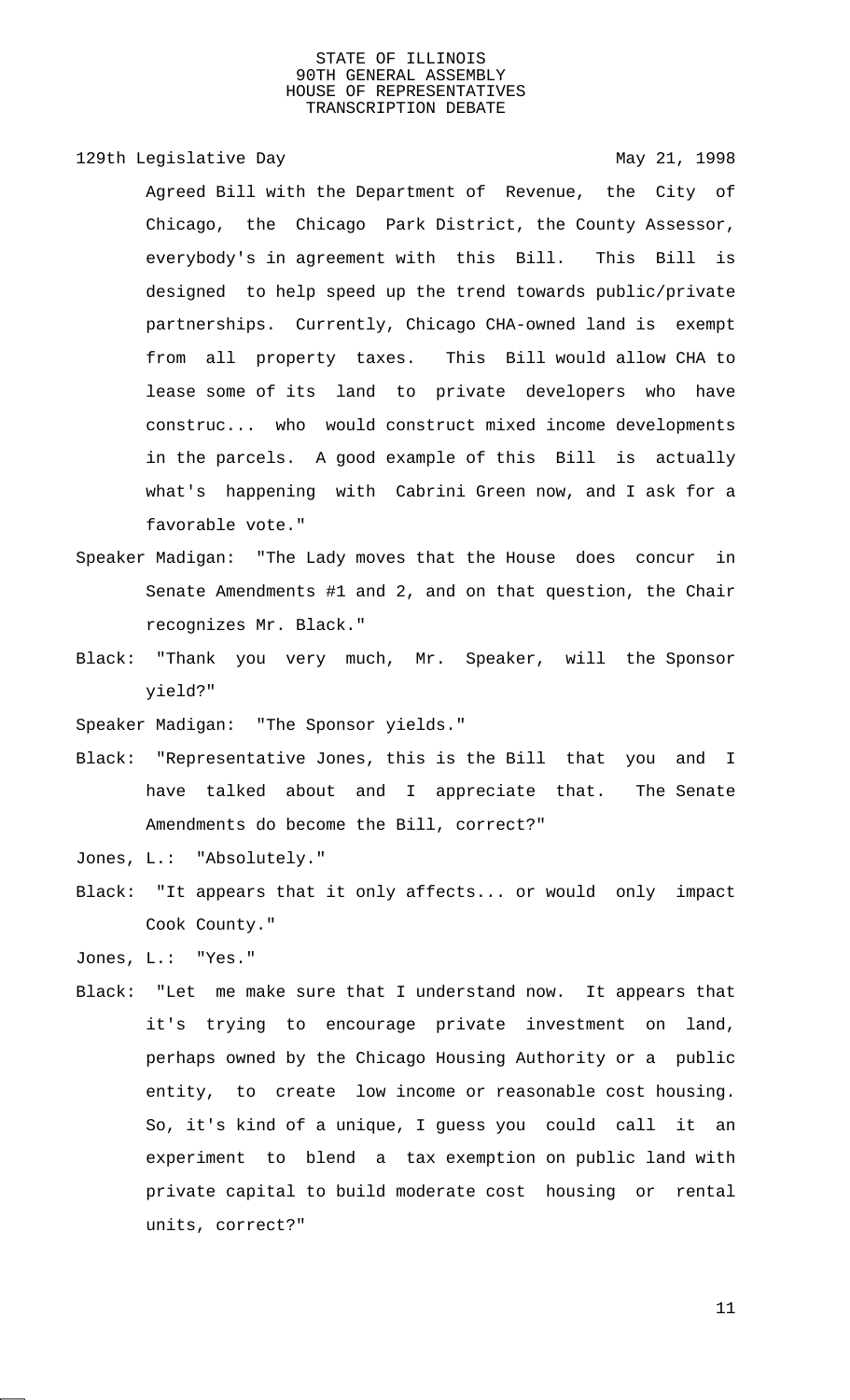Agreed Bill with the Department of Revenue, the City of Chicago, the Chicago Park District, the County Assessor, everybody's in agreement with this Bill. This Bill is designed to help speed up the trend towards public/private partnerships. Currently, Chicago CHA-owned land is exempt from all property taxes. This Bill would allow CHA to lease some of its land to private developers who have construc... who would construct mixed income developments in the parcels. A good example of this Bill is actually what's happening with Cabrini Green now, and I ask for a favorable vote."

Speaker Madigan: "The Lady moves that the House does concur in Senate Amendments #1 and 2, and on that question, the Chair recognizes Mr. Black."

Black: "Thank you very much, Mr. Speaker, will the Sponsor yield?"

Speaker Madigan: "The Sponsor yields."

Black: "Representative Jones, this is the Bill that you and I have talked about and I appreciate that. The Senate Amendments do become the Bill, correct?"

Jones, L.: "Absolutely."

Black: "It appears that it only affects... or would only impact Cook County."

Jones, L.: "Yes."

Black: "Let me make sure that I understand now. It appears that it's trying to encourage private investment on land, perhaps owned by the Chicago Housing Authority or a public entity, to create low income or reasonable cost housing. So, it's kind of a unique, I guess you could call it an experiment to blend a tax exemption on public land with private capital to build moderate cost housing or rental units, correct?"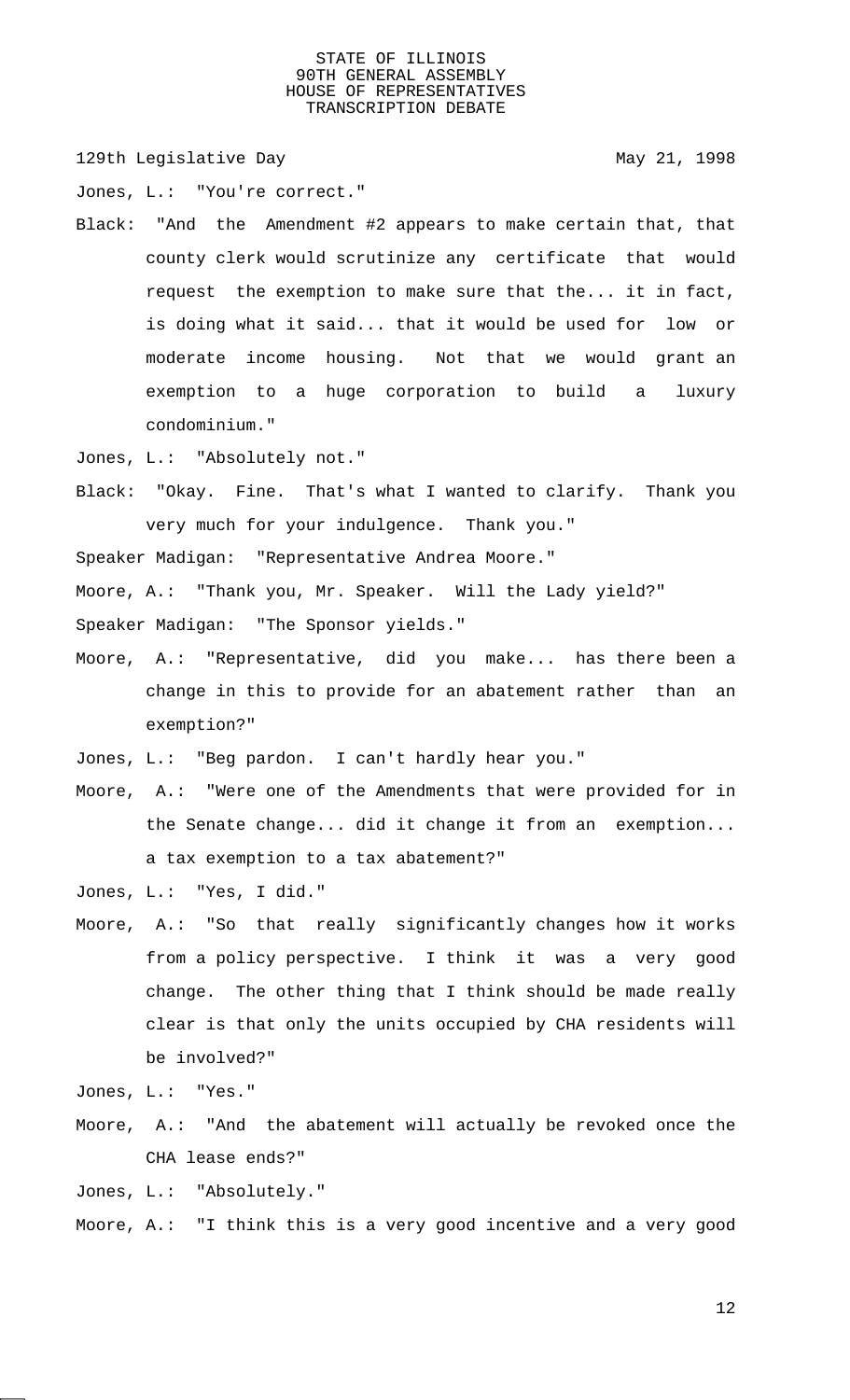Jones, L.: "You're correct."

Black: "And the Amendment #2 appears to make certain that, that county clerk would scrutinize any certificate that would request the exemption to make sure that the... it in fact, is doing what it said... that it would be used for low or moderate income housing. Not that we would grant an exemption to a huge corporation to build a luxury condominium."

Jones, L.: "Absolutely not."

Black: "Okay. Fine. That's what I wanted to clarify. Thank you very much for your indulgence. Thank you."

Speaker Madigan: "Representative Andrea Moore."

Moore, A.: "Thank you, Mr. Speaker. Will the Lady yield?"

Speaker Madigan: "The Sponsor yields."

Moore, A.: "Representative, did you make... has there been a change in this to provide for an abatement rather than an exemption?"

Jones, L.: "Beg pardon. I can't hardly hear you."

Moore, A.: "Were one of the Amendments that were provided for in the Senate change... did it change it from an exemption... a tax exemption to a tax abatement?"

Jones, L.: "Yes, I did."

Moore, A.: "So that really significantly changes how it works from a policy perspective. I think it was a very good change. The other thing that I think should be made really clear is that only the units occupied by CHA residents will be involved?"

Jones, L.: "Yes."

Moore, A.: "And the abatement will actually be revoked once the CHA lease ends?"

Jones, L.: "Absolutely."

Moore, A.: "I think this is a very good incentive and a very good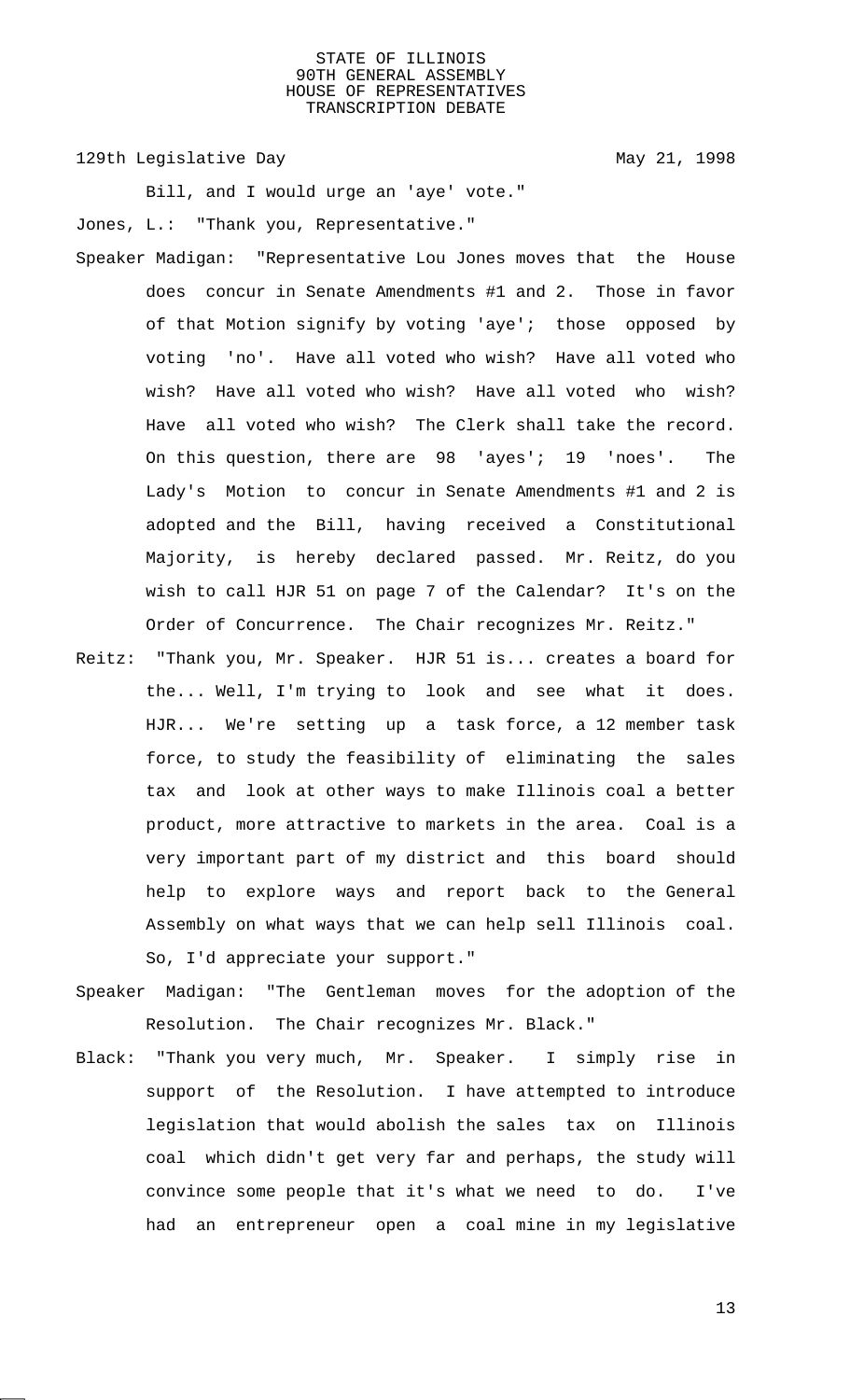Bill, and I would urge an 'aye' vote."

Jones, L.: "Thank you, Representative."

Speaker Madigan: "Representative Lou Jones moves that the House does concur in Senate Amendments #1 and 2. Those in favor of that Motion signify by voting 'aye'; those opposed by voting 'no'. Have all voted who wish? Have all voted who wish? Have all voted who wish? Have all voted who wish? Have all voted who wish? The Clerk shall take the record. On this question, there are 98 'ayes'; 19 'noes'. The Lady's Motion to concur in Senate Amendments #1 and 2 is adopted and the Bill, having received a Constitutional Majority, is hereby declared passed. Mr. Reitz, do you wish to call HJR 51 on page 7 of the Calendar? It's on the Order of Concurrence. The Chair recognizes Mr. Reitz."

Reitz: "Thank you, Mr. Speaker. HJR 51 is... creates a board for the... Well, I'm trying to look and see what it does. HJR... We're setting up a task force, a 12 member task force, to study the feasibility of eliminating the sales tax and look at other ways to make Illinois coal a better product, more attractive to markets in the area. Coal is a very important part of my district and this board should help to explore ways and report back to the General Assembly on what ways that we can help sell Illinois coal. So, I'd appreciate your support."

Speaker Madigan: "The Gentleman moves for the adoption of the Resolution. The Chair recognizes Mr. Black."

Black: "Thank you very much, Mr. Speaker. I simply rise in support of the Resolution. I have attempted to introduce legislation that would abolish the sales tax on Illinois coal which didn't get very far and perhaps, the study will convince some people that it's what we need to do. I've had an entrepreneur open a coal mine in my legislative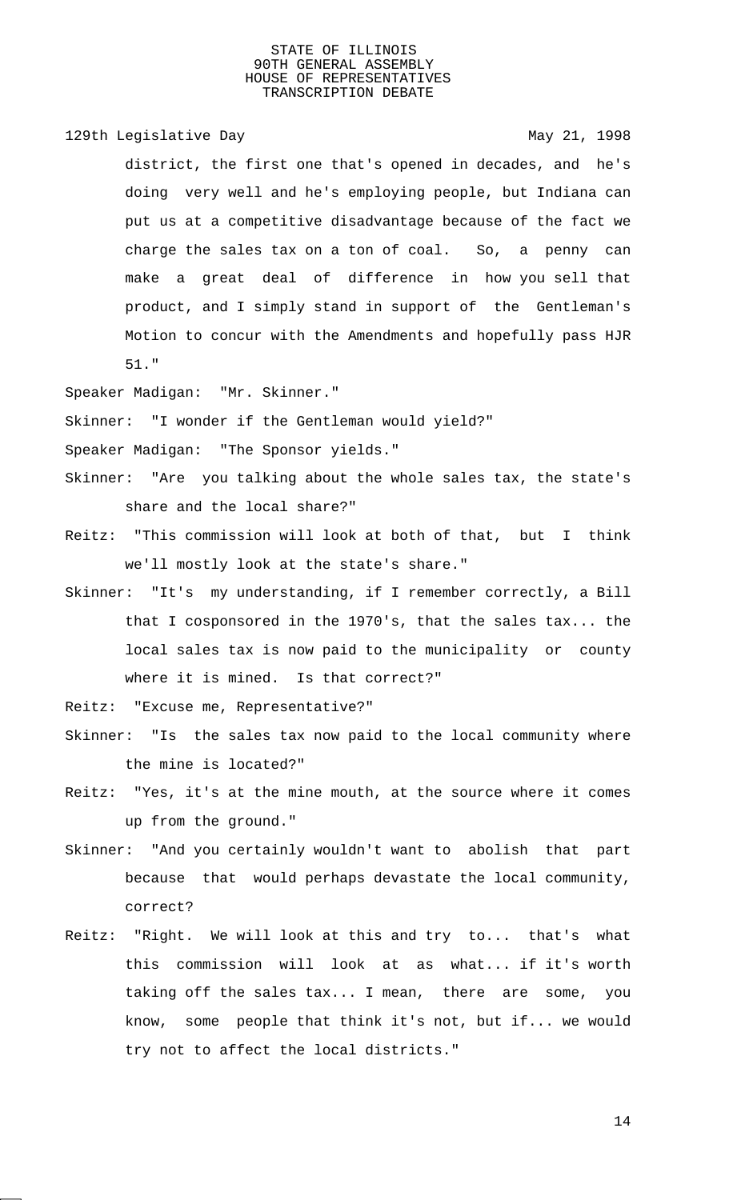district, the first one that's opened in decades, and he's doing very well and he's employing people, but Indiana can put us at a competitive disadvantage because of the fact we charge the sales tax on a ton of coal. So, a penny can make a great deal of difference in how you sell that product, and I simply stand in support of the Gentleman's Motion to concur with the Amendments and hopefully pass HJR 51."

Speaker Madigan: "Mr. Skinner."

Skinner: "I wonder if the Gentleman would yield?"

Speaker Madigan: "The Sponsor yields."

Skinner: "Are you talking about the whole sales tax, the state's share and the local share?"

Reitz: "This commission will look at both of that, but I think we'll mostly look at the state's share."

Skinner: "It's my understanding, if I remember correctly, a Bill that I cosponsored in the 1970's, that the sales tax... the local sales tax is now paid to the municipality or county where it is mined. Is that correct?"

Reitz: "Excuse me, Representative?"

Skinner: "Is the sales tax now paid to the local community where the mine is located?"

Reitz: "Yes, it's at the mine mouth, at the source where it comes up from the ground."

Skinner: "And you certainly wouldn't want to abolish that part because that would perhaps devastate the local community, correct?

Reitz: "Right. We will look at this and try to... that's what this commission will look at as what... if it's worth taking off the sales tax... I mean, there are some, you know, some people that think it's not, but if... we would try not to affect the local districts."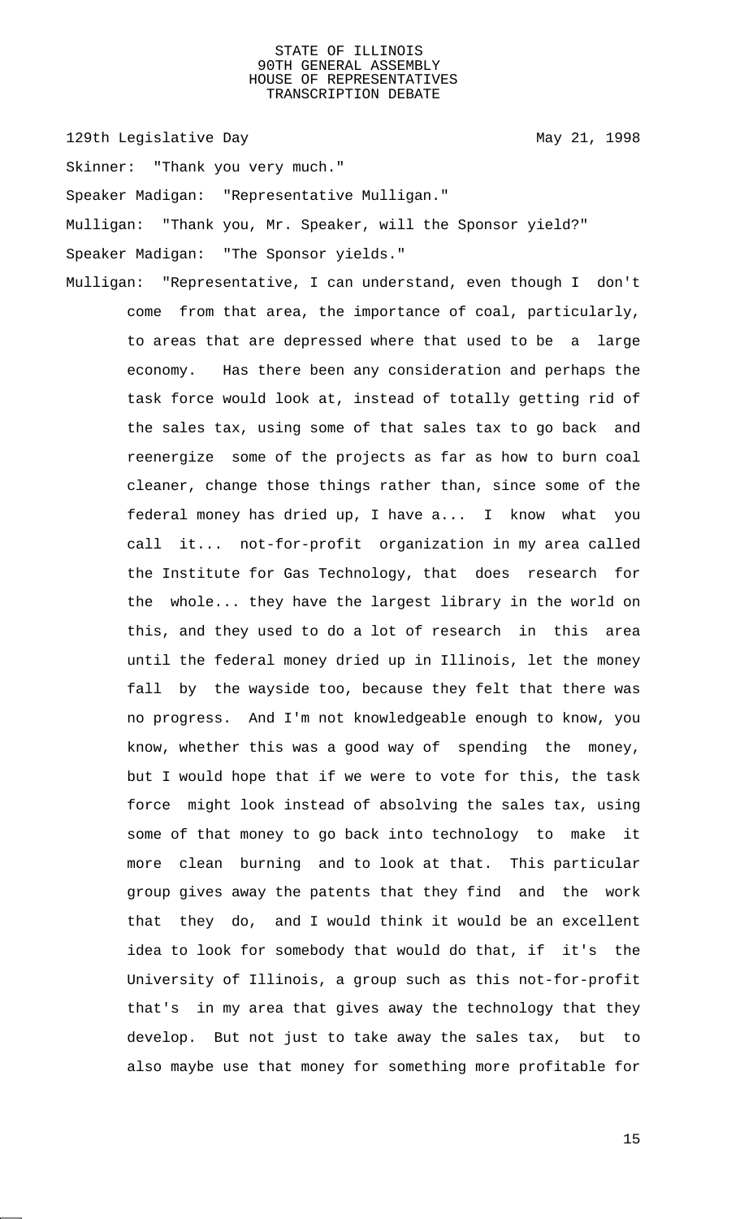Skinner: "Thank you very much."

Speaker Madigan: "Representative Mulligan."

Mulligan: "Thank you, Mr. Speaker, will the Sponsor yield?"

Speaker Madigan: "The Sponsor yields."

Mulligan: "Representative, I can understand, even though I don't come from that area, the importance of coal, particularly, to areas that are depressed where that used to be a large economy. Has there been any consideration and perhaps the task force would look at, instead of totally getting rid of the sales tax, using some of that sales tax to go back and reenergize some of the projects as far as how to burn coal cleaner, change those things rather than, since some of the federal money has dried up, I have a... I know what you call it... not-for-profit organization in my area called the Institute for Gas Technology, that does research for the whole... they have the largest library in the world on this, and they used to do a lot of research in this area until the federal money dried up in Illinois, let the money fall by the wayside too, because they felt that there was no progress. And I'm not knowledgeable enough to know, you know, whether this was a good way of spending the money, but I would hope that if we were to vote for this, the task force might look instead of absolving the sales tax, using some of that money to go back into technology to make it more clean burning and to look at that. This particular group gives away the patents that they find and the work that they do, and I would think it would be an excellent idea to look for somebody that would do that, if it's the University of Illinois, a group such as this not-for-profit that's in my area that gives away the technology that they develop. But not just to take away the sales tax, but to also maybe use that money for something more profitable for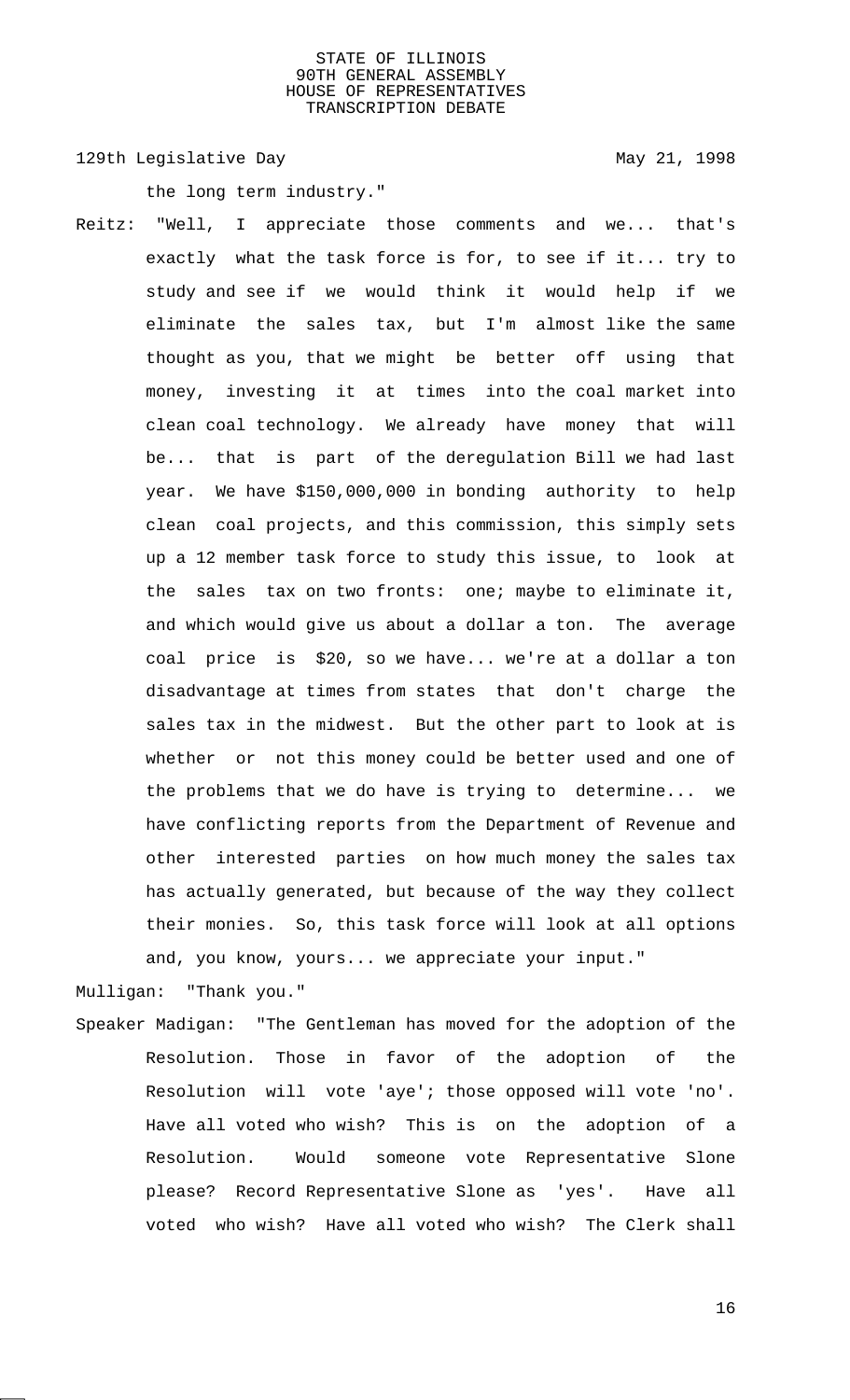the long term industry."

Reitz: "Well, I appreciate those comments and we... that's exactly what the task force is for, to see if it... try to study and see if we would think it would help if we eliminate the sales tax, but I'm almost like the same thought as you, that we might be better off using that money, investing it at times into the coal market into clean coal technology. We already have money that will be... that is part of the deregulation Bill we had last year. We have $150,000,000 in bonding authority to help clean coal projects, and this commission, this simply sets up a 12 member task force to study this issue, to look at the sales tax on two fronts: one; maybe to eliminate it, and which would give us about a dollar a ton. The average coal price is $20, so we have... we're at a dollar a ton disadvantage at times from states that don't charge the sales tax in the midwest. But the other part to look at is whether or not this money could be better used and one of the problems that we do have is trying to determine... we have conflicting reports from the Department of Revenue and other interested parties on how much money the sales tax has actually generated, but because of the way they collect their monies. So, this task force will look at all options and, you know, yours... we appreciate your input."

Mulligan: "Thank you."

Speaker Madigan: "The Gentleman has moved for the adoption of the Resolution. Those in favor of the adoption of the Resolution will vote 'aye'; those opposed will vote 'no'. Have all voted who wish? This is on the adoption of a Resolution. Would someone vote Representative Slone please? Record Representative Slone as 'yes'. Have all voted who wish? Have all voted who wish? The Clerk shall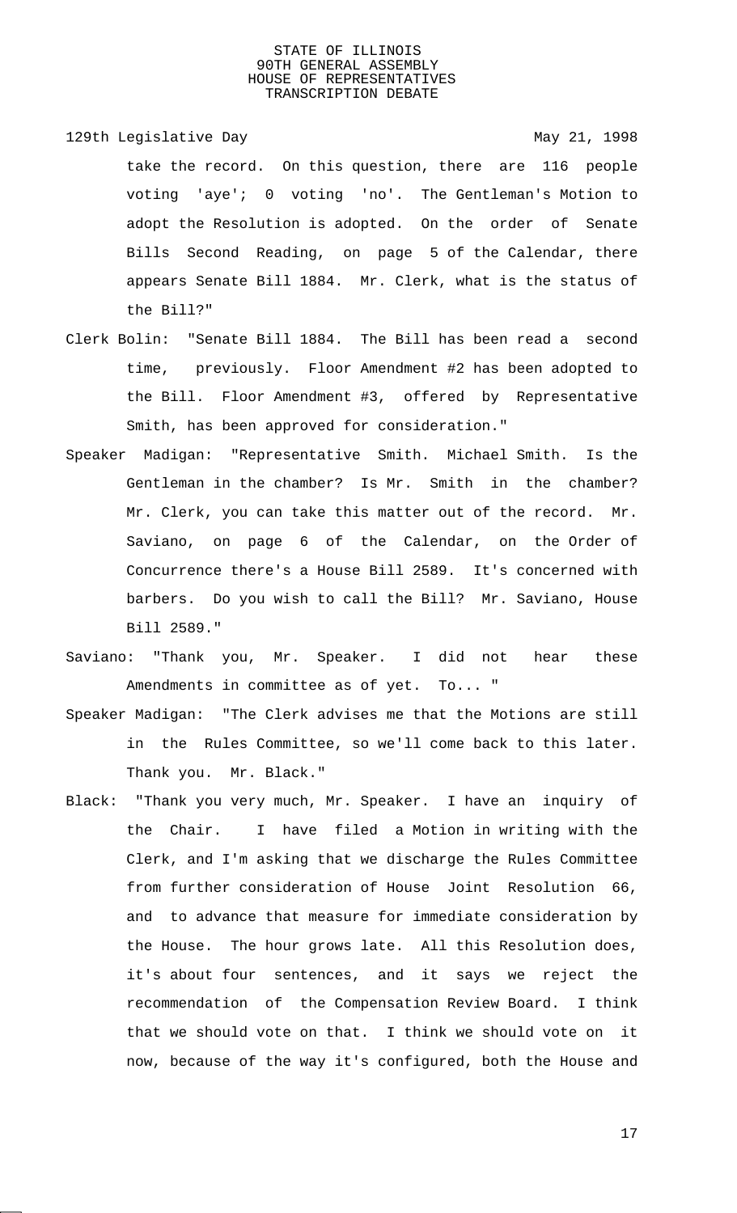take the record. On this question, there are 116 people voting 'aye'; 0 voting 'no'. The Gentleman's Motion to adopt the Resolution is adopted. On the order of Senate Bills Second Reading, on page 5 of the Calendar, there appears Senate Bill 1884. Mr. Clerk, what is the status of the Bill?"

Clerk Bolin: "Senate Bill 1884. The Bill has been read a second time, previously. Floor Amendment #2 has been adopted to the Bill. Floor Amendment #3, offered by Representative Smith, has been approved for consideration."

Speaker Madigan: "Representative Smith. Michael Smith. Is the Gentleman in the chamber? Is Mr. Smith in the chamber? Mr. Clerk, you can take this matter out of the record. Mr. Saviano, on page 6 of the Calendar, on the Order of Concurrence there's a House Bill 2589. It's concerned with barbers. Do you wish to call the Bill? Mr. Saviano, House Bill 2589."

Saviano: "Thank you, Mr. Speaker. I did not hear these Amendments in committee as of yet. To... "

Speaker Madigan: "The Clerk advises me that the Motions are still in the Rules Committee, so we'll come back to this later. Thank you. Mr. Black."

Black: "Thank you very much, Mr. Speaker. I have an inquiry of the Chair. I have filed a Motion in writing with the Clerk, and I'm asking that we discharge the Rules Committee from further consideration of House Joint Resolution 66, and to advance that measure for immediate consideration by the House. The hour grows late. All this Resolution does, it's about four sentences, and it says we reject the recommendation of the Compensation Review Board. I think that we should vote on that. I think we should vote on it now, because of the way it's configured, both the House and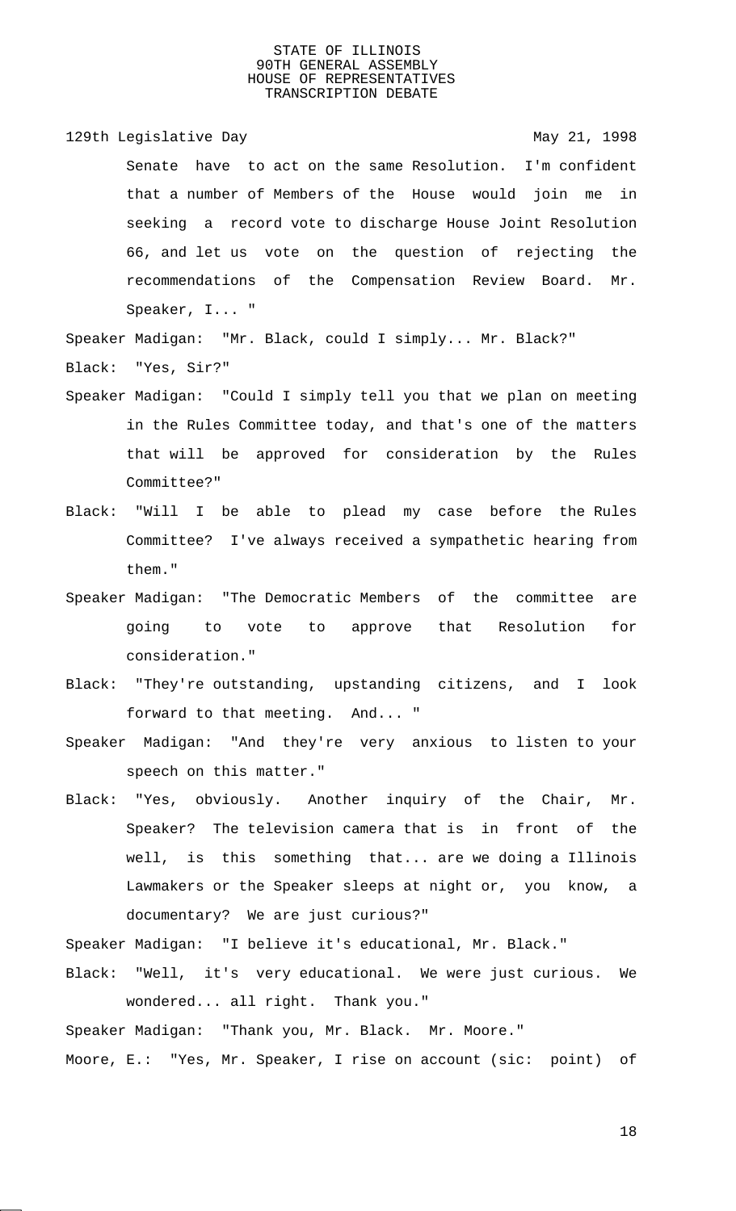Senate have to act on the same Resolution. I'm confident that a number of Members of the House would join me in seeking a record vote to discharge House Joint Resolution 66, and let us vote on the question of rejecting the recommendations of the Compensation Review Board. Mr. Speaker, I... "

Speaker Madigan: "Mr. Black, could I simply... Mr. Black?"

Black: "Yes, Sir?"

Speaker Madigan: "Could I simply tell you that we plan on meeting in the Rules Committee today, and that's one of the matters that will be approved for consideration by the Rules Committee?"

Black: "Will I be able to plead my case before the Rules Committee? I've always received a sympathetic hearing from them."

Speaker Madigan: "The Democratic Members of the committee are going to vote to approve that Resolution for consideration."

Black: "They're outstanding, upstanding citizens, and I look forward to that meeting. And... "

Speaker Madigan: "And they're very anxious to listen to your speech on this matter."

Black: "Yes, obviously. Another inquiry of the Chair, Mr. Speaker? The television camera that is in front of the well, is this something that... are we doing a Illinois Lawmakers or the Speaker sleeps at night or, you know, a documentary? We are just curious?"

Speaker Madigan: "I believe it's educational, Mr. Black."

Black: "Well, it's very educational. We were just curious. We wondered... all right. Thank you."

Speaker Madigan: "Thank you, Mr. Black. Mr. Moore."

Moore, E.: "Yes, Mr. Speaker, I rise on account (sic: point) of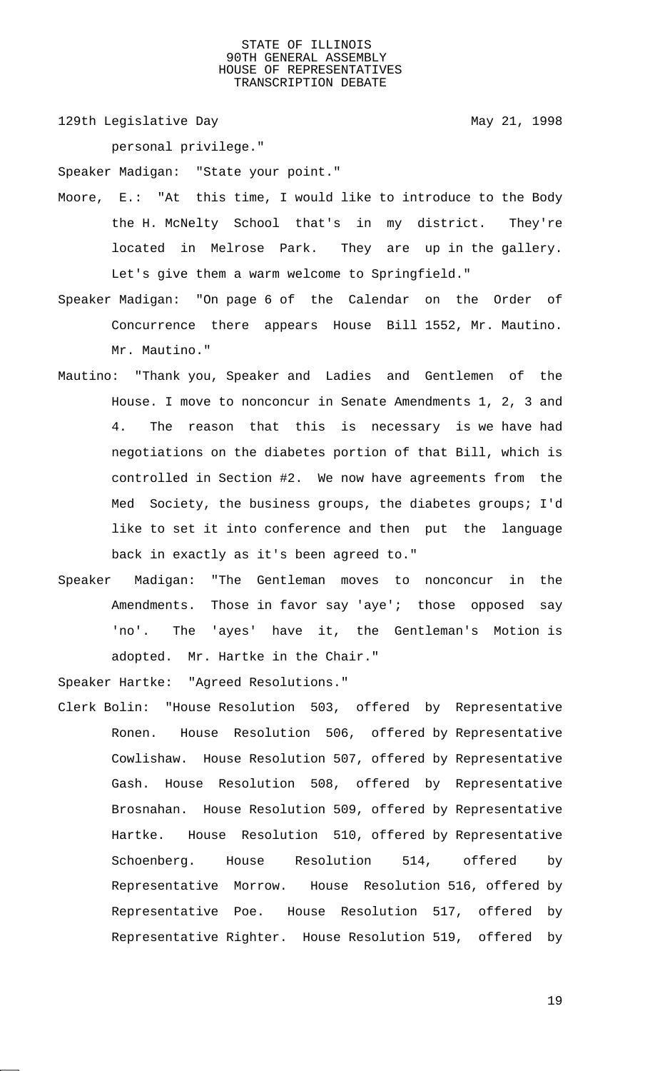personal privilege."

Speaker Madigan: "State your point."

Moore, E.: "At this time, I would like to introduce to the Body the H. McNelty School that's in my district. They're located in Melrose Park. They are up in the gallery. Let's give them a warm welcome to Springfield."

Speaker Madigan: "On page 6 of the Calendar on the Order of Concurrence there appears House Bill 1552, Mr. Mautino. Mr. Mautino."

Mautino: "Thank you, Speaker and Ladies and Gentlemen of the House. I move to nonconcur in Senate Amendments 1, 2, 3 and 4. The reason that this is necessary is we have had negotiations on the diabetes portion of that Bill, which is controlled in Section #2. We now have agreements from the Med Society, the business groups, the diabetes groups; I'd like to set it into conference and then put the language back in exactly as it's been agreed to."

Speaker Madigan: "The Gentleman moves to nonconcur in the Amendments. Those in favor say 'aye'; those opposed say 'no'. The 'ayes' have it, the Gentleman's Motion is adopted. Mr. Hartke in the Chair."

Speaker Hartke: "Agreed Resolutions."

Clerk Bolin: "House Resolution 503, offered by Representative Ronen. House Resolution 506, offered by Representative Cowlishaw. House Resolution 507, offered by Representative Gash. House Resolution 508, offered by Representative Brosnahan. House Resolution 509, offered by Representative Hartke. House Resolution 510, offered by Representative Schoenberg. House Resolution 514, offered by Representative Morrow. House Resolution 516, offered by Representative Poe. House Resolution 517, offered by Representative Righter. House Resolution 519, offered by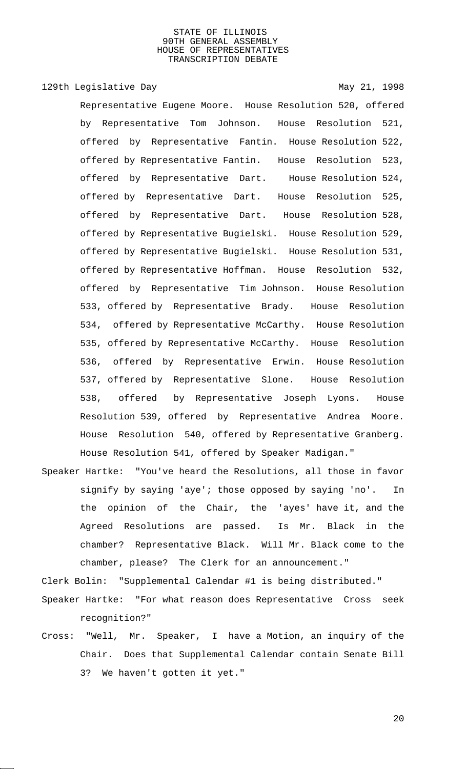Representative Eugene Moore. House Resolution 520, offered by Representative Tom Johnson. House Resolution 521, offered by Representative Fantin. House Resolution 522, offered by Representative Fantin. House Resolution 523, offered by Representative Dart. House Resolution 524, offered by Representative Dart. House Resolution 525, offered by Representative Dart. House Resolution 528, offered by Representative Bugielski. House Resolution 529, offered by Representative Bugielski. House Resolution 531, offered by Representative Hoffman. House Resolution 532, offered by Representative Tim Johnson. House Resolution 533, offered by Representative Brady. House Resolution 534, offered by Representative McCarthy. House Resolution 535, offered by Representative McCarthy. House Resolution 536, offered by Representative Erwin. House Resolution 537, offered by Representative Slone. House Resolution 538, offered by Representative Joseph Lyons. House Resolution 539, offered by Representative Andrea Moore. House Resolution 540, offered by Representative Granberg. House Resolution 541, offered by Speaker Madigan."

Speaker Hartke: "You've heard the Resolutions, all those in favor signify by saying 'aye'; those opposed by saying 'no'. In the opinion of the Chair, the 'ayes' have it, and the Agreed Resolutions are passed. Is Mr. Black in the chamber? Representative Black. Will Mr. Black come to the chamber, please? The Clerk for an announcement."

Clerk Bolin: "Supplemental Calendar #1 is being distributed."

Speaker Hartke: "For what reason does Representative Cross seek recognition?"

Cross: "Well, Mr. Speaker, I have a Motion, an inquiry of the Chair. Does that Supplemental Calendar contain Senate Bill 3? We haven't gotten it yet."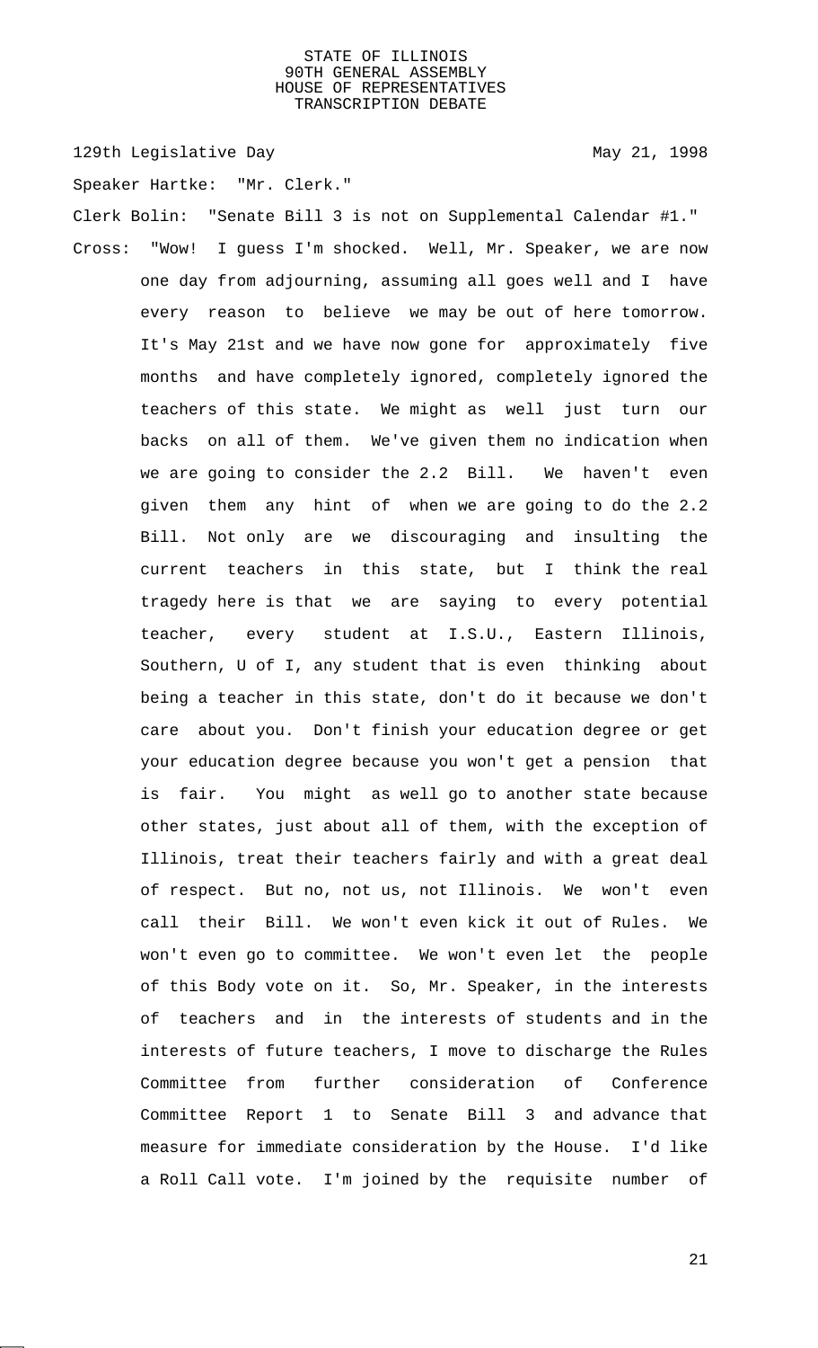129th Legislative Day May 21, 1998

Speaker Hartke: "Mr. Clerk."

Clerk Bolin: "Senate Bill 3 is not on Supplemental Calendar #1."

Cross: "Wow! I guess I'm shocked. Well, Mr. Speaker, we are now one day from adjourning, assuming all goes well and I have every reason to believe we may be out of here tomorrow. It's May 21st and we have now gone for approximately five months and have completely ignored, completely ignored the teachers of this state. We might as well just turn our backs on all of them. We've given them no indication when we are going to consider the 2.2 Bill. We haven't even given them any hint of when we are going to do the 2.2 Bill. Not only are we discouraging and insulting the current teachers in this state, but I think the real tragedy here is that we are saying to every potential teacher, every student at I.S.U., Eastern Illinois, Southern, U of I, any student that is even thinking about being a teacher in this state, don't do it because we don't care about you. Don't finish your education degree or get your education degree because you won't get a pension that is fair. You might as well go to another state because other states, just about all of them, with the exception of Illinois, treat their teachers fairly and with a great deal of respect. But no, not us, not Illinois. We won't even call their Bill. We won't even kick it out of Rules. We won't even go to committee. We won't even let the people of this Body vote on it. So, Mr. Speaker, in the interests of teachers and in the interests of students and in the interests of future teachers, I move to discharge the Rules Committee from further consideration of Conference Committee Report 1 to Senate Bill 3 and advance that measure for immediate consideration by the House. I'd like a Roll Call vote. I'm joined by the requisite number of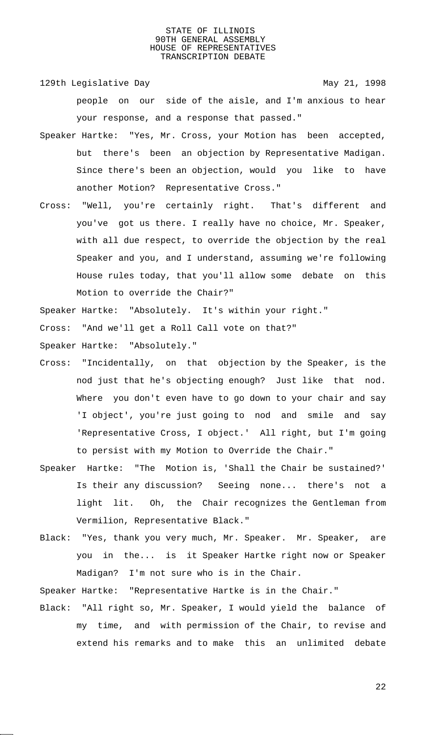people on our side of the aisle, and I'm anxious to hear your response, and a response that passed."

Speaker Hartke: "Yes, Mr. Cross, your Motion has been accepted, but there's been an objection by Representative Madigan. Since there's been an objection, would you like to have another Motion? Representative Cross."

Cross: "Well, you're certainly right. That's different and you've got us there. I really have no choice, Mr. Speaker, with all due respect, to override the objection by the real Speaker and you, and I understand, assuming we're following House rules today, that you'll allow some debate on this Motion to override the Chair?"

Speaker Hartke: "Absolutely. It's within your right."

Cross: "And we'll get a Roll Call vote on that?"

Speaker Hartke: "Absolutely."

Cross: "Incidentally, on that objection by the Speaker, is the nod just that he's objecting enough? Just like that nod. Where you don't even have to go down to your chair and say 'I object', you're just going to nod and smile and say 'Representative Cross, I object.' All right, but I'm going to persist with my Motion to Override the Chair."

Speaker Hartke: "The Motion is, 'Shall the Chair be sustained?' Is their any discussion? Seeing none... there's not a light lit. Oh, the Chair recognizes the Gentleman from Vermilion, Representative Black."

Black: "Yes, thank you very much, Mr. Speaker. Mr. Speaker, are you in the... is it Speaker Hartke right now or Speaker Madigan? I'm not sure who is in the Chair.

Speaker Hartke: "Representative Hartke is in the Chair."

Black: "All right so, Mr. Speaker, I would yield the balance of my time, and with permission of the Chair, to revise and extend his remarks and to make this an unlimited debate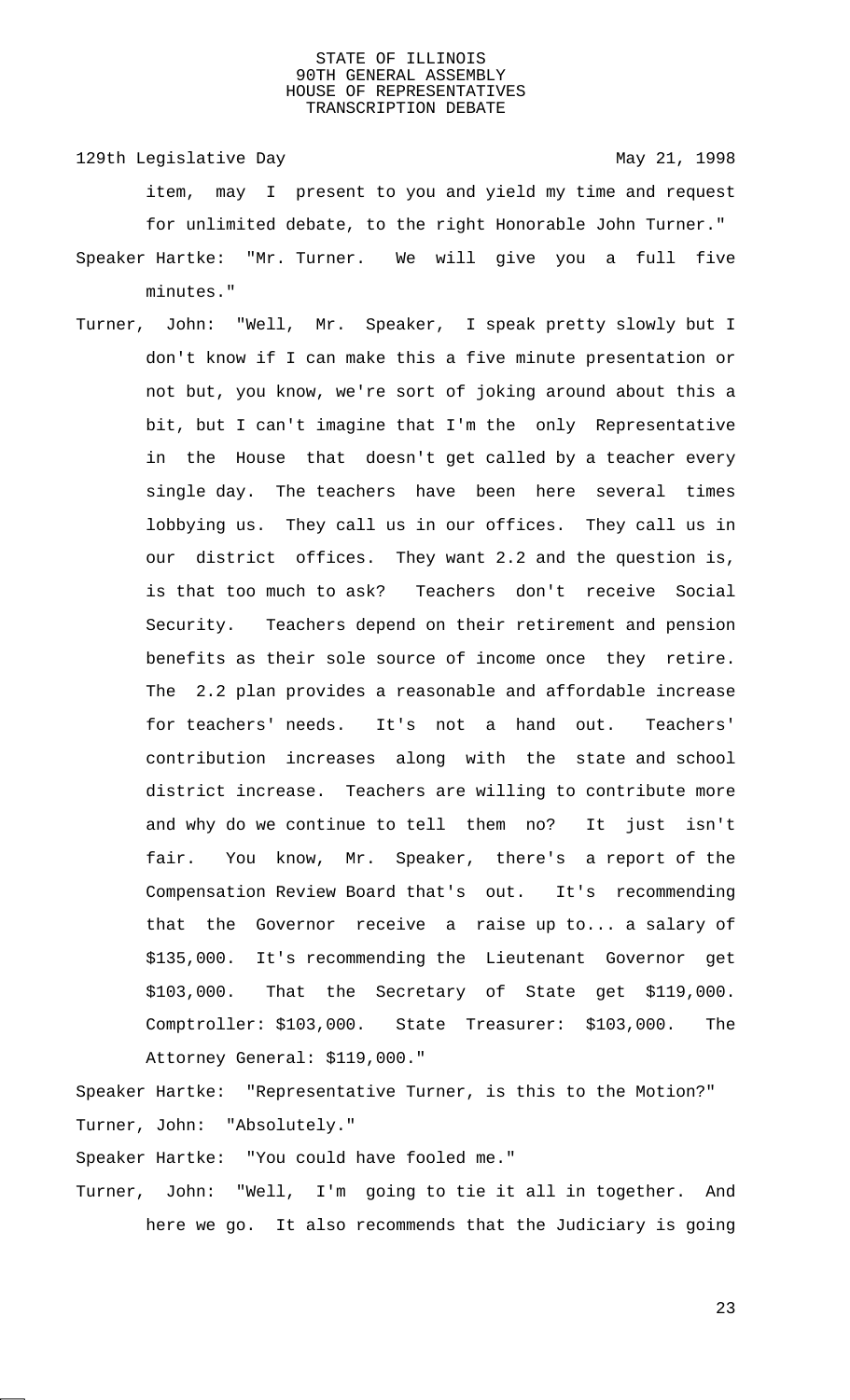item, may I present to you and yield my time and request for unlimited debate, to the right Honorable John Turner."

Speaker Hartke: "Mr. Turner. We will give you a full five minutes."

Turner, John: "Well, Mr. Speaker, I speak pretty slowly but I don't know if I can make this a five minute presentation or not but, you know, we're sort of joking around about this a bit, but I can't imagine that I'm the only Representative in the House that doesn't get called by a teacher every single day. The teachers have been here several times lobbying us. They call us in our offices. They call us in our district offices. They want 2.2 and the question is, is that too much to ask? Teachers don't receive Social Security. Teachers depend on their retirement and pension benefits as their sole source of income once they retire. The 2.2 plan provides a reasonable and affordable increase for teachers' needs. It's not a hand out. Teachers' contribution increases along with the state and school district increase. Teachers are willing to contribute more and why do we continue to tell them no? It just isn't fair. You know, Mr. Speaker, there's a report of the Compensation Review Board that's out. It's recommending that the Governor receive a raise up to... a salary of $135,000. It's recommending the Lieutenant Governor get $103,000. That the Secretary of State get $119,000. Comptroller: $103,000. State Treasurer: $103,000. The Attorney General: $119,000."

Speaker Hartke: "Representative Turner, is this to the Motion?"

Turner, John: "Absolutely."

Speaker Hartke: "You could have fooled me."

Turner, John: "Well, I'm going to tie it all in together. And here we go. It also recommends that the Judiciary is going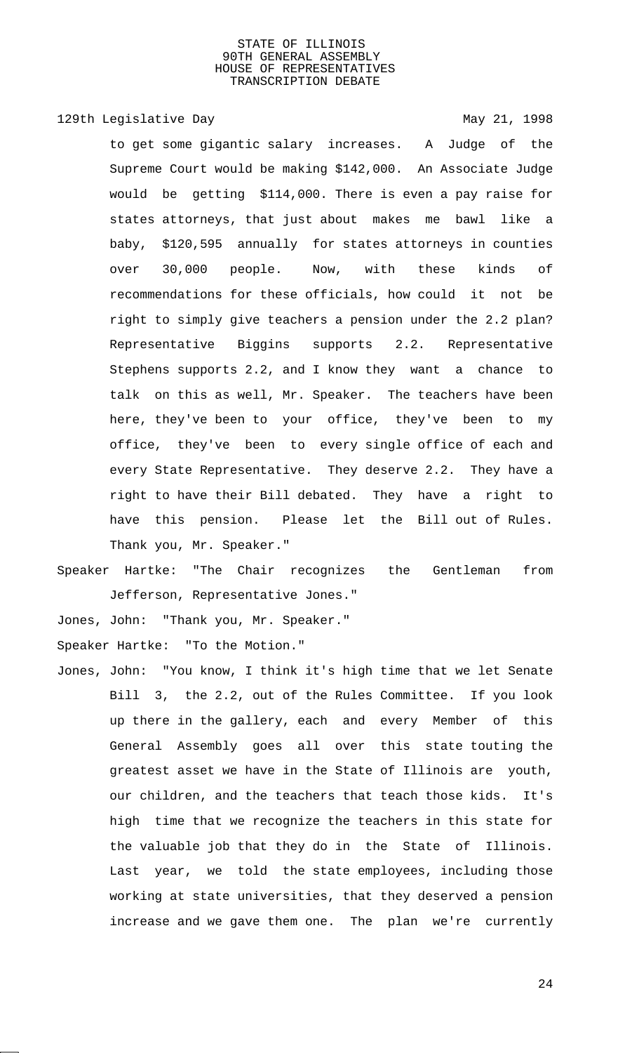to get some gigantic salary increases. A Judge of the Supreme Court would be making $142,000. An Associate Judge would be getting $114,000. There is even a pay raise for states attorneys, that just about makes me bawl like a baby, $120,595 annually for states attorneys in counties over 30,000 people. Now, with these kinds of recommendations for these officials, how could it not be right to simply give teachers a pension under the 2.2 plan? Representative Biggins supports 2.2. Representative Stephens supports 2.2, and I know they want a chance to talk on this as well, Mr. Speaker. The teachers have been here, they've been to your office, they've been to my office, they've been to every single office of each and every State Representative. They deserve 2.2. They have a right to have their Bill debated. They have a right to have this pension. Please let the Bill out of Rules. Thank you, Mr. Speaker."

Speaker Hartke: "The Chair recognizes the Gentleman from Jefferson, Representative Jones."

Jones, John: "Thank you, Mr. Speaker."

Speaker Hartke: "To the Motion."

Jones, John: "You know, I think it's high time that we let Senate Bill 3, the 2.2, out of the Rules Committee. If you look up there in the gallery, each and every Member of this General Assembly goes all over this state touting the greatest asset we have in the State of Illinois are youth, our children, and the teachers that teach those kids. It's high time that we recognize the teachers in this state for the valuable job that they do in the State of Illinois. Last year, we told the state employees, including those working at state universities, that they deserved a pension increase and we gave them one. The plan we're currently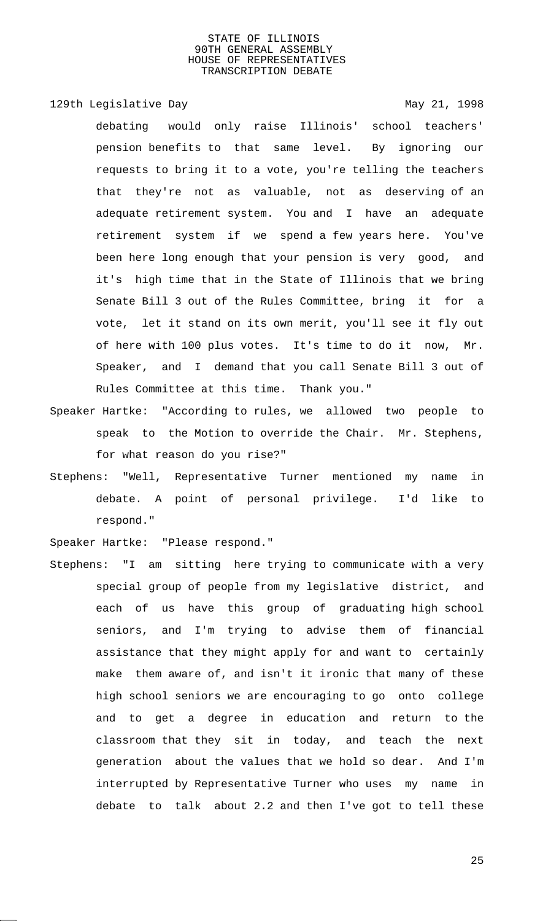debating would only raise Illinois' school teachers' pension benefits to that same level. By ignoring our requests to bring it to a vote, you're telling the teachers that they're not as valuable, not as deserving of an adequate retirement system. You and I have an adequate retirement system if we spend a few years here. You've been here long enough that your pension is very good, and it's high time that in the State of Illinois that we bring Senate Bill 3 out of the Rules Committee, bring it for a vote, let it stand on its own merit, you'll see it fly out of here with 100 plus votes. It's time to do it now, Mr. Speaker, and I demand that you call Senate Bill 3 out of Rules Committee at this time. Thank you."

Speaker Hartke: "According to rules, we allowed two people to speak to the Motion to override the Chair. Mr. Stephens, for what reason do you rise?"

Stephens: "Well, Representative Turner mentioned my name in debate. A point of personal privilege. I'd like to respond."

Speaker Hartke: "Please respond."

Stephens: "I am sitting here trying to communicate with a very special group of people from my legislative district, and each of us have this group of graduating high school seniors, and I'm trying to advise them of financial assistance that they might apply for and want to certainly make them aware of, and isn't it ironic that many of these high school seniors we are encouraging to go onto college and to get a degree in education and return to the classroom that they sit in today, and teach the next generation about the values that we hold so dear. And I'm interrupted by Representative Turner who uses my name in debate to talk about 2.2 and then I've got to tell these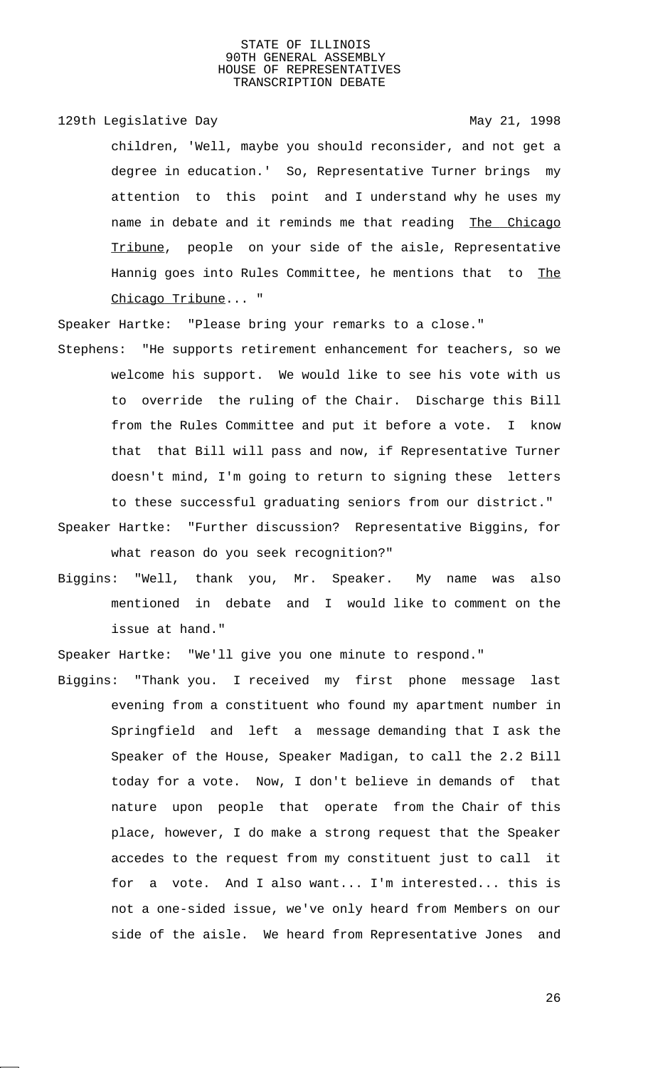children, 'Well, maybe you should reconsider, and not get a degree in education.' So, Representative Turner brings my attention to this point and I understand why he uses my name in debate and it reminds me that reading The Chicago Tribune, people on your side of the aisle, Representative Hannig goes into Rules Committee, he mentions that to The Chicago Tribune... "

Speaker Hartke: "Please bring your remarks to a close."

Stephens: "He supports retirement enhancement for teachers, so we welcome his support. We would like to see his vote with us to override the ruling of the Chair. Discharge this Bill from the Rules Committee and put it before a vote. I know that that Bill will pass and now, if Representative Turner doesn't mind, I'm going to return to signing these letters to these successful graduating seniors from our district."

Speaker Hartke: "Further discussion? Representative Biggins, for what reason do you seek recognition?"

Biggins: "Well, thank you, Mr. Speaker. My name was also mentioned in debate and I would like to comment on the issue at hand."

Speaker Hartke: "We'll give you one minute to respond."

Biggins: "Thank you. I received my first phone message last evening from a constituent who found my apartment number in Springfield and left a message demanding that I ask the Speaker of the House, Speaker Madigan, to call the 2.2 Bill today for a vote. Now, I don't believe in demands of that nature upon people that operate from the Chair of this place, however, I do make a strong request that the Speaker accedes to the request from my constituent just to call it for a vote. And I also want... I'm interested... this is not a one-sided issue, we've only heard from Members on our side of the aisle. We heard from Representative Jones and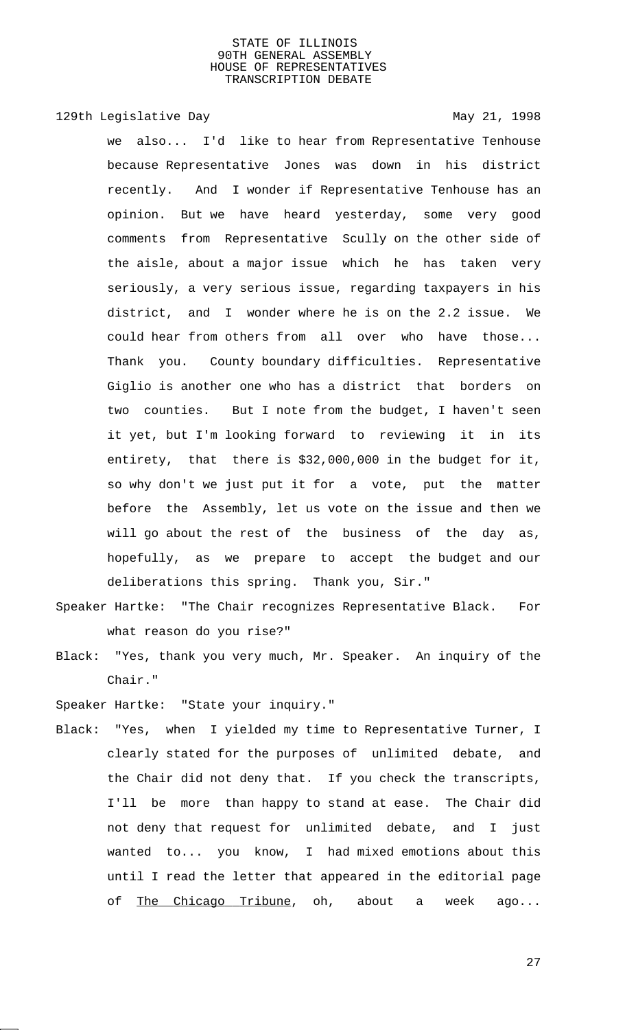we also... I'd like to hear from Representative Tenhouse because Representative Jones was down in his district recently. And I wonder if Representative Tenhouse has an opinion. But we have heard yesterday, some very good comments from Representative Scully on the other side of the aisle, about a major issue which he has taken very seriously, a very serious issue, regarding taxpayers in his district, and I wonder where he is on the 2.2 issue. We could hear from others from all over who have those... Thank you. County boundary difficulties. Representative Giglio is another one who has a district that borders on two counties. But I note from the budget, I haven't seen it yet, but I'm looking forward to reviewing it in its entirety, that there is $32,000,000 in the budget for it, so why don't we just put it for a vote, put the matter before the Assembly, let us vote on the issue and then we will go about the rest of the business of the day as, hopefully, as we prepare to accept the budget and our deliberations this spring. Thank you, Sir."

Speaker Hartke: "The Chair recognizes Representative Black. For what reason do you rise?"

Black: "Yes, thank you very much, Mr. Speaker. An inquiry of the Chair."

Speaker Hartke: "State your inquiry."

Black: "Yes, when I yielded my time to Representative Turner, I clearly stated for the purposes of unlimited debate, and the Chair did not deny that. If you check the transcripts, I'll be more than happy to stand at ease. The Chair did not deny that request for unlimited debate, and I just wanted to... you know, I had mixed emotions about this until I read the letter that appeared in the editorial page of The Chicago Tribune, oh, about a week ago...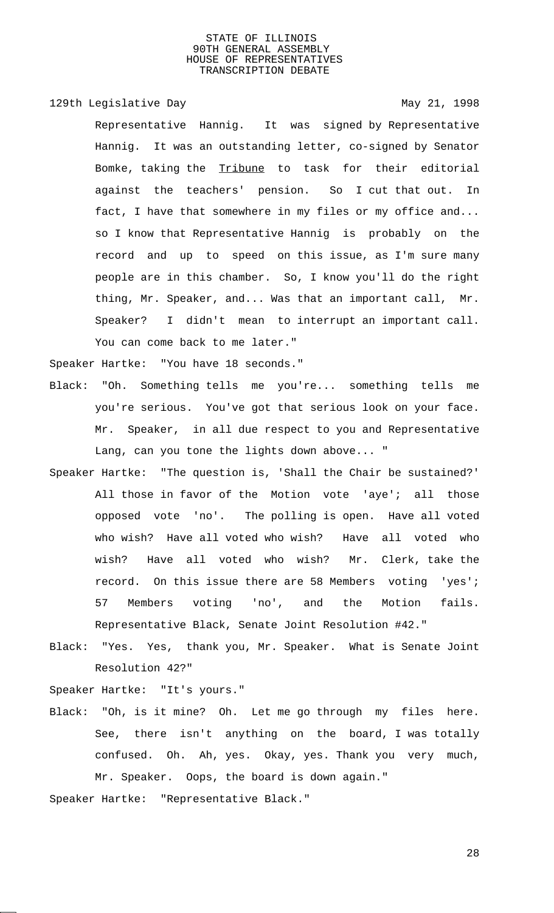Representative Hannig. It was signed by Representative Hannig. It was an outstanding letter, co-signed by Senator Bomke, taking the Tribune to task for their editorial against the teachers' pension. So I cut that out. In fact, I have that somewhere in my files or my office and... so I know that Representative Hannig is probably on the record and up to speed on this issue, as I'm sure many people are in this chamber. So, I know you'll do the right thing, Mr. Speaker, and... Was that an important call, Mr. Speaker? I didn't mean to interrupt an important call. You can come back to me later."

Speaker Hartke: "You have 18 seconds."

Black: "Oh. Something tells me you're... something tells me you're serious. You've got that serious look on your face. Mr. Speaker, in all due respect to you and Representative Lang, can you tone the lights down above... "

Speaker Hartke: "The question is, 'Shall the Chair be sustained?' All those in favor of the Motion vote 'aye'; all those opposed vote 'no'. The polling is open. Have all voted who wish? Have all voted who wish? Have all voted who wish? Have all voted who wish? Mr. Clerk, take the record. On this issue there are 58 Members voting 'yes'; 57 Members voting 'no', and the Motion fails. Representative Black, Senate Joint Resolution #42."

Black: "Yes. Yes, thank you, Mr. Speaker. What is Senate Joint Resolution 42?"

Speaker Hartke: "It's yours."

Black: "Oh, is it mine? Oh. Let me go through my files here. See, there isn't anything on the board, I was totally confused. Oh. Ah, yes. Okay, yes. Thank you very much, Mr. Speaker. Oops, the board is down again."

Speaker Hartke: "Representative Black."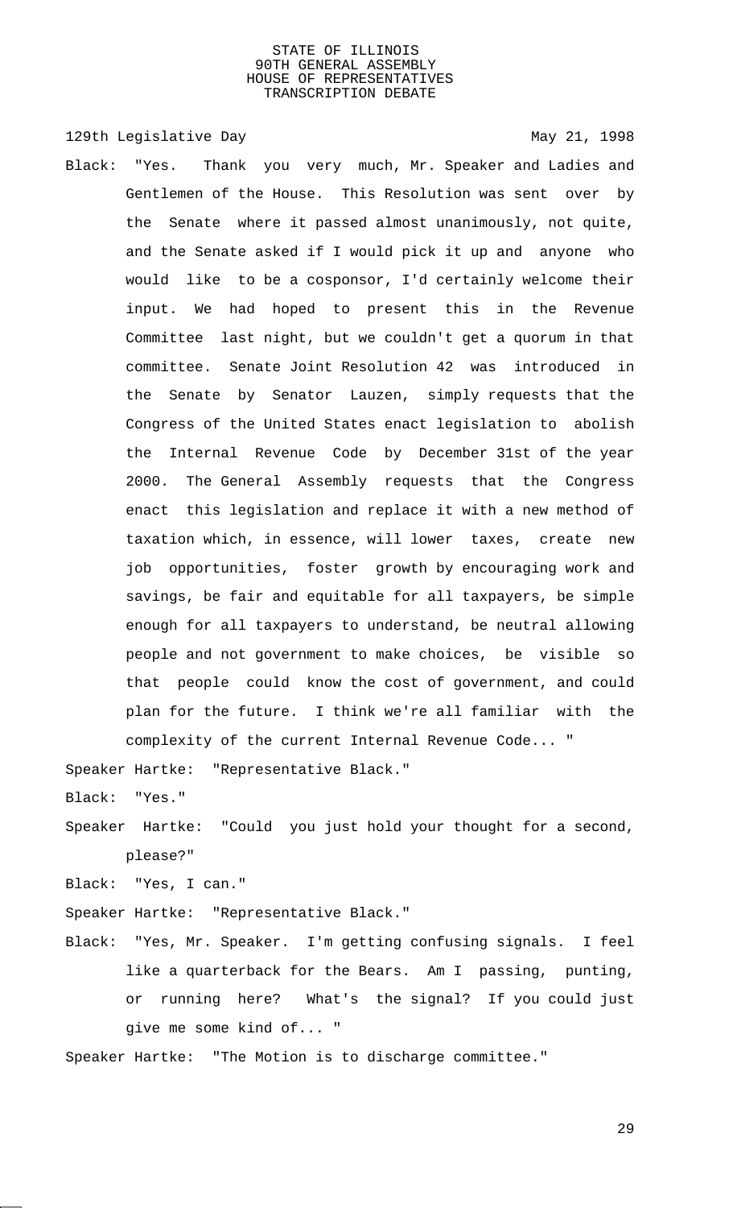Black: "Yes. Thank you very much, Mr. Speaker and Ladies and Gentlemen of the House. This Resolution was sent over by the Senate where it passed almost unanimously, not quite, and the Senate asked if I would pick it up and anyone who would like to be a cosponsor, I'd certainly welcome their input. We had hoped to present this in the Revenue Committee last night, but we couldn't get a quorum in that committee. Senate Joint Resolution 42 was introduced in the Senate by Senator Lauzen, simply requests that the Congress of the United States enact legislation to abolish the Internal Revenue Code by December 31st of the year 2000. The General Assembly requests that the Congress enact this legislation and replace it with a new method of taxation which, in essence, will lower taxes, create new job opportunities, foster growth by encouraging work and savings, be fair and equitable for all taxpayers, be simple enough for all taxpayers to understand, be neutral allowing people and not government to make choices, be visible so that people could know the cost of government, and could plan for the future. I think we're all familiar with the complexity of the current Internal Revenue Code... "

Speaker Hartke: "Representative Black."

Black: "Yes."

Speaker Hartke: "Could you just hold your thought for a second, please?"

Black: "Yes, I can."

Speaker Hartke: "Representative Black."

Black: "Yes, Mr. Speaker. I'm getting confusing signals. I feel like a quarterback for the Bears. Am I passing, punting, or running here? What's the signal? If you could just give me some kind of... "

Speaker Hartke: "The Motion is to discharge committee."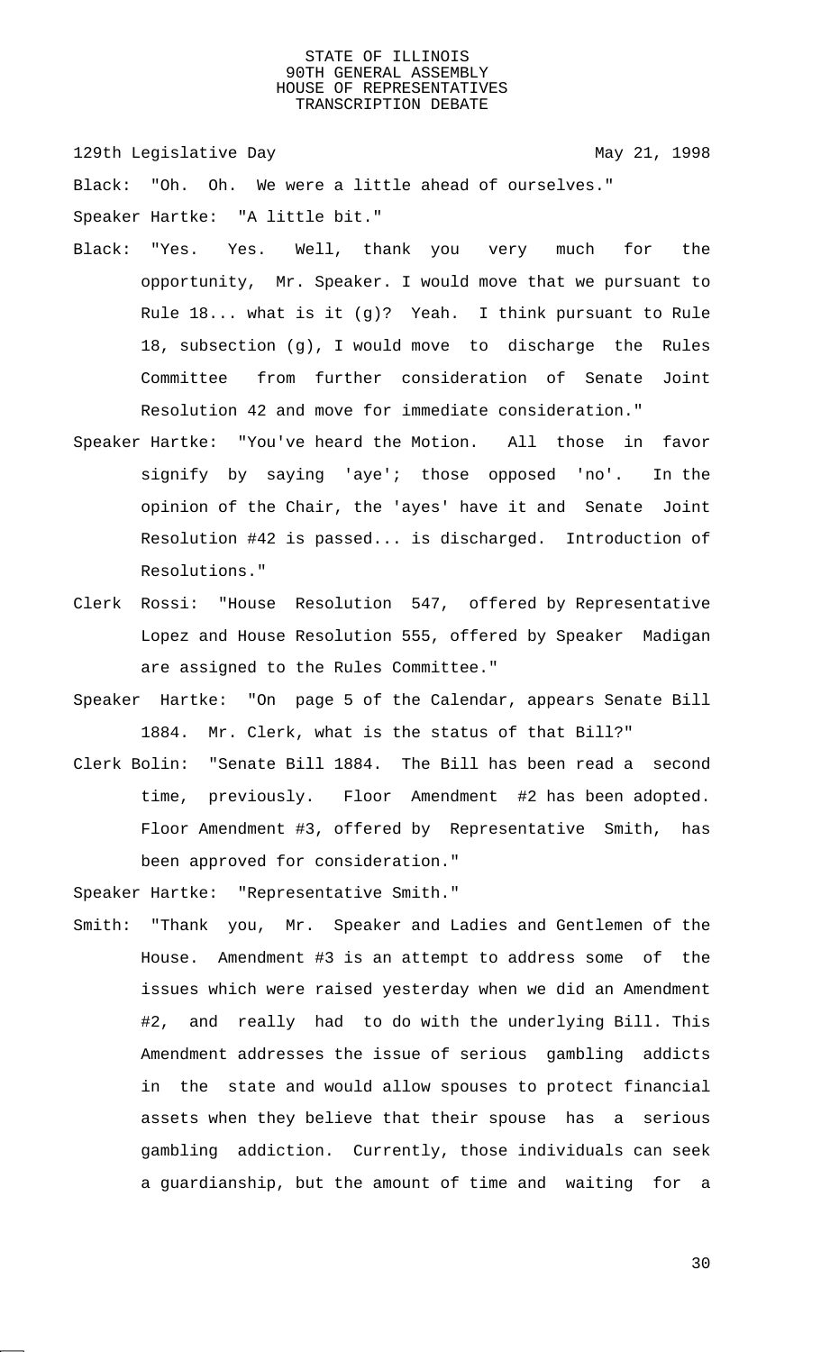129th Legislative Day May 21, 1998

Black: "Oh. Oh. We were a little ahead of ourselves."

Speaker Hartke: "A little bit."

Black: "Yes. Yes. Well, thank you very much for the opportunity, Mr. Speaker. I would move that we pursuant to Rule 18... what is it (g)? Yeah. I think pursuant to Rule 18, subsection (g), I would move to discharge the Rules Committee from further consideration of Senate Joint Resolution 42 and move for immediate consideration."

Speaker Hartke: "You've heard the Motion. All those in favor signify by saying 'aye'; those opposed 'no'. In the opinion of the Chair, the 'ayes' have it and Senate Joint Resolution #42 is passed... is discharged. Introduction of Resolutions."

Clerk Rossi: "House Resolution 547, offered by Representative Lopez and House Resolution 555, offered by Speaker Madigan are assigned to the Rules Committee."

Speaker Hartke: "On page 5 of the Calendar, appears Senate Bill 1884. Mr. Clerk, what is the status of that Bill?"

Clerk Bolin: "Senate Bill 1884. The Bill has been read a second time, previously. Floor Amendment #2 has been adopted. Floor Amendment #3, offered by Representative Smith, has been approved for consideration."

Speaker Hartke: "Representative Smith."

Smith: "Thank you, Mr. Speaker and Ladies and Gentlemen of the House. Amendment #3 is an attempt to address some of the issues which were raised yesterday when we did an Amendment #2, and really had to do with the underlying Bill. This Amendment addresses the issue of serious gambling addicts in the state and would allow spouses to protect financial assets when they believe that their spouse has a serious gambling addiction. Currently, those individuals can seek a guardianship, but the amount of time and waiting for a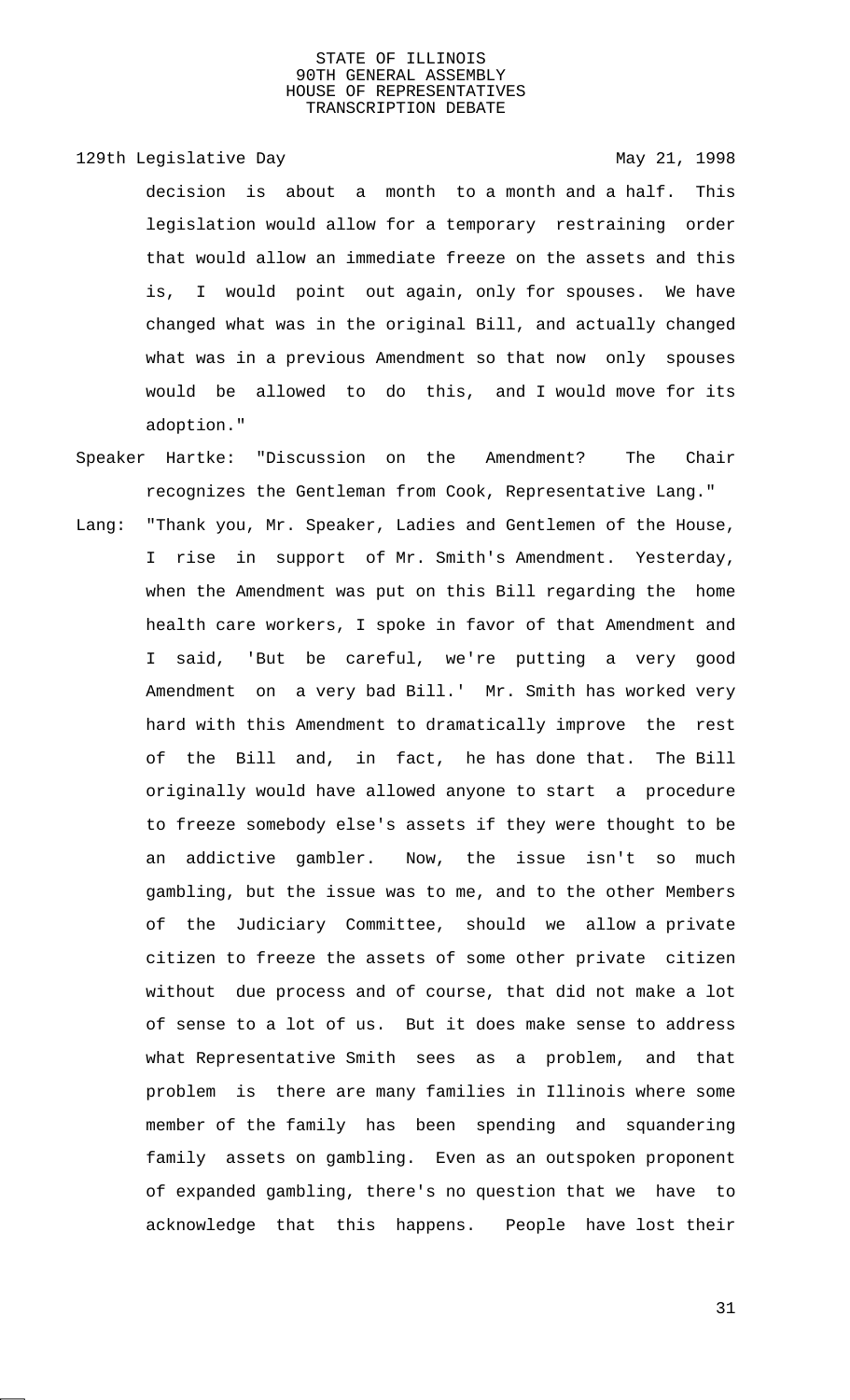decision is about a month to a month and a half. This legislation would allow for a temporary restraining order that would allow an immediate freeze on the assets and this is, I would point out again, only for spouses. We have changed what was in the original Bill, and actually changed what was in a previous Amendment so that now only spouses would be allowed to do this, and I would move for its adoption."

Speaker Hartke: "Discussion on the Amendment? The Chair recognizes the Gentleman from Cook, Representative Lang."

Lang: "Thank you, Mr. Speaker, Ladies and Gentlemen of the House, I rise in support of Mr. Smith's Amendment. Yesterday, when the Amendment was put on this Bill regarding the home health care workers, I spoke in favor of that Amendment and I said, 'But be careful, we're putting a very good Amendment on a very bad Bill.' Mr. Smith has worked very hard with this Amendment to dramatically improve the rest of the Bill and, in fact, he has done that. The Bill originally would have allowed anyone to start a procedure to freeze somebody else's assets if they were thought to be an addictive gambler. Now, the issue isn't so much gambling, but the issue was to me, and to the other Members of the Judiciary Committee, should we allow a private citizen to freeze the assets of some other private citizen without due process and of course, that did not make a lot of sense to a lot of us. But it does make sense to address what Representative Smith sees as a problem, and that problem is there are many families in Illinois where some member of the family has been spending and squandering family assets on gambling. Even as an outspoken proponent of expanded gambling, there's no question that we have to acknowledge that this happens. People have lost their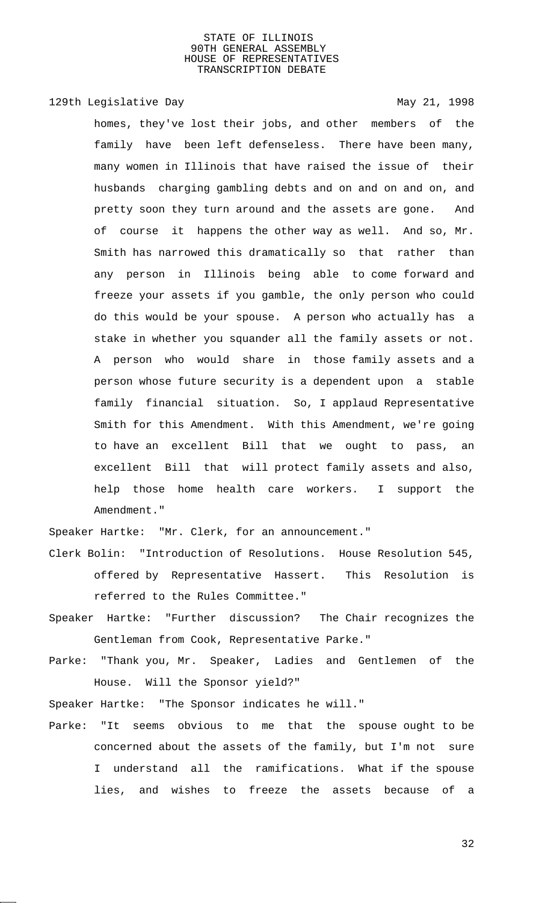homes, they've lost their jobs, and other members of the family have been left defenseless. There have been many, many women in Illinois that have raised the issue of their husbands charging gambling debts and on and on and on, and pretty soon they turn around and the assets are gone. And of course it happens the other way as well. And so, Mr. Smith has narrowed this dramatically so that rather than any person in Illinois being able to come forward and freeze your assets if you gamble, the only person who could do this would be your spouse. A person who actually has a stake in whether you squander all the family assets or not. A person who would share in those family assets and a person whose future security is a dependent upon a stable family financial situation. So, I applaud Representative Smith for this Amendment. With this Amendment, we're going to have an excellent Bill that we ought to pass, an excellent Bill that will protect family assets and also, help those home health care workers. I support the Amendment."

Speaker Hartke: "Mr. Clerk, for an announcement."

Clerk Bolin: "Introduction of Resolutions. House Resolution 545, offered by Representative Hassert. This Resolution is referred to the Rules Committee."

Speaker Hartke: "Further discussion? The Chair recognizes the Gentleman from Cook, Representative Parke."

Parke: "Thank you, Mr. Speaker, Ladies and Gentlemen of the House. Will the Sponsor yield?"

Speaker Hartke: "The Sponsor indicates he will."

Parke: "It seems obvious to me that the spouse ought to be concerned about the assets of the family, but I'm not sure I understand all the ramifications. What if the spouse lies, and wishes to freeze the assets because of a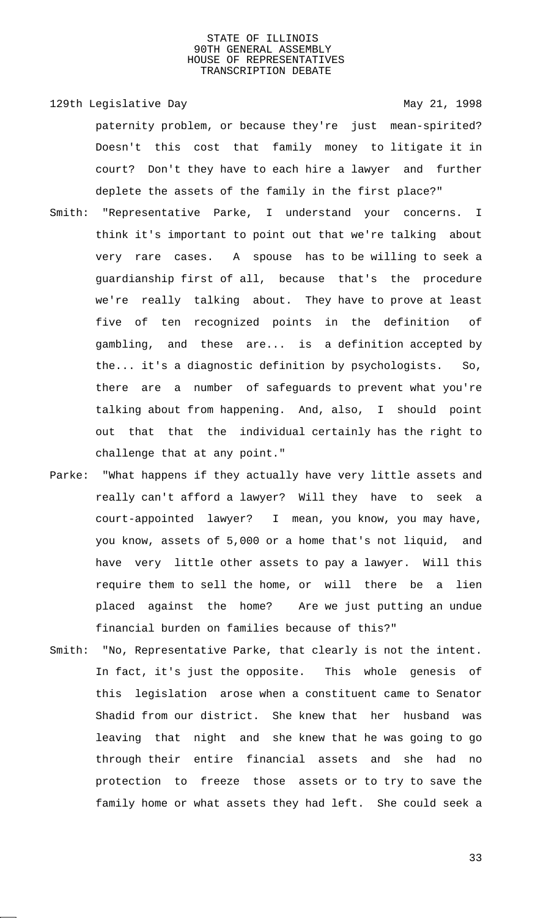paternity problem, or because they're just mean-spirited? Doesn't this cost that family money to litigate it in court? Don't they have to each hire a lawyer and further deplete the assets of the family in the first place?"

Smith: "Representative Parke, I understand your concerns. I think it's important to point out that we're talking about very rare cases. A spouse has to be willing to seek a guardianship first of all, because that's the procedure we're really talking about. They have to prove at least five of ten recognized points in the definition of gambling, and these are... is a definition accepted by the... it's a diagnostic definition by psychologists. So, there are a number of safeguards to prevent what you're talking about from happening. And, also, I should point out that that the individual certainly has the right to challenge that at any point."

Parke: "What happens if they actually have very little assets and really can't afford a lawyer? Will they have to seek a court-appointed lawyer? I mean, you know, you may have, you know, assets of 5,000 or a home that's not liquid, and have very little other assets to pay a lawyer. Will this require them to sell the home, or will there be a lien placed against the home? Are we just putting an undue financial burden on families because of this?"

Smith: "No, Representative Parke, that clearly is not the intent. In fact, it's just the opposite. This whole genesis of this legislation arose when a constituent came to Senator Shadid from our district. She knew that her husband was leaving that night and she knew that he was going to go through their entire financial assets and she had no protection to freeze those assets or to try to save the family home or what assets they had left. She could seek a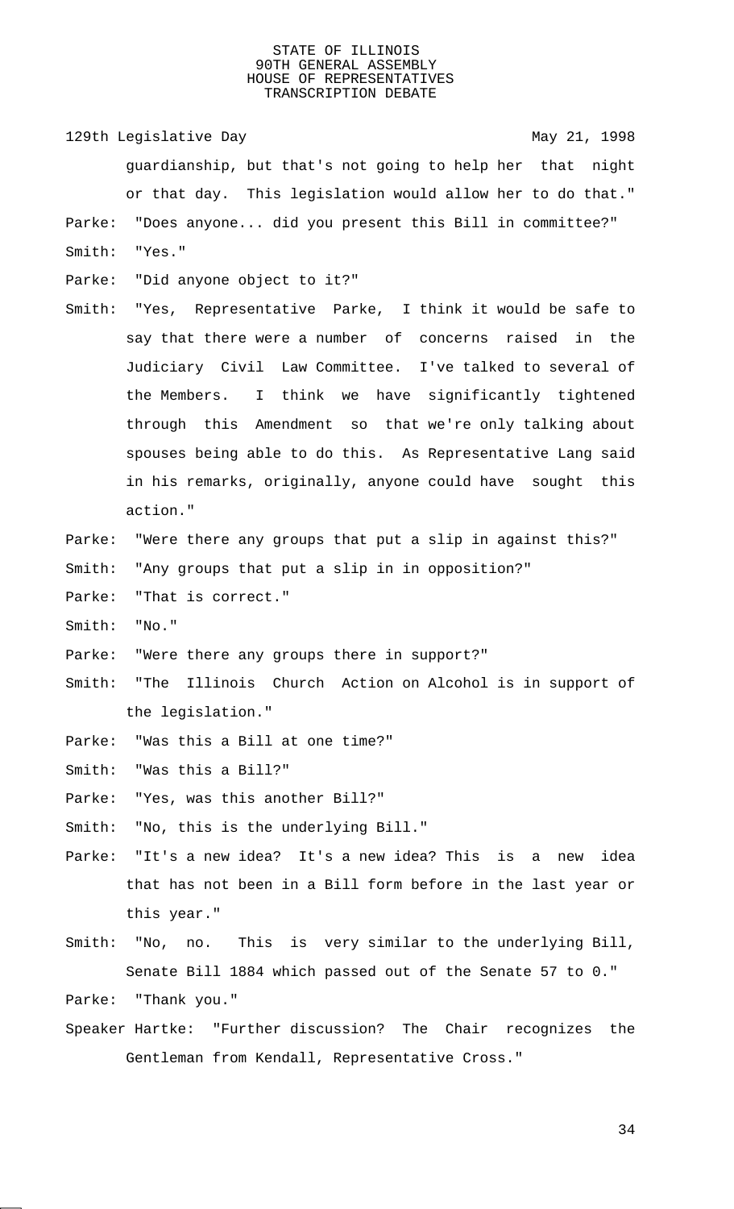guardianship, but that's not going to help her that night or that day. This legislation would allow her to do that."

Parke: "Does anyone... did you present this Bill in committee?"

Smith: "Yes."

Parke: "Did anyone object to it?"

Smith: "Yes, Representative Parke, I think it would be safe to say that there were a number of concerns raised in the Judiciary Civil Law Committee. I've talked to several of the Members. I think we have significantly tightened through this Amendment so that we're only talking about spouses being able to do this. As Representative Lang said in his remarks, originally, anyone could have sought this action."

Parke: "Were there any groups that put a slip in against this?"

Smith: "Any groups that put a slip in in opposition?"

Parke: "That is correct."

Smith: "No."

Parke: "Were there any groups there in support?"

Smith: "The Illinois Church Action on Alcohol is in support of the legislation."

Parke: "Was this a Bill at one time?"

Smith: "Was this a Bill?"

Parke: "Yes, was this another Bill?"

Smith: "No, this is the underlying Bill."

Parke: "It's a new idea? It's a new idea? This is a new idea that has not been in a Bill form before in the last year or this year."

Smith: "No, no. This is very similar to the underlying Bill, Senate Bill 1884 which passed out of the Senate 57 to 0."

Parke: "Thank you."

Speaker Hartke: "Further discussion? The Chair recognizes the Gentleman from Kendall, Representative Cross."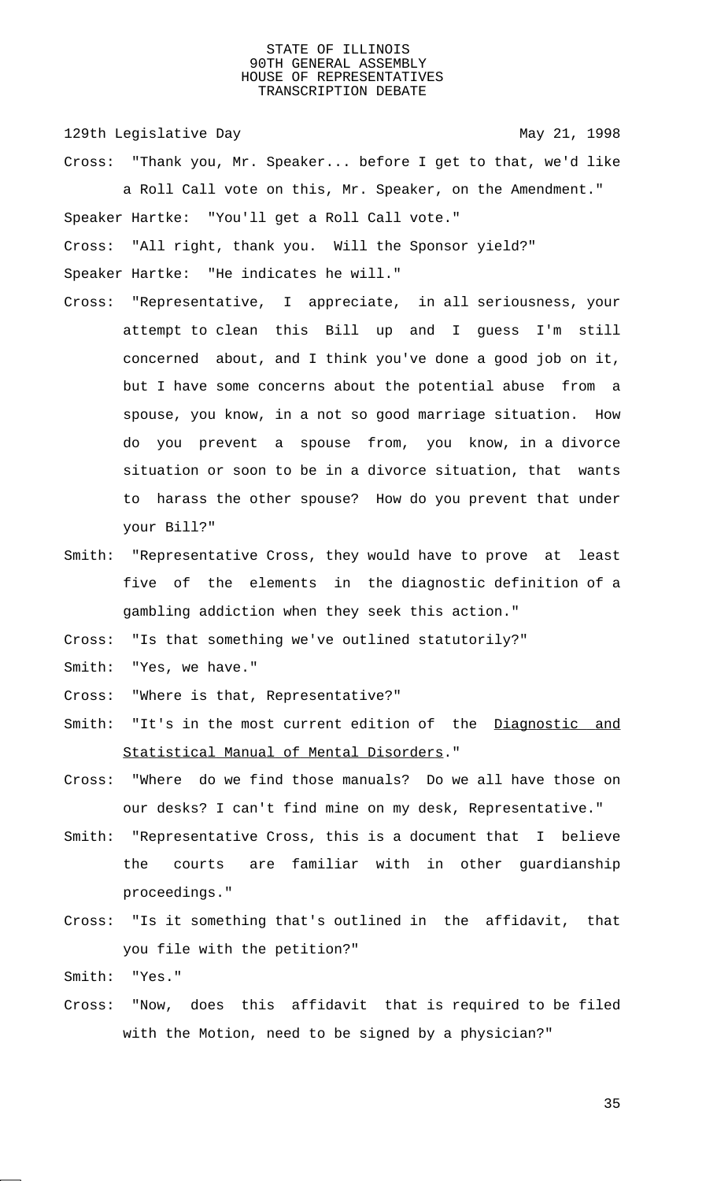Cross: "Thank you, Mr. Speaker... before I get to that, we'd like a Roll Call vote on this, Mr. Speaker, on the Amendment."

Speaker Hartke: "You'll get a Roll Call vote."

Cross: "All right, thank you. Will the Sponsor yield?"

Speaker Hartke: "He indicates he will."

Cross: "Representative, I appreciate, in all seriousness, your attempt to clean this Bill up and I guess I'm still concerned about, and I think you've done a good job on it, but I have some concerns about the potential abuse from a spouse, you know, in a not so good marriage situation. How do you prevent a spouse from, you know, in a divorce situation or soon to be in a divorce situation, that wants to harass the other spouse? How do you prevent that under your Bill?"

Smith: "Representative Cross, they would have to prove at least five of the elements in the diagnostic definition of a gambling addiction when they seek this action."

Cross: "Is that something we've outlined statutorily?"

Smith: "Yes, we have."

Cross: "Where is that, Representative?"

Smith: "It's in the most current edition of the Diagnostic and Statistical Manual of Mental Disorders."

Cross: "Where do we find those manuals? Do we all have those on our desks? I can't find mine on my desk, Representative."

Smith: "Representative Cross, this is a document that I believe the courts are familiar with in other guardianship proceedings."

Cross: "Is it something that's outlined in the affidavit, that you file with the petition?"

Smith: "Yes."

Cross: "Now, does this affidavit that is required to be filed with the Motion, need to be signed by a physician?"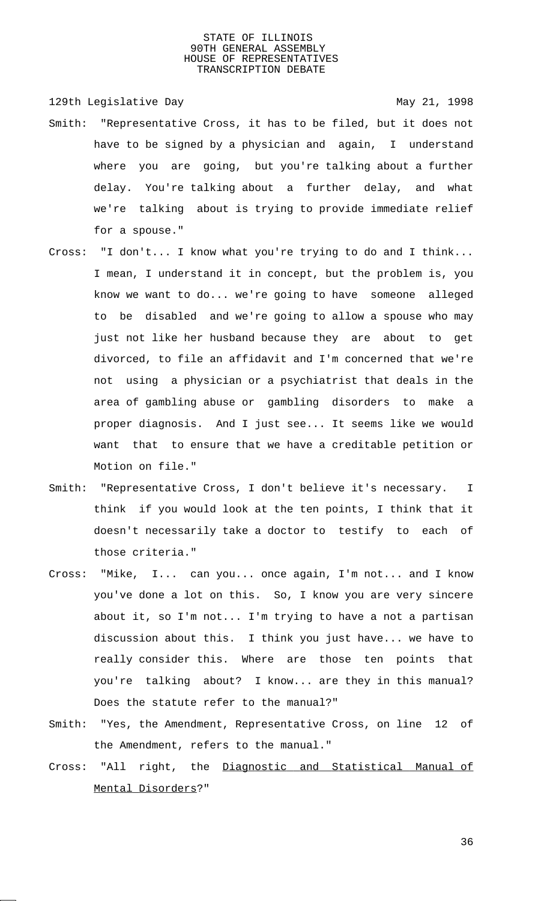Smith: "Representative Cross, it has to be filed, but it does not have to be signed by a physician and again, I understand where you are going, but you're talking about a further delay. You're talking about a further delay, and what we're talking about is trying to provide immediate relief for a spouse."

Cross: "I don't... I know what you're trying to do and I think... I mean, I understand it in concept, but the problem is, you know we want to do... we're going to have someone alleged to be disabled and we're going to allow a spouse who may just not like her husband because they are about to get divorced, to file an affidavit and I'm concerned that we're not using a physician or a psychiatrist that deals in the area of gambling abuse or gambling disorders to make a proper diagnosis. And I just see... It seems like we would want that to ensure that we have a creditable petition or Motion on file."

Smith: "Representative Cross, I don't believe it's necessary. I think if you would look at the ten points, I think that it doesn't necessarily take a doctor to testify to each of those criteria."

Cross: "Mike, I... can you... once again, I'm not... and I know you've done a lot on this. So, I know you are very sincere about it, so I'm not... I'm trying to have a not a partisan discussion about this. I think you just have... we have to really consider this. Where are those ten points that you're talking about? I know... are they in this manual? Does the statute refer to the manual?"

Smith: "Yes, the Amendment, Representative Cross, on line 12 of the Amendment, refers to the manual."

Cross: "All right, the Diagnostic and Statistical Manual of Mental Disorders?"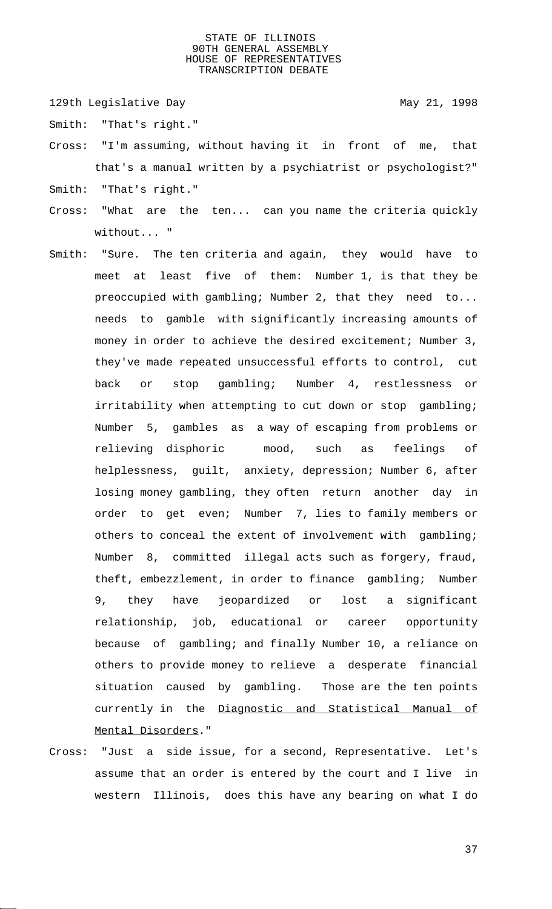Smith: "That's right."

Cross: "I'm assuming, without having it in front of me, that that's a manual written by a psychiatrist or psychologist?"

Smith: "That's right."

Cross: "What are the ten... can you name the criteria quickly without... "

Smith: "Sure. The ten criteria and again, they would have to meet at least five of them: Number 1, is that they be preoccupied with gambling; Number 2, that they need to... needs to gamble with significantly increasing amounts of money in order to achieve the desired excitement; Number 3, they've made repeated unsuccessful efforts to control, cut back or stop gambling; Number 4, restlessness or irritability when attempting to cut down or stop gambling; Number 5, gambles as a way of escaping from problems or relieving disphoric mood, such as feelings of helplessness, guilt, anxiety, depression; Number 6, after losing money gambling, they often return another day in order to get even; Number 7, lies to family members or others to conceal the extent of involvement with gambling; Number 8, committed illegal acts such as forgery, fraud, theft, embezzlement, in order to finance gambling; Number 9, they have jeopardized or lost a significant relationship, job, educational or career opportunity because of gambling; and finally Number 10, a reliance on others to provide money to relieve a desperate financial situation caused by gambling. Those are the ten points currently in the Diagnostic and Statistical Manual of Mental Disorders."

Cross: "Just a side issue, for a second, Representative. Let's assume that an order is entered by the court and I live in western Illinois, does this have any bearing on what I do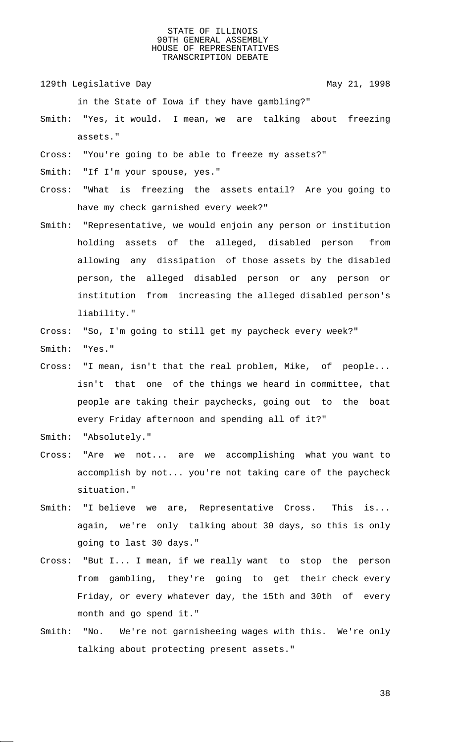in the State of Iowa if they have gambling?"

Smith: "Yes, it would. I mean, we are talking about freezing assets."

Cross: "You're going to be able to freeze my assets?"

Smith: "If I'm your spouse, yes."

Cross: "What is freezing the assets entail? Are you going to have my check garnished every week?"

Smith: "Representative, we would enjoin any person or institution holding assets of the alleged, disabled person from allowing any dissipation of those assets by the disabled person, the alleged disabled person or any person or institution from increasing the alleged disabled person's liability."

Cross: "So, I'm going to still get my paycheck every week?"

Smith: "Yes."

Cross: "I mean, isn't that the real problem, Mike, of people... isn't that one of the things we heard in committee, that people are taking their paychecks, going out to the boat every Friday afternoon and spending all of it?"

Smith: "Absolutely."

Cross: "Are we not... are we accomplishing what you want to accomplish by not... you're not taking care of the paycheck situation."

Smith: "I believe we are, Representative Cross. This is... again, we're only talking about 30 days, so this is only going to last 30 days."

Cross: "But I... I mean, if we really want to stop the person from gambling, they're going to get their check every Friday, or every whatever day, the 15th and 30th of every month and go spend it."

Smith: "No. We're not garnisheeing wages with this. We're only talking about protecting present assets."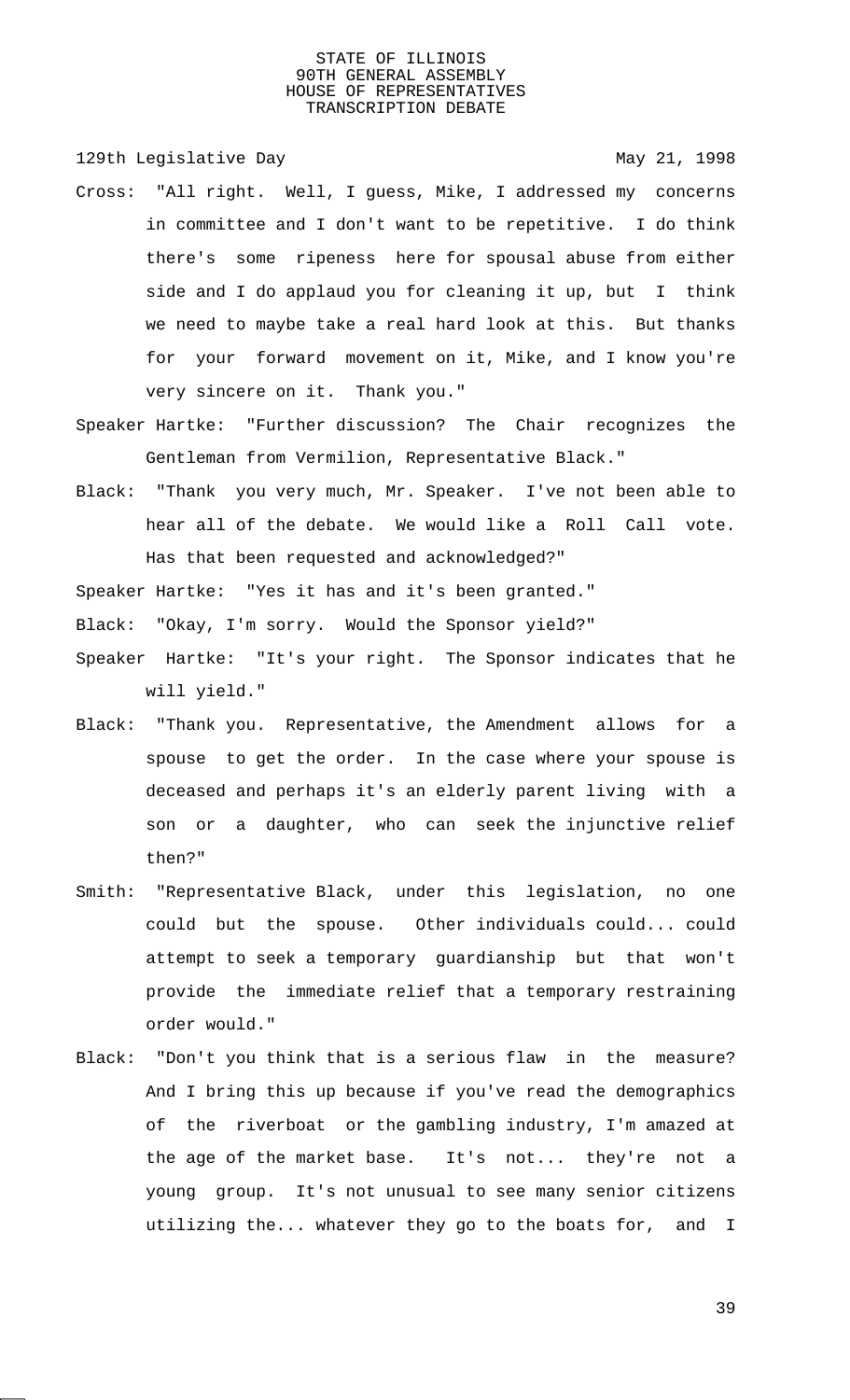Cross: "All right. Well, I guess, Mike, I addressed my concerns in committee and I don't want to be repetitive. I do think there's some ripeness here for spousal abuse from either side and I do applaud you for cleaning it up, but I think we need to maybe take a real hard look at this. But thanks for your forward movement on it, Mike, and I know you're very sincere on it. Thank you."

Speaker Hartke: "Further discussion? The Chair recognizes the Gentleman from Vermilion, Representative Black."

Black: "Thank you very much, Mr. Speaker. I've not been able to hear all of the debate. We would like a Roll Call vote. Has that been requested and acknowledged?"

Speaker Hartke: "Yes it has and it's been granted."

Black: "Okay, I'm sorry. Would the Sponsor yield?"

Speaker Hartke: "It's your right. The Sponsor indicates that he will yield."

Black: "Thank you. Representative, the Amendment allows for a spouse to get the order. In the case where your spouse is deceased and perhaps it's an elderly parent living with a son or a daughter, who can seek the injunctive relief then?"

Smith: "Representative Black, under this legislation, no one could but the spouse. Other individuals could... could attempt to seek a temporary guardianship but that won't provide the immediate relief that a temporary restraining order would."

Black: "Don't you think that is a serious flaw in the measure? And I bring this up because if you've read the demographics of the riverboat or the gambling industry, I'm amazed at the age of the market base. It's not... they're not a young group. It's not unusual to see many senior citizens utilizing the... whatever they go to the boats for, and I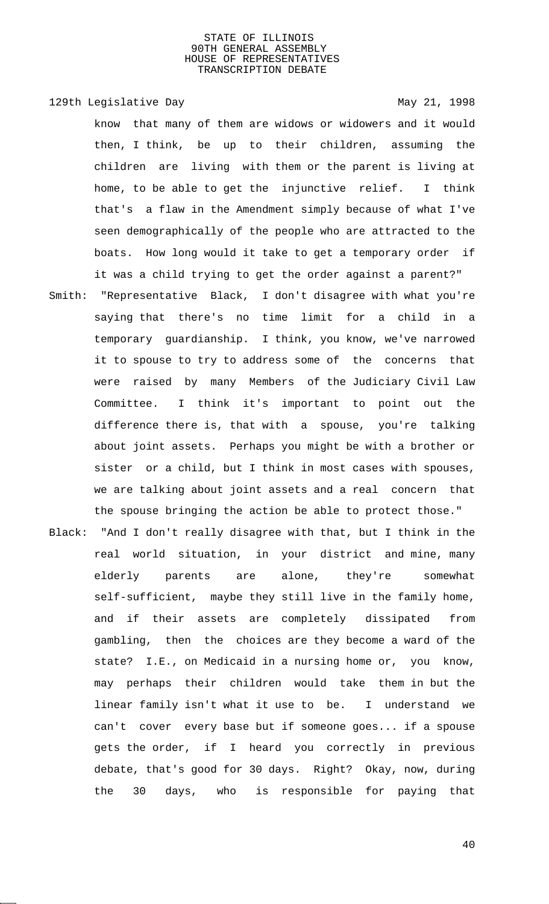know that many of them are widows or widowers and it would then, I think, be up to their children, assuming the children are living with them or the parent is living at home, to be able to get the injunctive relief. I think that's a flaw in the Amendment simply because of what I've seen demographically of the people who are attracted to the boats. How long would it take to get a temporary order if it was a child trying to get the order against a parent?"

Smith: "Representative Black, I don't disagree with what you're saying that there's no time limit for a child in a temporary guardianship. I think, you know, we've narrowed it to spouse to try to address some of the concerns that were raised by many Members of the Judiciary Civil Law Committee. I think it's important to point out the difference there is, that with a spouse, you're talking about joint assets. Perhaps you might be with a brother or sister or a child, but I think in most cases with spouses, we are talking about joint assets and a real concern that the spouse bringing the action be able to protect those."

Black: "And I don't really disagree with that, but I think in the real world situation, in your district and mine, many elderly parents are alone, they're somewhat self-sufficient, maybe they still live in the family home, and if their assets are completely dissipated from gambling, then the choices are they become a ward of the state? I.E., on Medicaid in a nursing home or, you know, may perhaps their children would take them in but the linear family isn't what it use to be. I understand we can't cover every base but if someone goes... if a spouse gets the order, if I heard you correctly in previous debate, that's good for 30 days. Right? Okay, now, during the 30 days, who is responsible for paying that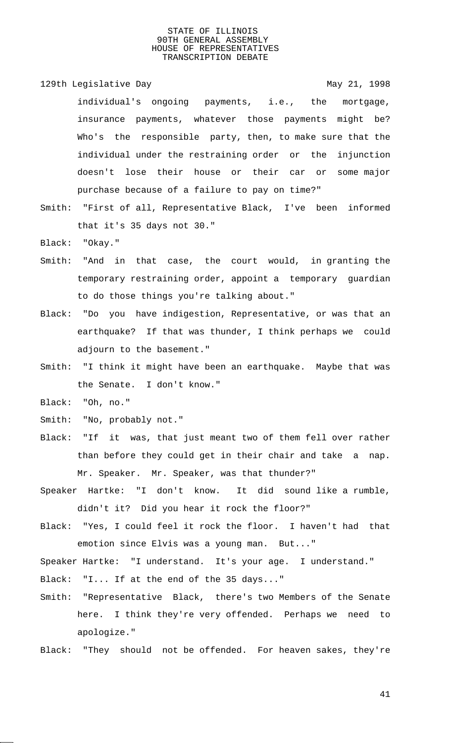individual's ongoing payments, i.e., the mortgage, insurance payments, whatever those payments might be? Who's the responsible party, then, to make sure that the individual under the restraining order or the injunction doesn't lose their house or their car or some major purchase because of a failure to pay on time?"

Smith: "First of all, Representative Black, I've been informed that it's 35 days not 30."

Black: "Okay."

Smith: "And in that case, the court would, in granting the temporary restraining order, appoint a temporary guardian to do those things you're talking about."

Black: "Do you have indigestion, Representative, or was that an earthquake? If that was thunder, I think perhaps we could adjourn to the basement."

Smith: "I think it might have been an earthquake. Maybe that was the Senate. I don't know."

Black: "Oh, no."

Smith: "No, probably not."

Black: "If it was, that just meant two of them fell over rather than before they could get in their chair and take a nap. Mr. Speaker. Mr. Speaker, was that thunder?"

Speaker Hartke: "I don't know. It did sound like a rumble, didn't it? Did you hear it rock the floor?"

Black: "Yes, I could feel it rock the floor. I haven't had that emotion since Elvis was a young man. But..."

Speaker Hartke: "I understand. It's your age. I understand."

Black: "I... If at the end of the 35 days..."

Smith: "Representative Black, there's two Members of the Senate here. I think they're very offended. Perhaps we need to apologize."

Black: "They should not be offended. For heaven sakes, they're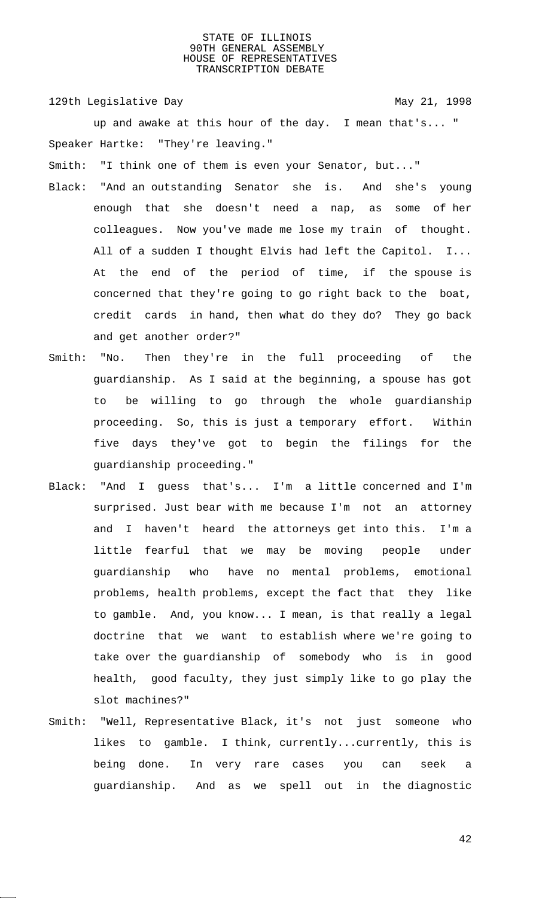up and awake at this hour of the day. I mean that's... "

Speaker Hartke: "They're leaving."

Smith: "I think one of them is even your Senator, but..."

Black: "And an outstanding Senator she is. And she's young enough that she doesn't need a nap, as some of her colleagues. Now you've made me lose my train of thought. All of a sudden I thought Elvis had left the Capitol. I... At the end of the period of time, if the spouse is concerned that they're going to go right back to the boat, credit cards in hand, then what do they do? They go back and get another order?"

Smith: "No. Then they're in the full proceeding of the guardianship. As I said at the beginning, a spouse has got to be willing to go through the whole guardianship proceeding. So, this is just a temporary effort. Within five days they've got to begin the filings for the guardianship proceeding."

Black: "And I guess that's... I'm a little concerned and I'm surprised. Just bear with me because I'm not an attorney and I haven't heard the attorneys get into this. I'm a little fearful that we may be moving people under guardianship who have no mental problems, emotional problems, health problems, except the fact that they like to gamble. And, you know... I mean, is that really a legal doctrine that we want to establish where we're going to take over the guardianship of somebody who is in good health, good faculty, they just simply like to go play the slot machines?"

Smith: "Well, Representative Black, it's not just someone who likes to gamble. I think, currently...currently, this is being done. In very rare cases you can seek a guardianship. And as we spell out in the diagnostic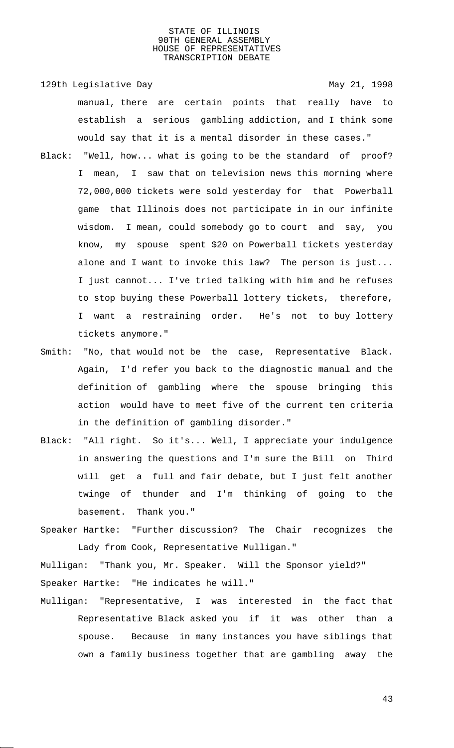manual, there are certain points that really have to establish a serious gambling addiction, and I think some would say that it is a mental disorder in these cases."

Black: "Well, how... what is going to be the standard of proof? I mean, I saw that on television news this morning where 72,000,000 tickets were sold yesterday for that Powerball game that Illinois does not participate in in our infinite wisdom. I mean, could somebody go to court and say, you know, my spouse spent $20 on Powerball tickets yesterday alone and I want to invoke this law? The person is just... I just cannot... I've tried talking with him and he refuses to stop buying these Powerball lottery tickets, therefore, I want a restraining order. He's not to buy lottery tickets anymore."

Smith: "No, that would not be the case, Representative Black. Again, I'd refer you back to the diagnostic manual and the definition of gambling where the spouse bringing this action would have to meet five of the current ten criteria in the definition of gambling disorder."

Black: "All right. So it's... Well, I appreciate your indulgence in answering the questions and I'm sure the Bill on Third will get a full and fair debate, but I just felt another twinge of thunder and I'm thinking of going to the basement. Thank you."

Speaker Hartke: "Further discussion? The Chair recognizes the Lady from Cook, Representative Mulligan."

Mulligan: "Thank you, Mr. Speaker. Will the Sponsor yield?"

Speaker Hartke: "He indicates he will."

Mulligan: "Representative, I was interested in the fact that Representative Black asked you if it was other than a spouse. Because in many instances you have siblings that own a family business together that are gambling away the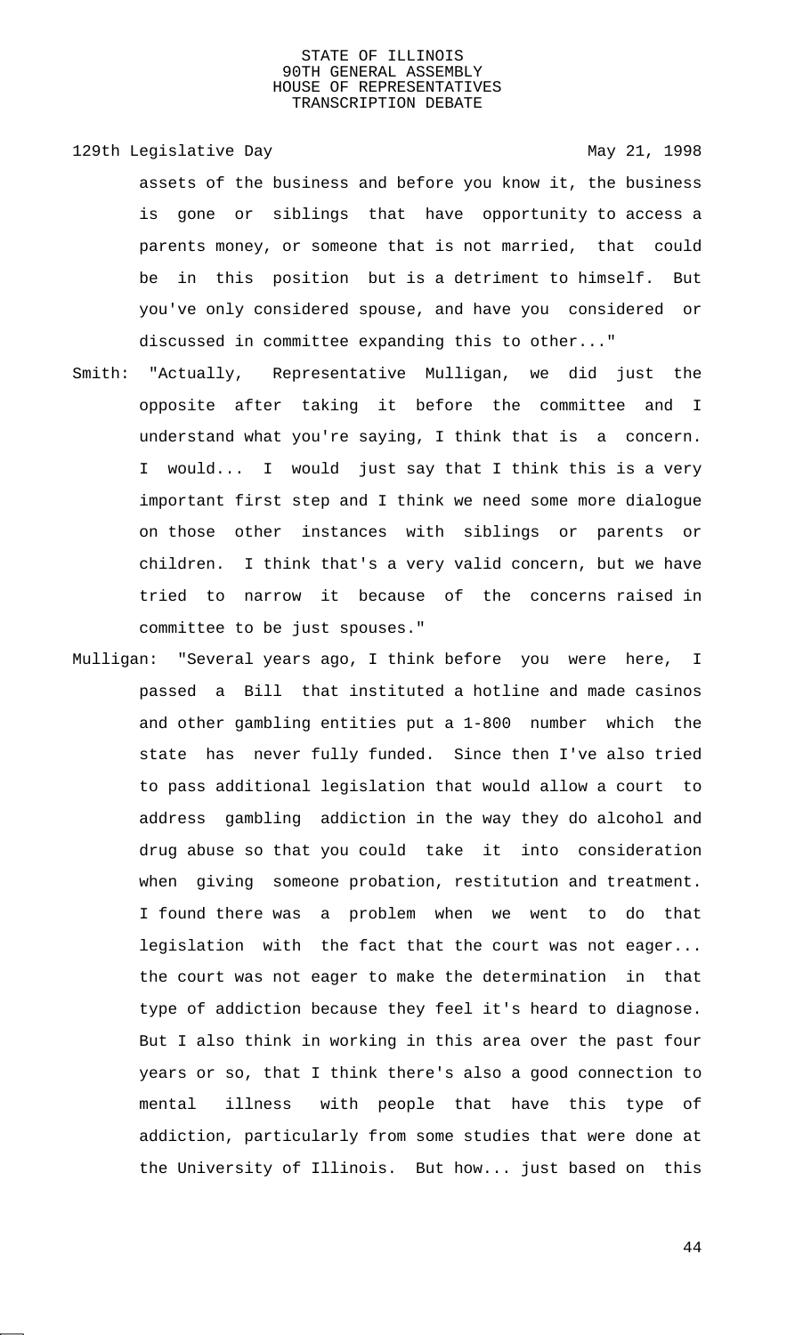assets of the business and before you know it, the business is gone or siblings that have opportunity to access a parents money, or someone that is not married, that could be in this position but is a detriment to himself. But you've only considered spouse, and have you considered or discussed in committee expanding this to other..."

Smith: "Actually, Representative Mulligan, we did just the opposite after taking it before the committee and I understand what you're saying, I think that is a concern. I would... I would just say that I think this is a very important first step and I think we need some more dialogue on those other instances with siblings or parents or children. I think that's a very valid concern, but we have tried to narrow it because of the concerns raised in committee to be just spouses."

Mulligan: "Several years ago, I think before you were here, I passed a Bill that instituted a hotline and made casinos and other gambling entities put a 1-800 number which the state has never fully funded. Since then I've also tried to pass additional legislation that would allow a court to address gambling addiction in the way they do alcohol and drug abuse so that you could take it into consideration when giving someone probation, restitution and treatment. I found there was a problem when we went to do that legislation with the fact that the court was not eager... the court was not eager to make the determination in that type of addiction because they feel it's heard to diagnose. But I also think in working in this area over the past four years or so, that I think there's also a good connection to mental illness with people that have this type of addiction, particularly from some studies that were done at the University of Illinois. But how... just based on this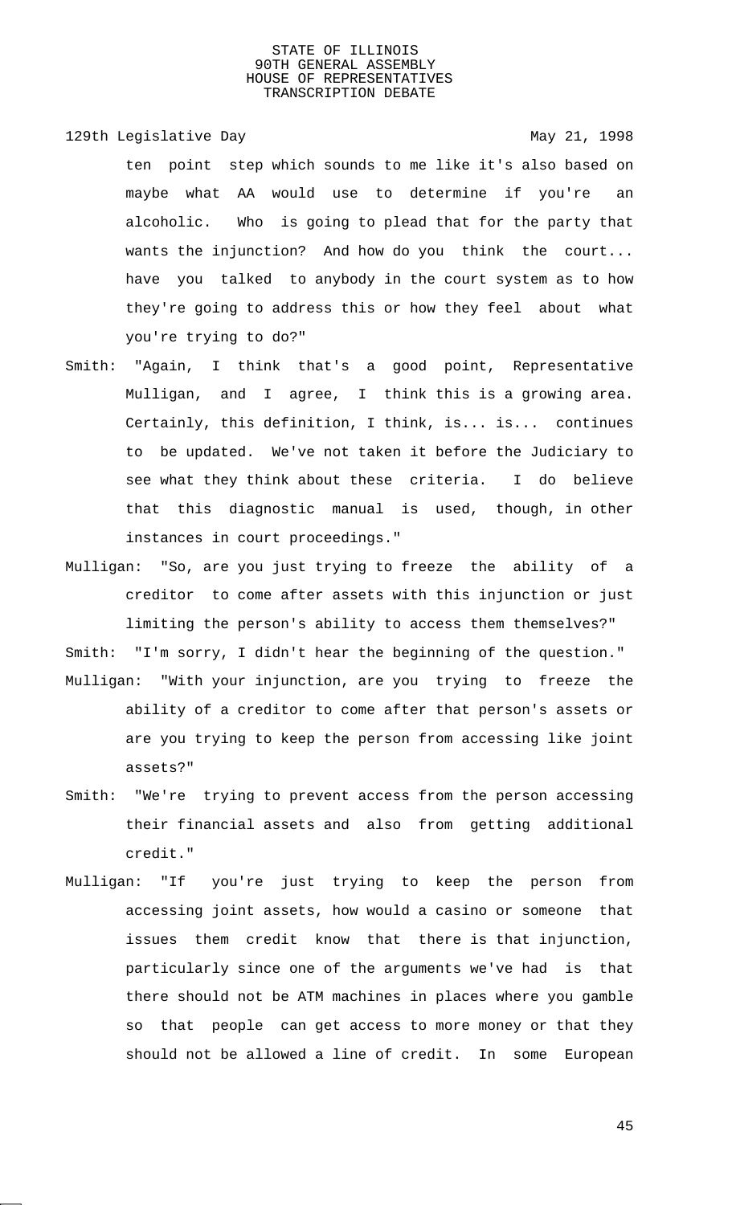ten point step which sounds to me like it's also based on maybe what AA would use to determine if you're an alcoholic. Who is going to plead that for the party that wants the injunction? And how do you think the court... have you talked to anybody in the court system as to how they're going to address this or how they feel about what you're trying to do?"

Smith: "Again, I think that's a good point, Representative Mulligan, and I agree, I think this is a growing area. Certainly, this definition, I think, is... is... continues to be updated. We've not taken it before the Judiciary to see what they think about these criteria. I do believe that this diagnostic manual is used, though, in other instances in court proceedings."

Mulligan: "So, are you just trying to freeze the ability of a creditor to come after assets with this injunction or just limiting the person's ability to access them themselves?"

Smith: "I'm sorry, I didn't hear the beginning of the question."

Mulligan: "With your injunction, are you trying to freeze the ability of a creditor to come after that person's assets or are you trying to keep the person from accessing like joint assets?"

Smith: "We're trying to prevent access from the person accessing their financial assets and also from getting additional credit."

Mulligan: "If you're just trying to keep the person from accessing joint assets, how would a casino or someone that issues them credit know that there is that injunction, particularly since one of the arguments we've had is that there should not be ATM machines in places where you gamble so that people can get access to more money or that they should not be allowed a line of credit. In some European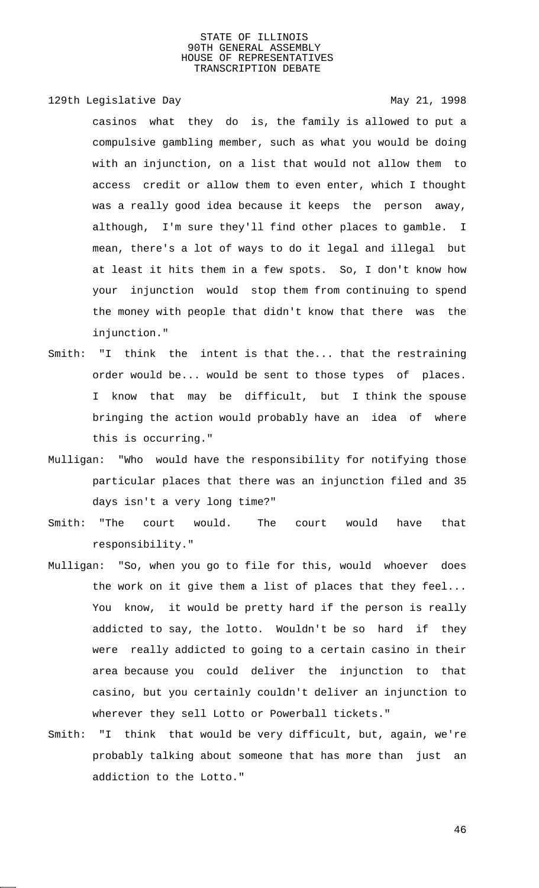casinos what they do is, the family is allowed to put a compulsive gambling member, such as what you would be doing with an injunction, on a list that would not allow them to access credit or allow them to even enter, which I thought was a really good idea because it keeps the person away, although, I'm sure they'll find other places to gamble. I mean, there's a lot of ways to do it legal and illegal but at least it hits them in a few spots. So, I don't know how your injunction would stop them from continuing to spend the money with people that didn't know that there was the injunction."

Smith: "I think the intent is that the... that the restraining order would be... would be sent to those types of places. I know that may be difficult, but I think the spouse bringing the action would probably have an idea of where this is occurring."

Mulligan: "Who would have the responsibility for notifying those particular places that there was an injunction filed and 35 days isn't a very long time?"

Smith: "The court would. The court would have that responsibility."

Mulligan: "So, when you go to file for this, would whoever does the work on it give them a list of places that they feel... You know, it would be pretty hard if the person is really addicted to say, the lotto. Wouldn't be so hard if they were really addicted to going to a certain casino in their area because you could deliver the injunction to that casino, but you certainly couldn't deliver an injunction to wherever they sell Lotto or Powerball tickets."

Smith: "I think that would be very difficult, but, again, we're probably talking about someone that has more than just an addiction to the Lotto."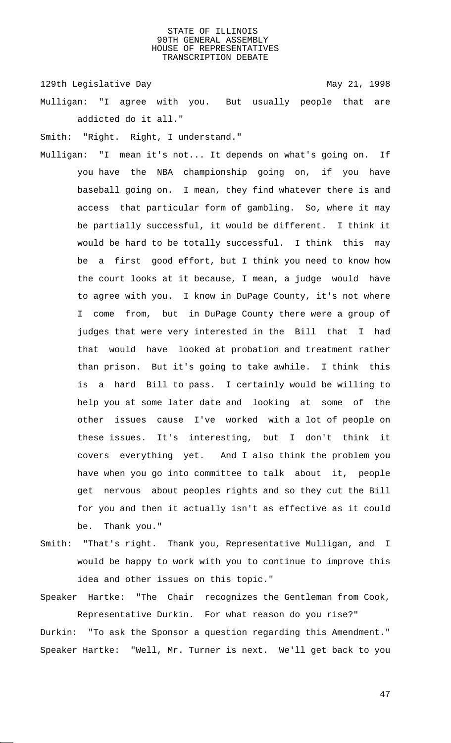Mulligan: "I agree with you. But usually people that are addicted do it all."

Smith: "Right. Right, I understand."

Mulligan: "I mean it's not... It depends on what's going on. If you have the NBA championship going on, if you have baseball going on. I mean, they find whatever there is and access that particular form of gambling. So, where it may be partially successful, it would be different. I think it would be hard to be totally successful. I think this may be a first good effort, but I think you need to know how the court looks at it because, I mean, a judge would have to agree with you. I know in DuPage County, it's not where I come from, but in DuPage County there were a group of judges that were very interested in the Bill that I had that would have looked at probation and treatment rather than prison. But it's going to take awhile. I think this is a hard Bill to pass. I certainly would be willing to help you at some later date and looking at some of the other issues cause I've worked with a lot of people on these issues. It's interesting, but I don't think it covers everything yet. And I also think the problem you have when you go into committee to talk about it, people get nervous about peoples rights and so they cut the Bill for you and then it actually isn't as effective as it could be. Thank you."

Smith: "That's right. Thank you, Representative Mulligan, and I would be happy to work with you to continue to improve this idea and other issues on this topic."

Speaker Hartke: "The Chair recognizes the Gentleman from Cook, Representative Durkin. For what reason do you rise?"

Durkin: "To ask the Sponsor a question regarding this Amendment."

Speaker Hartke: "Well, Mr. Turner is next. We'll get back to you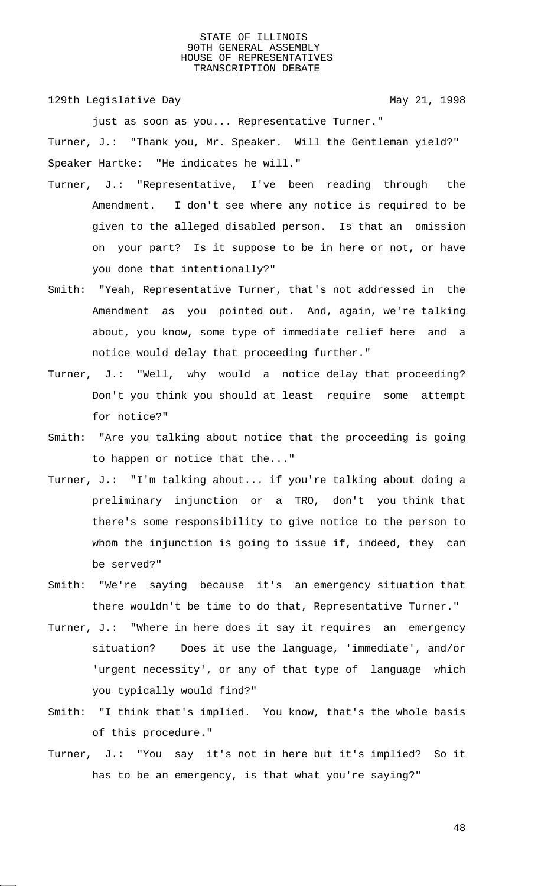just as soon as you... Representative Turner."

Turner, J.: "Thank you, Mr. Speaker. Will the Gentleman yield?"

Speaker Hartke: "He indicates he will."

Turner, J.: "Representative, I've been reading through the Amendment. I don't see where any notice is required to be given to the alleged disabled person. Is that an omission on your part? Is it suppose to be in here or not, or have you done that intentionally?"

Smith: "Yeah, Representative Turner, that's not addressed in the Amendment as you pointed out. And, again, we're talking about, you know, some type of immediate relief here and a notice would delay that proceeding further."

Turner, J.: "Well, why would a notice delay that proceeding? Don't you think you should at least require some attempt for notice?"

Smith: "Are you talking about notice that the proceeding is going to happen or notice that the..."

Turner, J.: "I'm talking about... if you're talking about doing a preliminary injunction or a TRO, don't you think that there's some responsibility to give notice to the person to whom the injunction is going to issue if, indeed, they can be served?"

Smith: "We're saying because it's an emergency situation that there wouldn't be time to do that, Representative Turner."

Turner, J.: "Where in here does it say it requires an emergency situation? Does it use the language, 'immediate', and/or 'urgent necessity', or any of that type of language which you typically would find?"

Smith: "I think that's implied. You know, that's the whole basis of this procedure."

Turner, J.: "You say it's not in here but it's implied? So it has to be an emergency, is that what you're saying?"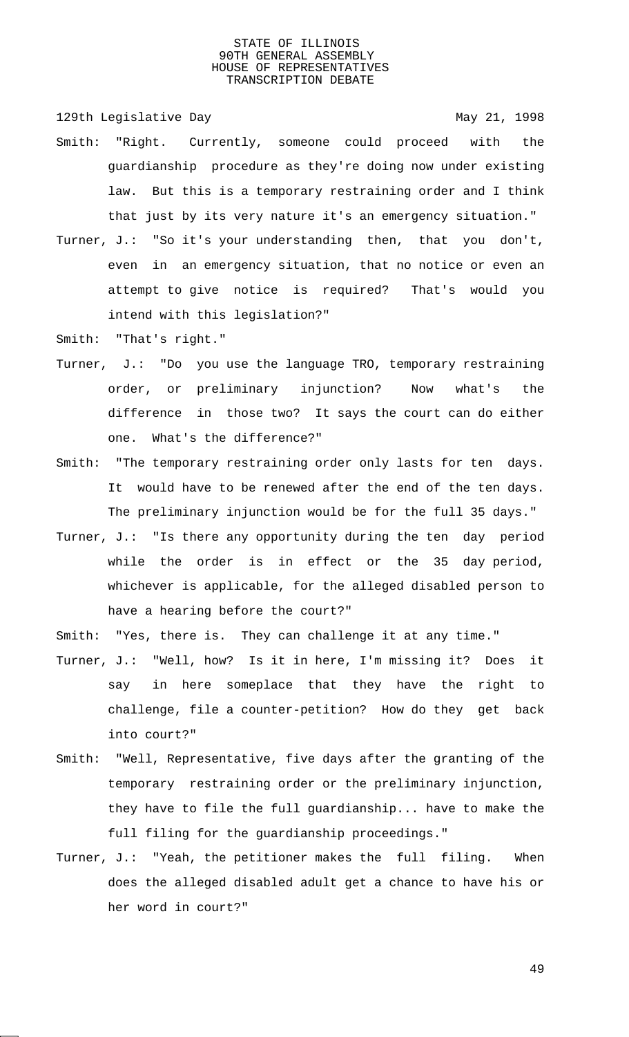Smith: "Right. Currently, someone could proceed with the guardianship procedure as they're doing now under existing law. But this is a temporary restraining order and I think that just by its very nature it's an emergency situation."

Turner, J.: "So it's your understanding then, that you don't, even in an emergency situation, that no notice or even an attempt to give notice is required? That's would you intend with this legislation?"

Smith: "That's right."

Turner, J.: "Do you use the language TRO, temporary restraining order, or preliminary injunction? Now what's the difference in those two? It says the court can do either one. What's the difference?"

Smith: "The temporary restraining order only lasts for ten days. It would have to be renewed after the end of the ten days. The preliminary injunction would be for the full 35 days."

Turner, J.: "Is there any opportunity during the ten day period while the order is in effect or the 35 day period, whichever is applicable, for the alleged disabled person to have a hearing before the court?"

Smith: "Yes, there is. They can challenge it at any time."

Turner, J.: "Well, how? Is it in here, I'm missing it? Does it say in here someplace that they have the right to challenge, file a counter-petition? How do they get back into court?"

Smith: "Well, Representative, five days after the granting of the temporary restraining order or the preliminary injunction, they have to file the full guardianship... have to make the full filing for the guardianship proceedings."

Turner, J.: "Yeah, the petitioner makes the full filing. When does the alleged disabled adult get a chance to have his or her word in court?"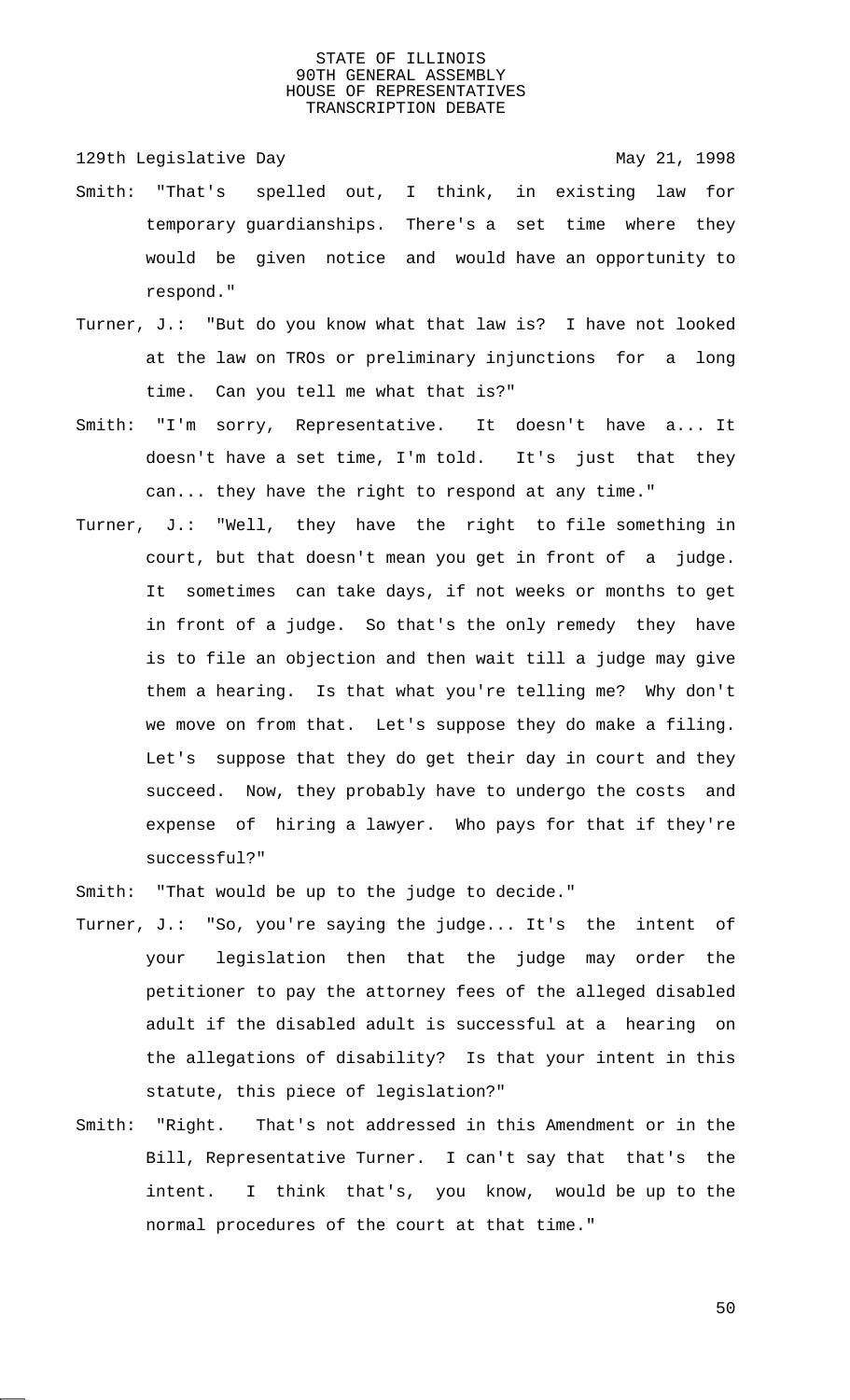Smith: "That's spelled out, I think, in existing law for temporary guardianships. There's a set time where they would be given notice and would have an opportunity to respond."

Turner, J.: "But do you know what that law is? I have not looked at the law on TROs or preliminary injunctions for a long time. Can you tell me what that is?"

Smith: "I'm sorry, Representative. It doesn't have a... It doesn't have a set time, I'm told. It's just that they can... they have the right to respond at any time."

Turner, J.: "Well, they have the right to file something in court, but that doesn't mean you get in front of a judge. It sometimes can take days, if not weeks or months to get in front of a judge. So that's the only remedy they have is to file an objection and then wait till a judge may give them a hearing. Is that what you're telling me? Why don't we move on from that. Let's suppose they do make a filing. Let's suppose that they do get their day in court and they succeed. Now, they probably have to undergo the costs and expense of hiring a lawyer. Who pays for that if they're successful?"

Smith: "That would be up to the judge to decide."

Turner, J.: "So, you're saying the judge... It's the intent of your legislation then that the judge may order the petitioner to pay the attorney fees of the alleged disabled adult if the disabled adult is successful at a hearing on the allegations of disability? Is that your intent in this statute, this piece of legislation?"

Smith: "Right. That's not addressed in this Amendment or in the Bill, Representative Turner. I can't say that that's the intent. I think that's, you know, would be up to the normal procedures of the court at that time."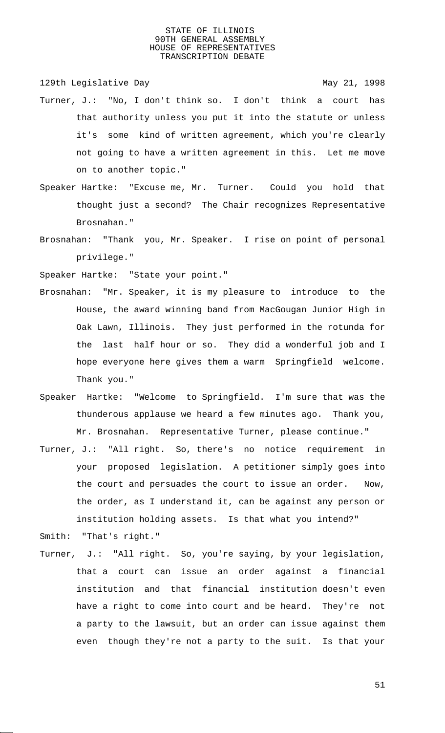Turner, J.: "No, I don't think so. I don't think a court has that authority unless you put it into the statute or unless it's some kind of written agreement, which you're clearly not going to have a written agreement in this. Let me move on to another topic."

Speaker Hartke: "Excuse me, Mr. Turner. Could you hold that thought just a second? The Chair recognizes Representative Brosnahan."

Brosnahan: "Thank you, Mr. Speaker. I rise on point of personal privilege."

Speaker Hartke: "State your point."

Brosnahan: "Mr. Speaker, it is my pleasure to introduce to the House, the award winning band from MacGougan Junior High in Oak Lawn, Illinois. They just performed in the rotunda for the last half hour or so. They did a wonderful job and I hope everyone here gives them a warm Springfield welcome. Thank you."

Speaker Hartke: "Welcome to Springfield. I'm sure that was the thunderous applause we heard a few minutes ago. Thank you, Mr. Brosnahan. Representative Turner, please continue."

Turner, J.: "All right. So, there's no notice requirement in your proposed legislation. A petitioner simply goes into the court and persuades the court to issue an order. Now, the order, as I understand it, can be against any person or institution holding assets. Is that what you intend?"

Smith: "That's right."

Turner, J.: "All right. So, you're saying, by your legislation, that a court can issue an order against a financial institution and that financial institution doesn't even have a right to come into court and be heard. They're not a party to the lawsuit, but an order can issue against them even though they're not a party to the suit. Is that your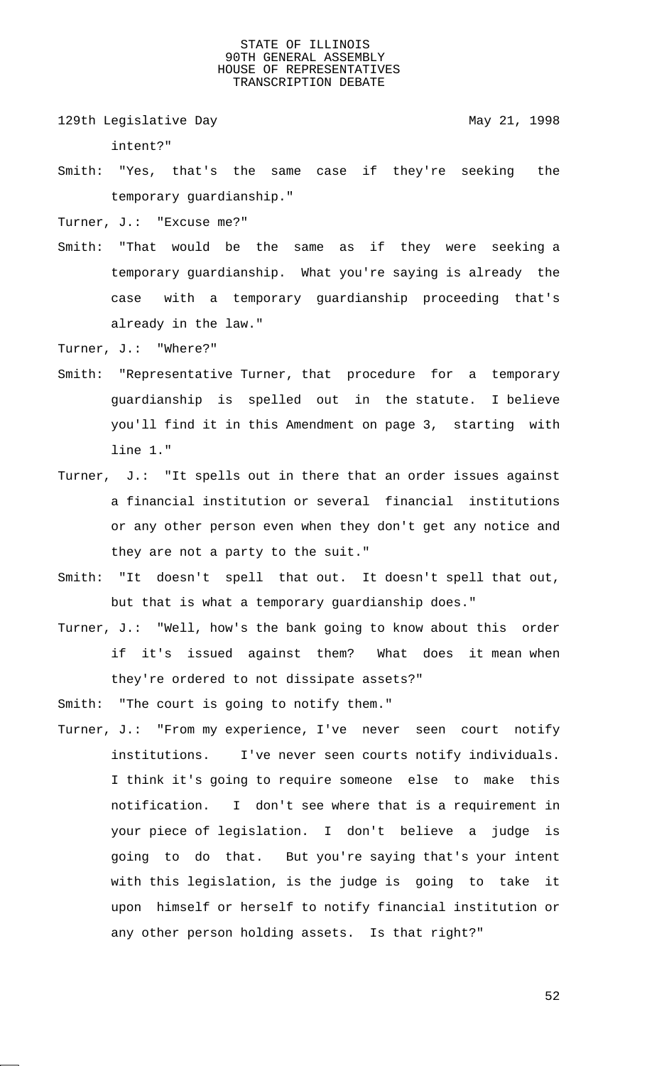intent?"

Smith: "Yes, that's the same case if they're seeking the temporary guardianship."

Turner, J.: "Excuse me?"

Smith: "That would be the same as if they were seeking a temporary guardianship. What you're saying is already the case with a temporary guardianship proceeding that's already in the law."

Turner, J.: "Where?"

Smith: "Representative Turner, that procedure for a temporary guardianship is spelled out in the statute. I believe you'll find it in this Amendment on page 3, starting with line 1."

Turner, J.: "It spells out in there that an order issues against a financial institution or several financial institutions or any other person even when they don't get any notice and they are not a party to the suit."

Smith: "It doesn't spell that out. It doesn't spell that out, but that is what a temporary guardianship does."

Turner, J.: "Well, how's the bank going to know about this order if it's issued against them? What does it mean when they're ordered to not dissipate assets?"

Smith: "The court is going to notify them."

Turner, J.: "From my experience, I've never seen court notify institutions. I've never seen courts notify individuals. I think it's going to require someone else to make this notification. I don't see where that is a requirement in your piece of legislation. I don't believe a judge is going to do that. But you're saying that's your intent with this legislation, is the judge is going to take it upon himself or herself to notify financial institution or any other person holding assets. Is that right?"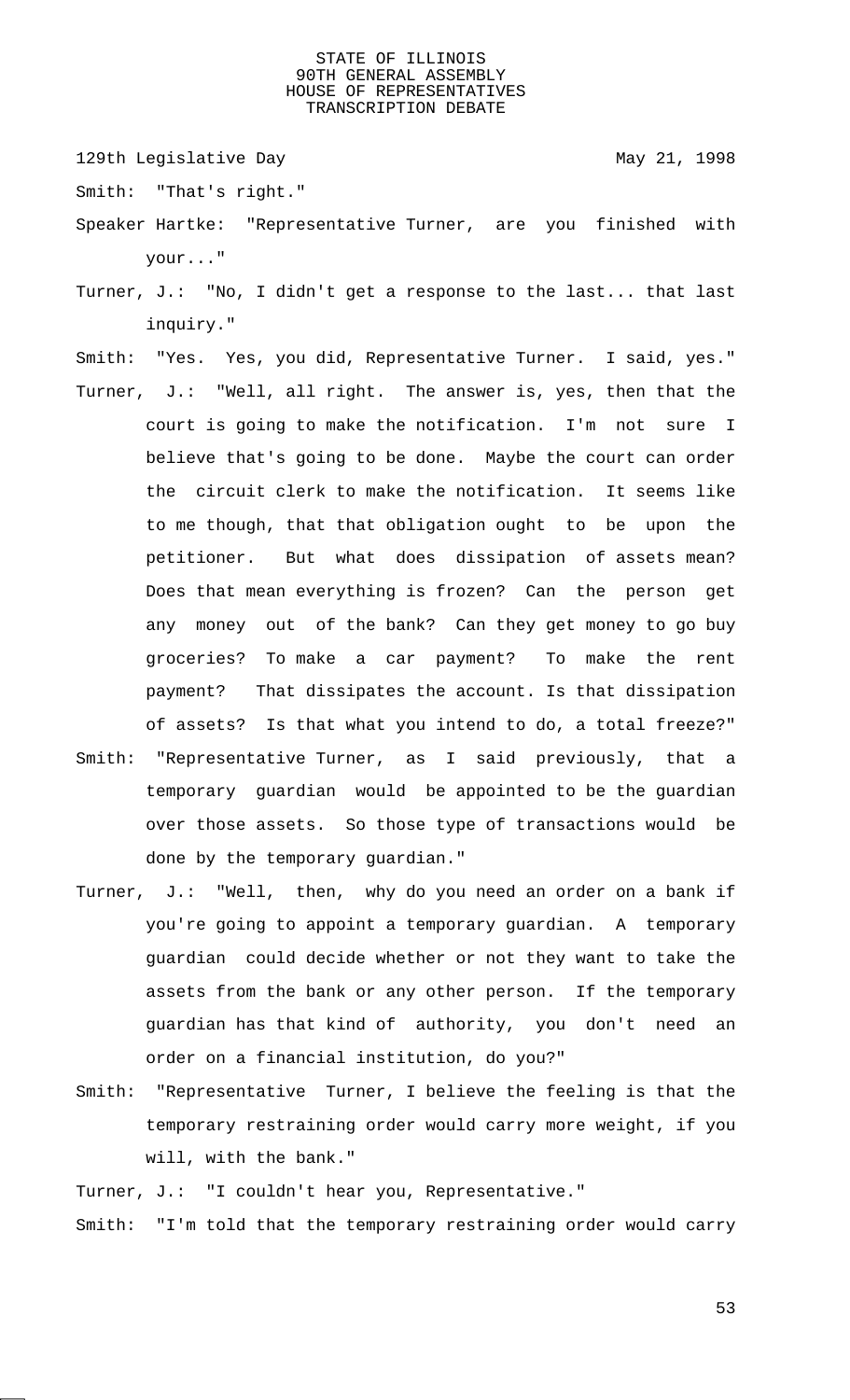Smith: "That's right."

Speaker Hartke: "Representative Turner, are you finished with your..."

Turner, J.: "No, I didn't get a response to the last... that last inquiry."

Smith: "Yes. Yes, you did, Representative Turner. I said, yes."

Turner, J.: "Well, all right. The answer is, yes, then that the court is going to make the notification. I'm not sure I believe that's going to be done. Maybe the court can order the circuit clerk to make the notification. It seems like to me though, that that obligation ought to be upon the petitioner. But what does dissipation of assets mean? Does that mean everything is frozen? Can the person get any money out of the bank? Can they get money to go buy groceries? To make a car payment? To make the rent payment? That dissipates the account. Is that dissipation of assets? Is that what you intend to do, a total freeze?"

Smith: "Representative Turner, as I said previously, that a temporary guardian would be appointed to be the guardian over those assets. So those type of transactions would be done by the temporary guardian."

Turner, J.: "Well, then, why do you need an order on a bank if you're going to appoint a temporary guardian. A temporary guardian could decide whether or not they want to take the assets from the bank or any other person. If the temporary guardian has that kind of authority, you don't need an order on a financial institution, do you?"

Smith: "Representative Turner, I believe the feeling is that the temporary restraining order would carry more weight, if you will, with the bank."

Turner, J.: "I couldn't hear you, Representative."

Smith: "I'm told that the temporary restraining order would carry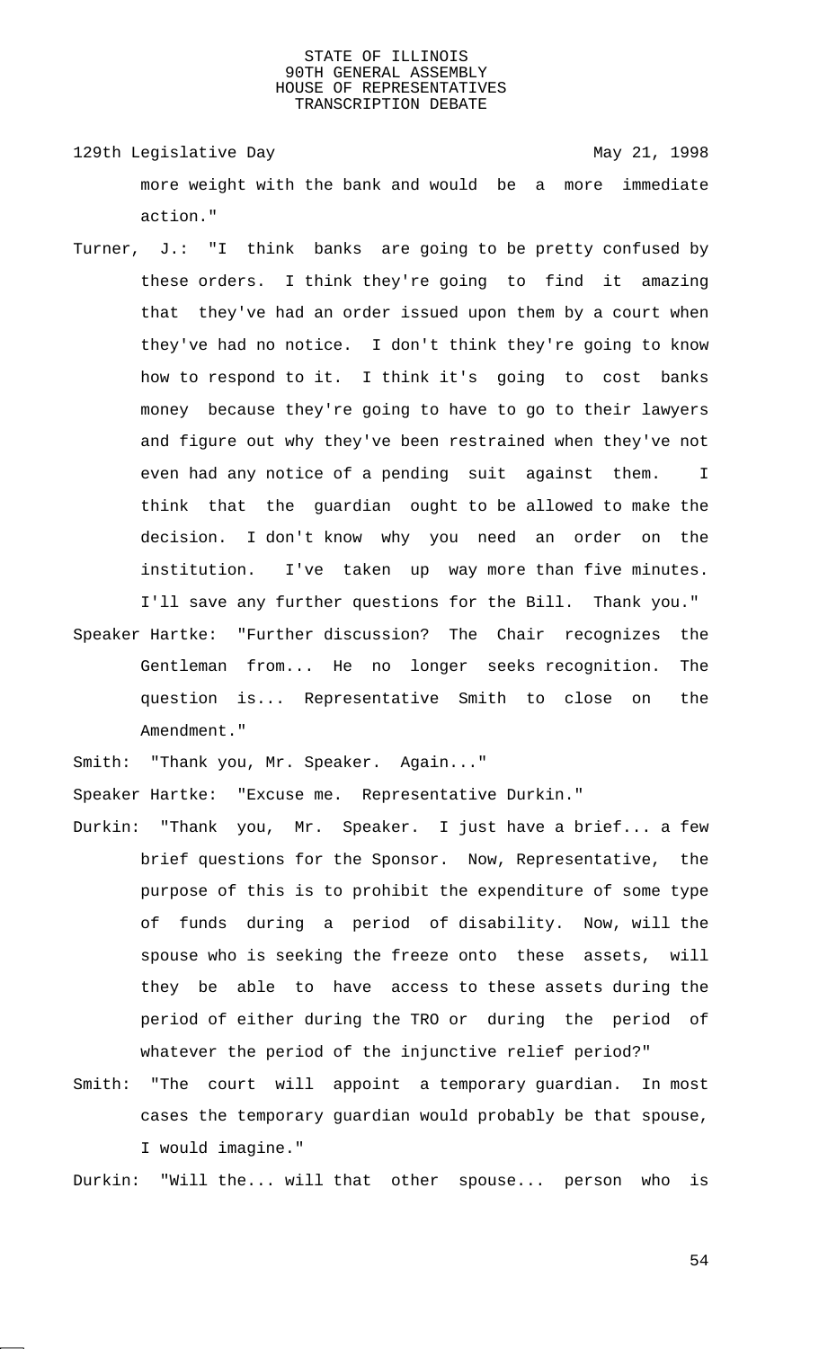more weight with the bank and would be a more immediate action."

Turner, J.: "I think banks are going to be pretty confused by these orders. I think they're going to find it amazing that they've had an order issued upon them by a court when they've had no notice. I don't think they're going to know how to respond to it. I think it's going to cost banks money because they're going to have to go to their lawyers and figure out why they've been restrained when they've not even had any notice of a pending suit against them. I think that the guardian ought to be allowed to make the decision. I don't know why you need an order on the institution. I've taken up way more than five minutes. I'll save any further questions for the Bill. Thank you."

Speaker Hartke: "Further discussion? The Chair recognizes the Gentleman from... He no longer seeks recognition. The question is... Representative Smith to close on the Amendment."

Smith: "Thank you, Mr. Speaker. Again..."

Speaker Hartke: "Excuse me. Representative Durkin."

Durkin: "Thank you, Mr. Speaker. I just have a brief... a few brief questions for the Sponsor. Now, Representative, the purpose of this is to prohibit the expenditure of some type of funds during a period of disability. Now, will the spouse who is seeking the freeze onto these assets, will they be able to have access to these assets during the period of either during the TRO or during the period of whatever the period of the injunctive relief period?"

Smith: "The court will appoint a temporary guardian. In most cases the temporary guardian would probably be that spouse, I would imagine."

Durkin: "Will the... will that other spouse... person who is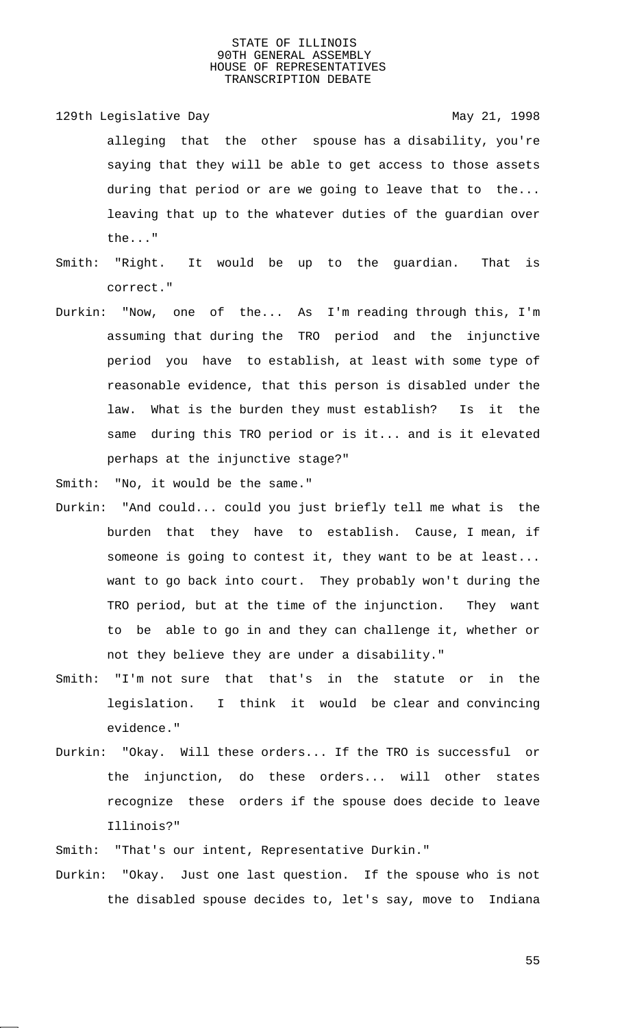alleging that the other spouse has a disability, you're saying that they will be able to get access to those assets during that period or are we going to leave that to the... leaving that up to the whatever duties of the guardian over the..."

Smith: "Right. It would be up to the guardian. That is correct."

Durkin: "Now, one of the... As I'm reading through this, I'm assuming that during the TRO period and the injunctive period you have to establish, at least with some type of reasonable evidence, that this person is disabled under the law. What is the burden they must establish? Is it the same during this TRO period or is it... and is it elevated perhaps at the injunctive stage?"

Smith: "No, it would be the same."

Durkin: "And could... could you just briefly tell me what is the burden that they have to establish. Cause, I mean, if someone is going to contest it, they want to be at least... want to go back into court. They probably won't during the TRO period, but at the time of the injunction. They want to be able to go in and they can challenge it, whether or not they believe they are under a disability."

Smith: "I'm not sure that that's in the statute or in the legislation. I think it would be clear and convincing evidence."

Durkin: "Okay. Will these orders... If the TRO is successful or the injunction, do these orders... will other states recognize these orders if the spouse does decide to leave Illinois?"

Smith: "That's our intent, Representative Durkin."

Durkin: "Okay. Just one last question. If the spouse who is not the disabled spouse decides to, let's say, move to Indiana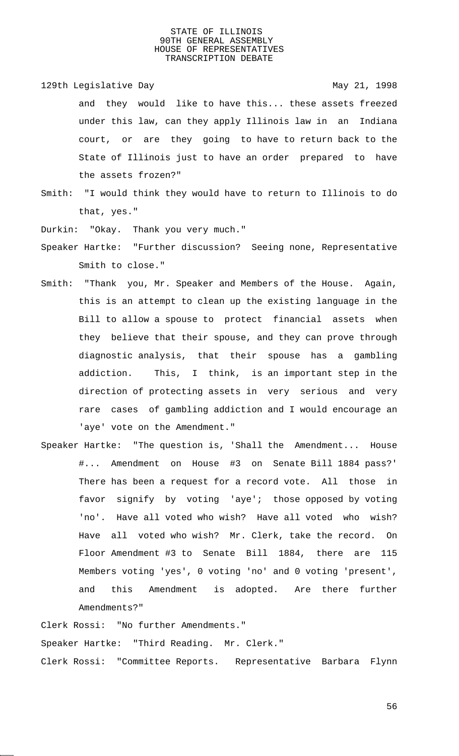and they would like to have this... these assets freezed under this law, can they apply Illinois law in an Indiana court, or are they going to have to return back to the State of Illinois just to have an order prepared to have the assets frozen?"

Smith: "I would think they would have to return to Illinois to do that, yes."

Durkin: "Okay. Thank you very much."

Speaker Hartke: "Further discussion? Seeing none, Representative Smith to close."

Smith: "Thank you, Mr. Speaker and Members of the House. Again, this is an attempt to clean up the existing language in the Bill to allow a spouse to protect financial assets when they believe that their spouse, and they can prove through diagnostic analysis, that their spouse has a gambling addiction. This, I think, is an important step in the direction of protecting assets in very serious and very rare cases of gambling addiction and I would encourage an 'aye' vote on the Amendment."

Speaker Hartke: "The question is, 'Shall the Amendment... House #... Amendment on House #3 on Senate Bill 1884 pass?' There has been a request for a record vote. All those in favor signify by voting 'aye'; those opposed by voting 'no'. Have all voted who wish? Have all voted who wish? Have all voted who wish? Mr. Clerk, take the record. On Floor Amendment #3 to Senate Bill 1884, there are 115 Members voting 'yes', 0 voting 'no' and 0 voting 'present', and this Amendment is adopted. Are there further Amendments?"

Clerk Rossi: "No further Amendments."

Speaker Hartke: "Third Reading. Mr. Clerk."

Clerk Rossi: "Committee Reports. Representative Barbara Flynn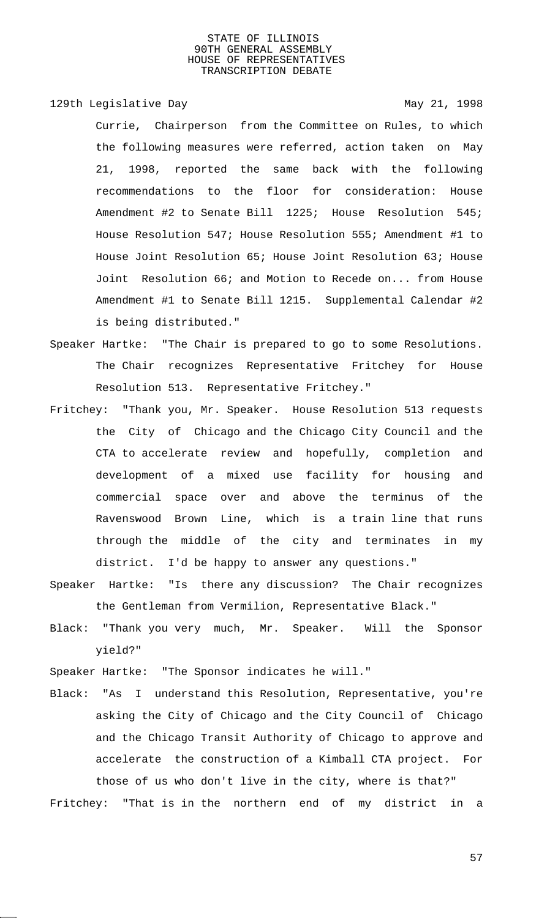Currie, Chairperson from the Committee on Rules, to which the following measures were referred, action taken on May 21, 1998, reported the same back with the following recommendations to the floor for consideration: House Amendment #2 to Senate Bill 1225; House Resolution 545; House Resolution 547; House Resolution 555; Amendment #1 to House Joint Resolution 65; House Joint Resolution 63; House Joint Resolution 66; and Motion to Recede on... from House Amendment #1 to Senate Bill 1215. Supplemental Calendar #2 is being distributed."

Speaker Hartke: "The Chair is prepared to go to some Resolutions. The Chair recognizes Representative Fritchey for House Resolution 513. Representative Fritchey."

Fritchey: "Thank you, Mr. Speaker. House Resolution 513 requests the City of Chicago and the Chicago City Council and the CTA to accelerate review and hopefully, completion and development of a mixed use facility for housing and commercial space over and above the terminus of the Ravenswood Brown Line, which is a train line that runs through the middle of the city and terminates in my district. I'd be happy to answer any questions."

Speaker Hartke: "Is there any discussion? The Chair recognizes the Gentleman from Vermilion, Representative Black."

Black: "Thank you very much, Mr. Speaker. Will the Sponsor yield?"

Speaker Hartke: "The Sponsor indicates he will."

Black: "As I understand this Resolution, Representative, you're asking the City of Chicago and the City Council of Chicago and the Chicago Transit Authority of Chicago to approve and accelerate the construction of a Kimball CTA project. For those of us who don't live in the city, where is that?"

Fritchey: "That is in the northern end of my district in a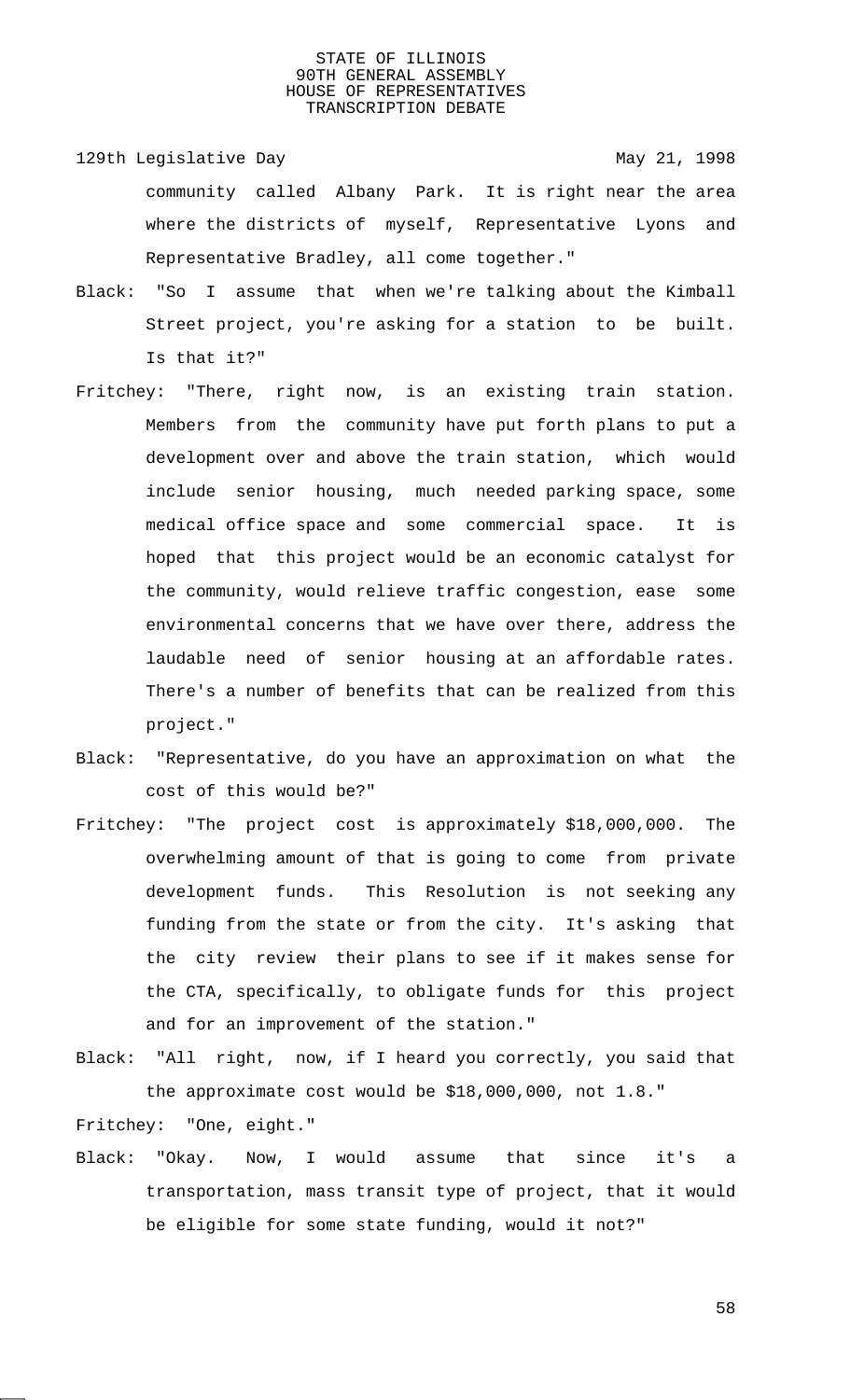community called Albany Park. It is right near the area where the districts of myself, Representative Lyons and Representative Bradley, all come together."

Black: "So I assume that when we're talking about the Kimball Street project, you're asking for a station to be built. Is that it?"

Fritchey: "There, right now, is an existing train station. Members from the community have put forth plans to put a development over and above the train station, which would include senior housing, much needed parking space, some medical office space and some commercial space. It is hoped that this project would be an economic catalyst for the community, would relieve traffic congestion, ease some environmental concerns that we have over there, address the laudable need of senior housing at an affordable rates. There's a number of benefits that can be realized from this project."

Black: "Representative, do you have an approximation on what the cost of this would be?"

Fritchey: "The project cost is approximately $18,000,000. The overwhelming amount of that is going to come from private development funds. This Resolution is not seeking any funding from the state or from the city. It's asking that the city review their plans to see if it makes sense for the CTA, specifically, to obligate funds for this project and for an improvement of the station."

Black: "All right, now, if I heard you correctly, you said that the approximate cost would be $18,000,000, not 1.8."

Fritchey: "One, eight."

Black: "Okay. Now, I would assume that since it's a transportation, mass transit type of project, that it would be eligible for some state funding, would it not?"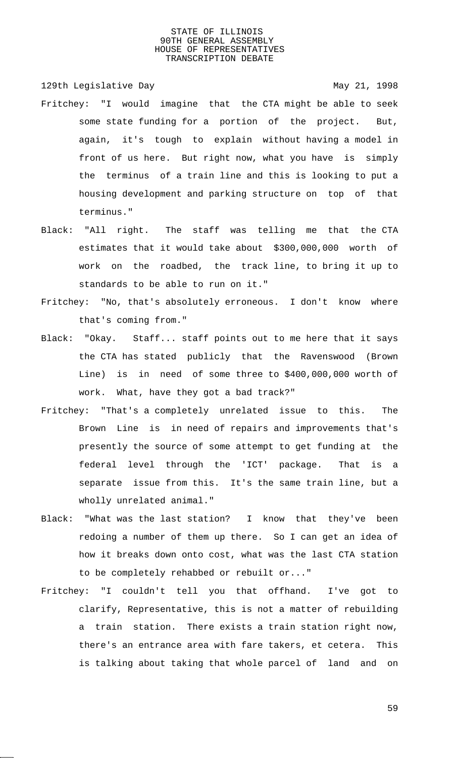Fritchey: "I would imagine that the CTA might be able to seek some state funding for a portion of the project. But, again, it's tough to explain without having a model in front of us here. But right now, what you have is simply the terminus of a train line and this is looking to put a housing development and parking structure on top of that terminus."

Black: "All right. The staff was telling me that the CTA estimates that it would take about $300,000,000 worth of work on the roadbed, the track line, to bring it up to standards to be able to run on it."

Fritchey: "No, that's absolutely erroneous. I don't know where that's coming from."

Black: "Okay. Staff... staff points out to me here that it says the CTA has stated publicly that the Ravenswood (Brown Line) is in need of some three to $400,000,000 worth of work. What, have they got a bad track?"

Fritchey: "That's a completely unrelated issue to this. The Brown Line is in need of repairs and improvements that's presently the source of some attempt to get funding at the federal level through the 'ICT' package. That is a separate issue from this. It's the same train line, but a wholly unrelated animal."

Black: "What was the last station? I know that they've been redoing a number of them up there. So I can get an idea of how it breaks down onto cost, what was the last CTA station to be completely rehabbed or rebuilt or..."

Fritchey: "I couldn't tell you that offhand. I've got to clarify, Representative, this is not a matter of rebuilding a train station. There exists a train station right now, there's an entrance area with fare takers, et cetera. This is talking about taking that whole parcel of land and on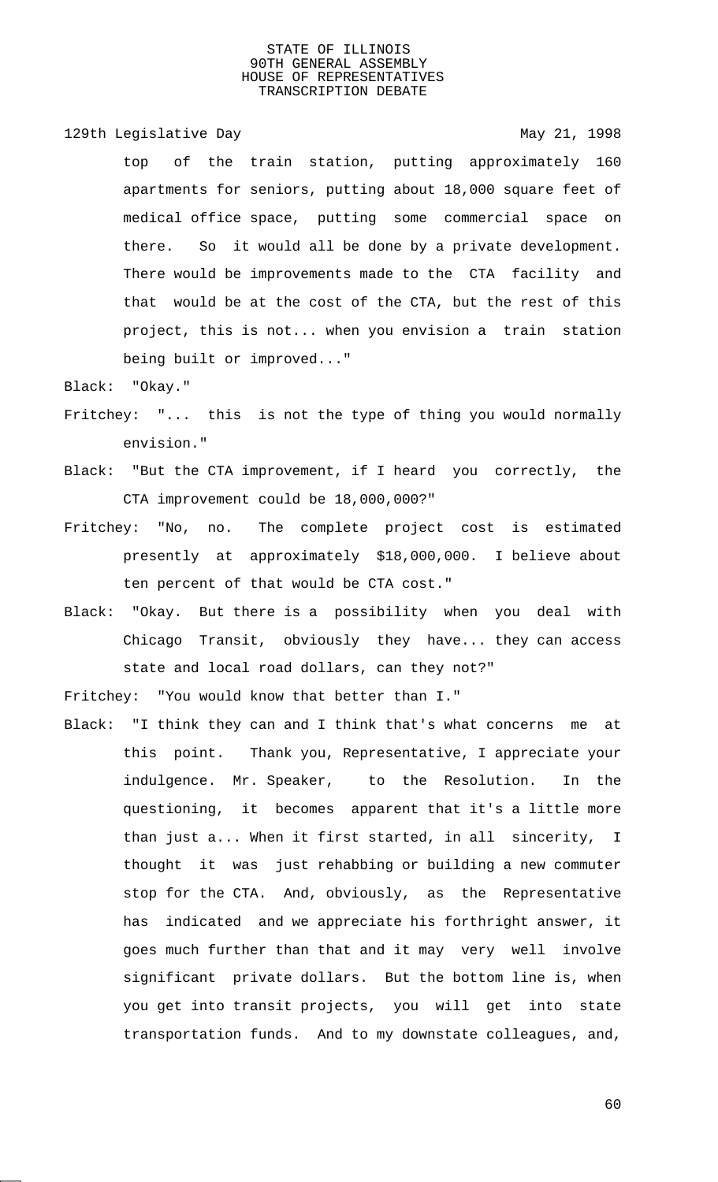top of the train station, putting approximately 160 apartments for seniors, putting about 18,000 square feet of medical office space, putting some commercial space on there. So it would all be done by a private development. There would be improvements made to the CTA facility and that would be at the cost of the CTA, but the rest of this project, this is not... when you envision a train station being built or improved..."

Black: "Okay."

Fritchey: "... this is not the type of thing you would normally envision."

Black: "But the CTA improvement, if I heard you correctly, the CTA improvement could be 18,000,000?"

Fritchey: "No, no. The complete project cost is estimated presently at approximately $18,000,000. I believe about ten percent of that would be CTA cost."

Black: "Okay. But there is a possibility when you deal with Chicago Transit, obviously they have... they can access state and local road dollars, can they not?"

Fritchey: "You would know that better than I."

Black: "I think they can and I think that's what concerns me at this point. Thank you, Representative, I appreciate your indulgence. Mr. Speaker, to the Resolution. In the questioning, it becomes apparent that it's a little more than just a... When it first started, in all sincerity, I thought it was just rehabbing or building a new commuter stop for the CTA. And, obviously, as the Representative has indicated and we appreciate his forthright answer, it goes much further than that and it may very well involve significant private dollars. But the bottom line is, when you get into transit projects, you will get into state transportation funds. And to my downstate colleagues, and,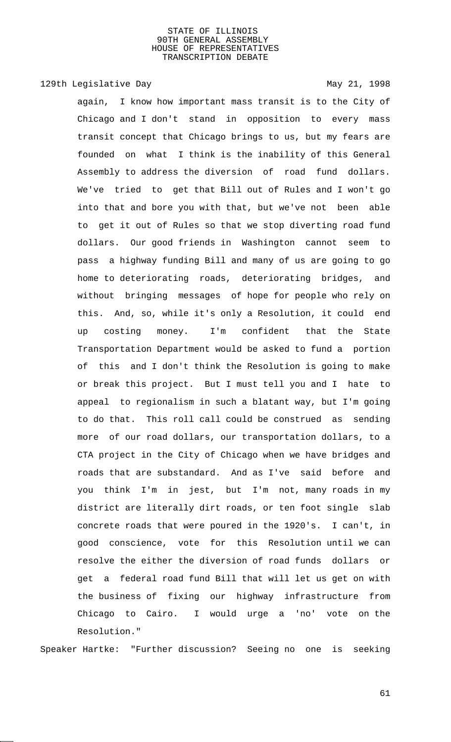again, I know how important mass transit is to the City of Chicago and I don't stand in opposition to every mass transit concept that Chicago brings to us, but my fears are founded on what I think is the inability of this General Assembly to address the diversion of road fund dollars. We've tried to get that Bill out of Rules and I won't go into that and bore you with that, but we've not been able to get it out of Rules so that we stop diverting road fund dollars. Our good friends in Washington cannot seem to pass a highway funding Bill and many of us are going to go home to deteriorating roads, deteriorating bridges, and without bringing messages of hope for people who rely on this. And, so, while it's only a Resolution, it could end up costing money. I'm confident that the State Transportation Department would be asked to fund a portion of this and I don't think the Resolution is going to make or break this project. But I must tell you and I hate to appeal to regionalism in such a blatant way, but I'm going to do that. This roll call could be construed as sending more of our road dollars, our transportation dollars, to a CTA project in the City of Chicago when we have bridges and roads that are substandard. And as I've said before and you think I'm in jest, but I'm not, many roads in my district are literally dirt roads, or ten foot single slab concrete roads that were poured in the 1920's. I can't, in good conscience, vote for this Resolution until we can resolve the either the diversion of road funds dollars or get a federal road fund Bill that will let us get on with the business of fixing our highway infrastructure from Chicago to Cairo. I would urge a 'no' vote on the Resolution."

Speaker Hartke: "Further discussion? Seeing no one is seeking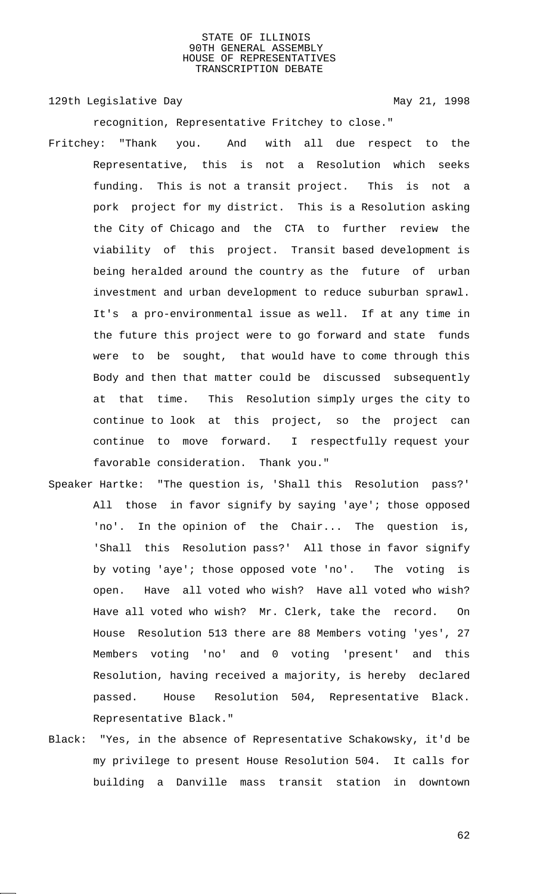recognition, Representative Fritchey to close."

Fritchey: "Thank you. And with all due respect to the Representative, this is not a Resolution which seeks funding. This is not a transit project. This is not a pork project for my district. This is a Resolution asking the City of Chicago and the CTA to further review the viability of this project. Transit based development is being heralded around the country as the future of urban investment and urban development to reduce suburban sprawl. It's a pro-environmental issue as well. If at any time in the future this project were to go forward and state funds were to be sought, that would have to come through this Body and then that matter could be discussed subsequently at that time. This Resolution simply urges the city to continue to look at this project, so the project can continue to move forward. I respectfully request your favorable consideration. Thank you."

Speaker Hartke: "The question is, 'Shall this Resolution pass?' All those in favor signify by saying 'aye'; those opposed 'no'. In the opinion of the Chair... The question is, 'Shall this Resolution pass?' All those in favor signify by voting 'aye'; those opposed vote 'no'. The voting is open. Have all voted who wish? Have all voted who wish? Have all voted who wish? Mr. Clerk, take the record. On House Resolution 513 there are 88 Members voting 'yes', 27 Members voting 'no' and 0 voting 'present' and this Resolution, having received a majority, is hereby declared passed. House Resolution 504, Representative Black. Representative Black."

Black: "Yes, in the absence of Representative Schakowsky, it'd be my privilege to present House Resolution 504. It calls for building a Danville mass transit station in downtown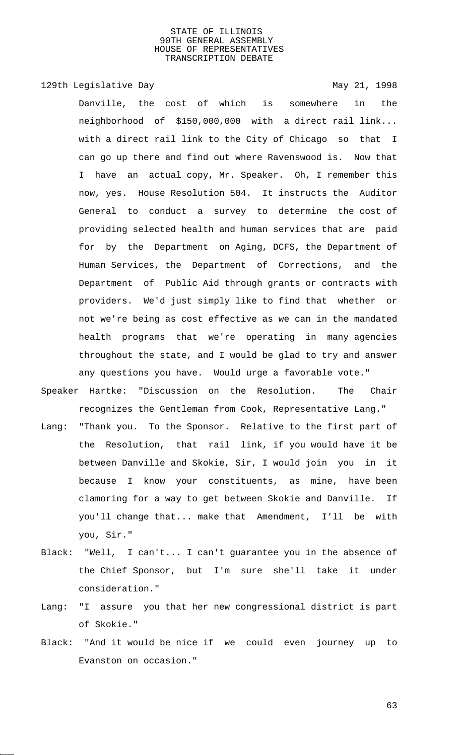Danville, the cost of which is somewhere in the neighborhood of $150,000,000 with a direct rail link... with a direct rail link to the City of Chicago so that I can go up there and find out where Ravenswood is. Now that I have an actual copy, Mr. Speaker. Oh, I remember this now, yes. House Resolution 504. It instructs the Auditor General to conduct a survey to determine the cost of providing selected health and human services that are paid for by the Department on Aging, DCFS, the Department of Human Services, the Department of Corrections, and the Department of Public Aid through grants or contracts with providers. We'd just simply like to find that whether or not we're being as cost effective as we can in the mandated health programs that we're operating in many agencies throughout the state, and I would be glad to try and answer any questions you have. Would urge a favorable vote."

Speaker Hartke: "Discussion on the Resolution. The Chair recognizes the Gentleman from Cook, Representative Lang."

Lang: "Thank you. To the Sponsor. Relative to the first part of the Resolution, that rail link, if you would have it be between Danville and Skokie, Sir, I would join you in it because I know your constituents, as mine, have been clamoring for a way to get between Skokie and Danville. If you'll change that... make that Amendment, I'll be with you, Sir."

Black: "Well, I can't... I can't guarantee you in the absence of the Chief Sponsor, but I'm sure she'll take it under consideration."

Lang: "I assure you that her new congressional district is part of Skokie."

Black: "And it would be nice if we could even journey up to Evanston on occasion."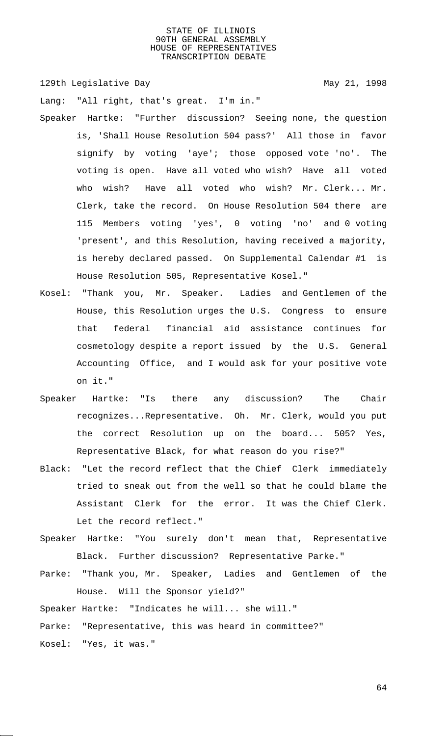Lang: "All right, that's great. I'm in."

Speaker Hartke: "Further discussion? Seeing none, the question is, 'Shall House Resolution 504 pass?' All those in favor signify by voting 'aye'; those opposed vote 'no'. The voting is open. Have all voted who wish? Have all voted who wish? Have all voted who wish? Mr. Clerk... Mr. Clerk, take the record. On House Resolution 504 there are 115 Members voting 'yes', 0 voting 'no' and 0 voting 'present', and this Resolution, having received a majority, is hereby declared passed. On Supplemental Calendar #1 is House Resolution 505, Representative Kosel."

Kosel: "Thank you, Mr. Speaker. Ladies and Gentlemen of the House, this Resolution urges the U.S. Congress to ensure that federal financial aid assistance continues for cosmetology despite a report issued by the U.S. General Accounting Office, and I would ask for your positive vote on it."

Speaker Hartke: "Is there any discussion? The Chair recognizes...Representative. Oh. Mr. Clerk, would you put the correct Resolution up on the board... 505? Yes, Representative Black, for what reason do you rise?"

Black: "Let the record reflect that the Chief Clerk immediately tried to sneak out from the well so that he could blame the Assistant Clerk for the error. It was the Chief Clerk. Let the record reflect."

Speaker Hartke: "You surely don't mean that, Representative Black. Further discussion? Representative Parke."

Parke: "Thank you, Mr. Speaker, Ladies and Gentlemen of the House. Will the Sponsor yield?"

Speaker Hartke: "Indicates he will... she will."

Parke: "Representative, this was heard in committee?"

Kosel: "Yes, it was."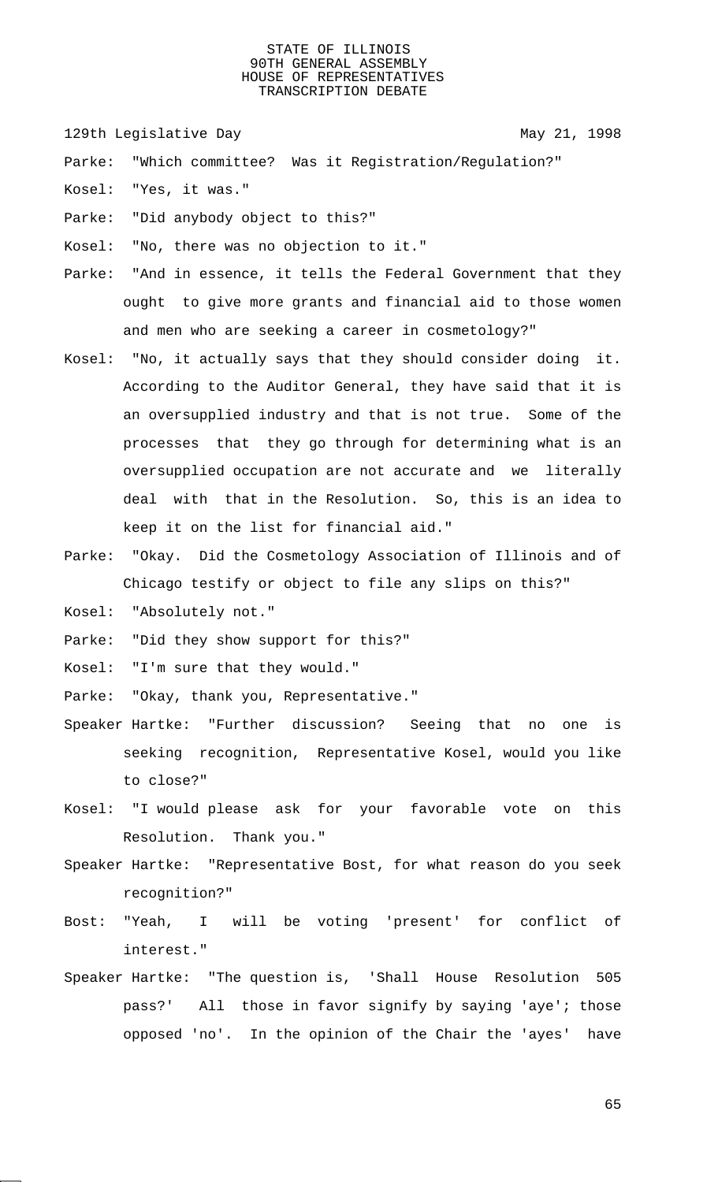Parke: "Which committee? Was it Registration/Regulation?"

Kosel: "Yes, it was."

Parke: "Did anybody object to this?"

Kosel: "No, there was no objection to it."

Parke: "And in essence, it tells the Federal Government that they ought to give more grants and financial aid to those women and men who are seeking a career in cosmetology?"

Kosel: "No, it actually says that they should consider doing it. According to the Auditor General, they have said that it is an oversupplied industry and that is not true. Some of the processes that they go through for determining what is an oversupplied occupation are not accurate and we literally deal with that in the Resolution. So, this is an idea to keep it on the list for financial aid."

Parke: "Okay. Did the Cosmetology Association of Illinois and of Chicago testify or object to file any slips on this?"

Kosel: "Absolutely not."

Parke: "Did they show support for this?"

Kosel: "I'm sure that they would."

Parke: "Okay, thank you, Representative."

Speaker Hartke: "Further discussion? Seeing that no one is seeking recognition, Representative Kosel, would you like to close?"

Kosel: "I would please ask for your favorable vote on this Resolution. Thank you."

Speaker Hartke: "Representative Bost, for what reason do you seek recognition?"

Bost: "Yeah, I will be voting 'present' for conflict of interest."

Speaker Hartke: "The question is, 'Shall House Resolution 505 pass?' All those in favor signify by saying 'aye'; those opposed 'no'. In the opinion of the Chair the 'ayes' have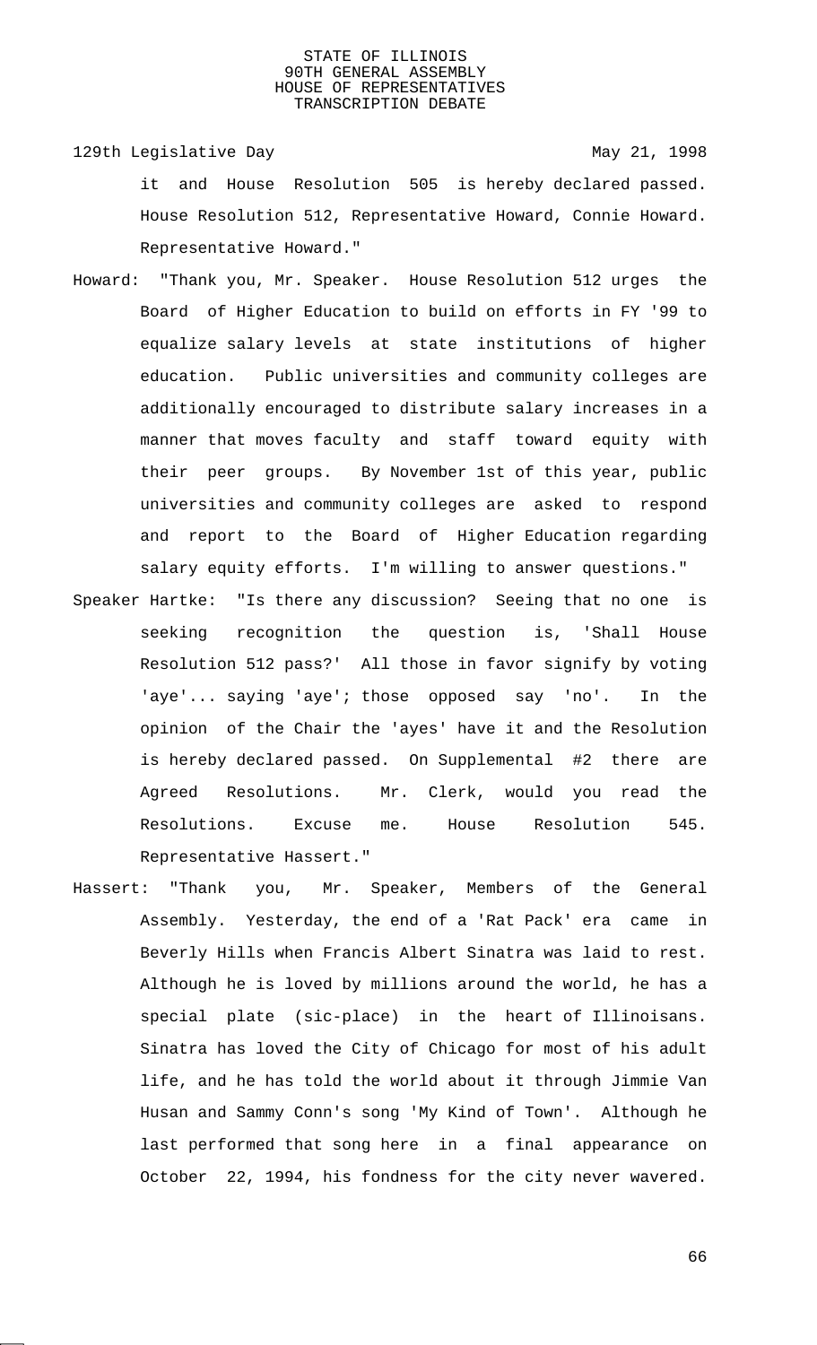it and House Resolution 505 is hereby declared passed. House Resolution 512, Representative Howard, Connie Howard. Representative Howard."

Howard: "Thank you, Mr. Speaker. House Resolution 512 urges the Board of Higher Education to build on efforts in FY '99 to equalize salary levels at state institutions of higher education. Public universities and community colleges are additionally encouraged to distribute salary increases in a manner that moves faculty and staff toward equity with their peer groups. By November 1st of this year, public universities and community colleges are asked to respond and report to the Board of Higher Education regarding salary equity efforts. I'm willing to answer questions."

Speaker Hartke: "Is there any discussion? Seeing that no one is seeking recognition the question is, 'Shall House Resolution 512 pass?' All those in favor signify by voting 'aye'... saying 'aye'; those opposed say 'no'. In the opinion of the Chair the 'ayes' have it and the Resolution is hereby declared passed. On Supplemental #2 there are Agreed Resolutions. Mr. Clerk, would you read the Resolutions. Excuse me. House Resolution 545. Representative Hassert."

Hassert: "Thank you, Mr. Speaker, Members of the General Assembly. Yesterday, the end of a 'Rat Pack' era came in Beverly Hills when Francis Albert Sinatra was laid to rest. Although he is loved by millions around the world, he has a special plate (sic-place) in the heart of Illinoisans. Sinatra has loved the City of Chicago for most of his adult life, and he has told the world about it through Jimmie Van Husan and Sammy Conn's song 'My Kind of Town'. Although he last performed that song here in a final appearance on October 22, 1994, his fondness for the city never wavered.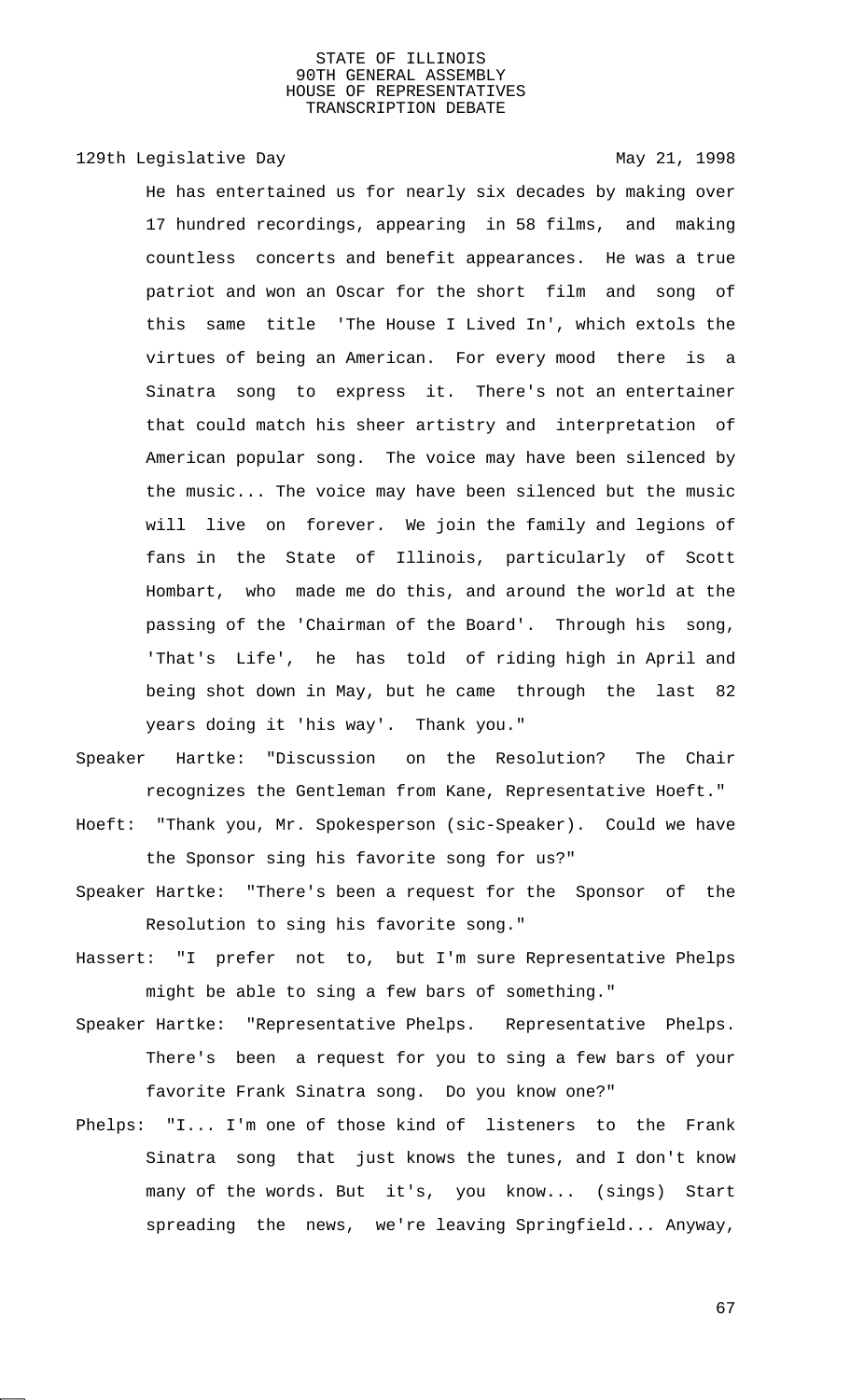He has entertained us for nearly six decades by making over 17 hundred recordings, appearing in 58 films, and making countless concerts and benefit appearances. He was a true patriot and won an Oscar for the short film and song of this same title 'The House I Lived In', which extols the virtues of being an American. For every mood there is a Sinatra song to express it. There's not an entertainer that could match his sheer artistry and interpretation of American popular song. The voice may have been silenced by the music... The voice may have been silenced but the music will live on forever. We join the family and legions of fans in the State of Illinois, particularly of Scott Hombart, who made me do this, and around the world at the passing of the 'Chairman of the Board'. Through his song, 'That's Life', he has told of riding high in April and being shot down in May, but he came through the last 82 years doing it 'his way'. Thank you."

Speaker Hartke: "Discussion on the Resolution? The Chair recognizes the Gentleman from Kane, Representative Hoeft."

Hoeft: "Thank you, Mr. Spokesperson (sic-Speaker). Could we have the Sponsor sing his favorite song for us?"

Speaker Hartke: "There's been a request for the Sponsor of the Resolution to sing his favorite song."

Hassert: "I prefer not to, but I'm sure Representative Phelps might be able to sing a few bars of something."

Speaker Hartke: "Representative Phelps. Representative Phelps. There's been a request for you to sing a few bars of your favorite Frank Sinatra song. Do you know one?"

Phelps: "I... I'm one of those kind of listeners to the Frank Sinatra song that just knows the tunes, and I don't know many of the words. But it's, you know... (sings) Start spreading the news, we're leaving Springfield... Anyway,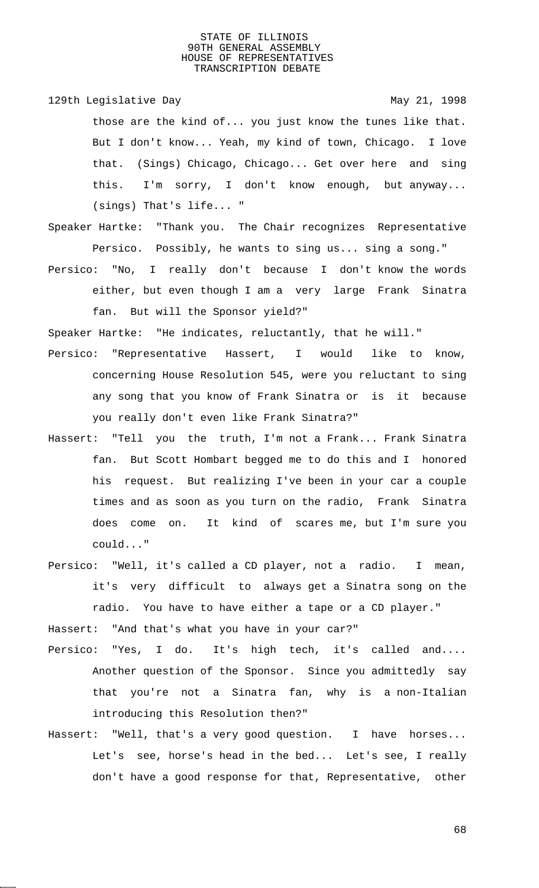those are the kind of... you just know the tunes like that. But I don't know... Yeah, my kind of town, Chicago. I love that. (Sings) Chicago, Chicago... Get over here and sing this. I'm sorry, I don't know enough, but anyway... (sings) That's life... "

Speaker Hartke: "Thank you. The Chair recognizes Representative Persico. Possibly, he wants to sing us... sing a song."

Persico: "No, I really don't because I don't know the words either, but even though I am a very large Frank Sinatra fan. But will the Sponsor yield?"

Speaker Hartke: "He indicates, reluctantly, that he will."

Persico: "Representative Hassert, I would like to know, concerning House Resolution 545, were you reluctant to sing any song that you know of Frank Sinatra or is it because you really don't even like Frank Sinatra?"

Hassert: "Tell you the truth, I'm not a Frank... Frank Sinatra fan. But Scott Hombart begged me to do this and I honored his request. But realizing I've been in your car a couple times and as soon as you turn on the radio, Frank Sinatra does come on. It kind of scares me, but I'm sure you could..."

Persico: "Well, it's called a CD player, not a radio. I mean, it's very difficult to always get a Sinatra song on the radio. You have to have either a tape or a CD player."

Hassert: "And that's what you have in your car?"

Persico: "Yes, I do. It's high tech, it's called and.... Another question of the Sponsor. Since you admittedly say that you're not a Sinatra fan, why is a non-Italian introducing this Resolution then?"

Hassert: "Well, that's a very good question. I have horses... Let's see, horse's head in the bed... Let's see, I really don't have a good response for that, Representative, other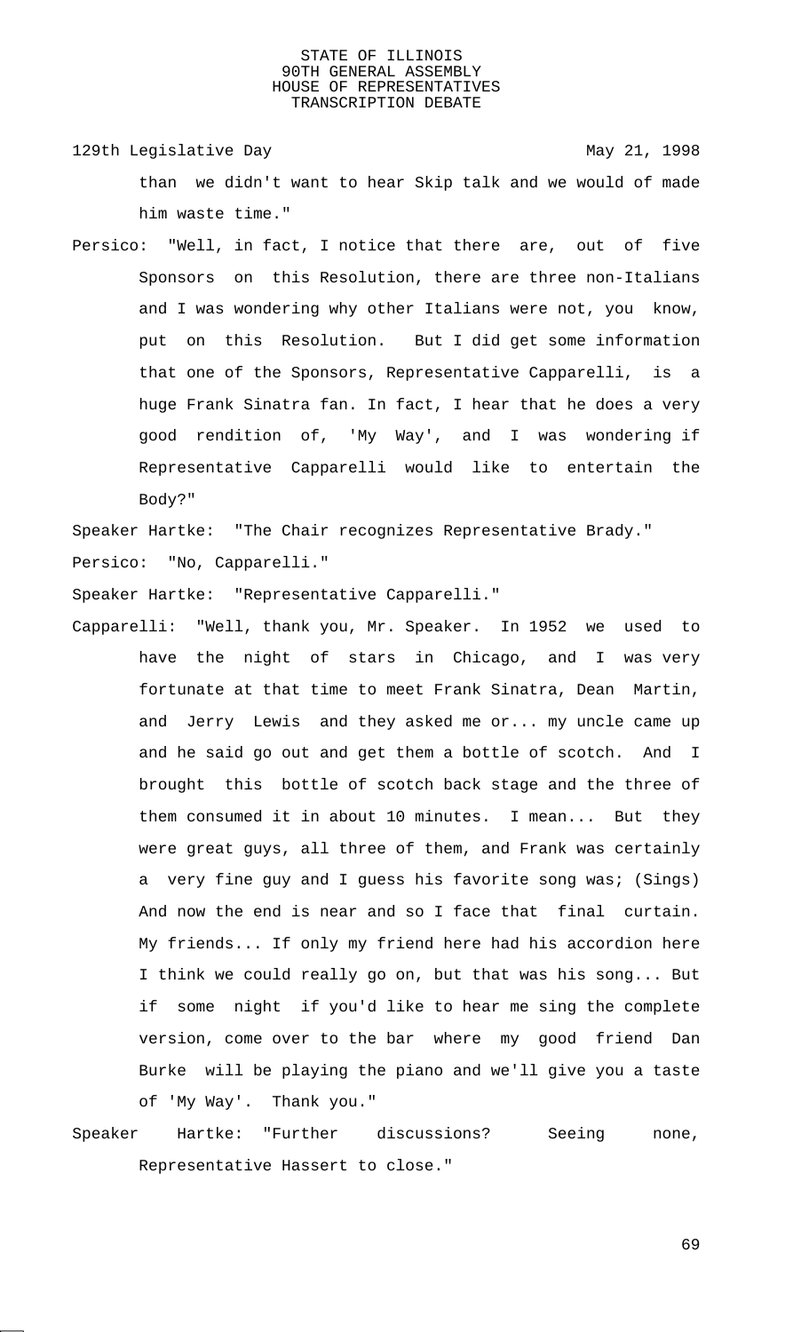than we didn't want to hear Skip talk and we would of made him waste time."

Persico: "Well, in fact, I notice that there are, out of five Sponsors on this Resolution, there are three non-Italians and I was wondering why other Italians were not, you know, put on this Resolution. But I did get some information that one of the Sponsors, Representative Capparelli, is a huge Frank Sinatra fan. In fact, I hear that he does a very good rendition of, 'My Way', and I was wondering if Representative Capparelli would like to entertain the Body?"

Speaker Hartke: "The Chair recognizes Representative Brady."

Persico: "No, Capparelli."

Speaker Hartke: "Representative Capparelli."

Capparelli: "Well, thank you, Mr. Speaker. In 1952 we used to have the night of stars in Chicago, and I was very fortunate at that time to meet Frank Sinatra, Dean Martin, and Jerry Lewis and they asked me or... my uncle came up and he said go out and get them a bottle of scotch. And I brought this bottle of scotch back stage and the three of them consumed it in about 10 minutes. I mean... But they were great guys, all three of them, and Frank was certainly a very fine guy and I guess his favorite song was; (Sings) And now the end is near and so I face that final curtain. My friends... If only my friend here had his accordion here I think we could really go on, but that was his song... But if some night if you'd like to hear me sing the complete version, come over to the bar where my good friend Dan Burke will be playing the piano and we'll give you a taste of 'My Way'. Thank you."

Speaker Hartke: "Further discussions? Seeing none, Representative Hassert to close."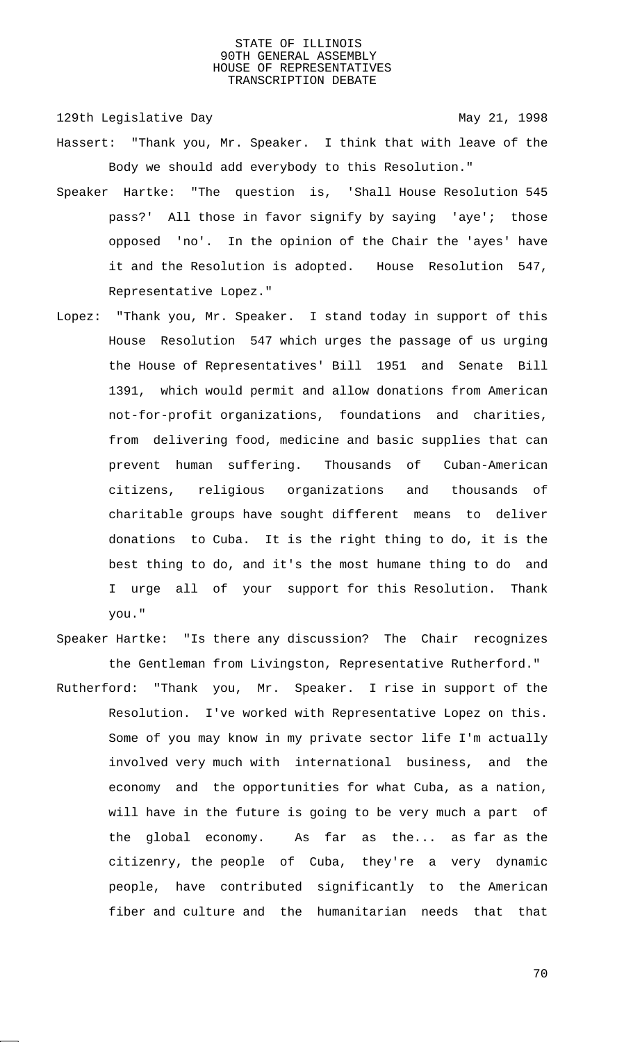Hassert: "Thank you, Mr. Speaker. I think that with leave of the Body we should add everybody to this Resolution."

Speaker Hartke: "The question is, 'Shall House Resolution 545 pass?' All those in favor signify by saying 'aye'; those opposed 'no'. In the opinion of the Chair the 'ayes' have it and the Resolution is adopted. House Resolution 547, Representative Lopez."

Lopez: "Thank you, Mr. Speaker. I stand today in support of this House Resolution 547 which urges the passage of us urging the House of Representatives' Bill 1951 and Senate Bill 1391, which would permit and allow donations from American not-for-profit organizations, foundations and charities, from delivering food, medicine and basic supplies that can prevent human suffering. Thousands of Cuban-American citizens, religious organizations and thousands of charitable groups have sought different means to deliver donations to Cuba. It is the right thing to do, it is the best thing to do, and it's the most humane thing to do and I urge all of your support for this Resolution. Thank you."

Speaker Hartke: "Is there any discussion? The Chair recognizes the Gentleman from Livingston, Representative Rutherford."

Rutherford: "Thank you, Mr. Speaker. I rise in support of the Resolution. I've worked with Representative Lopez on this. Some of you may know in my private sector life I'm actually involved very much with international business, and the economy and the opportunities for what Cuba, as a nation, will have in the future is going to be very much a part of the global economy. As far as the... as far as the citizenry, the people of Cuba, they're a very dynamic people, have contributed significantly to the American fiber and culture and the humanitarian needs that that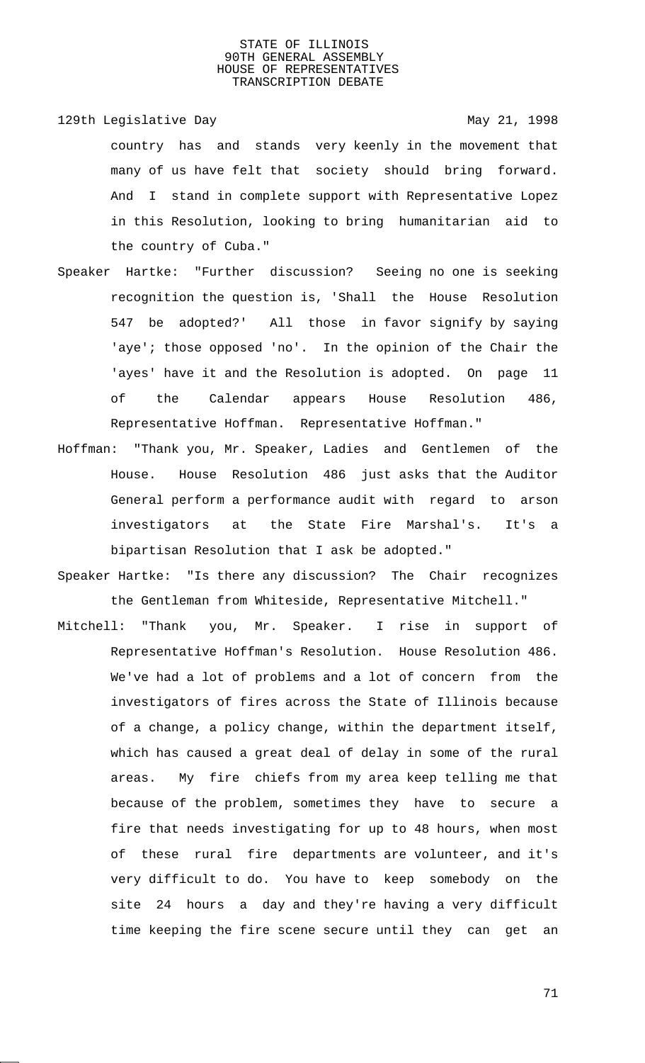country has and stands very keenly in the movement that many of us have felt that society should bring forward. And I stand in complete support with Representative Lopez in this Resolution, looking to bring humanitarian aid to the country of Cuba."

Speaker Hartke: "Further discussion? Seeing no one is seeking recognition the question is, 'Shall the House Resolution 547 be adopted?' All those in favor signify by saying 'aye'; those opposed 'no'. In the opinion of the Chair the 'ayes' have it and the Resolution is adopted. On page 11 of the Calendar appears House Resolution 486, Representative Hoffman. Representative Hoffman."

Hoffman: "Thank you, Mr. Speaker, Ladies and Gentlemen of the House. House Resolution 486 just asks that the Auditor General perform a performance audit with regard to arson investigators at the State Fire Marshal's. It's a bipartisan Resolution that I ask be adopted."

Speaker Hartke: "Is there any discussion? The Chair recognizes the Gentleman from Whiteside, Representative Mitchell."

Mitchell: "Thank you, Mr. Speaker. I rise in support of Representative Hoffman's Resolution. House Resolution 486. We've had a lot of problems and a lot of concern from the investigators of fires across the State of Illinois because of a change, a policy change, within the department itself, which has caused a great deal of delay in some of the rural areas. My fire chiefs from my area keep telling me that because of the problem, sometimes they have to secure a fire that needs investigating for up to 48 hours, when most of these rural fire departments are volunteer, and it's very difficult to do. You have to keep somebody on the site 24 hours a day and they're having a very difficult time keeping the fire scene secure until they can get an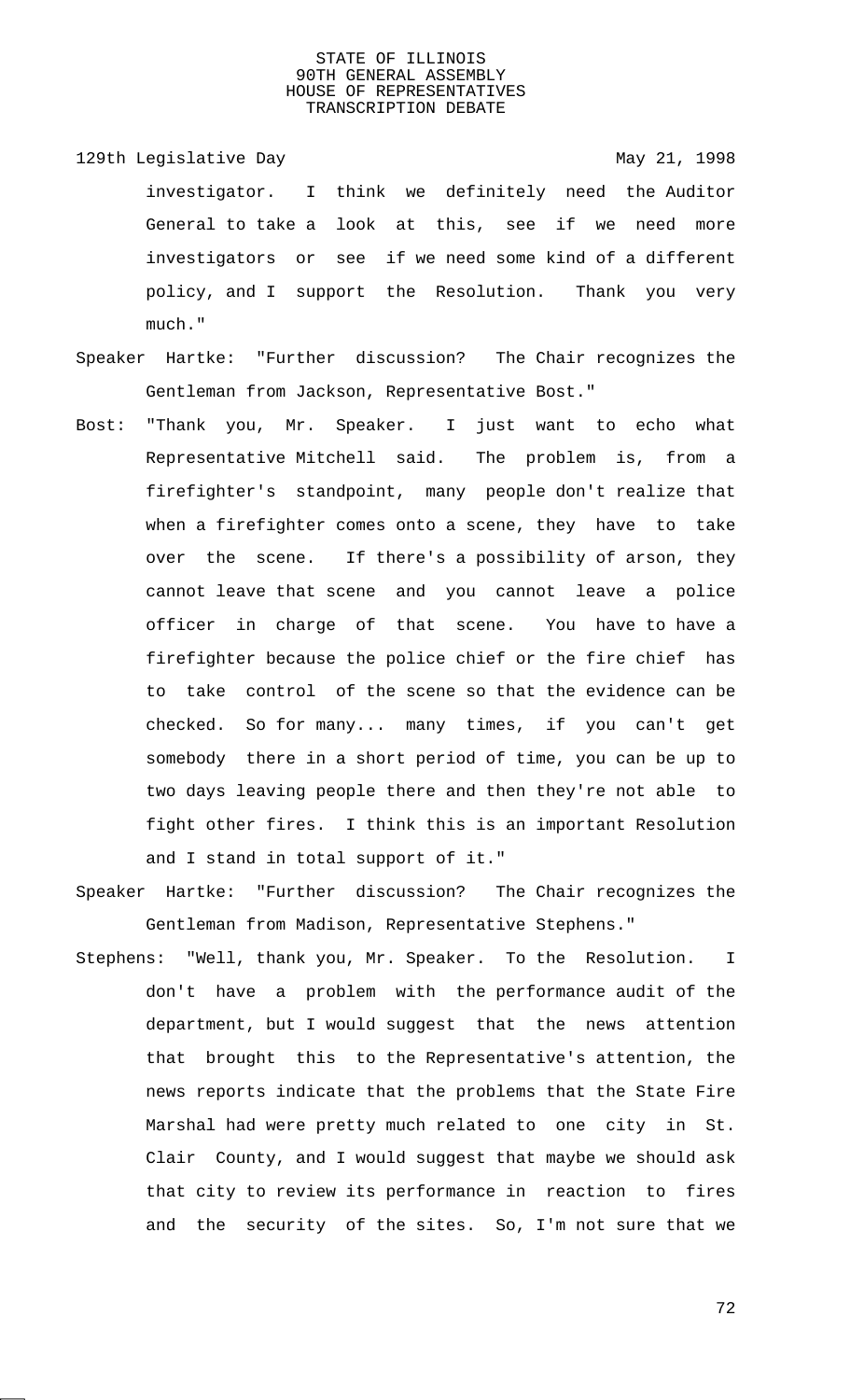investigator. I think we definitely need the Auditor General to take a look at this, see if we need more investigators or see if we need some kind of a different policy, and I support the Resolution. Thank you very much."

Speaker Hartke: "Further discussion? The Chair recognizes the Gentleman from Jackson, Representative Bost."

Bost: "Thank you, Mr. Speaker. I just want to echo what Representative Mitchell said. The problem is, from a firefighter's standpoint, many people don't realize that when a firefighter comes onto a scene, they have to take over the scene. If there's a possibility of arson, they cannot leave that scene and you cannot leave a police officer in charge of that scene. You have to have a firefighter because the police chief or the fire chief has to take control of the scene so that the evidence can be checked. So for many... many times, if you can't get somebody there in a short period of time, you can be up to two days leaving people there and then they're not able to fight other fires. I think this is an important Resolution and I stand in total support of it."

Speaker Hartke: "Further discussion? The Chair recognizes the Gentleman from Madison, Representative Stephens."

Stephens: "Well, thank you, Mr. Speaker. To the Resolution. I don't have a problem with the performance audit of the department, but I would suggest that the news attention that brought this to the Representative's attention, the news reports indicate that the problems that the State Fire Marshal had were pretty much related to one city in St. Clair County, and I would suggest that maybe we should ask that city to review its performance in reaction to fires and the security of the sites. So, I'm not sure that we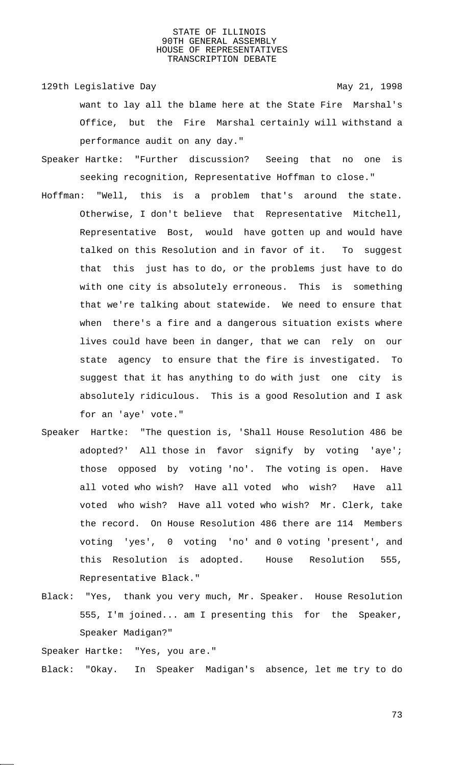want to lay all the blame here at the State Fire Marshal's Office, but the Fire Marshal certainly will withstand a performance audit on any day."

Speaker Hartke: "Further discussion? Seeing that no one is seeking recognition, Representative Hoffman to close."

Hoffman: "Well, this is a problem that's around the state. Otherwise, I don't believe that Representative Mitchell, Representative Bost, would have gotten up and would have talked on this Resolution and in favor of it. To suggest that this just has to do, or the problems just have to do with one city is absolutely erroneous. This is something that we're talking about statewide. We need to ensure that when there's a fire and a dangerous situation exists where lives could have been in danger, that we can rely on our state agency to ensure that the fire is investigated. To suggest that it has anything to do with just one city is absolutely ridiculous. This is a good Resolution and I ask for an 'aye' vote."

Speaker Hartke: "The question is, 'Shall House Resolution 486 be adopted?' All those in favor signify by voting 'aye'; those opposed by voting 'no'. The voting is open. Have all voted who wish? Have all voted who wish? Have all voted who wish? Have all voted who wish? Mr. Clerk, take the record. On House Resolution 486 there are 114 Members voting 'yes', 0 voting 'no' and 0 voting 'present', and this Resolution is adopted. House Resolution 555, Representative Black."

Black: "Yes, thank you very much, Mr. Speaker. House Resolution 555, I'm joined... am I presenting this for the Speaker, Speaker Madigan?"

Speaker Hartke: "Yes, you are."

Black: "Okay. In Speaker Madigan's absence, let me try to do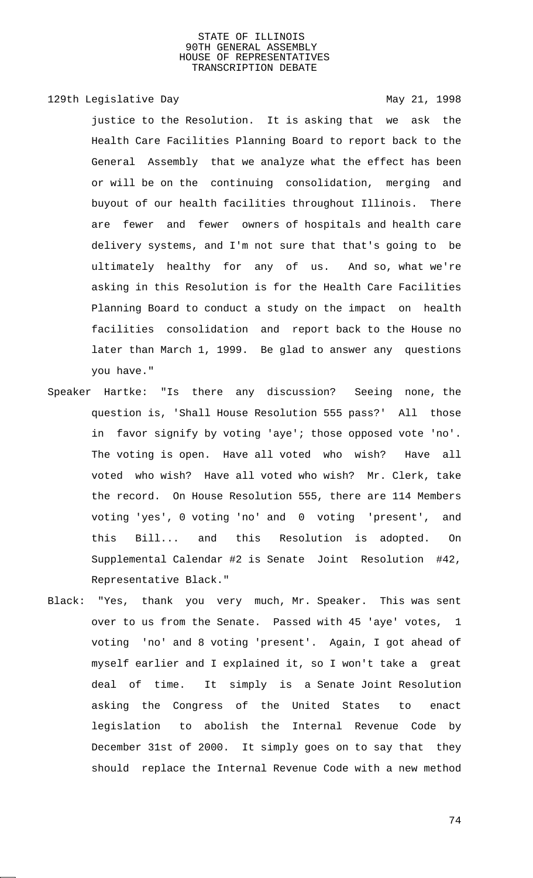justice to the Resolution. It is asking that we ask the Health Care Facilities Planning Board to report back to the General Assembly that we analyze what the effect has been or will be on the continuing consolidation, merging and buyout of our health facilities throughout Illinois. There are fewer and fewer owners of hospitals and health care delivery systems, and I'm not sure that that's going to be ultimately healthy for any of us. And so, what we're asking in this Resolution is for the Health Care Facilities Planning Board to conduct a study on the impact on health facilities consolidation and report back to the House no later than March 1, 1999. Be glad to answer any questions you have."

Speaker Hartke: "Is there any discussion? Seeing none, the question is, 'Shall House Resolution 555 pass?' All those in favor signify by voting 'aye'; those opposed vote 'no'. The voting is open. Have all voted who wish? Have all voted who wish? Have all voted who wish? Mr. Clerk, take the record. On House Resolution 555, there are 114 Members voting 'yes', 0 voting 'no' and 0 voting 'present', and this Bill... and this Resolution is adopted. On Supplemental Calendar #2 is Senate Joint Resolution #42, Representative Black."

Black: "Yes, thank you very much, Mr. Speaker. This was sent over to us from the Senate. Passed with 45 'aye' votes, 1 voting 'no' and 8 voting 'present'. Again, I got ahead of myself earlier and I explained it, so I won't take a great deal of time. It simply is a Senate Joint Resolution asking the Congress of the United States to enact legislation to abolish the Internal Revenue Code by December 31st of 2000. It simply goes on to say that they should replace the Internal Revenue Code with a new method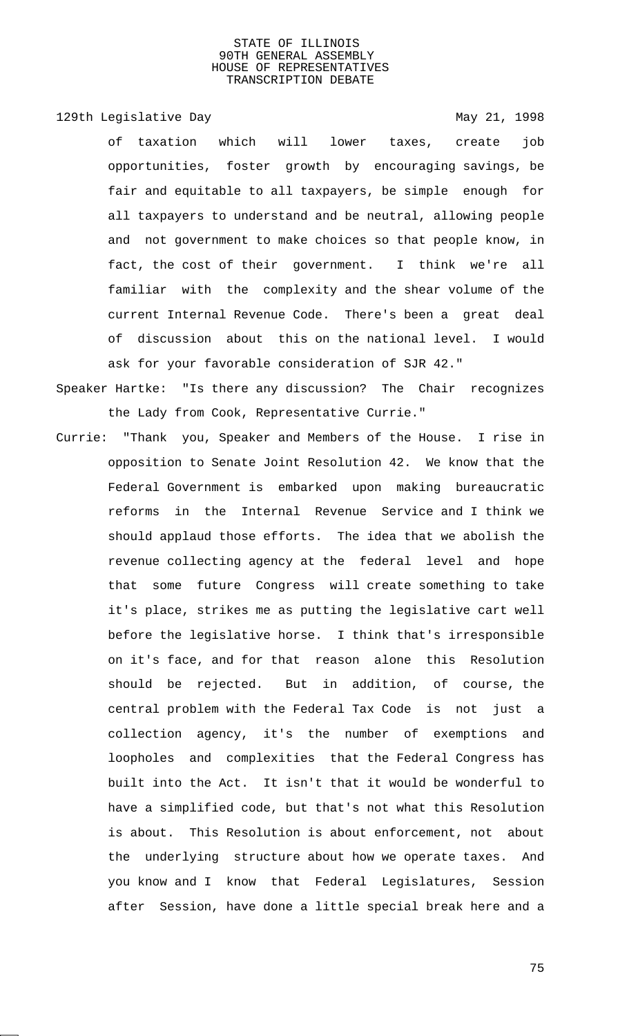of taxation which will lower taxes, create job opportunities, foster growth by encouraging savings, be fair and equitable to all taxpayers, be simple enough for all taxpayers to understand and be neutral, allowing people and not government to make choices so that people know, in fact, the cost of their government. I think we're all familiar with the complexity and the shear volume of the current Internal Revenue Code. There's been a great deal of discussion about this on the national level. I would ask for your favorable consideration of SJR 42."

Speaker Hartke: "Is there any discussion? The Chair recognizes the Lady from Cook, Representative Currie."

Currie: "Thank you, Speaker and Members of the House. I rise in opposition to Senate Joint Resolution 42. We know that the Federal Government is embarked upon making bureaucratic reforms in the Internal Revenue Service and I think we should applaud those efforts. The idea that we abolish the revenue collecting agency at the federal level and hope that some future Congress will create something to take it's place, strikes me as putting the legislative cart well before the legislative horse. I think that's irresponsible on it's face, and for that reason alone this Resolution should be rejected. But in addition, of course, the central problem with the Federal Tax Code is not just a collection agency, it's the number of exemptions and loopholes and complexities that the Federal Congress has built into the Act. It isn't that it would be wonderful to have a simplified code, but that's not what this Resolution is about. This Resolution is about enforcement, not about the underlying structure about how we operate taxes. And you know and I know that Federal Legislatures, Session after Session, have done a little special break here and a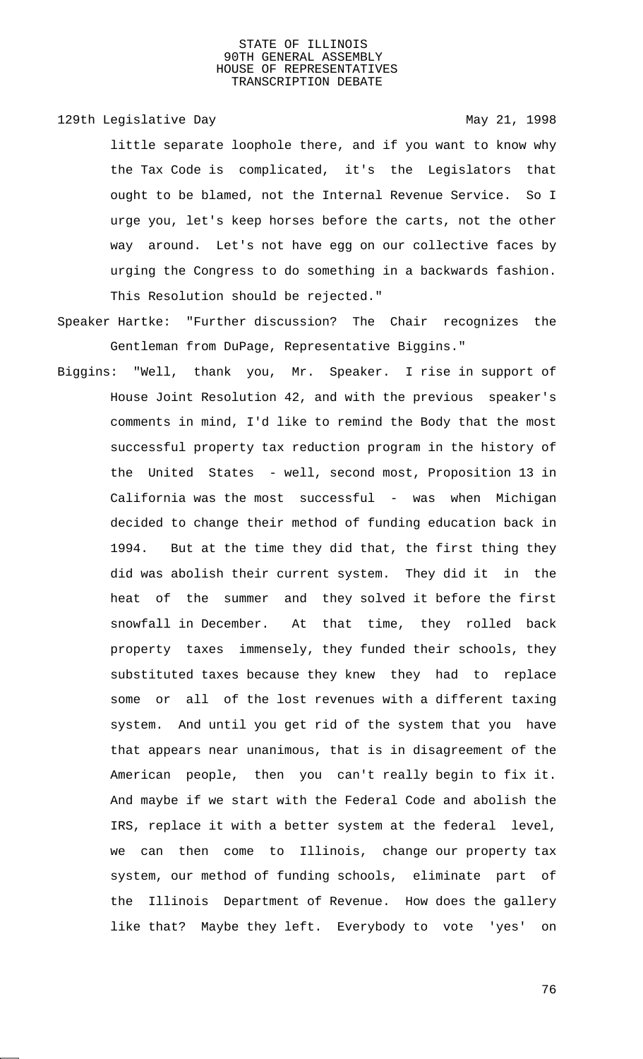little separate loophole there, and if you want to know why the Tax Code is complicated, it's the Legislators that ought to be blamed, not the Internal Revenue Service. So I urge you, let's keep horses before the carts, not the other way around. Let's not have egg on our collective faces by urging the Congress to do something in a backwards fashion. This Resolution should be rejected."

Speaker Hartke: "Further discussion? The Chair recognizes the Gentleman from DuPage, Representative Biggins."

Biggins: "Well, thank you, Mr. Speaker. I rise in support of House Joint Resolution 42, and with the previous speaker's comments in mind, I'd like to remind the Body that the most successful property tax reduction program in the history of the United States - well, second most, Proposition 13 in California was the most successful - was when Michigan decided to change their method of funding education back in 1994. But at the time they did that, the first thing they did was abolish their current system. They did it in the heat of the summer and they solved it before the first snowfall in December. At that time, they rolled back property taxes immensely, they funded their schools, they substituted taxes because they knew they had to replace some or all of the lost revenues with a different taxing system. And until you get rid of the system that you have that appears near unanimous, that is in disagreement of the American people, then you can't really begin to fix it. And maybe if we start with the Federal Code and abolish the IRS, replace it with a better system at the federal level, we can then come to Illinois, change our property tax system, our method of funding schools, eliminate part of the Illinois Department of Revenue. How does the gallery like that? Maybe they left. Everybody to vote 'yes' on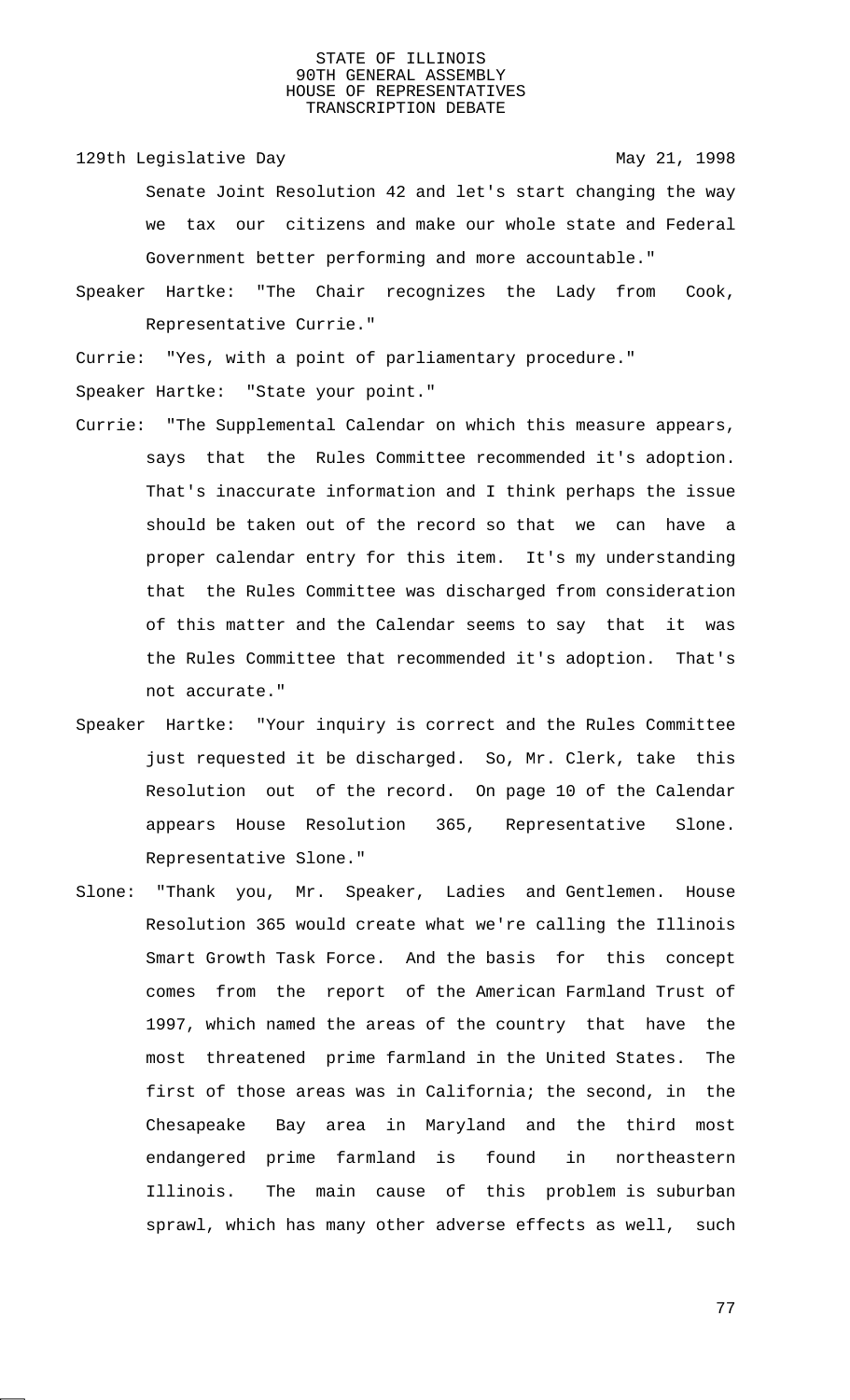Senate Joint Resolution 42 and let's start changing the way we tax our citizens and make our whole state and Federal Government better performing and more accountable."

Speaker Hartke: "The Chair recognizes the Lady from Cook, Representative Currie."

Currie: "Yes, with a point of parliamentary procedure."

Speaker Hartke: "State your point."

Currie: "The Supplemental Calendar on which this measure appears, says that the Rules Committee recommended it's adoption. That's inaccurate information and I think perhaps the issue should be taken out of the record so that we can have a proper calendar entry for this item. It's my understanding that the Rules Committee was discharged from consideration of this matter and the Calendar seems to say that it was the Rules Committee that recommended it's adoption. That's not accurate."

Speaker Hartke: "Your inquiry is correct and the Rules Committee just requested it be discharged. So, Mr. Clerk, take this Resolution out of the record. On page 10 of the Calendar appears House Resolution 365, Representative Slone. Representative Slone."

Slone: "Thank you, Mr. Speaker, Ladies and Gentlemen. House Resolution 365 would create what we're calling the Illinois Smart Growth Task Force. And the basis for this concept comes from the report of the American Farmland Trust of 1997, which named the areas of the country that have the most threatened prime farmland in the United States. The first of those areas was in California; the second, in the Chesapeake Bay area in Maryland and the third most endangered prime farmland is found in northeastern Illinois. The main cause of this problem is suburban sprawl, which has many other adverse effects as well, such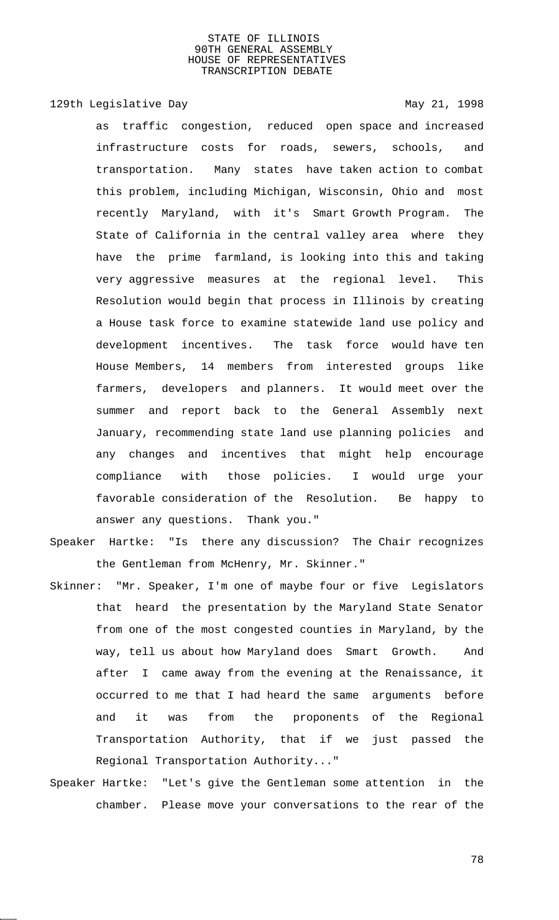as traffic congestion, reduced open space and increased infrastructure costs for roads, sewers, schools, and transportation. Many states have taken action to combat this problem, including Michigan, Wisconsin, Ohio and most recently Maryland, with it's Smart Growth Program. The State of California in the central valley area where they have the prime farmland, is looking into this and taking very aggressive measures at the regional level. This Resolution would begin that process in Illinois by creating a House task force to examine statewide land use policy and development incentives. The task force would have ten House Members, 14 members from interested groups like farmers, developers and planners. It would meet over the summer and report back to the General Assembly next January, recommending state land use planning policies and any changes and incentives that might help encourage compliance with those policies. I would urge your favorable consideration of the Resolution. Be happy to answer any questions. Thank you."

Speaker Hartke: "Is there any discussion? The Chair recognizes the Gentleman from McHenry, Mr. Skinner."

Skinner: "Mr. Speaker, I'm one of maybe four or five Legislators that heard the presentation by the Maryland State Senator from one of the most congested counties in Maryland, by the way, tell us about how Maryland does Smart Growth. And after I came away from the evening at the Renaissance, it occurred to me that I had heard the same arguments before and it was from the proponents of the Regional Transportation Authority, that if we just passed the Regional Transportation Authority..."

Speaker Hartke: "Let's give the Gentleman some attention in the chamber. Please move your conversations to the rear of the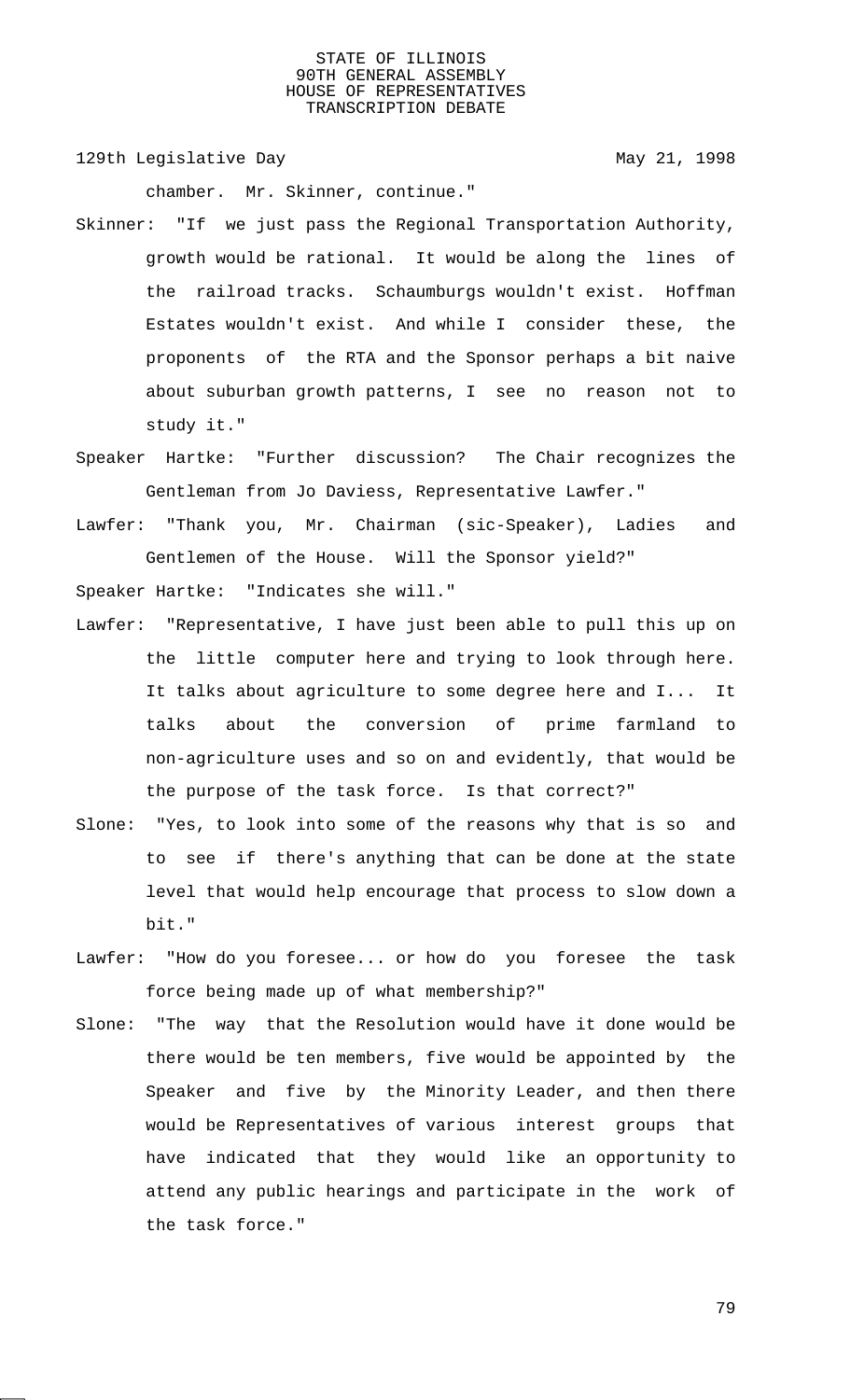chamber. Mr. Skinner, continue."

Skinner: "If we just pass the Regional Transportation Authority, growth would be rational. It would be along the lines of the railroad tracks. Schaumburgs wouldn't exist. Hoffman Estates wouldn't exist. And while I consider these, the proponents of the RTA and the Sponsor perhaps a bit naive about suburban growth patterns, I see no reason not to study it."

Speaker Hartke: "Further discussion? The Chair recognizes the Gentleman from Jo Daviess, Representative Lawfer."

Lawfer: "Thank you, Mr. Chairman (sic-Speaker), Ladies and Gentlemen of the House. Will the Sponsor yield?"

Speaker Hartke: "Indicates she will."

Lawfer: "Representative, I have just been able to pull this up on the little computer here and trying to look through here. It talks about agriculture to some degree here and I... It talks about the conversion of prime farmland to non-agriculture uses and so on and evidently, that would be the purpose of the task force. Is that correct?"

Slone: "Yes, to look into some of the reasons why that is so and to see if there's anything that can be done at the state level that would help encourage that process to slow down a bit."

Lawfer: "How do you foresee... or how do you foresee the task force being made up of what membership?"

Slone: "The way that the Resolution would have it done would be there would be ten members, five would be appointed by the Speaker and five by the Minority Leader, and then there would be Representatives of various interest groups that have indicated that they would like an opportunity to attend any public hearings and participate in the work of the task force."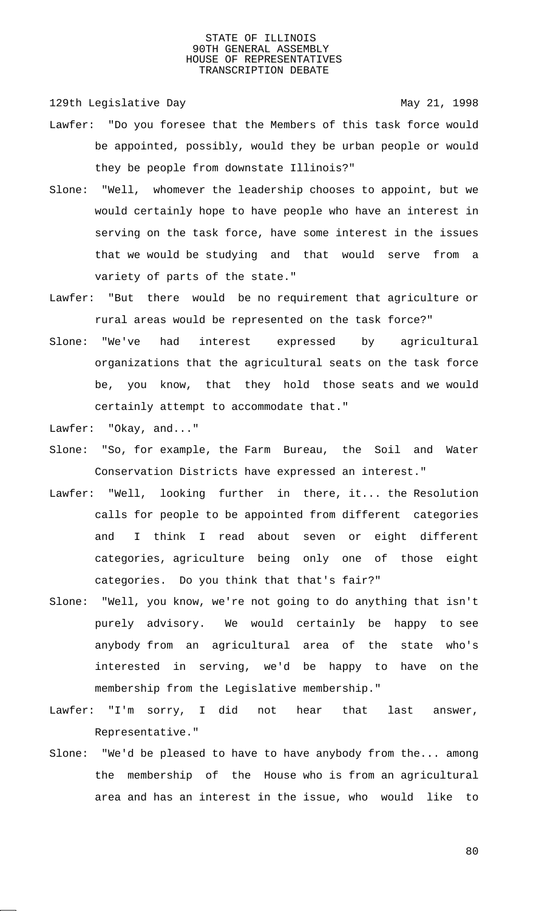Lawfer: "Do you foresee that the Members of this task force would be appointed, possibly, would they be urban people or would they be people from downstate Illinois?"

Slone: "Well, whomever the leadership chooses to appoint, but we would certainly hope to have people who have an interest in serving on the task force, have some interest in the issues that we would be studying and that would serve from a variety of parts of the state."

Lawfer: "But there would be no requirement that agriculture or rural areas would be represented on the task force?"

Slone: "We've had interest expressed by agricultural organizations that the agricultural seats on the task force be, you know, that they hold those seats and we would certainly attempt to accommodate that."

Lawfer: "Okay, and..."

Slone: "So, for example, the Farm Bureau, the Soil and Water Conservation Districts have expressed an interest."

Lawfer: "Well, looking further in there, it... the Resolution calls for people to be appointed from different categories and I think I read about seven or eight different categories, agriculture being only one of those eight categories. Do you think that that's fair?"

Slone: "Well, you know, we're not going to do anything that isn't purely advisory. We would certainly be happy to see anybody from an agricultural area of the state who's interested in serving, we'd be happy to have on the membership from the Legislative membership."

Lawfer: "I'm sorry, I did not hear that last answer, Representative."

Slone: "We'd be pleased to have to have anybody from the... among the membership of the House who is from an agricultural area and has an interest in the issue, who would like to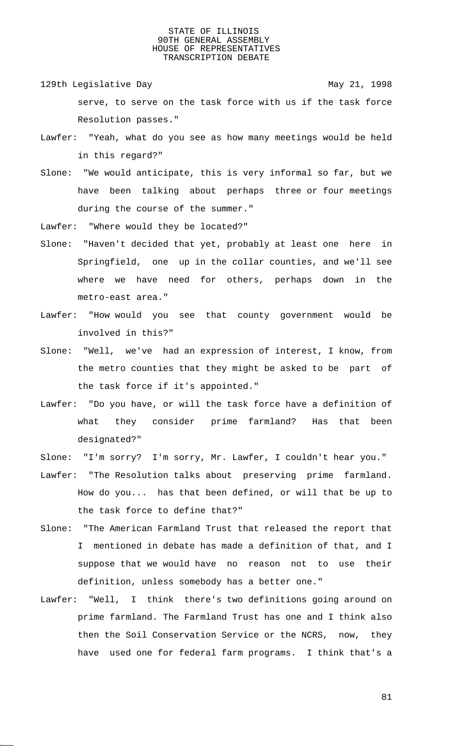serve, to serve on the task force with us if the task force Resolution passes."

Lawfer: "Yeah, what do you see as how many meetings would be held in this regard?"

Slone: "We would anticipate, this is very informal so far, but we have been talking about perhaps three or four meetings during the course of the summer."

Lawfer: "Where would they be located?"

Slone: "Haven't decided that yet, probably at least one here in Springfield, one up in the collar counties, and we'll see where we have need for others, perhaps down in the metro-east area."

Lawfer: "How would you see that county government would be involved in this?"

Slone: "Well, we've had an expression of interest, I know, from the metro counties that they might be asked to be part of the task force if it's appointed."

Lawfer: "Do you have, or will the task force have a definition of what they consider prime farmland? Has that been designated?"

Slone: "I'm sorry? I'm sorry, Mr. Lawfer, I couldn't hear you."

Lawfer: "The Resolution talks about preserving prime farmland. How do you... has that been defined, or will that be up to the task force to define that?"

Slone: "The American Farmland Trust that released the report that I mentioned in debate has made a definition of that, and I suppose that we would have no reason not to use their definition, unless somebody has a better one."

Lawfer: "Well, I think there's two definitions going around on prime farmland. The Farmland Trust has one and I think also then the Soil Conservation Service or the NCRS, now, they have used one for federal farm programs. I think that's a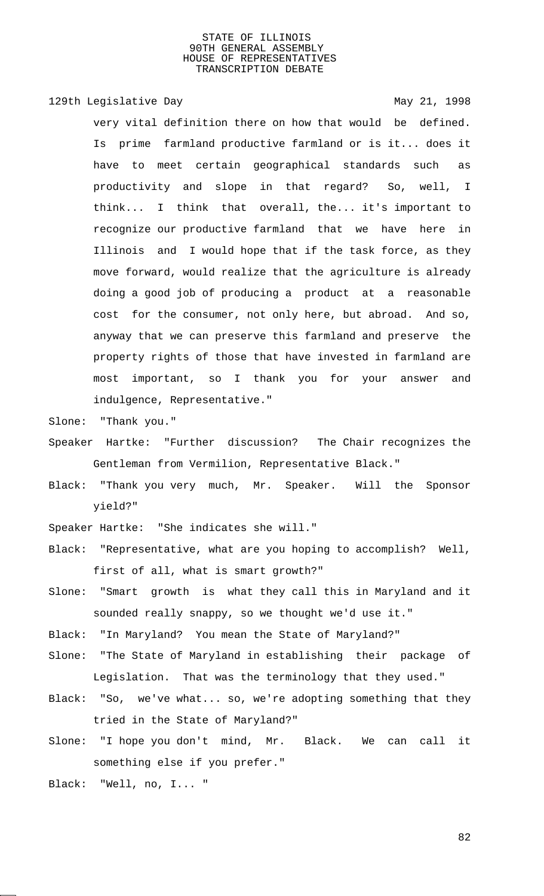very vital definition there on how that would be defined. Is prime farmland productive farmland or is it... does it have to meet certain geographical standards such as productivity and slope in that regard? So, well, I think... I think that overall, the... it's important to recognize our productive farmland that we have here in Illinois and I would hope that if the task force, as they move forward, would realize that the agriculture is already doing a good job of producing a product at a reasonable cost for the consumer, not only here, but abroad. And so, anyway that we can preserve this farmland and preserve the property rights of those that have invested in farmland are most important, so I thank you for your answer and indulgence, Representative."

Slone: "Thank you."

Speaker Hartke: "Further discussion? The Chair recognizes the Gentleman from Vermilion, Representative Black."

Black: "Thank you very much, Mr. Speaker. Will the Sponsor yield?"

Speaker Hartke: "She indicates she will."

Black: "Representative, what are you hoping to accomplish? Well, first of all, what is smart growth?"

Slone: "Smart growth is what they call this in Maryland and it sounded really snappy, so we thought we'd use it."

Black: "In Maryland? You mean the State of Maryland?"

Slone: "The State of Maryland in establishing their package of Legislation. That was the terminology that they used."

Black: "So, we've what... so, we're adopting something that they tried in the State of Maryland?"

Slone: "I hope you don't mind, Mr. Black. We can call it something else if you prefer."

Black: "Well, no, I... "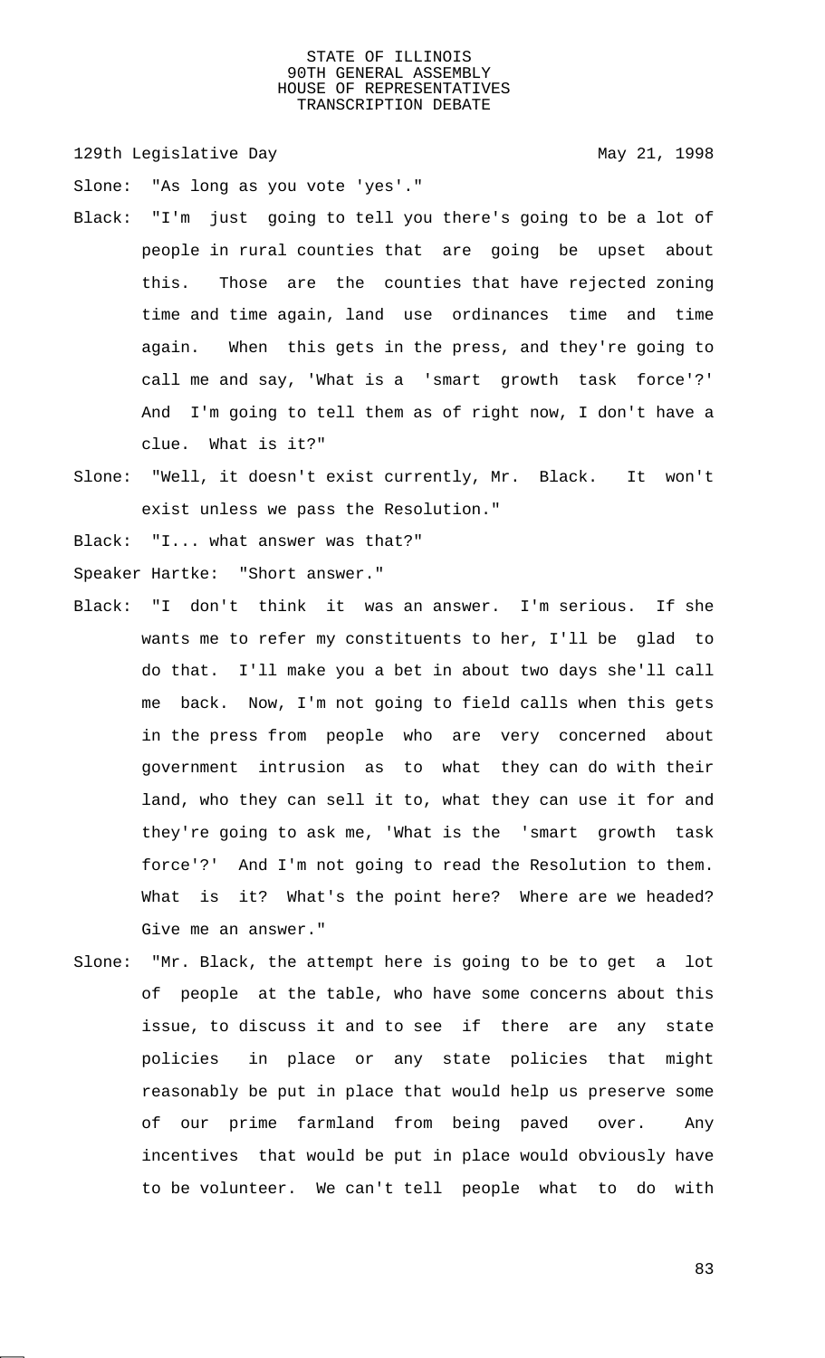Slone: "As long as you vote 'yes'."

Black: "I'm just going to tell you there's going to be a lot of people in rural counties that are going be upset about this. Those are the counties that have rejected zoning time and time again, land use ordinances time and time again. When this gets in the press, and they're going to call me and say, 'What is a 'smart growth task force'?' And I'm going to tell them as of right now, I don't have a clue. What is it?"

Slone: "Well, it doesn't exist currently, Mr. Black. It won't exist unless we pass the Resolution."

Black: "I... what answer was that?"

Speaker Hartke: "Short answer."

Black: "I don't think it was an answer. I'm serious. If she wants me to refer my constituents to her, I'll be glad to do that. I'll make you a bet in about two days she'll call me back. Now, I'm not going to field calls when this gets in the press from people who are very concerned about government intrusion as to what they can do with their land, who they can sell it to, what they can use it for and they're going to ask me, 'What is the 'smart growth task force'?' And I'm not going to read the Resolution to them. What is it? What's the point here? Where are we headed? Give me an answer."

Slone: "Mr. Black, the attempt here is going to be to get a lot of people at the table, who have some concerns about this issue, to discuss it and to see if there are any state policies in place or any state policies that might reasonably be put in place that would help us preserve some of our prime farmland from being paved over. Any incentives that would be put in place would obviously have to be volunteer. We can't tell people what to do with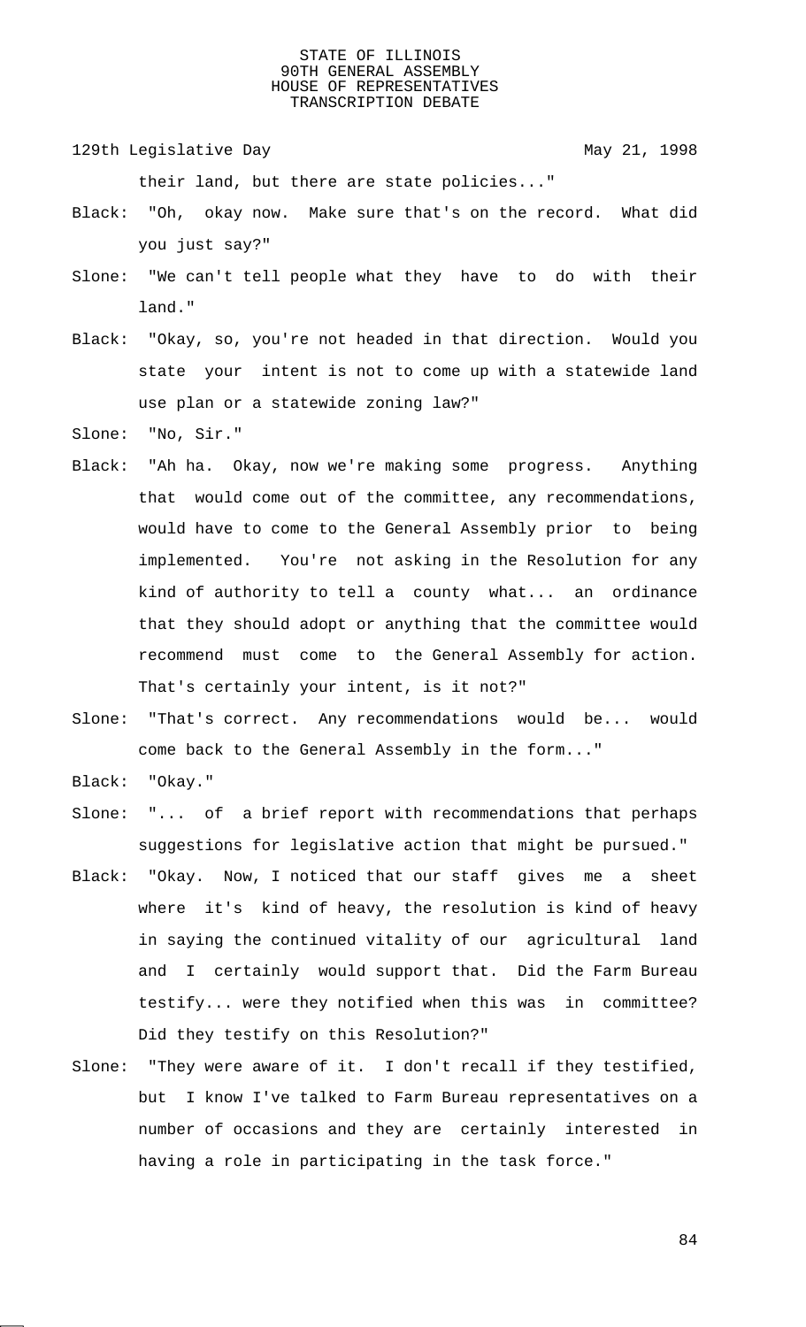their land, but there are state policies..."

Black: "Oh, okay now. Make sure that's on the record. What did you just say?"

Slone: "We can't tell people what they have to do with their land."

Black: "Okay, so, you're not headed in that direction. Would you state your intent is not to come up with a statewide land use plan or a statewide zoning law?"

Slone: "No, Sir."

Black: "Ah ha. Okay, now we're making some progress. Anything that would come out of the committee, any recommendations, would have to come to the General Assembly prior to being implemented. You're not asking in the Resolution for any kind of authority to tell a county what... an ordinance that they should adopt or anything that the committee would recommend must come to the General Assembly for action. That's certainly your intent, is it not?"

Slone: "That's correct. Any recommendations would be... would come back to the General Assembly in the form..."

Black: "Okay."

Slone: "... of a brief report with recommendations that perhaps suggestions for legislative action that might be pursued."

Black: "Okay. Now, I noticed that our staff gives me a sheet where it's kind of heavy, the resolution is kind of heavy in saying the continued vitality of our agricultural land and I certainly would support that. Did the Farm Bureau testify... were they notified when this was in committee? Did they testify on this Resolution?"

Slone: "They were aware of it. I don't recall if they testified, but I know I've talked to Farm Bureau representatives on a number of occasions and they are certainly interested in having a role in participating in the task force."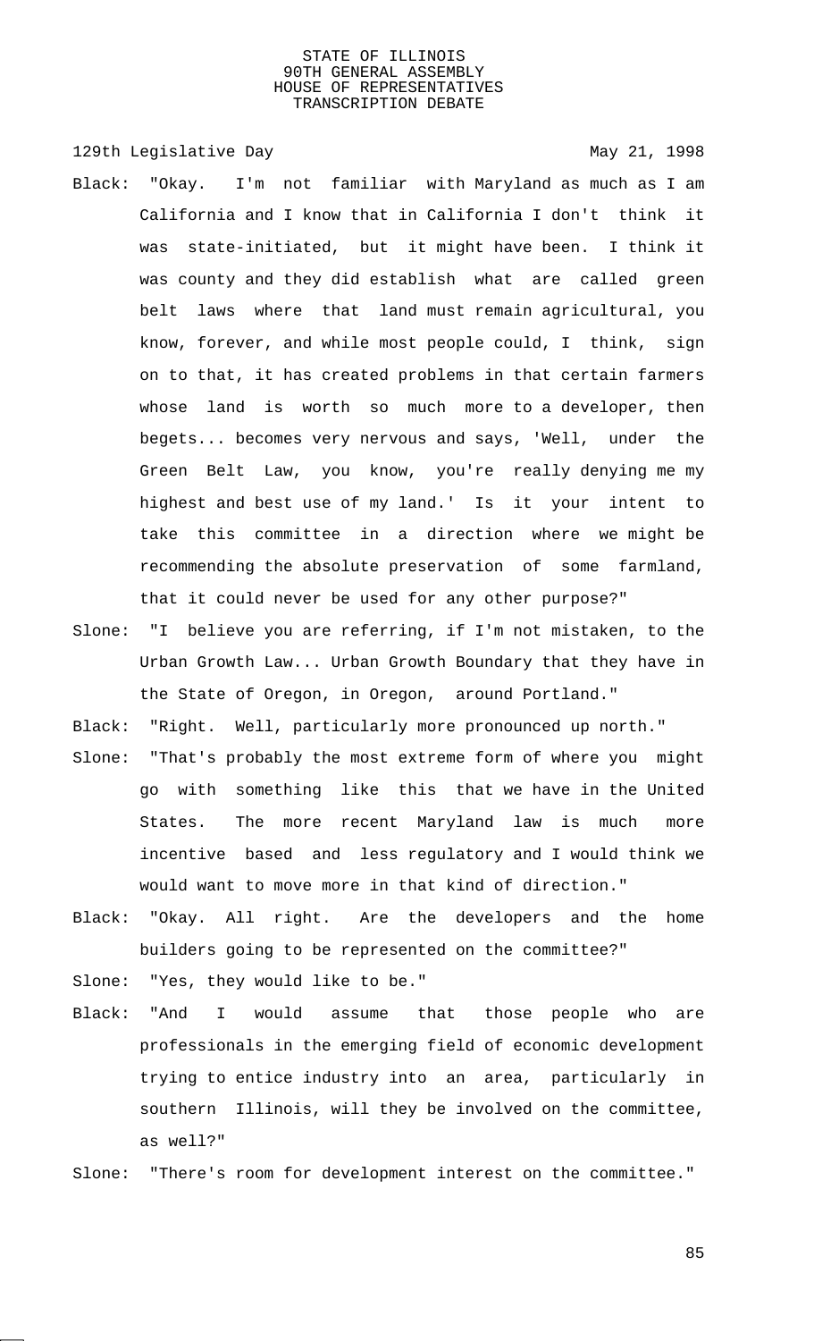Black: "Okay. I'm not familiar with Maryland as much as I am California and I know that in California I don't think it was state-initiated, but it might have been. I think it was county and they did establish what are called green belt laws where that land must remain agricultural, you know, forever, and while most people could, I think, sign on to that, it has created problems in that certain farmers whose land is worth so much more to a developer, then begets... becomes very nervous and says, 'Well, under the Green Belt Law, you know, you're really denying me my highest and best use of my land.' Is it your intent to take this committee in a direction where we might be recommending the absolute preservation of some farmland, that it could never be used for any other purpose?"

Slone: "I believe you are referring, if I'm not mistaken, to the Urban Growth Law... Urban Growth Boundary that they have in the State of Oregon, in Oregon, around Portland."

Black: "Right. Well, particularly more pronounced up north."

Slone: "That's probably the most extreme form of where you might go with something like this that we have in the United States. The more recent Maryland law is much more incentive based and less regulatory and I would think we would want to move more in that kind of direction."

Black: "Okay. All right. Are the developers and the home builders going to be represented on the committee?"

Slone: "Yes, they would like to be."

Black: "And I would assume that those people who are professionals in the emerging field of economic development trying to entice industry into an area, particularly in southern Illinois, will they be involved on the committee, as well?"

Slone: "There's room for development interest on the committee."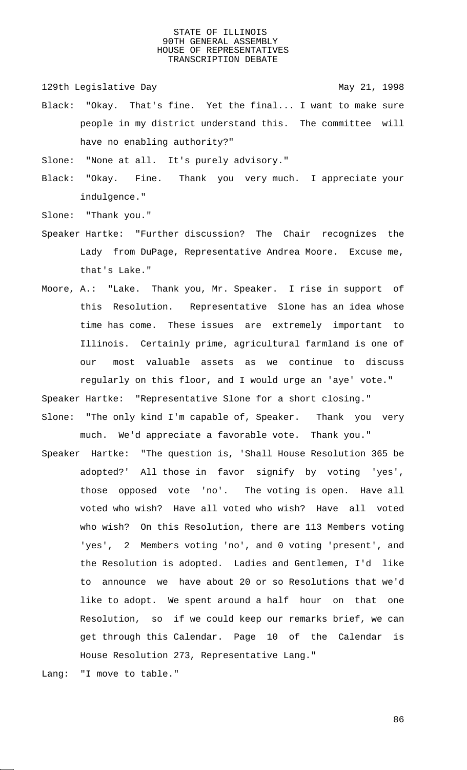Black: "Okay. That's fine. Yet the final... I want to make sure people in my district understand this. The committee will have no enabling authority?"

Slone: "None at all. It's purely advisory."

Black: "Okay. Fine. Thank you very much. I appreciate your indulgence."

Slone: "Thank you."

Speaker Hartke: "Further discussion? The Chair recognizes the Lady from DuPage, Representative Andrea Moore. Excuse me, that's Lake."

Moore, A.: "Lake. Thank you, Mr. Speaker. I rise in support of this Resolution. Representative Slone has an idea whose time has come. These issues are extremely important to Illinois. Certainly prime, agricultural farmland is one of our most valuable assets as we continue to discuss regularly on this floor, and I would urge an 'aye' vote."

Speaker Hartke: "Representative Slone for a short closing."

Slone: "The only kind I'm capable of, Speaker. Thank you very much. We'd appreciate a favorable vote. Thank you."

Speaker Hartke: "The question is, 'Shall House Resolution 365 be adopted?' All those in favor signify by voting 'yes', those opposed vote 'no'. The voting is open. Have all voted who wish? Have all voted who wish? Have all voted who wish? On this Resolution, there are 113 Members voting 'yes', 2 Members voting 'no', and 0 voting 'present', and the Resolution is adopted. Ladies and Gentlemen, I'd like to announce we have about 20 or so Resolutions that we'd like to adopt. We spent around a half hour on that one Resolution, so if we could keep our remarks brief, we can get through this Calendar. Page 10 of the Calendar is House Resolution 273, Representative Lang."

Lang: "I move to table."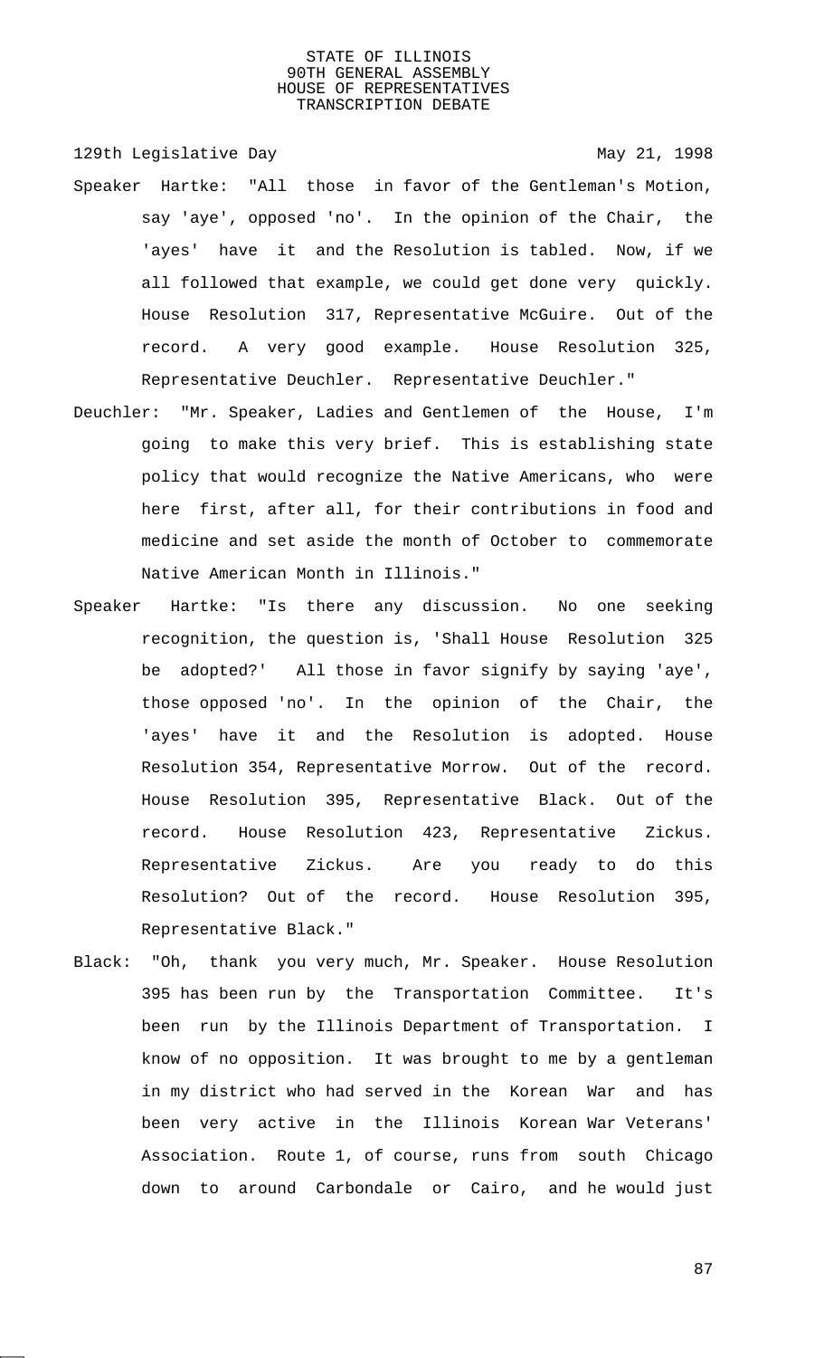Speaker Hartke: "All those in favor of the Gentleman's Motion, say 'aye', opposed 'no'. In the opinion of the Chair, the 'ayes' have it and the Resolution is tabled. Now, if we all followed that example, we could get done very quickly. House Resolution 317, Representative McGuire. Out of the record. A very good example. House Resolution 325, Representative Deuchler. Representative Deuchler."

Deuchler: "Mr. Speaker, Ladies and Gentlemen of the House, I'm going to make this very brief. This is establishing state policy that would recognize the Native Americans, who were here first, after all, for their contributions in food and medicine and set aside the month of October to commemorate Native American Month in Illinois."

Speaker Hartke: "Is there any discussion. No one seeking recognition, the question is, 'Shall House Resolution 325 be adopted?' All those in favor signify by saying 'aye', those opposed 'no'. In the opinion of the Chair, the 'ayes' have it and the Resolution is adopted. House Resolution 354, Representative Morrow. Out of the record. House Resolution 395, Representative Black. Out of the record. House Resolution 423, Representative Zickus. Representative Zickus. Are you ready to do this Resolution? Out of the record. House Resolution 395, Representative Black."

Black: "Oh, thank you very much, Mr. Speaker. House Resolution 395 has been run by the Transportation Committee. It's been run by the Illinois Department of Transportation. I know of no opposition. It was brought to me by a gentleman in my district who had served in the Korean War and has been very active in the Illinois Korean War Veterans' Association. Route 1, of course, runs from south Chicago down to around Carbondale or Cairo, and he would just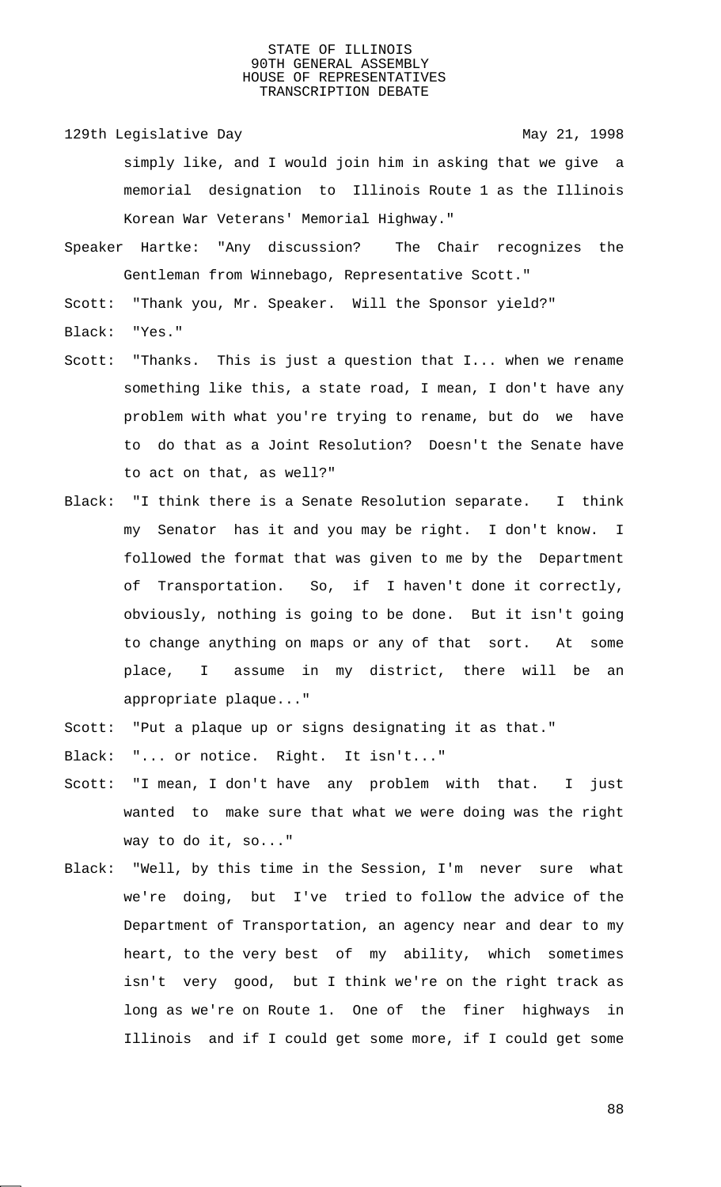simply like, and I would join him in asking that we give a memorial designation to Illinois Route 1 as the Illinois Korean War Veterans' Memorial Highway."

Speaker Hartke: "Any discussion? The Chair recognizes the Gentleman from Winnebago, Representative Scott."

Scott: "Thank you, Mr. Speaker. Will the Sponsor yield?"

Black: "Yes."

Scott: "Thanks. This is just a question that I... when we rename something like this, a state road, I mean, I don't have any problem with what you're trying to rename, but do we have to do that as a Joint Resolution? Doesn't the Senate have to act on that, as well?"

Black: "I think there is a Senate Resolution separate. I think my Senator has it and you may be right. I don't know. I followed the format that was given to me by the Department of Transportation. So, if I haven't done it correctly, obviously, nothing is going to be done. But it isn't going to change anything on maps or any of that sort. At some place, I assume in my district, there will be an appropriate plaque..."

Scott: "Put a plaque up or signs designating it as that."

Black: "... or notice. Right. It isn't..."

Scott: "I mean, I don't have any problem with that. I just wanted to make sure that what we were doing was the right way to do it, so..."

Black: "Well, by this time in the Session, I'm never sure what we're doing, but I've tried to follow the advice of the Department of Transportation, an agency near and dear to my heart, to the very best of my ability, which sometimes isn't very good, but I think we're on the right track as long as we're on Route 1. One of the finer highways in Illinois and if I could get some more, if I could get some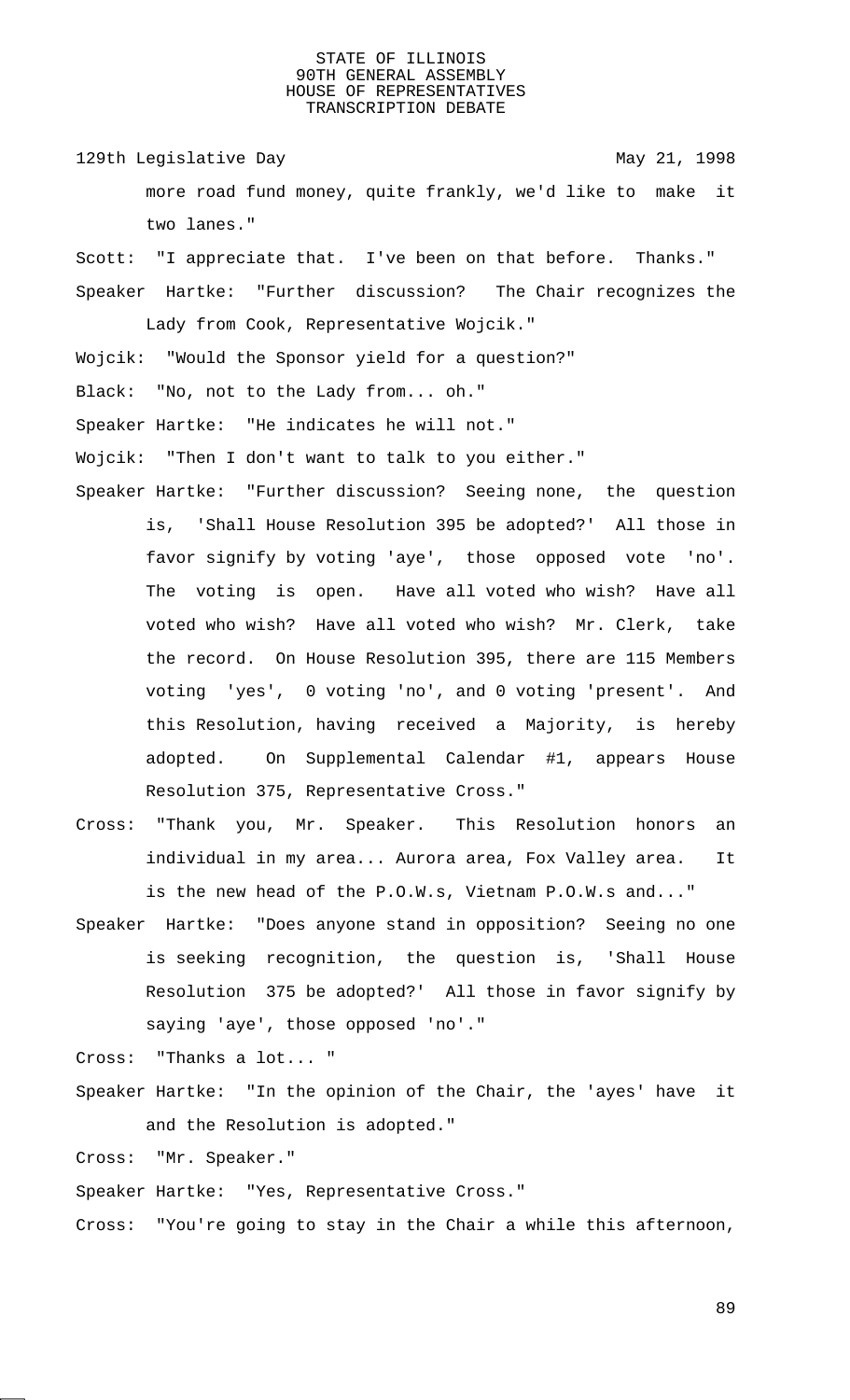more road fund money, quite frankly, we'd like to make it two lanes."

Scott: "I appreciate that. I've been on that before. Thanks."

Speaker Hartke: "Further discussion? The Chair recognizes the Lady from Cook, Representative Wojcik."

Wojcik: "Would the Sponsor yield for a question?"

Black: "No, not to the Lady from... oh."

Speaker Hartke: "He indicates he will not."

Wojcik: "Then I don't want to talk to you either."

Speaker Hartke: "Further discussion? Seeing none, the question is, 'Shall House Resolution 395 be adopted?' All those in favor signify by voting 'aye', those opposed vote 'no'. The voting is open. Have all voted who wish? Have all voted who wish? Have all voted who wish? Mr. Clerk, take the record. On House Resolution 395, there are 115 Members voting 'yes', 0 voting 'no', and 0 voting 'present'. And this Resolution, having received a Majority, is hereby adopted. On Supplemental Calendar #1, appears House Resolution 375, Representative Cross."

Cross: "Thank you, Mr. Speaker. This Resolution honors an individual in my area... Aurora area, Fox Valley area. It is the new head of the P.O.W.s, Vietnam P.O.W.s and..."

Speaker Hartke: "Does anyone stand in opposition? Seeing no one is seeking recognition, the question is, 'Shall House Resolution 375 be adopted?' All those in favor signify by saying 'aye', those opposed 'no'."

Cross: "Thanks a lot... "

Speaker Hartke: "In the opinion of the Chair, the 'ayes' have it and the Resolution is adopted."

Cross: "Mr. Speaker."

Speaker Hartke: "Yes, Representative Cross."

Cross: "You're going to stay in the Chair a while this afternoon,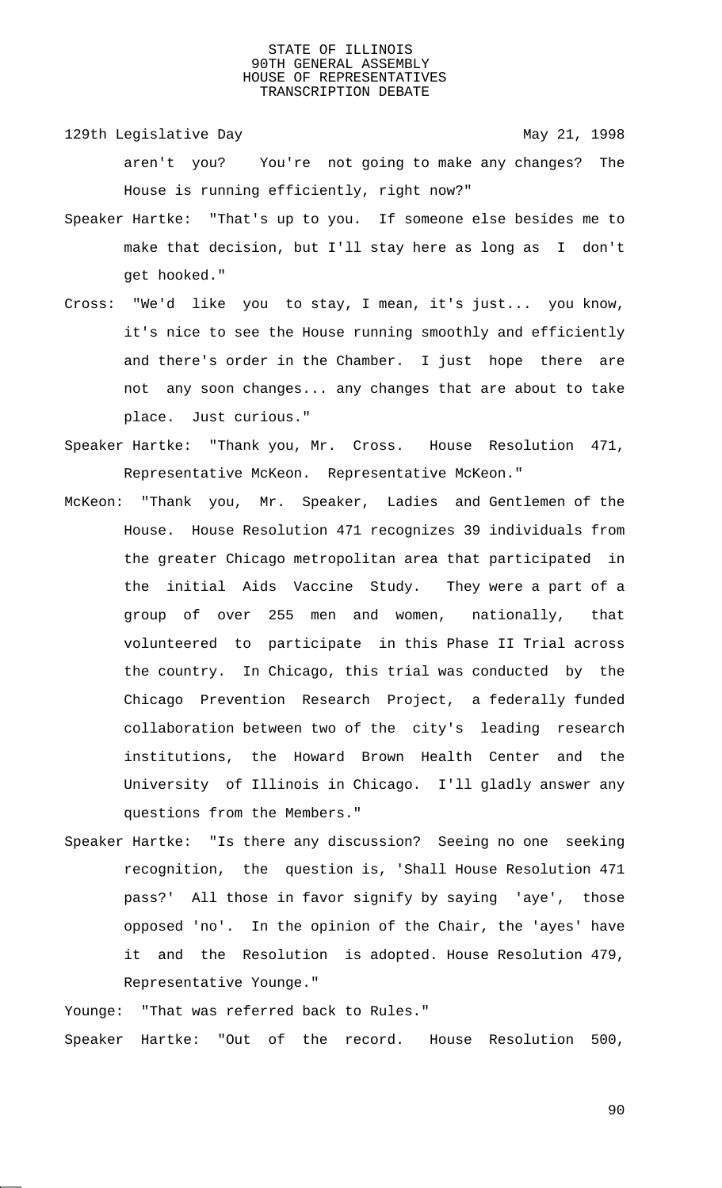aren't you? You're not going to make any changes? The House is running efficiently, right now?"

Speaker Hartke: "That's up to you. If someone else besides me to make that decision, but I'll stay here as long as I don't get hooked."

Cross: "We'd like you to stay, I mean, it's just... you know, it's nice to see the House running smoothly and efficiently and there's order in the Chamber. I just hope there are not any soon changes... any changes that are about to take place. Just curious."

Speaker Hartke: "Thank you, Mr. Cross. House Resolution 471, Representative McKeon. Representative McKeon."

McKeon: "Thank you, Mr. Speaker, Ladies and Gentlemen of the House. House Resolution 471 recognizes 39 individuals from the greater Chicago metropolitan area that participated in the initial Aids Vaccine Study. They were a part of a group of over 255 men and women, nationally, that volunteered to participate in this Phase II Trial across the country. In Chicago, this trial was conducted by the Chicago Prevention Research Project, a federally funded collaboration between two of the city's leading research institutions, the Howard Brown Health Center and the University of Illinois in Chicago. I'll gladly answer any questions from the Members."

Speaker Hartke: "Is there any discussion? Seeing no one seeking recognition, the question is, 'Shall House Resolution 471 pass?' All those in favor signify by saying 'aye', those opposed 'no'. In the opinion of the Chair, the 'ayes' have it and the Resolution is adopted. House Resolution 479, Representative Younge."

Younge: "That was referred back to Rules."

Speaker Hartke: "Out of the record. House Resolution 500,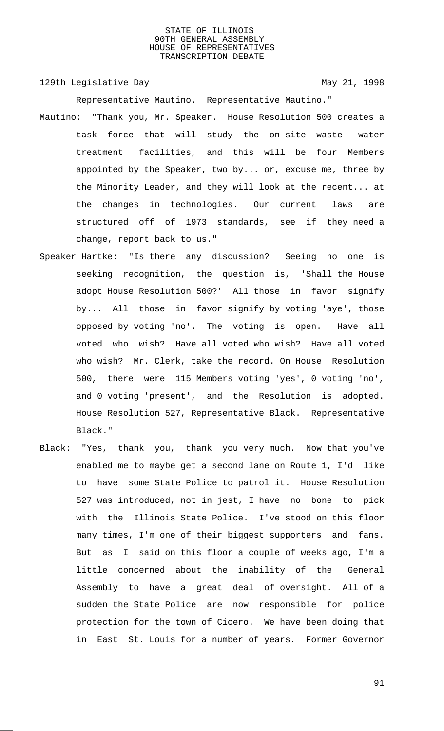Representative Mautino. Representative Mautino."

Mautino: "Thank you, Mr. Speaker. House Resolution 500 creates a task force that will study the on-site waste water treatment facilities, and this will be four Members appointed by the Speaker, two by... or, excuse me, three by the Minority Leader, and they will look at the recent... at the changes in technologies. Our current laws are structured off of 1973 standards, see if they need a change, report back to us."

Speaker Hartke: "Is there any discussion? Seeing no one is seeking recognition, the question is, 'Shall the House adopt House Resolution 500?' All those in favor signify by... All those in favor signify by voting 'aye', those opposed by voting 'no'. The voting is open. Have all voted who wish? Have all voted who wish? Have all voted who wish? Mr. Clerk, take the record. On House Resolution 500, there were 115 Members voting 'yes', 0 voting 'no', and 0 voting 'present', and the Resolution is adopted. House Resolution 527, Representative Black. Representative Black."

Black: "Yes, thank you, thank you very much. Now that you've enabled me to maybe get a second lane on Route 1, I'd like to have some State Police to patrol it. House Resolution 527 was introduced, not in jest, I have no bone to pick with the Illinois State Police. I've stood on this floor many times, I'm one of their biggest supporters and fans. But as I said on this floor a couple of weeks ago, I'm a little concerned about the inability of the General Assembly to have a great deal of oversight. All of a sudden the State Police are now responsible for police protection for the town of Cicero. We have been doing that in East St. Louis for a number of years. Former Governor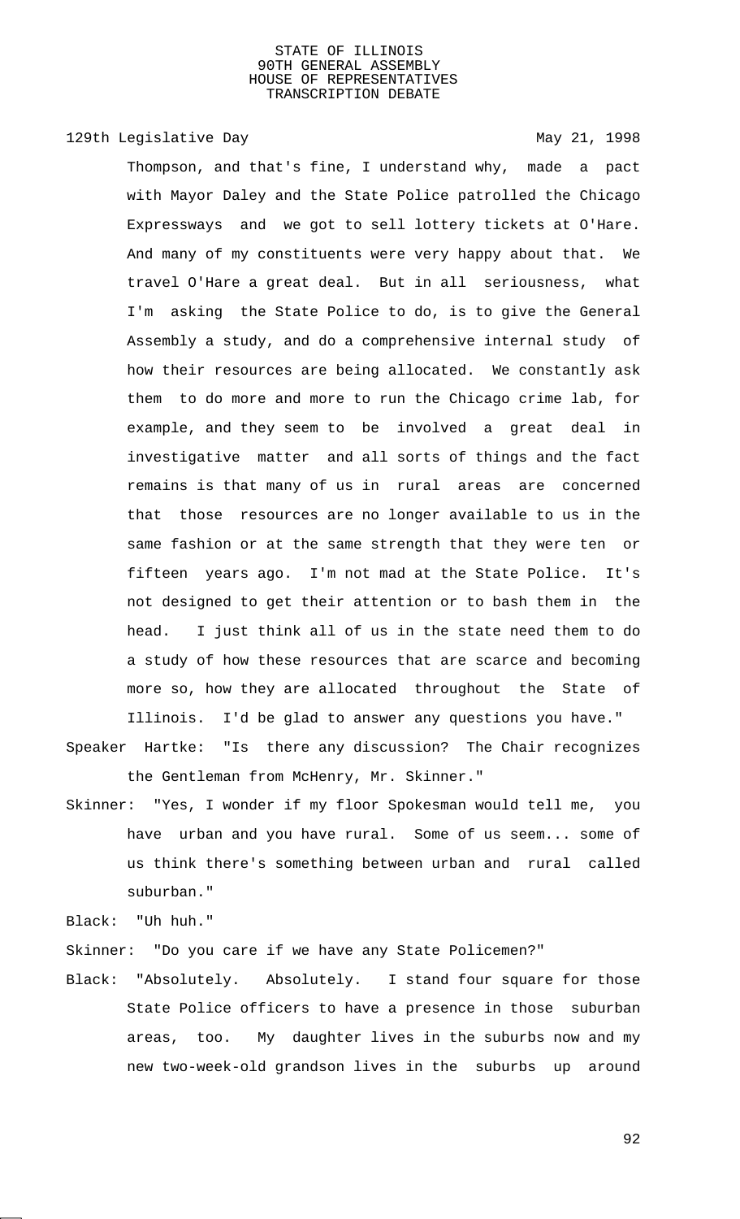Thompson, and that's fine, I understand why, made a pact with Mayor Daley and the State Police patrolled the Chicago Expressways and we got to sell lottery tickets at O'Hare. And many of my constituents were very happy about that. We travel O'Hare a great deal. But in all seriousness, what I'm asking the State Police to do, is to give the General Assembly a study, and do a comprehensive internal study of how their resources are being allocated. We constantly ask them to do more and more to run the Chicago crime lab, for example, and they seem to be involved a great deal in investigative matter and all sorts of things and the fact remains is that many of us in rural areas are concerned that those resources are no longer available to us in the same fashion or at the same strength that they were ten or fifteen years ago. I'm not mad at the State Police. It's not designed to get their attention or to bash them in the head. I just think all of us in the state need them to do a study of how these resources that are scarce and becoming more so, how they are allocated throughout the State of Illinois. I'd be glad to answer any questions you have."

Speaker Hartke: "Is there any discussion? The Chair recognizes the Gentleman from McHenry, Mr. Skinner."

Skinner: "Yes, I wonder if my floor Spokesman would tell me, you have urban and you have rural. Some of us seem... some of us think there's something between urban and rural called suburban."

Black: "Uh huh."

Skinner: "Do you care if we have any State Policemen?"

Black: "Absolutely. Absolutely. I stand four square for those State Police officers to have a presence in those suburban areas, too. My daughter lives in the suburbs now and my new two-week-old grandson lives in the suburbs up around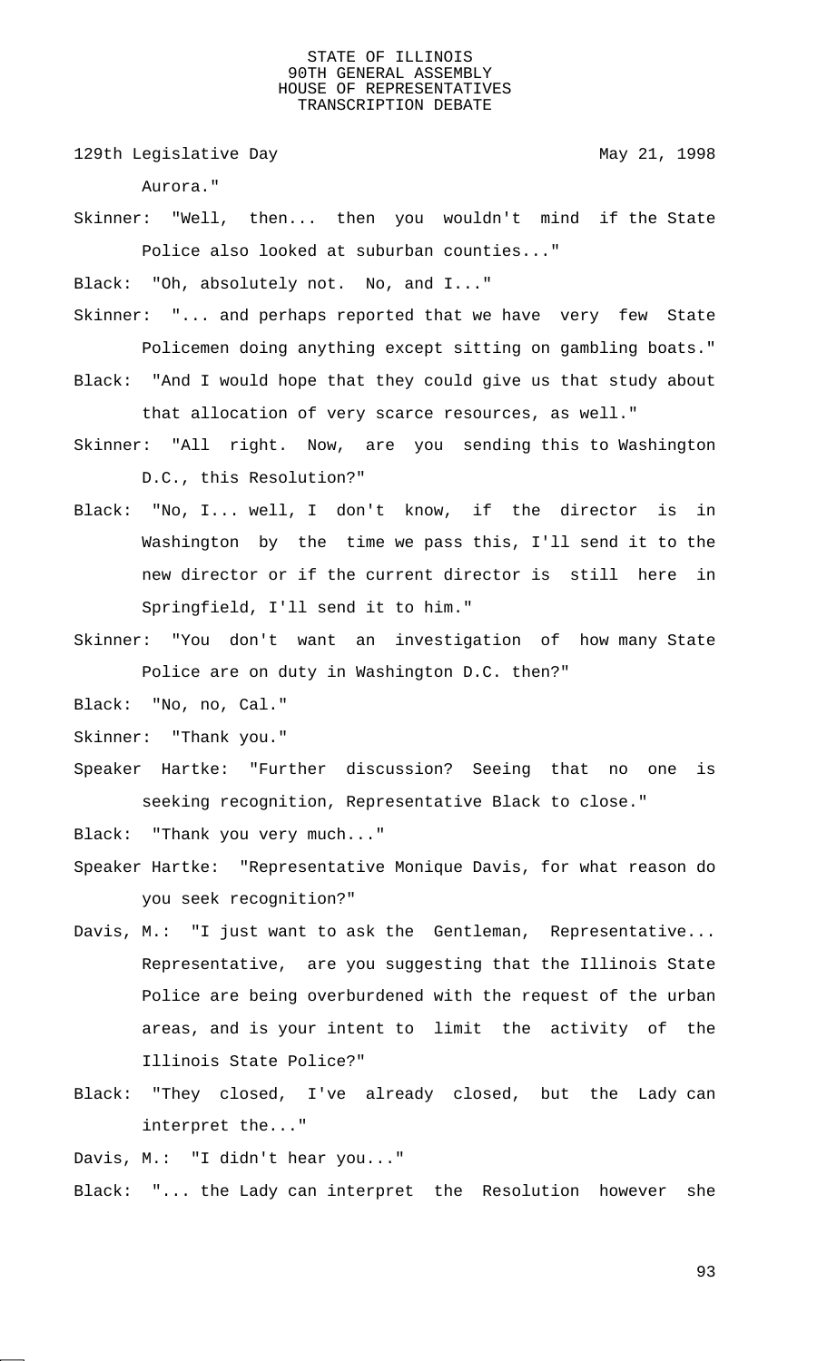Aurora."

Skinner: "Well, then... then you wouldn't mind if the State Police also looked at suburban counties..."

Black: "Oh, absolutely not. No, and I..."

Skinner: "... and perhaps reported that we have very few State Policemen doing anything except sitting on gambling boats."

Black: "And I would hope that they could give us that study about that allocation of very scarce resources, as well."

Skinner: "All right. Now, are you sending this to Washington D.C., this Resolution?"

Black: "No, I... well, I don't know, if the director is in Washington by the time we pass this, I'll send it to the new director or if the current director is still here in Springfield, I'll send it to him."

Skinner: "You don't want an investigation of how many State Police are on duty in Washington D.C. then?"

Black: "No, no, Cal."

Skinner: "Thank you."

Speaker Hartke: "Further discussion? Seeing that no one is seeking recognition, Representative Black to close."

Black: "Thank you very much..."

Speaker Hartke: "Representative Monique Davis, for what reason do you seek recognition?"

Davis, M.: "I just want to ask the Gentleman, Representative... Representative, are you suggesting that the Illinois State Police are being overburdened with the request of the urban areas, and is your intent to limit the activity of the Illinois State Police?"

Black: "They closed, I've already closed, but the Lady can interpret the..."

Davis, M.: "I didn't hear you..."

Black: "... the Lady can interpret the Resolution however she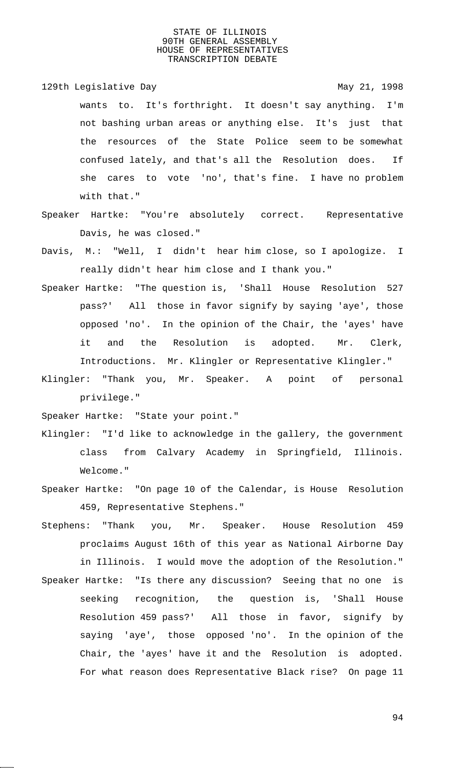wants to. It's forthright. It doesn't say anything. I'm not bashing urban areas or anything else. It's just that the resources of the State Police seem to be somewhat confused lately, and that's all the Resolution does. If she cares to vote 'no', that's fine. I have no problem with that."

Speaker Hartke: "You're absolutely correct. Representative Davis, he was closed."

Davis, M.: "Well, I didn't hear him close, so I apologize. I really didn't hear him close and I thank you."

Speaker Hartke: "The question is, 'Shall House Resolution 527 pass?' All those in favor signify by saying 'aye', those opposed 'no'. In the opinion of the Chair, the 'ayes' have it and the Resolution is adopted. Mr. Clerk, Introductions. Mr. Klingler or Representative Klingler."

Klingler: "Thank you, Mr. Speaker. A point of personal privilege."

Speaker Hartke: "State your point."

Klingler: "I'd like to acknowledge in the gallery, the government class from Calvary Academy in Springfield, Illinois. Welcome."

Speaker Hartke: "On page 10 of the Calendar, is House Resolution 459, Representative Stephens."

Stephens: "Thank you, Mr. Speaker. House Resolution 459 proclaims August 16th of this year as National Airborne Day in Illinois. I would move the adoption of the Resolution."

Speaker Hartke: "Is there any discussion? Seeing that no one is seeking recognition, the question is, 'Shall House Resolution 459 pass?' All those in favor, signify by saying 'aye', those opposed 'no'. In the opinion of the Chair, the 'ayes' have it and the Resolution is adopted. For what reason does Representative Black rise? On page 11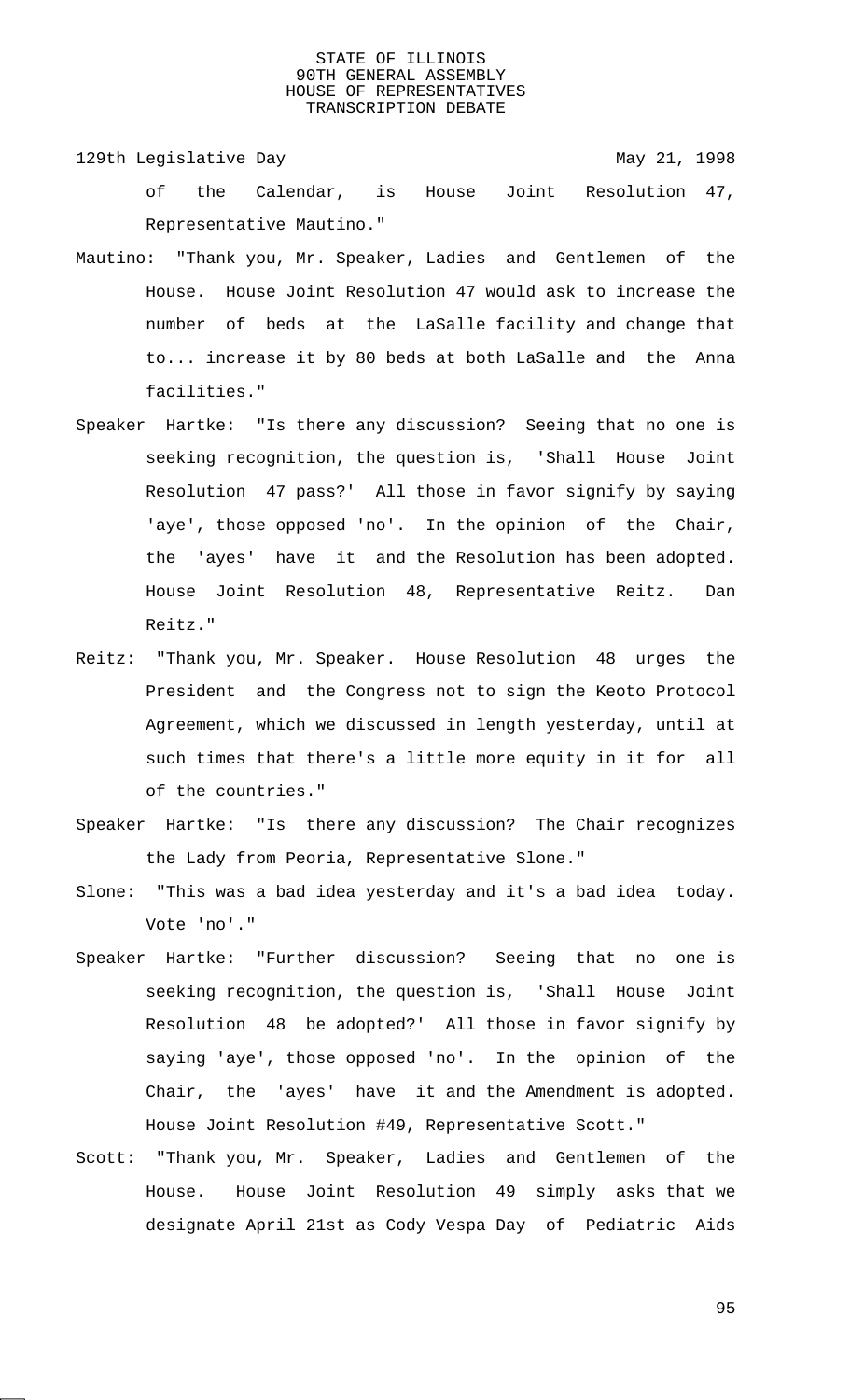of the Calendar, is House Joint Resolution 47, Representative Mautino."

Mautino: "Thank you, Mr. Speaker, Ladies and Gentlemen of the House. House Joint Resolution 47 would ask to increase the number of beds at the LaSalle facility and change that to... increase it by 80 beds at both LaSalle and the Anna facilities."

Speaker Hartke: "Is there any discussion? Seeing that no one is seeking recognition, the question is, 'Shall House Joint Resolution 47 pass?' All those in favor signify by saying 'aye', those opposed 'no'. In the opinion of the Chair, the 'ayes' have it and the Resolution has been adopted. House Joint Resolution 48, Representative Reitz. Dan Reitz."

Reitz: "Thank you, Mr. Speaker. House Resolution 48 urges the President and the Congress not to sign the Keoto Protocol Agreement, which we discussed in length yesterday, until at such times that there's a little more equity in it for all of the countries."

Speaker Hartke: "Is there any discussion? The Chair recognizes the Lady from Peoria, Representative Slone."

Slone: "This was a bad idea yesterday and it's a bad idea today. Vote 'no'."

Speaker Hartke: "Further discussion? Seeing that no one is seeking recognition, the question is, 'Shall House Joint Resolution 48 be adopted?' All those in favor signify by saying 'aye', those opposed 'no'. In the opinion of the Chair, the 'ayes' have it and the Amendment is adopted. House Joint Resolution #49, Representative Scott."

Scott: "Thank you, Mr. Speaker, Ladies and Gentlemen of the House. House Joint Resolution 49 simply asks that we designate April 21st as Cody Vespa Day of Pediatric Aids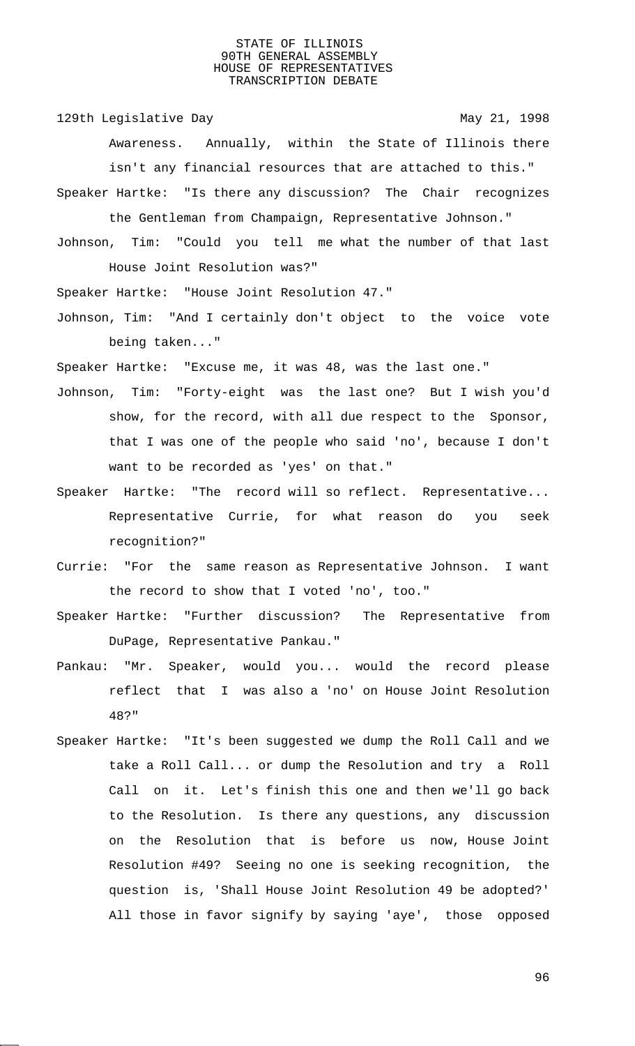Awareness. Annually, within the State of Illinois there isn't any financial resources that are attached to this."

Speaker Hartke: "Is there any discussion? The Chair recognizes the Gentleman from Champaign, Representative Johnson."

Johnson, Tim: "Could you tell me what the number of that last House Joint Resolution was?"

Speaker Hartke: "House Joint Resolution 47."

Johnson, Tim: "And I certainly don't object to the voice vote being taken..."

Speaker Hartke: "Excuse me, it was 48, was the last one."

Johnson, Tim: "Forty-eight was the last one? But I wish you'd show, for the record, with all due respect to the Sponsor, that I was one of the people who said 'no', because I don't want to be recorded as 'yes' on that."

Speaker Hartke: "The record will so reflect. Representative... Representative Currie, for what reason do you seek recognition?"

Currie: "For the same reason as Representative Johnson. I want the record to show that I voted 'no', too."

Speaker Hartke: "Further discussion? The Representative from DuPage, Representative Pankau."

Pankau: "Mr. Speaker, would you... would the record please reflect that I was also a 'no' on House Joint Resolution 48?"

Speaker Hartke: "It's been suggested we dump the Roll Call and we take a Roll Call... or dump the Resolution and try a Roll Call on it. Let's finish this one and then we'll go back to the Resolution. Is there any questions, any discussion on the Resolution that is before us now, House Joint Resolution #49? Seeing no one is seeking recognition, the question is, 'Shall House Joint Resolution 49 be adopted?' All those in favor signify by saying 'aye', those opposed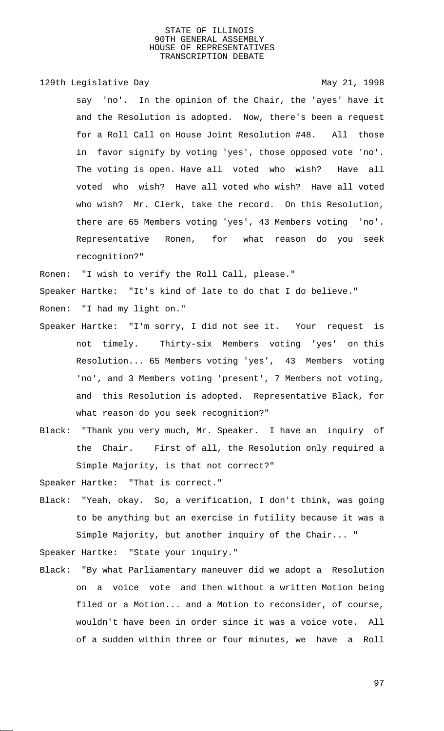say 'no'. In the opinion of the Chair, the 'ayes' have it and the Resolution is adopted. Now, there's been a request for a Roll Call on House Joint Resolution #48. All those in favor signify by voting 'yes', those opposed vote 'no'. The voting is open. Have all voted who wish? Have all voted who wish? Have all voted who wish? Have all voted who wish? Mr. Clerk, take the record. On this Resolution, there are 65 Members voting 'yes', 43 Members voting 'no'. Representative Ronen, for what reason do you seek recognition?"

Ronen: "I wish to verify the Roll Call, please."

Speaker Hartke: "It's kind of late to do that I do believe."

Ronen: "I had my light on."

Speaker Hartke: "I'm sorry, I did not see it. Your request is not timely. Thirty-six Members voting 'yes' on this Resolution... 65 Members voting 'yes', 43 Members voting 'no', and 3 Members voting 'present', 7 Members not voting, and this Resolution is adopted. Representative Black, for what reason do you seek recognition?"

Black: "Thank you very much, Mr. Speaker. I have an inquiry of the Chair. First of all, the Resolution only required a Simple Majority, is that not correct?"

Speaker Hartke: "That is correct."

Black: "Yeah, okay. So, a verification, I don't think, was going to be anything but an exercise in futility because it was a Simple Majority, but another inquiry of the Chair... "

Speaker Hartke: "State your inquiry."

Black: "By what Parliamentary maneuver did we adopt a Resolution on a voice vote and then without a written Motion being filed or a Motion... and a Motion to reconsider, of course, wouldn't have been in order since it was a voice vote. All of a sudden within three or four minutes, we have a Roll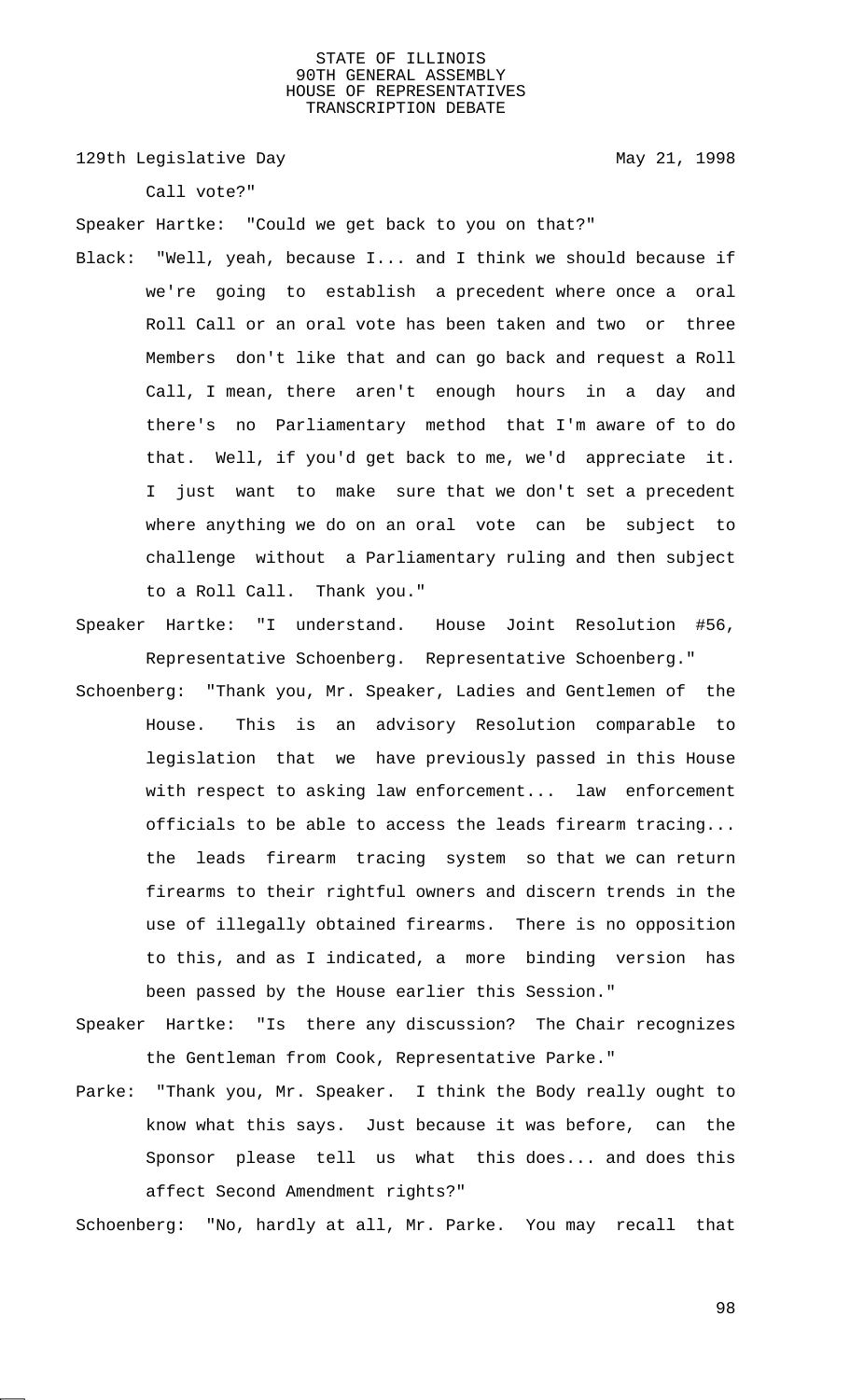Call vote?"

Speaker Hartke: "Could we get back to you on that?"

Black: "Well, yeah, because I... and I think we should because if we're going to establish a precedent where once a oral Roll Call or an oral vote has been taken and two or three Members don't like that and can go back and request a Roll Call, I mean, there aren't enough hours in a day and there's no Parliamentary method that I'm aware of to do that. Well, if you'd get back to me, we'd appreciate it. I just want to make sure that we don't set a precedent where anything we do on an oral vote can be subject to challenge without a Parliamentary ruling and then subject to a Roll Call. Thank you."

Speaker Hartke: "I understand. House Joint Resolution #56, Representative Schoenberg. Representative Schoenberg."

Schoenberg: "Thank you, Mr. Speaker, Ladies and Gentlemen of the House. This is an advisory Resolution comparable to legislation that we have previously passed in this House with respect to asking law enforcement... law enforcement officials to be able to access the leads firearm tracing... the leads firearm tracing system so that we can return firearms to their rightful owners and discern trends in the use of illegally obtained firearms. There is no opposition to this, and as I indicated, a more binding version has been passed by the House earlier this Session."

Speaker Hartke: "Is there any discussion? The Chair recognizes the Gentleman from Cook, Representative Parke."

Parke: "Thank you, Mr. Speaker. I think the Body really ought to know what this says. Just because it was before, can the Sponsor please tell us what this does... and does this affect Second Amendment rights?"

Schoenberg: "No, hardly at all, Mr. Parke. You may recall that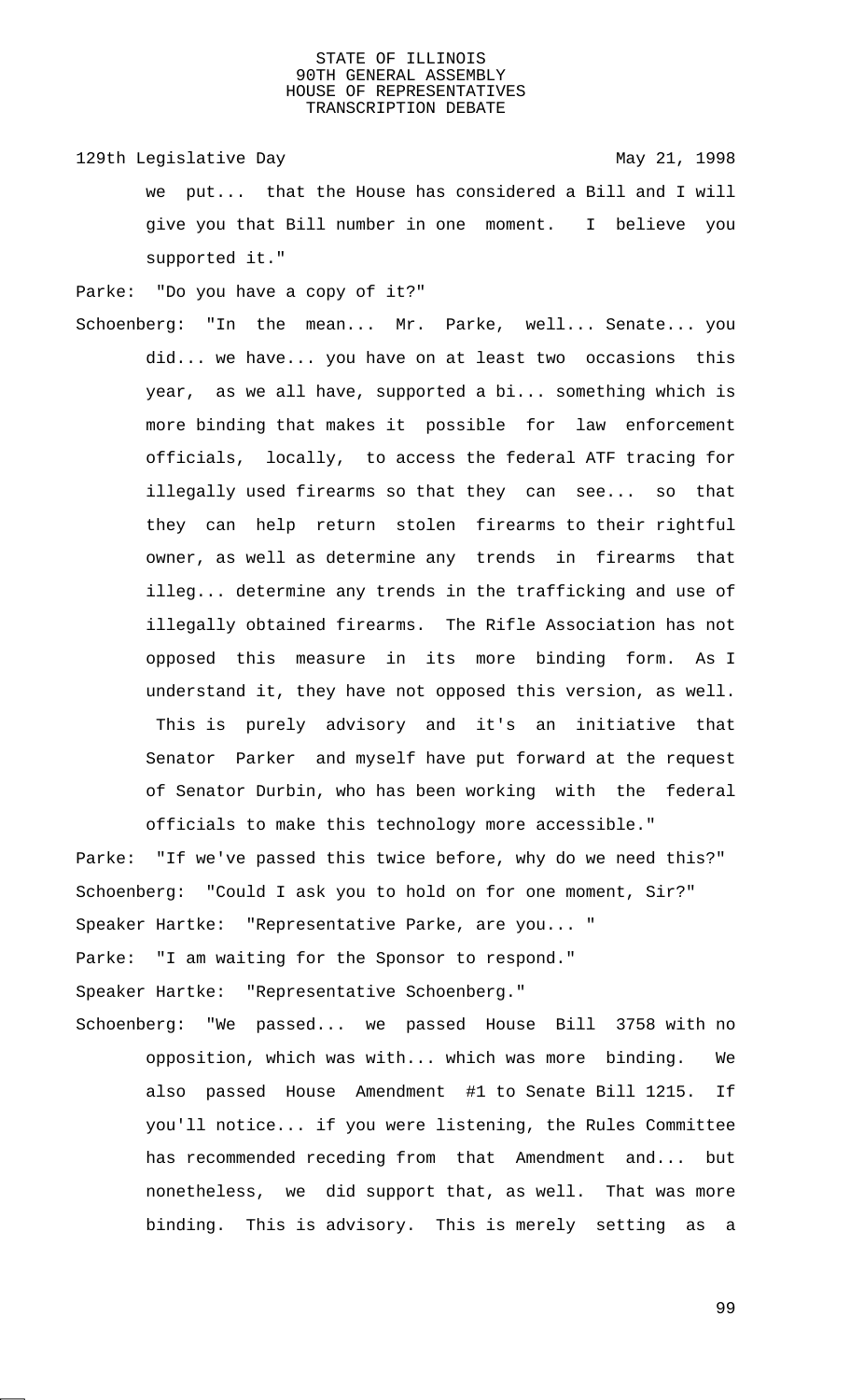we put... that the House has considered a Bill and I will give you that Bill number in one moment. I believe you supported it."

Parke: "Do you have a copy of it?"

Schoenberg: "In the mean... Mr. Parke, well... Senate... you did... we have... you have on at least two occasions this year, as we all have, supported a bi... something which is more binding that makes it possible for law enforcement officials, locally, to access the federal ATF tracing for illegally used firearms so that they can see... so that they can help return stolen firearms to their rightful owner, as well as determine any trends in firearms that illeg... determine any trends in the trafficking and use of illegally obtained firearms. The Rifle Association has not opposed this measure in its more binding form. As I understand it, they have not opposed this version, as well. This is purely advisory and it's an initiative that Senator Parker and myself have put forward at the request of Senator Durbin, who has been working with the federal officials to make this technology more accessible."

Parke: "If we've passed this twice before, why do we need this?"

Schoenberg: "Could I ask you to hold on for one moment, Sir?"

Speaker Hartke: "Representative Parke, are you... "

Parke: "I am waiting for the Sponsor to respond."

Speaker Hartke: "Representative Schoenberg."

Schoenberg: "We passed... we passed House Bill 3758 with no opposition, which was with... which was more binding. We also passed House Amendment #1 to Senate Bill 1215. If you'll notice... if you were listening, the Rules Committee has recommended receding from that Amendment and... but nonetheless, we did support that, as well. That was more binding. This is advisory. This is merely setting as a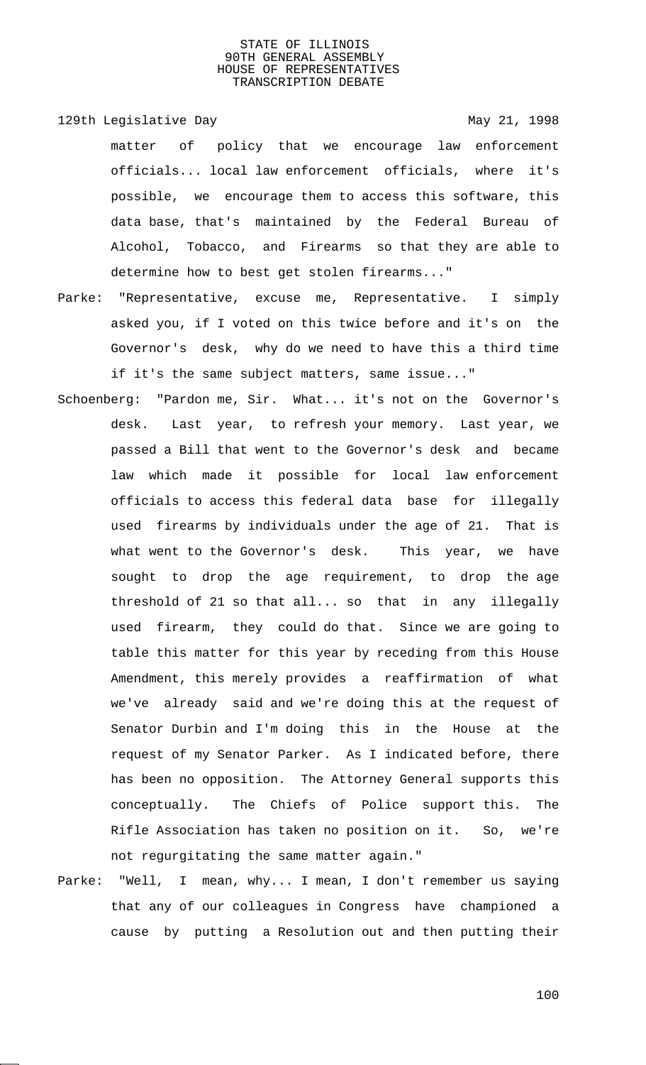matter of policy that we encourage law enforcement officials... local law enforcement officials, where it's possible, we encourage them to access this software, this data base, that's maintained by the Federal Bureau of Alcohol, Tobacco, and Firearms so that they are able to determine how to best get stolen firearms..."

Parke: "Representative, excuse me, Representative. I simply asked you, if I voted on this twice before and it's on the Governor's desk, why do we need to have this a third time if it's the same subject matters, same issue..."

Schoenberg: "Pardon me, Sir. What... it's not on the Governor's desk. Last year, to refresh your memory. Last year, we passed a Bill that went to the Governor's desk and became law which made it possible for local law enforcement officials to access this federal data base for illegally used firearms by individuals under the age of 21. That is what went to the Governor's desk. This year, we have sought to drop the age requirement, to drop the age threshold of 21 so that all... so that in any illegally used firearm, they could do that. Since we are going to table this matter for this year by receding from this House Amendment, this merely provides a reaffirmation of what we've already said and we're doing this at the request of Senator Durbin and I'm doing this in the House at the request of my Senator Parker. As I indicated before, there has been no opposition. The Attorney General supports this conceptually. The Chiefs of Police support this. The Rifle Association has taken no position on it. So, we're not regurgitating the same matter again."

Parke: "Well, I mean, why... I mean, I don't remember us saying that any of our colleagues in Congress have championed a cause by putting a Resolution out and then putting their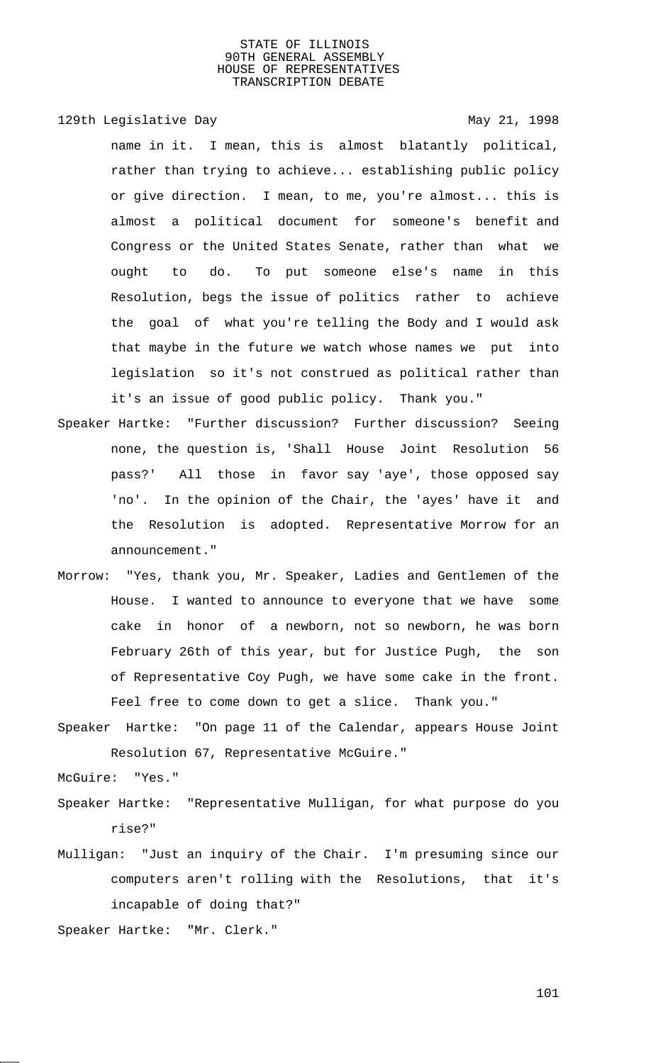name in it. I mean, this is almost blatantly political, rather than trying to achieve... establishing public policy or give direction. I mean, to me, you're almost... this is almost a political document for someone's benefit and Congress or the United States Senate, rather than what we ought to do. To put someone else's name in this Resolution, begs the issue of politics rather to achieve the goal of what you're telling the Body and I would ask that maybe in the future we watch whose names we put into legislation so it's not construed as political rather than it's an issue of good public policy. Thank you."

Speaker Hartke: "Further discussion? Further discussion? Seeing none, the question is, 'Shall House Joint Resolution 56 pass?' All those in favor say 'aye', those opposed say 'no'. In the opinion of the Chair, the 'ayes' have it and the Resolution is adopted. Representative Morrow for an announcement."

Morrow: "Yes, thank you, Mr. Speaker, Ladies and Gentlemen of the House. I wanted to announce to everyone that we have some cake in honor of a newborn, not so newborn, he was born February 26th of this year, but for Justice Pugh, the son of Representative Coy Pugh, we have some cake in the front. Feel free to come down to get a slice. Thank you."

Speaker Hartke: "On page 11 of the Calendar, appears House Joint Resolution 67, Representative McGuire."

McGuire: "Yes."

Speaker Hartke: "Representative Mulligan, for what purpose do you rise?"

Mulligan: "Just an inquiry of the Chair. I'm presuming since our computers aren't rolling with the Resolutions, that it's incapable of doing that?"

Speaker Hartke: "Mr. Clerk."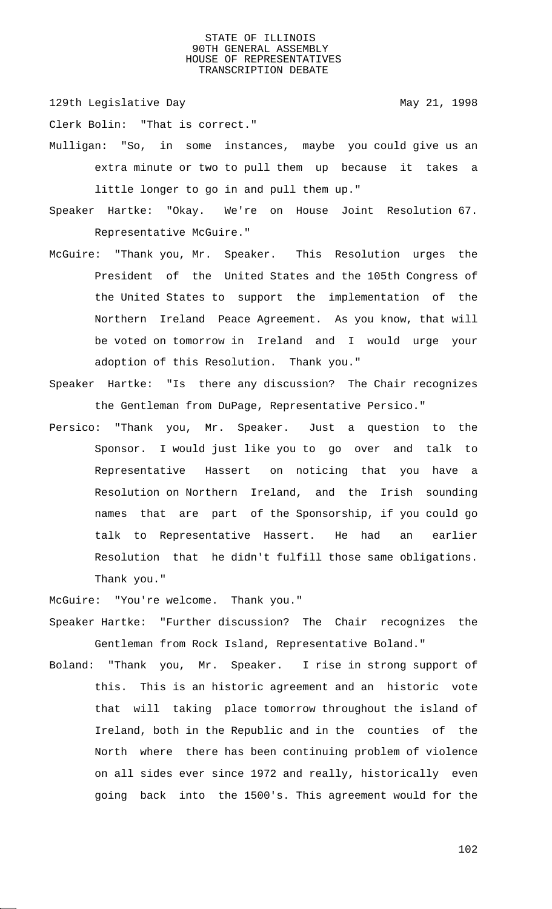Clerk Bolin: "That is correct."

Mulligan: "So, in some instances, maybe you could give us an extra minute or two to pull them up because it takes a little longer to go in and pull them up."

Speaker Hartke: "Okay. We're on House Joint Resolution 67. Representative McGuire."

McGuire: "Thank you, Mr. Speaker. This Resolution urges the President of the United States and the 105th Congress of the United States to support the implementation of the Northern Ireland Peace Agreement. As you know, that will be voted on tomorrow in Ireland and I would urge your adoption of this Resolution. Thank you."

Speaker Hartke: "Is there any discussion? The Chair recognizes the Gentleman from DuPage, Representative Persico."

Persico: "Thank you, Mr. Speaker. Just a question to the Sponsor. I would just like you to go over and talk to Representative Hassert on noticing that you have a Resolution on Northern Ireland, and the Irish sounding names that are part of the Sponsorship, if you could go talk to Representative Hassert. He had an earlier Resolution that he didn't fulfill those same obligations. Thank you."

McGuire: "You're welcome. Thank you."

Speaker Hartke: "Further discussion? The Chair recognizes the Gentleman from Rock Island, Representative Boland."

Boland: "Thank you, Mr. Speaker. I rise in strong support of this. This is an historic agreement and an historic vote that will taking place tomorrow throughout the island of Ireland, both in the Republic and in the counties of the North where there has been continuing problem of violence on all sides ever since 1972 and really, historically even going back into the 1500's. This agreement would for the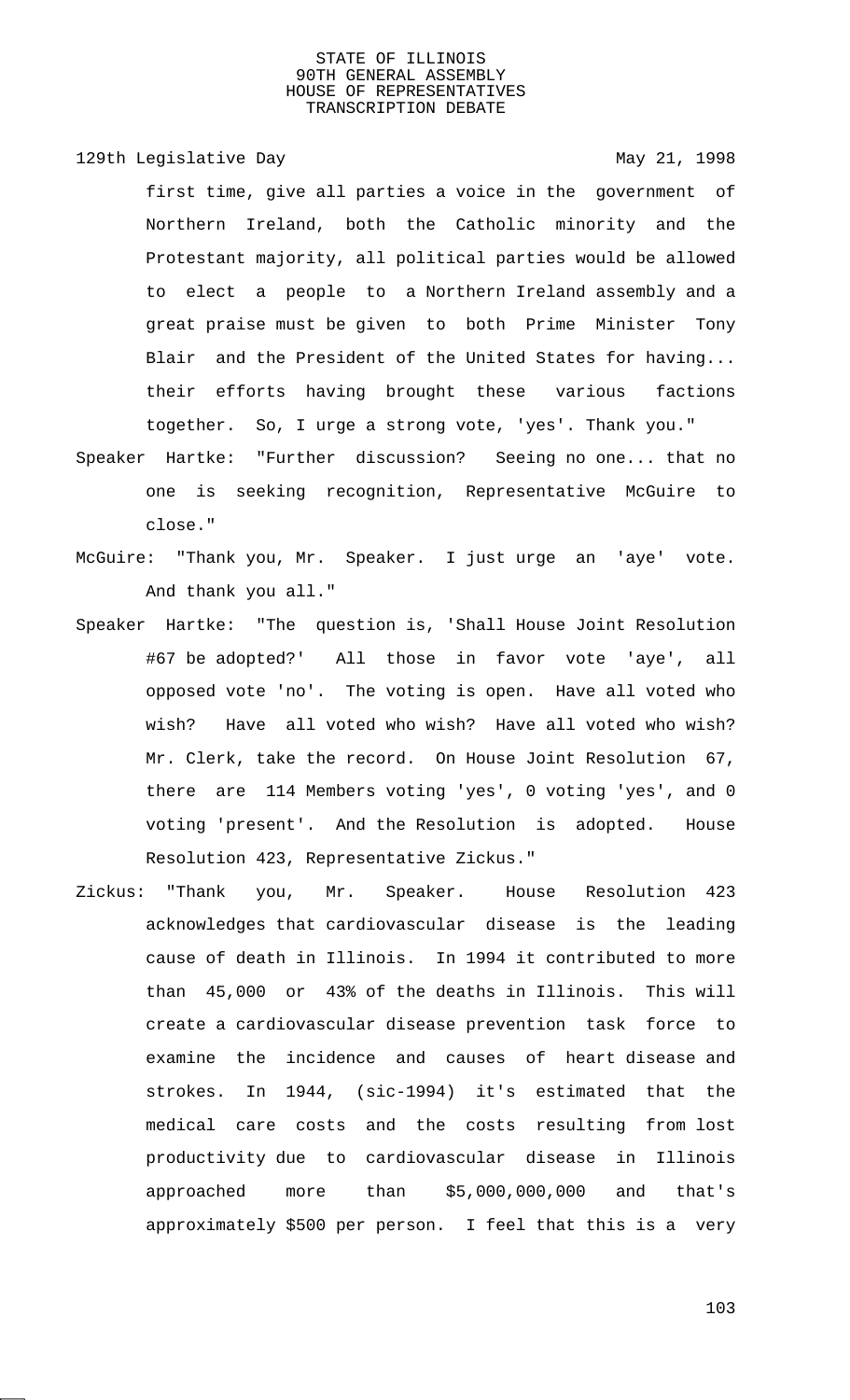first time, give all parties a voice in the government of Northern Ireland, both the Catholic minority and the Protestant majority, all political parties would be allowed to elect a people to a Northern Ireland assembly and a great praise must be given to both Prime Minister Tony Blair and the President of the United States for having... their efforts having brought these various factions together. So, I urge a strong vote, 'yes'. Thank you."

Speaker Hartke: "Further discussion? Seeing no one... that no one is seeking recognition, Representative McGuire to close."

McGuire: "Thank you, Mr. Speaker. I just urge an 'aye' vote. And thank you all."

Speaker Hartke: "The question is, 'Shall House Joint Resolution #67 be adopted?' All those in favor vote 'aye', all opposed vote 'no'. The voting is open. Have all voted who wish? Have all voted who wish? Have all voted who wish? Mr. Clerk, take the record. On House Joint Resolution 67, there are 114 Members voting 'yes', 0 voting 'yes', and 0 voting 'present'. And the Resolution is adopted. House Resolution 423, Representative Zickus."

Zickus: "Thank you, Mr. Speaker. House Resolution 423 acknowledges that cardiovascular disease is the leading cause of death in Illinois. In 1994 it contributed to more than 45,000 or 43% of the deaths in Illinois. This will create a cardiovascular disease prevention task force to examine the incidence and causes of heart disease and strokes. In 1944, (sic-1994) it's estimated that the medical care costs and the costs resulting from lost productivity due to cardiovascular disease in Illinois approached more than $5,000,000,000 and that's approximately $500 per person. I feel that this is a very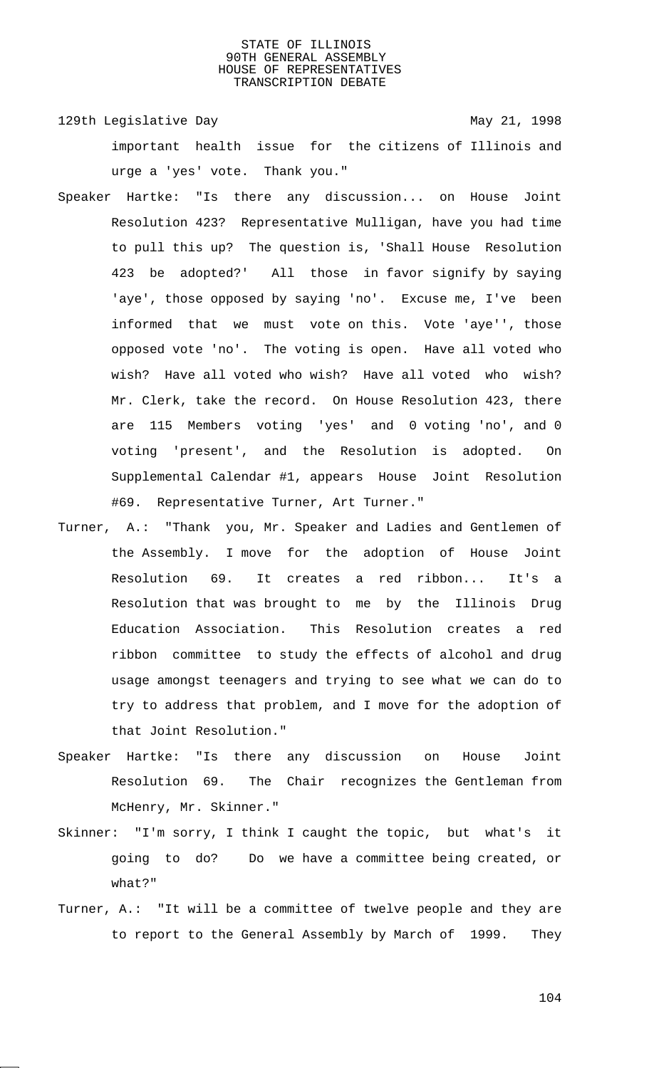important health issue for the citizens of Illinois and urge a 'yes' vote. Thank you."

Speaker Hartke: "Is there any discussion... on House Joint Resolution 423? Representative Mulligan, have you had time to pull this up? The question is, 'Shall House Resolution 423 be adopted?' All those in favor signify by saying 'aye', those opposed by saying 'no'. Excuse me, I've been informed that we must vote on this. Vote 'aye'', those opposed vote 'no'. The voting is open. Have all voted who wish? Have all voted who wish? Have all voted who wish? Mr. Clerk, take the record. On House Resolution 423, there are 115 Members voting 'yes' and 0 voting 'no', and 0 voting 'present', and the Resolution is adopted. On Supplemental Calendar #1, appears House Joint Resolution #69. Representative Turner, Art Turner."

Turner, A.: "Thank you, Mr. Speaker and Ladies and Gentlemen of the Assembly. I move for the adoption of House Joint Resolution 69. It creates a red ribbon... It's a Resolution that was brought to me by the Illinois Drug Education Association. This Resolution creates a red ribbon committee to study the effects of alcohol and drug usage amongst teenagers and trying to see what we can do to try to address that problem, and I move for the adoption of that Joint Resolution."

Speaker Hartke: "Is there any discussion on House Joint Resolution 69. The Chair recognizes the Gentleman from McHenry, Mr. Skinner."

Skinner: "I'm sorry, I think I caught the topic, but what's it going to do? Do we have a committee being created, or what?"

Turner, A.: "It will be a committee of twelve people and they are to report to the General Assembly by March of 1999. They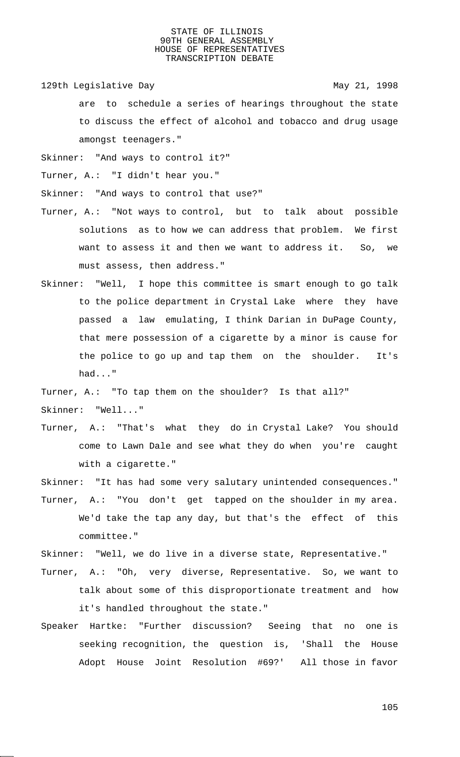are to schedule a series of hearings throughout the state to discuss the effect of alcohol and tobacco and drug usage amongst teenagers."

Skinner: "And ways to control it?"

Turner, A.: "I didn't hear you."

Skinner: "And ways to control that use?"

Turner, A.: "Not ways to control, but to talk about possible solutions as to how we can address that problem. We first want to assess it and then we want to address it. So, we must assess, then address."

Skinner: "Well, I hope this committee is smart enough to go talk to the police department in Crystal Lake where they have passed a law emulating, I think Darian in DuPage County, that mere possession of a cigarette by a minor is cause for the police to go up and tap them on the shoulder. It's had..."

Turner, A.: "To tap them on the shoulder? Is that all?"

Skinner: "Well..."

Turner, A.: "That's what they do in Crystal Lake? You should come to Lawn Dale and see what they do when you're caught with a cigarette."

Skinner: "It has had some very salutary unintended consequences."

Turner, A.: "You don't get tapped on the shoulder in my area. We'd take the tap any day, but that's the effect of this committee."

Skinner: "Well, we do live in a diverse state, Representative."

Turner, A.: "Oh, very diverse, Representative. So, we want to talk about some of this disproportionate treatment and how it's handled throughout the state."

Speaker Hartke: "Further discussion? Seeing that no one is seeking recognition, the question is, 'Shall the House Adopt House Joint Resolution #69?' All those in favor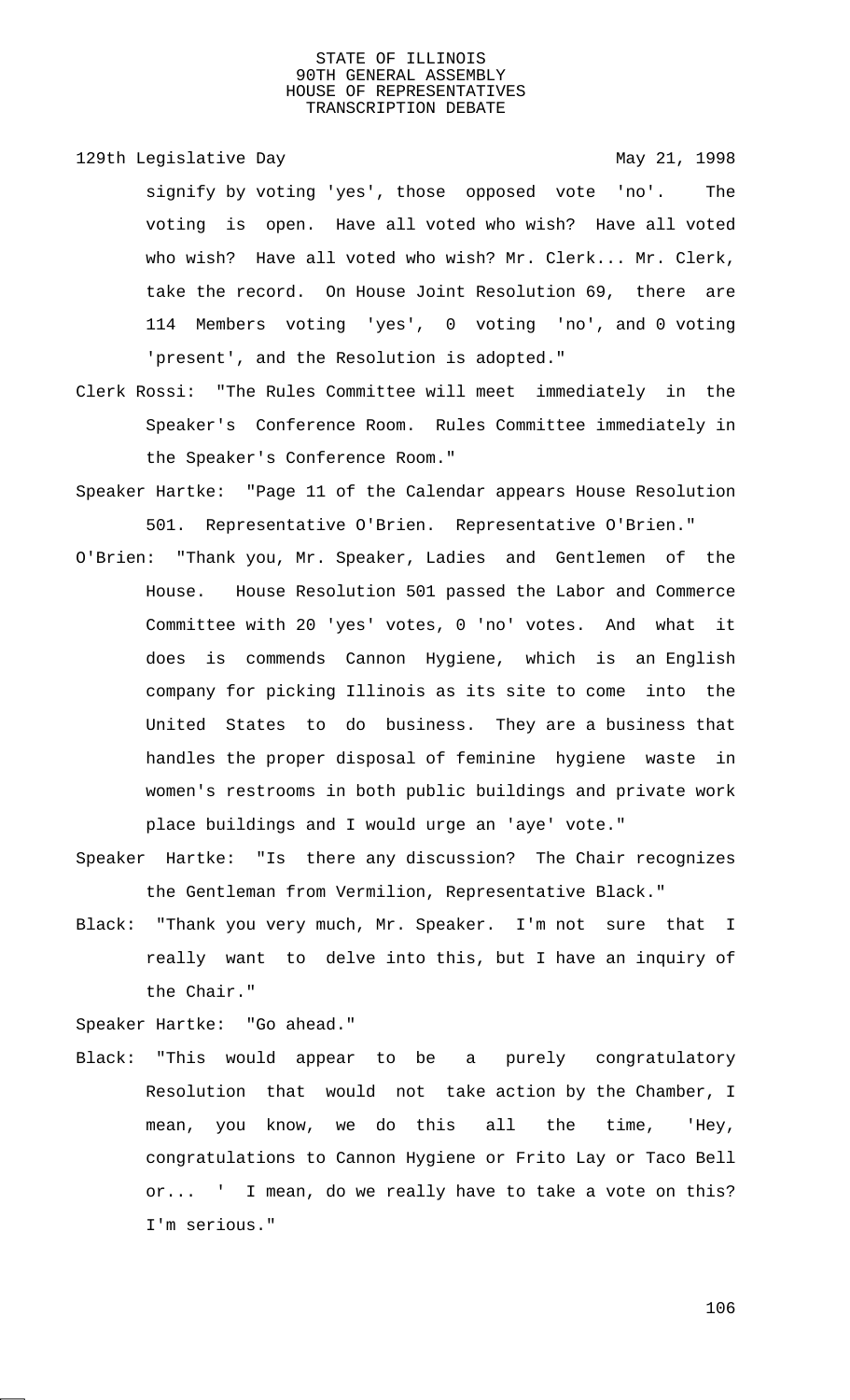signify by voting 'yes', those opposed vote 'no'. The voting is open. Have all voted who wish? Have all voted who wish? Have all voted who wish? Mr. Clerk... Mr. Clerk, take the record. On House Joint Resolution 69, there are 114 Members voting 'yes', 0 voting 'no', and 0 voting 'present', and the Resolution is adopted."

Clerk Rossi: "The Rules Committee will meet immediately in the Speaker's Conference Room. Rules Committee immediately in the Speaker's Conference Room."

Speaker Hartke: "Page 11 of the Calendar appears House Resolution 501. Representative O'Brien. Representative O'Brien."

O'Brien: "Thank you, Mr. Speaker, Ladies and Gentlemen of the House. House Resolution 501 passed the Labor and Commerce Committee with 20 'yes' votes, 0 'no' votes. And what it does is commends Cannon Hygiene, which is an English company for picking Illinois as its site to come into the United States to do business. They are a business that handles the proper disposal of feminine hygiene waste in women's restrooms in both public buildings and private work place buildings and I would urge an 'aye' vote."

Speaker Hartke: "Is there any discussion? The Chair recognizes the Gentleman from Vermilion, Representative Black."

Black: "Thank you very much, Mr. Speaker. I'm not sure that I really want to delve into this, but I have an inquiry of the Chair."

Speaker Hartke: "Go ahead."

Black: "This would appear to be a purely congratulatory Resolution that would not take action by the Chamber, I mean, you know, we do this all the time, 'Hey, congratulations to Cannon Hygiene or Frito Lay or Taco Bell or... ' I mean, do we really have to take a vote on this? I'm serious."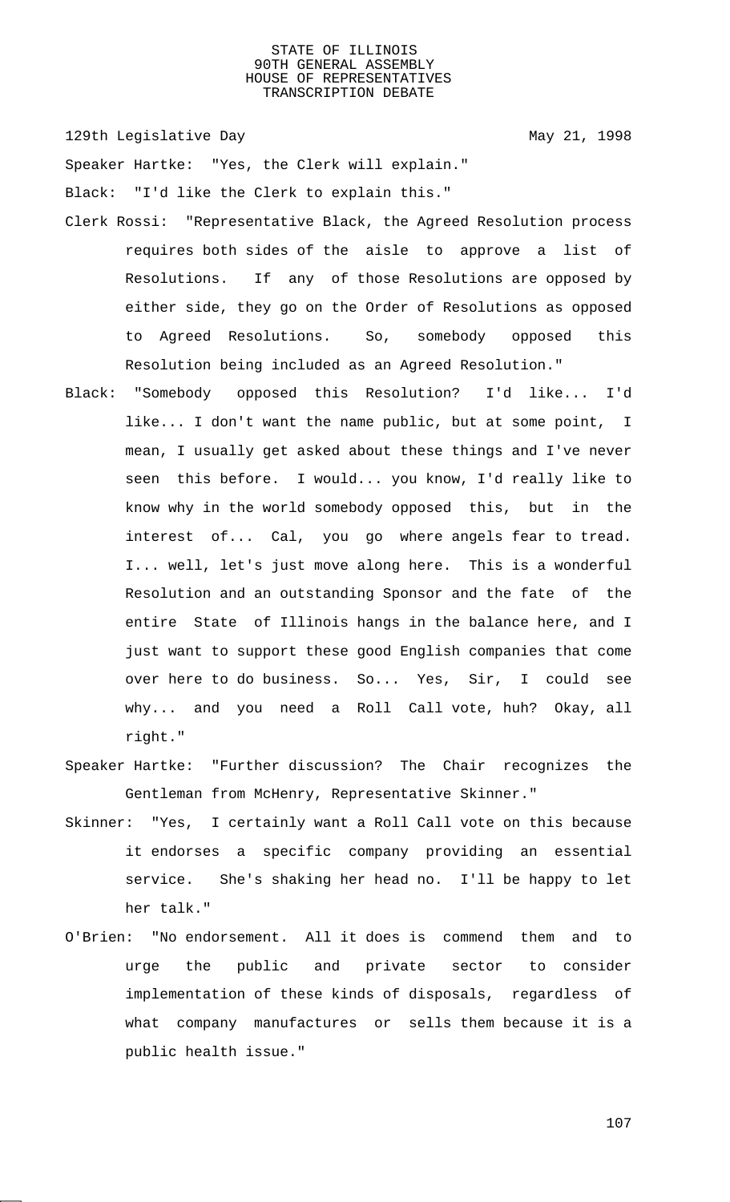Speaker Hartke: "Yes, the Clerk will explain."

Black: "I'd like the Clerk to explain this."

Clerk Rossi: "Representative Black, the Agreed Resolution process requires both sides of the aisle to approve a list of Resolutions. If any of those Resolutions are opposed by either side, they go on the Order of Resolutions as opposed to Agreed Resolutions. So, somebody opposed this Resolution being included as an Agreed Resolution."

Black: "Somebody opposed this Resolution? I'd like... I'd like... I don't want the name public, but at some point, I mean, I usually get asked about these things and I've never seen this before. I would... you know, I'd really like to know why in the world somebody opposed this, but in the interest of... Cal, you go where angels fear to tread. I... well, let's just move along here. This is a wonderful Resolution and an outstanding Sponsor and the fate of the entire State of Illinois hangs in the balance here, and I just want to support these good English companies that come over here to do business. So... Yes, Sir, I could see why... and you need a Roll Call vote, huh? Okay, all right."

Speaker Hartke: "Further discussion? The Chair recognizes the Gentleman from McHenry, Representative Skinner."

Skinner: "Yes, I certainly want a Roll Call vote on this because it endorses a specific company providing an essential service. She's shaking her head no. I'll be happy to let her talk."

O'Brien: "No endorsement. All it does is commend them and to urge the public and private sector to consider implementation of these kinds of disposals, regardless of what company manufactures or sells them because it is a public health issue."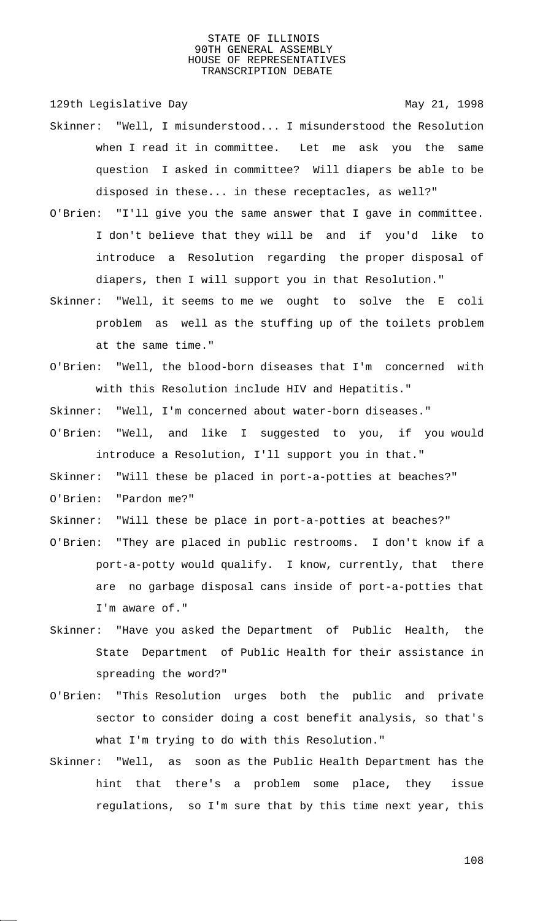Skinner: "Well, I misunderstood... I misunderstood the Resolution when I read it in committee. Let me ask you the same question I asked in committee? Will diapers be able to be disposed in these... in these receptacles, as well?"

O'Brien: "I'll give you the same answer that I gave in committee. I don't believe that they will be and if you'd like to introduce a Resolution regarding the proper disposal of diapers, then I will support you in that Resolution."

Skinner: "Well, it seems to me we ought to solve the E coli problem as well as the stuffing up of the toilets problem at the same time."

O'Brien: "Well, the blood-born diseases that I'm concerned with with this Resolution include HIV and Hepatitis."

Skinner: "Well, I'm concerned about water-born diseases."

O'Brien: "Well, and like I suggested to you, if you would introduce a Resolution, I'll support you in that."

Skinner: "Will these be placed in port-a-potties at beaches?"

O'Brien: "Pardon me?"

Skinner: "Will these be place in port-a-potties at beaches?"

O'Brien: "They are placed in public restrooms. I don't know if a port-a-potty would qualify. I know, currently, that there are no garbage disposal cans inside of port-a-potties that I'm aware of."

Skinner: "Have you asked the Department of Public Health, the State Department of Public Health for their assistance in spreading the word?"

O'Brien: "This Resolution urges both the public and private sector to consider doing a cost benefit analysis, so that's what I'm trying to do with this Resolution."

Skinner: "Well, as soon as the Public Health Department has the hint that there's a problem some place, they issue regulations, so I'm sure that by this time next year, this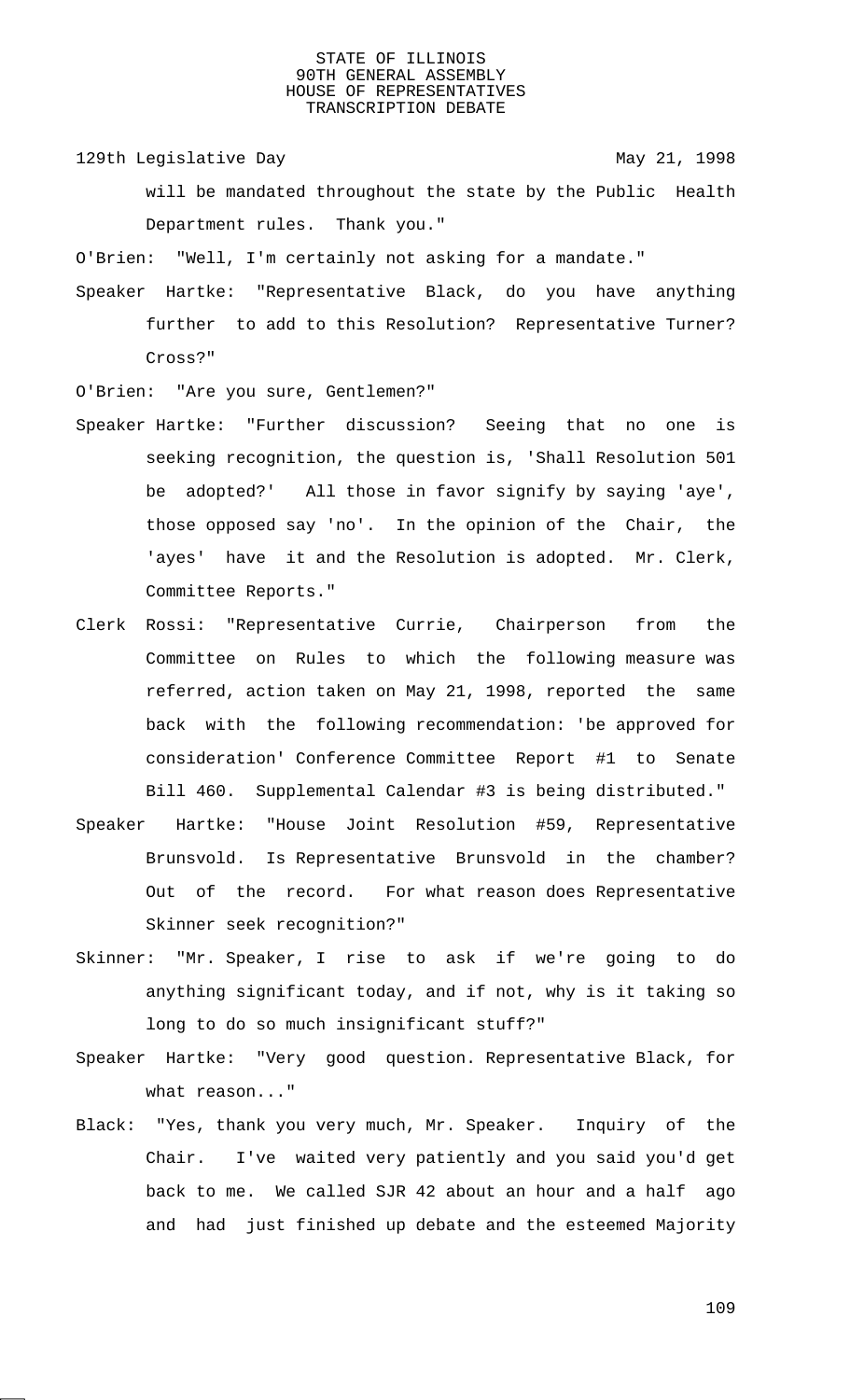will be mandated throughout the state by the Public Health Department rules. Thank you."

O'Brien: "Well, I'm certainly not asking for a mandate."

Speaker Hartke: "Representative Black, do you have anything further to add to this Resolution? Representative Turner? Cross?"

O'Brien: "Are you sure, Gentlemen?"

Speaker Hartke: "Further discussion? Seeing that no one is seeking recognition, the question is, 'Shall Resolution 501 be adopted?' All those in favor signify by saying 'aye', those opposed say 'no'. In the opinion of the Chair, the 'ayes' have it and the Resolution is adopted. Mr. Clerk, Committee Reports."

Clerk Rossi: "Representative Currie, Chairperson from the Committee on Rules to which the following measure was referred, action taken on May 21, 1998, reported the same back with the following recommendation: 'be approved for consideration' Conference Committee Report #1 to Senate Bill 460. Supplemental Calendar #3 is being distributed."

Speaker Hartke: "House Joint Resolution #59, Representative Brunsvold. Is Representative Brunsvold in the chamber? Out of the record. For what reason does Representative Skinner seek recognition?"

Skinner: "Mr. Speaker, I rise to ask if we're going to do anything significant today, and if not, why is it taking so long to do so much insignificant stuff?"

Speaker Hartke: "Very good question. Representative Black, for what reason..."

Black: "Yes, thank you very much, Mr. Speaker. Inquiry of the Chair. I've waited very patiently and you said you'd get back to me. We called SJR 42 about an hour and a half ago and had just finished up debate and the esteemed Majority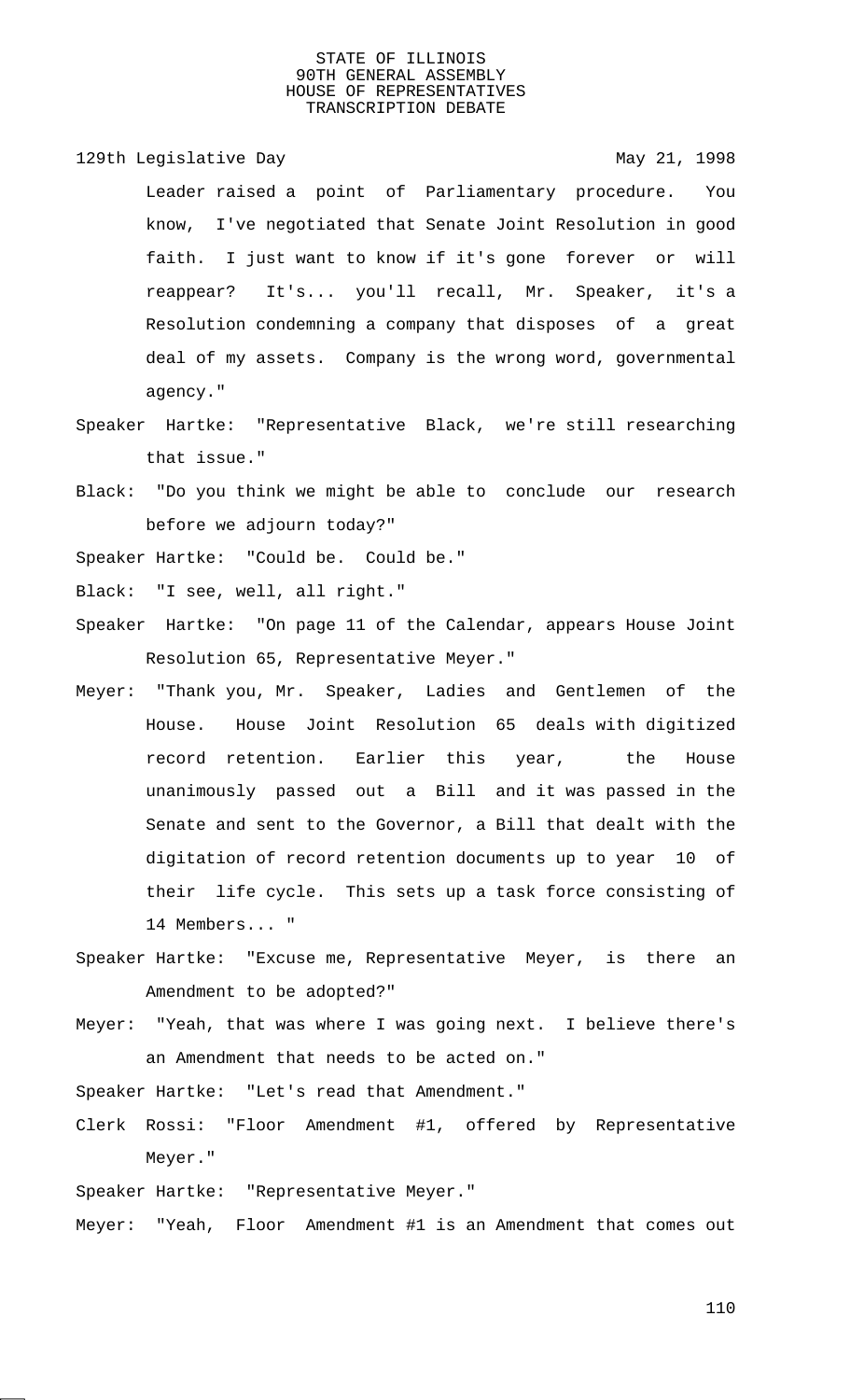Leader raised a point of Parliamentary procedure. You know, I've negotiated that Senate Joint Resolution in good faith. I just want to know if it's gone forever or will reappear? It's... you'll recall, Mr. Speaker, it's a Resolution condemning a company that disposes of a great deal of my assets. Company is the wrong word, governmental agency."

Speaker Hartke: "Representative Black, we're still researching that issue."

Black: "Do you think we might be able to conclude our research before we adjourn today?"

Speaker Hartke: "Could be. Could be."

Black: "I see, well, all right."

Speaker Hartke: "On page 11 of the Calendar, appears House Joint Resolution 65, Representative Meyer."

Meyer: "Thank you, Mr. Speaker, Ladies and Gentlemen of the House. House Joint Resolution 65 deals with digitized record retention. Earlier this year, the House unanimously passed out a Bill and it was passed in the Senate and sent to the Governor, a Bill that dealt with the digitation of record retention documents up to year 10 of their life cycle. This sets up a task force consisting of 14 Members... "

Speaker Hartke: "Excuse me, Representative Meyer, is there an Amendment to be adopted?"

Meyer: "Yeah, that was where I was going next. I believe there's an Amendment that needs to be acted on."

Speaker Hartke: "Let's read that Amendment."

Clerk Rossi: "Floor Amendment #1, offered by Representative Meyer."

Speaker Hartke: "Representative Meyer."

Meyer: "Yeah, Floor Amendment #1 is an Amendment that comes out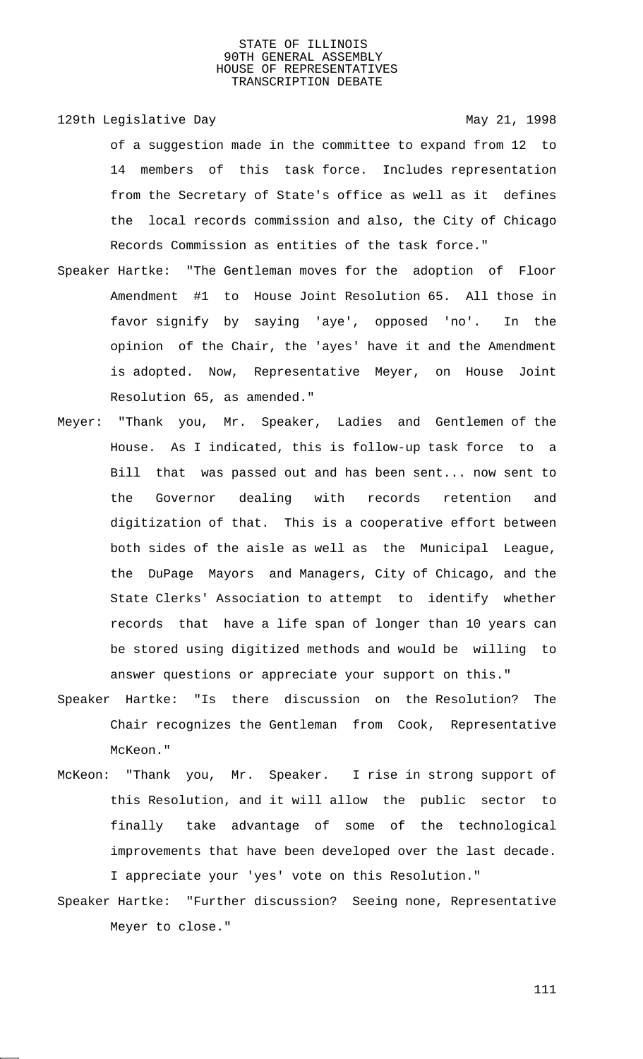of a suggestion made in the committee to expand from 12 to 14 members of this task force. Includes representation from the Secretary of State's office as well as it defines the local records commission and also, the City of Chicago Records Commission as entities of the task force."

Speaker Hartke: "The Gentleman moves for the adoption of Floor Amendment #1 to House Joint Resolution 65. All those in favor signify by saying 'aye', opposed 'no'. In the opinion of the Chair, the 'ayes' have it and the Amendment is adopted. Now, Representative Meyer, on House Joint Resolution 65, as amended."

Meyer: "Thank you, Mr. Speaker, Ladies and Gentlemen of the House. As I indicated, this is follow-up task force to a Bill that was passed out and has been sent... now sent to the Governor dealing with records retention and digitization of that. This is a cooperative effort between both sides of the aisle as well as the Municipal League, the DuPage Mayors and Managers, City of Chicago, and the State Clerks' Association to attempt to identify whether records that have a life span of longer than 10 years can be stored using digitized methods and would be willing to answer questions or appreciate your support on this."

Speaker Hartke: "Is there discussion on the Resolution? The Chair recognizes the Gentleman from Cook, Representative McKeon."

McKeon: "Thank you, Mr. Speaker. I rise in strong support of this Resolution, and it will allow the public sector to finally take advantage of some of the technological improvements that have been developed over the last decade. I appreciate your 'yes' vote on this Resolution."

Speaker Hartke: "Further discussion? Seeing none, Representative Meyer to close."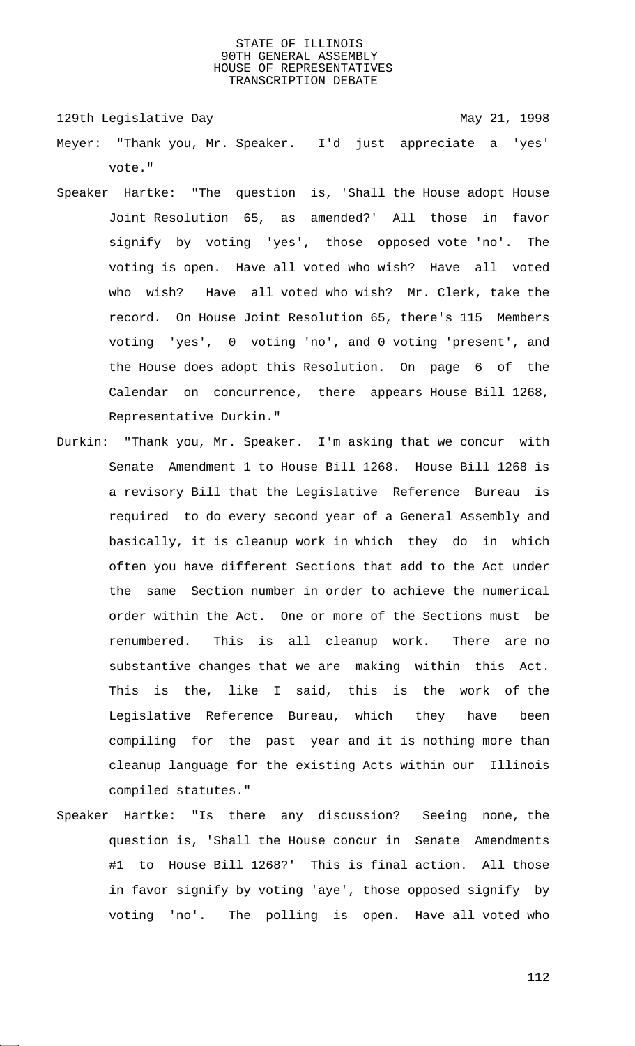Meyer: "Thank you, Mr. Speaker. I'd just appreciate a 'yes' vote."

Speaker Hartke: "The question is, 'Shall the House adopt House Joint Resolution 65, as amended?' All those in favor signify by voting 'yes', those opposed vote 'no'. The voting is open. Have all voted who wish? Have all voted who wish? Have all voted who wish? Mr. Clerk, take the record. On House Joint Resolution 65, there's 115 Members voting 'yes', 0 voting 'no', and 0 voting 'present', and the House does adopt this Resolution. On page 6 of the Calendar on concurrence, there appears House Bill 1268, Representative Durkin."

Durkin: "Thank you, Mr. Speaker. I'm asking that we concur with Senate Amendment 1 to House Bill 1268. House Bill 1268 is a revisory Bill that the Legislative Reference Bureau is required to do every second year of a General Assembly and basically, it is cleanup work in which they do in which often you have different Sections that add to the Act under the same Section number in order to achieve the numerical order within the Act. One or more of the Sections must be renumbered. This is all cleanup work. There are no substantive changes that we are making within this Act. This is the, like I said, this is the work of the Legislative Reference Bureau, which they have been compiling for the past year and it is nothing more than cleanup language for the existing Acts within our Illinois compiled statutes."

Speaker Hartke: "Is there any discussion? Seeing none, the question is, 'Shall the House concur in Senate Amendments #1 to House Bill 1268?' This is final action. All those in favor signify by voting 'aye', those opposed signify by voting 'no'. The polling is open. Have all voted who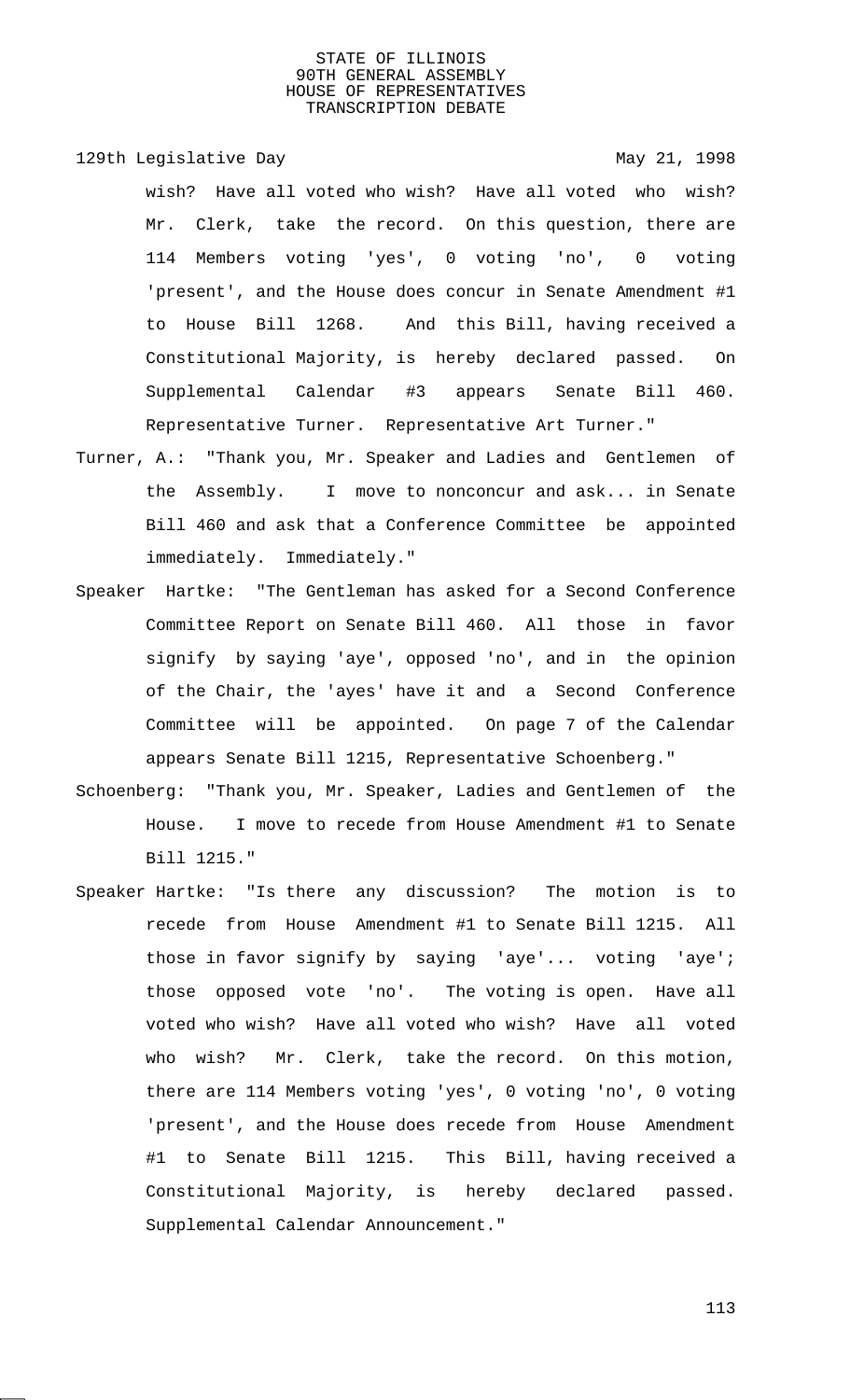wish? Have all voted who wish? Have all voted who wish? Mr. Clerk, take the record. On this question, there are 114 Members voting 'yes', 0 voting 'no', 0 voting 'present', and the House does concur in Senate Amendment #1 to House Bill 1268. And this Bill, having received a Constitutional Majority, is hereby declared passed. On Supplemental Calendar #3 appears Senate Bill 460. Representative Turner. Representative Art Turner."

Turner, A.: "Thank you, Mr. Speaker and Ladies and Gentlemen of the Assembly. I move to nonconcur and ask... in Senate Bill 460 and ask that a Conference Committee be appointed immediately. Immediately."

Speaker Hartke: "The Gentleman has asked for a Second Conference Committee Report on Senate Bill 460. All those in favor signify by saying 'aye', opposed 'no', and in the opinion of the Chair, the 'ayes' have it and a Second Conference Committee will be appointed. On page 7 of the Calendar appears Senate Bill 1215, Representative Schoenberg."

Schoenberg: "Thank you, Mr. Speaker, Ladies and Gentlemen of the House. I move to recede from House Amendment #1 to Senate Bill 1215."

Speaker Hartke: "Is there any discussion? The motion is to recede from House Amendment #1 to Senate Bill 1215. All those in favor signify by saying 'aye'... voting 'aye'; those opposed vote 'no'. The voting is open. Have all voted who wish? Have all voted who wish? Have all voted who wish? Mr. Clerk, take the record. On this motion, there are 114 Members voting 'yes', 0 voting 'no', 0 voting 'present', and the House does recede from House Amendment #1 to Senate Bill 1215. This Bill, having received a Constitutional Majority, is hereby declared passed. Supplemental Calendar Announcement."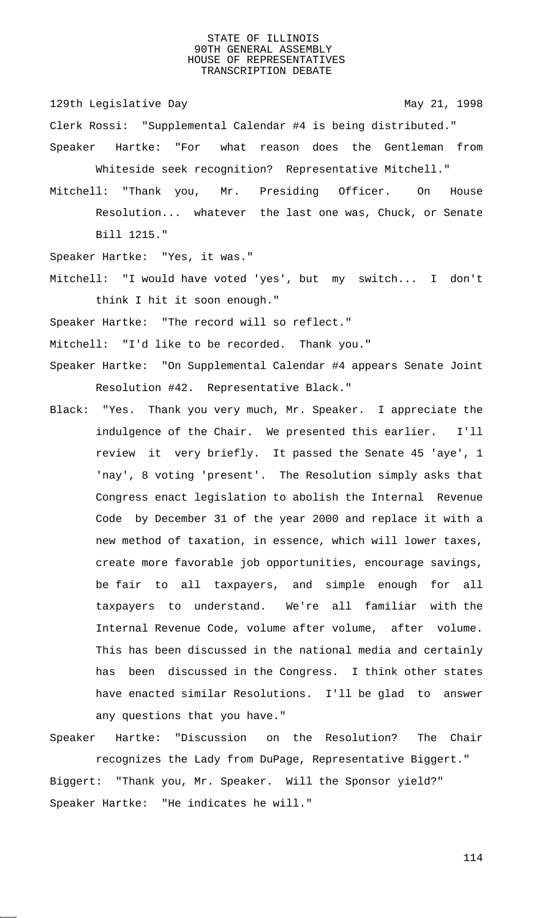129th Legislative Day May 21, 1998

Clerk Rossi: "Supplemental Calendar #4 is being distributed."

Speaker Hartke: "For what reason does the Gentleman from Whiteside seek recognition? Representative Mitchell."

Mitchell: "Thank you, Mr. Presiding Officer. On House Resolution... whatever the last one was, Chuck, or Senate Bill 1215."

Speaker Hartke: "Yes, it was."

Mitchell: "I would have voted 'yes', but my switch... I don't think I hit it soon enough."

Speaker Hartke: "The record will so reflect."

Mitchell: "I'd like to be recorded. Thank you."

Speaker Hartke: "On Supplemental Calendar #4 appears Senate Joint Resolution #42. Representative Black."

Black: "Yes. Thank you very much, Mr. Speaker. I appreciate the indulgence of the Chair. We presented this earlier. I'll review it very briefly. It passed the Senate 45 'aye', 1 'nay', 8 voting 'present'. The Resolution simply asks that Congress enact legislation to abolish the Internal Revenue Code by December 31 of the year 2000 and replace it with a new method of taxation, in essence, which will lower taxes, create more favorable job opportunities, encourage savings, be fair to all taxpayers, and simple enough for all taxpayers to understand. We're all familiar with the Internal Revenue Code, volume after volume, after volume. This has been discussed in the national media and certainly has been discussed in the Congress. I think other states have enacted similar Resolutions. I'll be glad to answer any questions that you have."

Speaker Hartke: "Discussion on the Resolution? The Chair recognizes the Lady from DuPage, Representative Biggert."

Biggert: "Thank you, Mr. Speaker. Will the Sponsor yield?"

Speaker Hartke: "He indicates he will."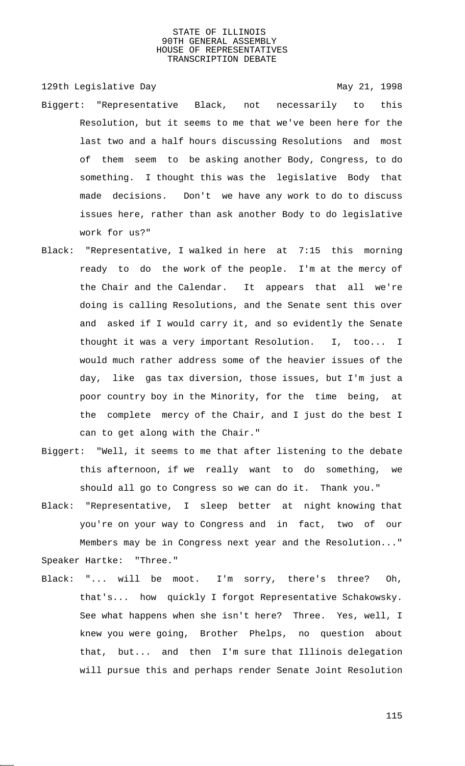Biggert: "Representative Black, not necessarily to this Resolution, but it seems to me that we've been here for the last two and a half hours discussing Resolutions and most of them seem to be asking another Body, Congress, to do something. I thought this was the legislative Body that made decisions. Don't we have any work to do to discuss issues here, rather than ask another Body to do legislative work for us?"

Black: "Representative, I walked in here at 7:15 this morning ready to do the work of the people. I'm at the mercy of the Chair and the Calendar. It appears that all we're doing is calling Resolutions, and the Senate sent this over and asked if I would carry it, and so evidently the Senate thought it was a very important Resolution. I, too... I would much rather address some of the heavier issues of the day, like gas tax diversion, those issues, but I'm just a poor country boy in the Minority, for the time being, at the complete mercy of the Chair, and I just do the best I can to get along with the Chair."

Biggert: "Well, it seems to me that after listening to the debate this afternoon, if we really want to do something, we should all go to Congress so we can do it. Thank you."

Black: "Representative, I sleep better at night knowing that you're on your way to Congress and in fact, two of our Members may be in Congress next year and the Resolution..."

Speaker Hartke: "Three."

Black: "... will be moot. I'm sorry, there's three? Oh, that's... how quickly I forgot Representative Schakowsky. See what happens when she isn't here? Three. Yes, well, I knew you were going, Brother Phelps, no question about that, but... and then I'm sure that Illinois delegation will pursue this and perhaps render Senate Joint Resolution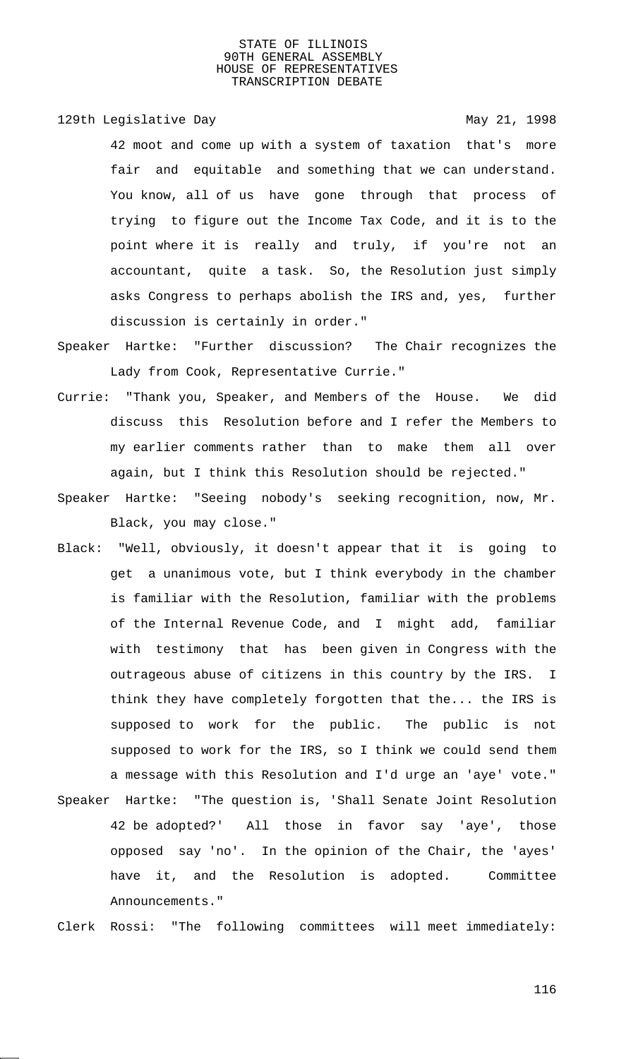42 moot and come up with a system of taxation that's more fair and equitable and something that we can understand. You know, all of us have gone through that process of trying to figure out the Income Tax Code, and it is to the point where it is really and truly, if you're not an accountant, quite a task. So, the Resolution just simply asks Congress to perhaps abolish the IRS and, yes, further discussion is certainly in order."

Speaker Hartke: "Further discussion? The Chair recognizes the Lady from Cook, Representative Currie."

Currie: "Thank you, Speaker, and Members of the House. We did discuss this Resolution before and I refer the Members to my earlier comments rather than to make them all over again, but I think this Resolution should be rejected."

Speaker Hartke: "Seeing nobody's seeking recognition, now, Mr. Black, you may close."

Black: "Well, obviously, it doesn't appear that it is going to get a unanimous vote, but I think everybody in the chamber is familiar with the Resolution, familiar with the problems of the Internal Revenue Code, and I might add, familiar with testimony that has been given in Congress with the outrageous abuse of citizens in this country by the IRS. I think they have completely forgotten that the... the IRS is supposed to work for the public. The public is not supposed to work for the IRS, so I think we could send them a message with this Resolution and I'd urge an 'aye' vote."

Speaker Hartke: "The question is, 'Shall Senate Joint Resolution 42 be adopted?' All those in favor say 'aye', those opposed say 'no'. In the opinion of the Chair, the 'ayes' have it, and the Resolution is adopted. Committee Announcements."

Clerk Rossi: "The following committees will meet immediately: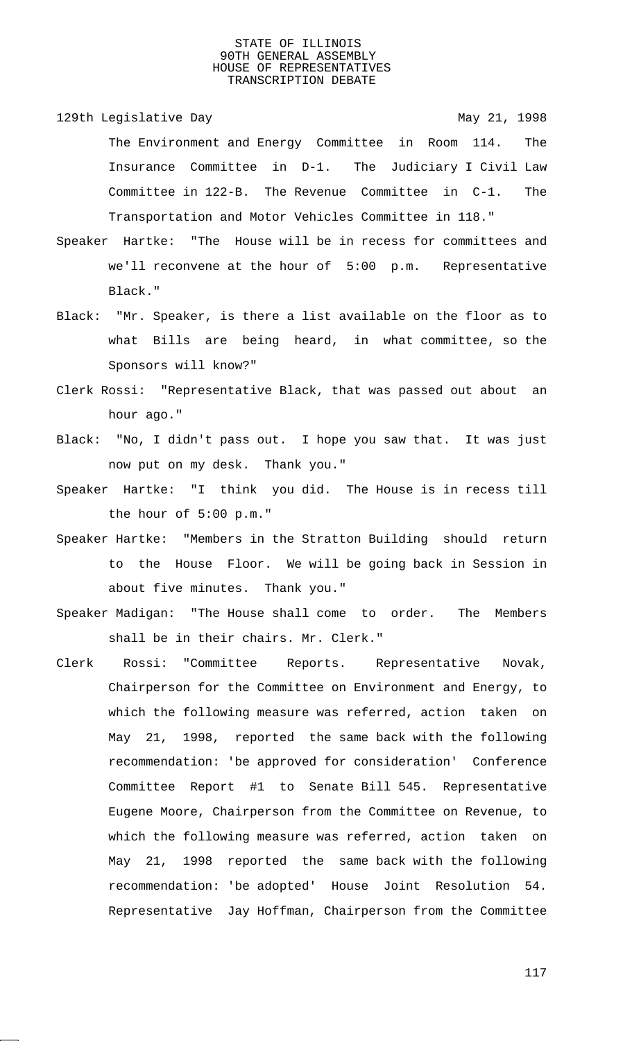The Environment and Energy Committee in Room 114. The Insurance Committee in D-1. The Judiciary I Civil Law Committee in 122-B. The Revenue Committee in C-1. The Transportation and Motor Vehicles Committee in 118."

Speaker Hartke: "The House will be in recess for committees and we'll reconvene at the hour of 5:00 p.m. Representative Black."

Black: "Mr. Speaker, is there a list available on the floor as to what Bills are being heard, in what committee, so the Sponsors will know?"

Clerk Rossi: "Representative Black, that was passed out about an hour ago."

Black: "No, I didn't pass out. I hope you saw that. It was just now put on my desk. Thank you."

Speaker Hartke: "I think you did. The House is in recess till the hour of 5:00 p.m."

Speaker Hartke: "Members in the Stratton Building should return to the House Floor. We will be going back in Session in about five minutes. Thank you."

Speaker Madigan: "The House shall come to order. The Members shall be in their chairs. Mr. Clerk."

Clerk Rossi: "Committee Reports. Representative Novak, Chairperson for the Committee on Environment and Energy, to which the following measure was referred, action taken on May 21, 1998, reported the same back with the following recommendation: 'be approved for consideration' Conference Committee Report #1 to Senate Bill 545. Representative Eugene Moore, Chairperson from the Committee on Revenue, to which the following measure was referred, action taken on May 21, 1998 reported the same back with the following recommendation: 'be adopted' House Joint Resolution 54. Representative Jay Hoffman, Chairperson from the Committee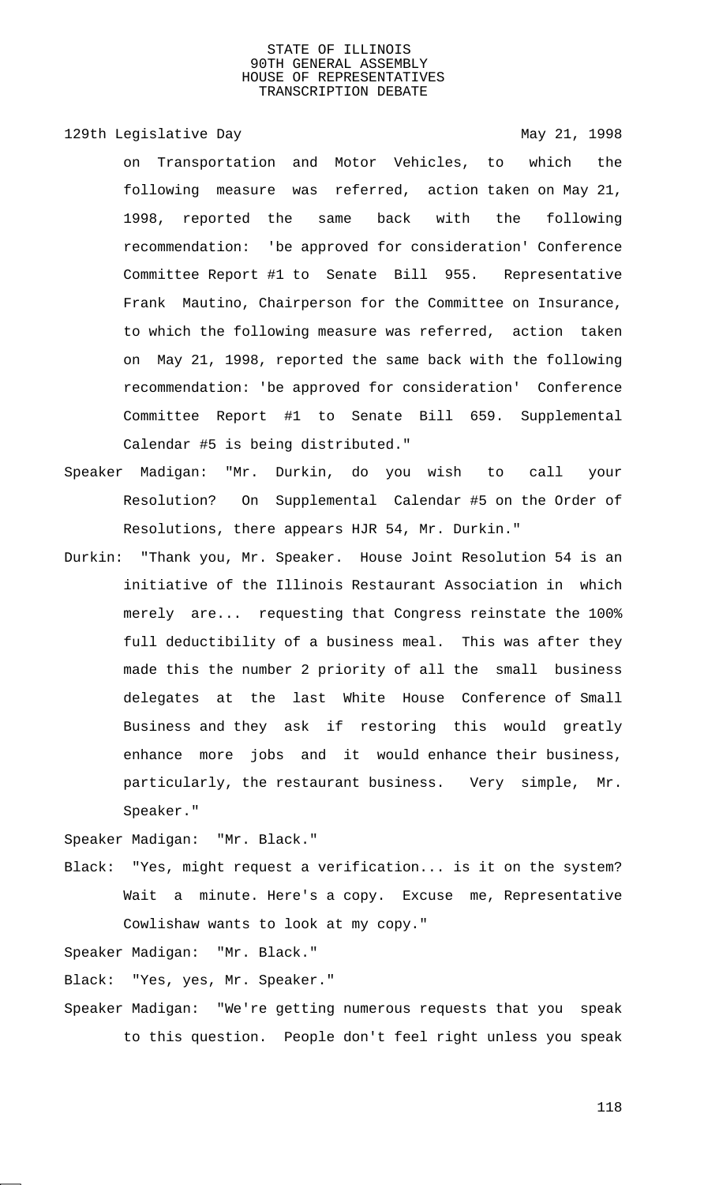on Transportation and Motor Vehicles, to which the following measure was referred, action taken on May 21, 1998, reported the same back with the following recommendation: 'be approved for consideration' Conference Committee Report #1 to Senate Bill 955. Representative Frank Mautino, Chairperson for the Committee on Insurance, to which the following measure was referred, action taken on May 21, 1998, reported the same back with the following recommendation: 'be approved for consideration' Conference Committee Report #1 to Senate Bill 659. Supplemental Calendar #5 is being distributed."

Speaker Madigan: "Mr. Durkin, do you wish to call your Resolution? On Supplemental Calendar #5 on the Order of Resolutions, there appears HJR 54, Mr. Durkin."

Durkin: "Thank you, Mr. Speaker. House Joint Resolution 54 is an initiative of the Illinois Restaurant Association in which merely are... requesting that Congress reinstate the 100% full deductibility of a business meal. This was after they made this the number 2 priority of all the small business delegates at the last White House Conference of Small Business and they ask if restoring this would greatly enhance more jobs and it would enhance their business, particularly, the restaurant business. Very simple, Mr. Speaker."

Speaker Madigan: "Mr. Black."

Black: "Yes, might request a verification... is it on the system? Wait a minute. Here's a copy. Excuse me, Representative Cowlishaw wants to look at my copy."

Speaker Madigan: "Mr. Black."

Black: "Yes, yes, Mr. Speaker."

Speaker Madigan: "We're getting numerous requests that you speak to this question. People don't feel right unless you speak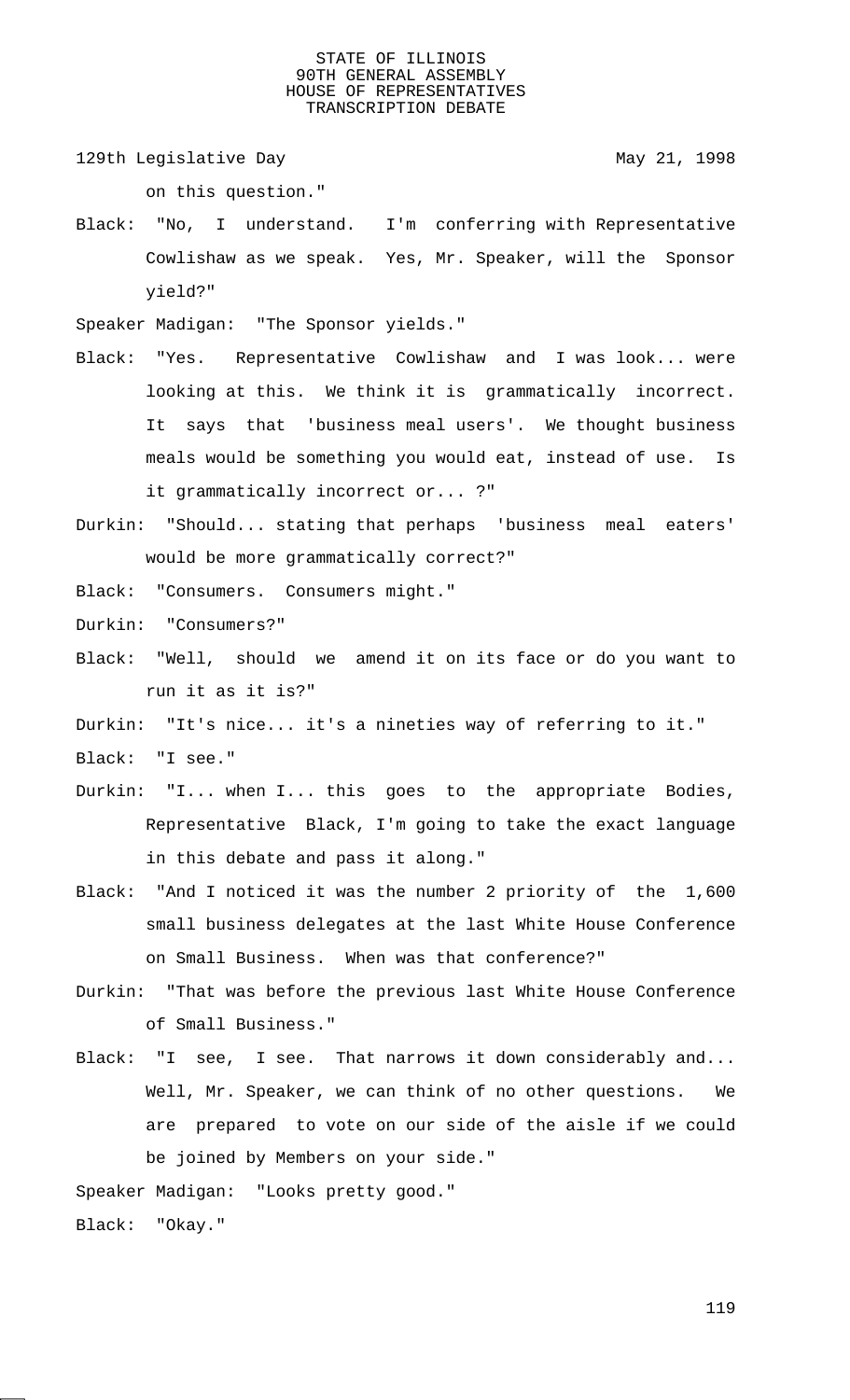on this question."

Black: "No, I understand. I'm conferring with Representative Cowlishaw as we speak. Yes, Mr. Speaker, will the Sponsor yield?"

Speaker Madigan: "The Sponsor yields."

Black: "Yes. Representative Cowlishaw and I was look... were looking at this. We think it is grammatically incorrect. It says that 'business meal users'. We thought business meals would be something you would eat, instead of use. Is it grammatically incorrect or... ?"

Durkin: "Should... stating that perhaps 'business meal eaters' would be more grammatically correct?"

Black: "Consumers. Consumers might."

Durkin: "Consumers?"

Black: "Well, should we amend it on its face or do you want to run it as it is?"

Durkin: "It's nice... it's a nineties way of referring to it."

Black: "I see."

Durkin: "I... when I... this goes to the appropriate Bodies, Representative Black, I'm going to take the exact language in this debate and pass it along."

Black: "And I noticed it was the number 2 priority of the 1,600 small business delegates at the last White House Conference on Small Business. When was that conference?"

Durkin: "That was before the previous last White House Conference of Small Business."

Black: "I see, I see. That narrows it down considerably and... Well, Mr. Speaker, we can think of no other questions. We are prepared to vote on our side of the aisle if we could be joined by Members on your side."

Speaker Madigan: "Looks pretty good."

Black: "Okay."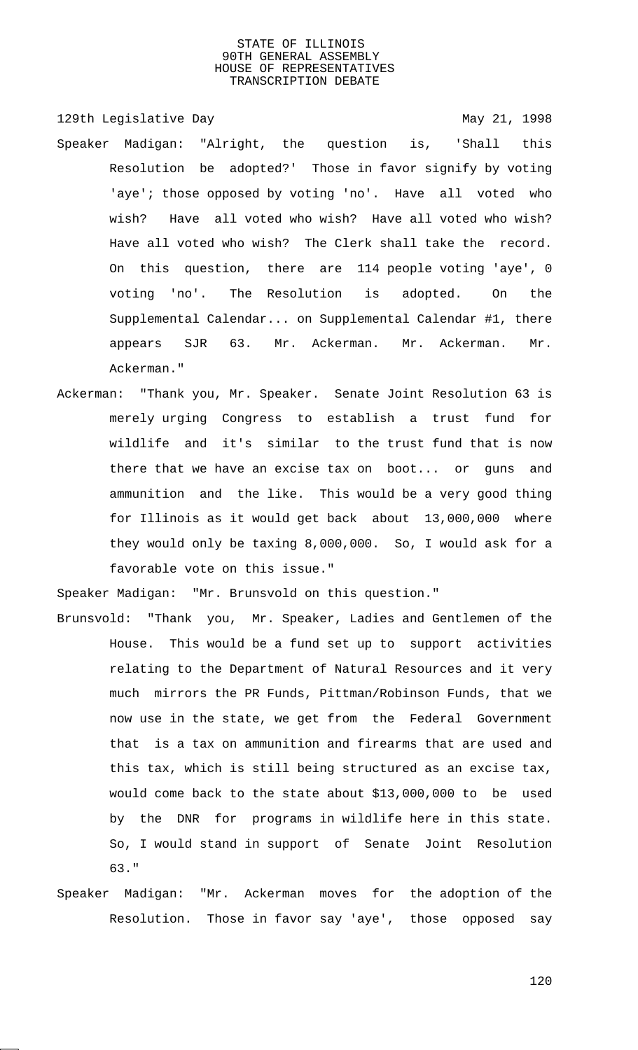Speaker Madigan: "Alright, the question is, 'Shall this Resolution be adopted?' Those in favor signify by voting 'aye'; those opposed by voting 'no'. Have all voted who wish? Have all voted who wish? Have all voted who wish? Have all voted who wish? The Clerk shall take the record. On this question, there are 114 people voting 'aye', 0 voting 'no'. The Resolution is adopted. On the Supplemental Calendar... on Supplemental Calendar #1, there appears SJR 63. Mr. Ackerman. Mr. Ackerman. Mr. Ackerman."

Ackerman: "Thank you, Mr. Speaker. Senate Joint Resolution 63 is merely urging Congress to establish a trust fund for wildlife and it's similar to the trust fund that is now there that we have an excise tax on boot... or guns and ammunition and the like. This would be a very good thing for Illinois as it would get back about 13,000,000 where they would only be taxing 8,000,000. So, I would ask for a favorable vote on this issue."

Speaker Madigan: "Mr. Brunsvold on this question."

Brunsvold: "Thank you, Mr. Speaker, Ladies and Gentlemen of the House. This would be a fund set up to support activities relating to the Department of Natural Resources and it very much mirrors the PR Funds, Pittman/Robinson Funds, that we now use in the state, we get from the Federal Government that is a tax on ammunition and firearms that are used and this tax, which is still being structured as an excise tax, would come back to the state about $13,000,000 to be used by the DNR for programs in wildlife here in this state. So, I would stand in support of Senate Joint Resolution 63."

Speaker Madigan: "Mr. Ackerman moves for the adoption of the Resolution. Those in favor say 'aye', those opposed say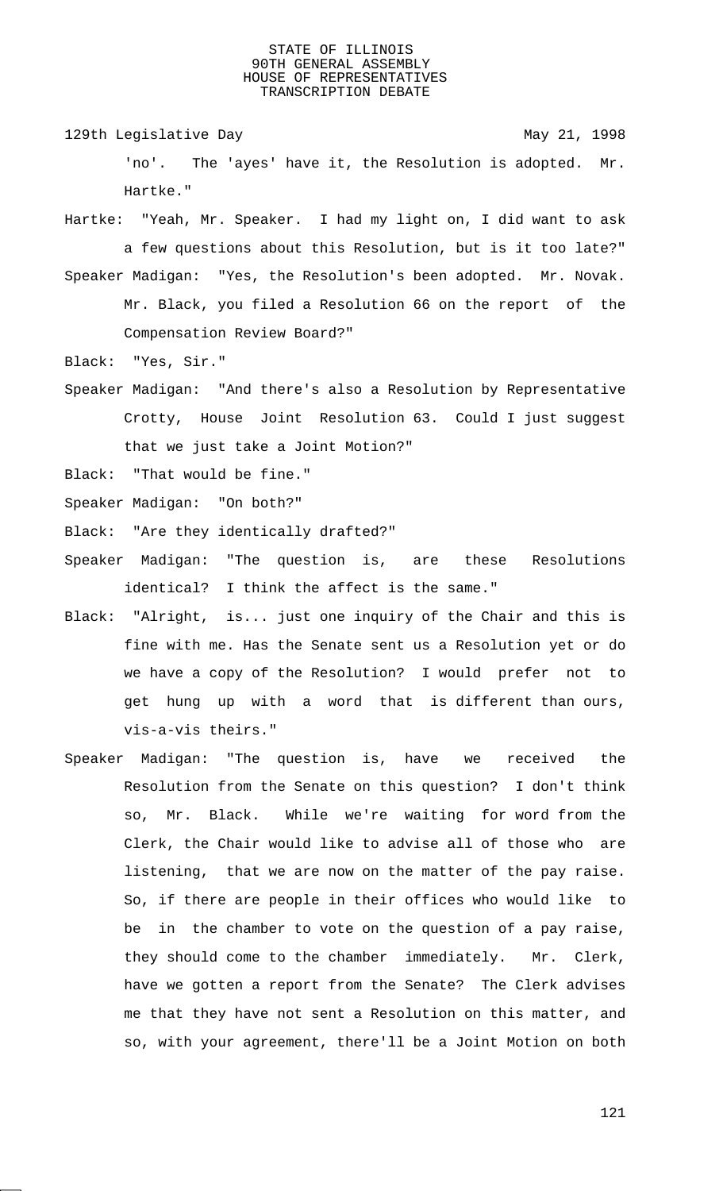'no'. The 'ayes' have it, the Resolution is adopted. Mr. Hartke."

Hartke: "Yeah, Mr. Speaker. I had my light on, I did want to ask a few questions about this Resolution, but is it too late?"

Speaker Madigan: "Yes, the Resolution's been adopted. Mr. Novak. Mr. Black, you filed a Resolution 66 on the report of the Compensation Review Board?"

Black: "Yes, Sir."

Speaker Madigan: "And there's also a Resolution by Representative Crotty, House Joint Resolution 63. Could I just suggest that we just take a Joint Motion?"

Black: "That would be fine."

Speaker Madigan: "On both?"

Black: "Are they identically drafted?"

Speaker Madigan: "The question is, are these Resolutions identical? I think the affect is the same."

Black: "Alright, is... just one inquiry of the Chair and this is fine with me. Has the Senate sent us a Resolution yet or do we have a copy of the Resolution? I would prefer not to get hung up with a word that is different than ours, vis-a-vis theirs."

Speaker Madigan: "The question is, have we received the Resolution from the Senate on this question? I don't think so, Mr. Black. While we're waiting for word from the Clerk, the Chair would like to advise all of those who are listening, that we are now on the matter of the pay raise. So, if there are people in their offices who would like to be in the chamber to vote on the question of a pay raise, they should come to the chamber immediately. Mr. Clerk, have we gotten a report from the Senate? The Clerk advises me that they have not sent a Resolution on this matter, and so, with your agreement, there'll be a Joint Motion on both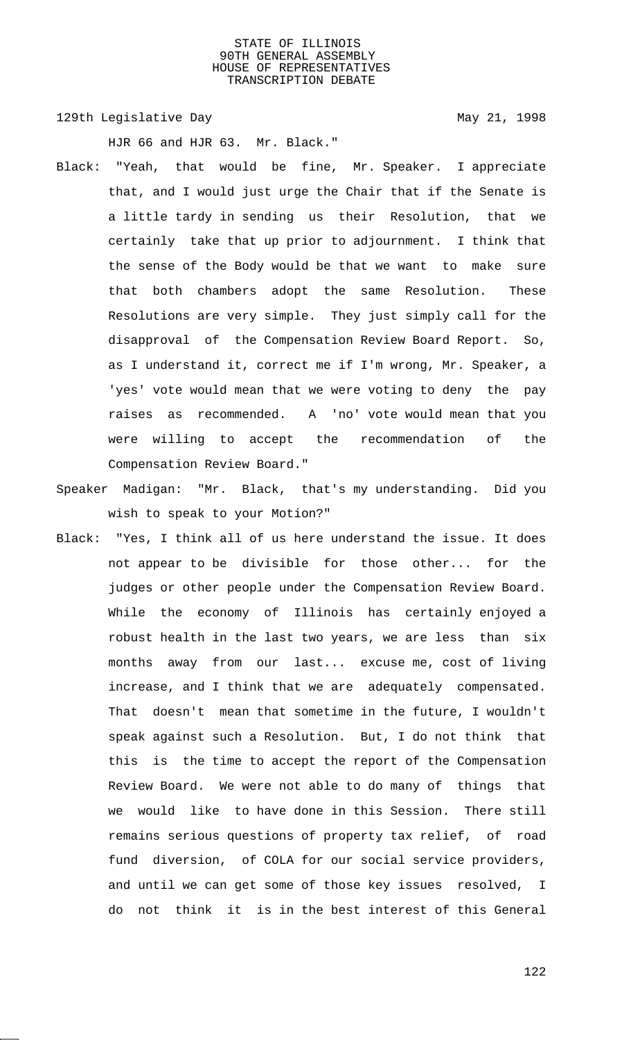HJR 66 and HJR 63. Mr. Black."

Black: "Yeah, that would be fine, Mr. Speaker. I appreciate that, and I would just urge the Chair that if the Senate is a little tardy in sending us their Resolution, that we certainly take that up prior to adjournment. I think that the sense of the Body would be that we want to make sure that both chambers adopt the same Resolution. These Resolutions are very simple. They just simply call for the disapproval of the Compensation Review Board Report. So, as I understand it, correct me if I'm wrong, Mr. Speaker, a 'yes' vote would mean that we were voting to deny the pay raises as recommended. A 'no' vote would mean that you were willing to accept the recommendation of the Compensation Review Board."

Speaker Madigan: "Mr. Black, that's my understanding. Did you wish to speak to your Motion?"

Black: "Yes, I think all of us here understand the issue. It does not appear to be divisible for those other... for the judges or other people under the Compensation Review Board. While the economy of Illinois has certainly enjoyed a robust health in the last two years, we are less than six months away from our last... excuse me, cost of living increase, and I think that we are adequately compensated. That doesn't mean that sometime in the future, I wouldn't speak against such a Resolution. But, I do not think that this is the time to accept the report of the Compensation Review Board. We were not able to do many of things that we would like to have done in this Session. There still remains serious questions of property tax relief, of road fund diversion, of COLA for our social service providers, and until we can get some of those key issues resolved, I do not think it is in the best interest of this General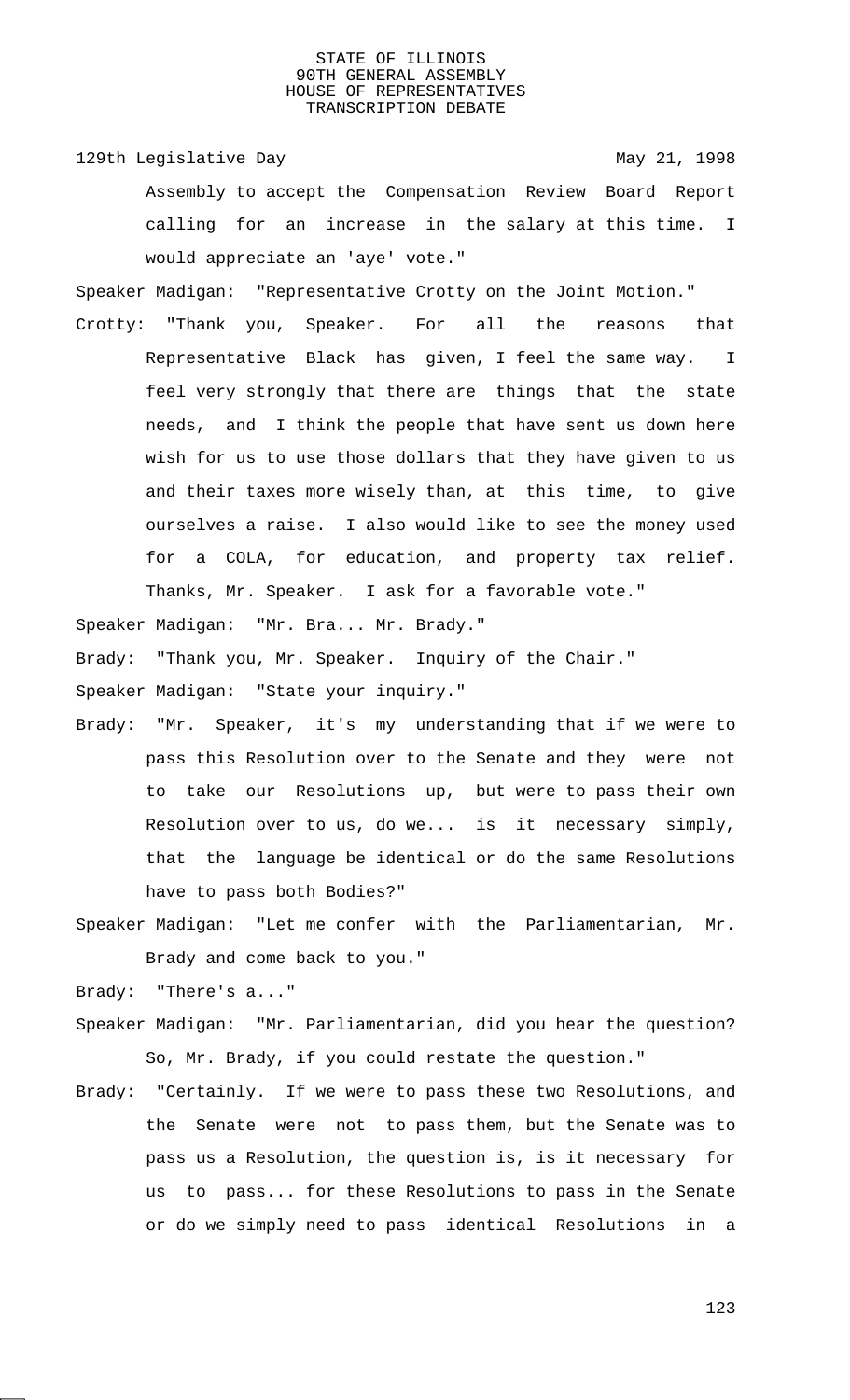Assembly to accept the Compensation Review Board Report calling for an increase in the salary at this time. I would appreciate an 'aye' vote."

Speaker Madigan: "Representative Crotty on the Joint Motion."

Crotty: "Thank you, Speaker. For all the reasons that Representative Black has given, I feel the same way. I feel very strongly that there are things that the state needs, and I think the people that have sent us down here wish for us to use those dollars that they have given to us and their taxes more wisely than, at this time, to give ourselves a raise. I also would like to see the money used for a COLA, for education, and property tax relief. Thanks, Mr. Speaker. I ask for a favorable vote."

Speaker Madigan: "Mr. Bra... Mr. Brady."

Brady: "Thank you, Mr. Speaker. Inquiry of the Chair."

Speaker Madigan: "State your inquiry."

Brady: "Mr. Speaker, it's my understanding that if we were to pass this Resolution over to the Senate and they were not to take our Resolutions up, but were to pass their own Resolution over to us, do we... is it necessary simply, that the language be identical or do the same Resolutions have to pass both Bodies?"

Speaker Madigan: "Let me confer with the Parliamentarian, Mr. Brady and come back to you."

Brady: "There's a..."

Speaker Madigan: "Mr. Parliamentarian, did you hear the question? So, Mr. Brady, if you could restate the question."

Brady: "Certainly. If we were to pass these two Resolutions, and the Senate were not to pass them, but the Senate was to pass us a Resolution, the question is, is it necessary for us to pass... for these Resolutions to pass in the Senate or do we simply need to pass identical Resolutions in a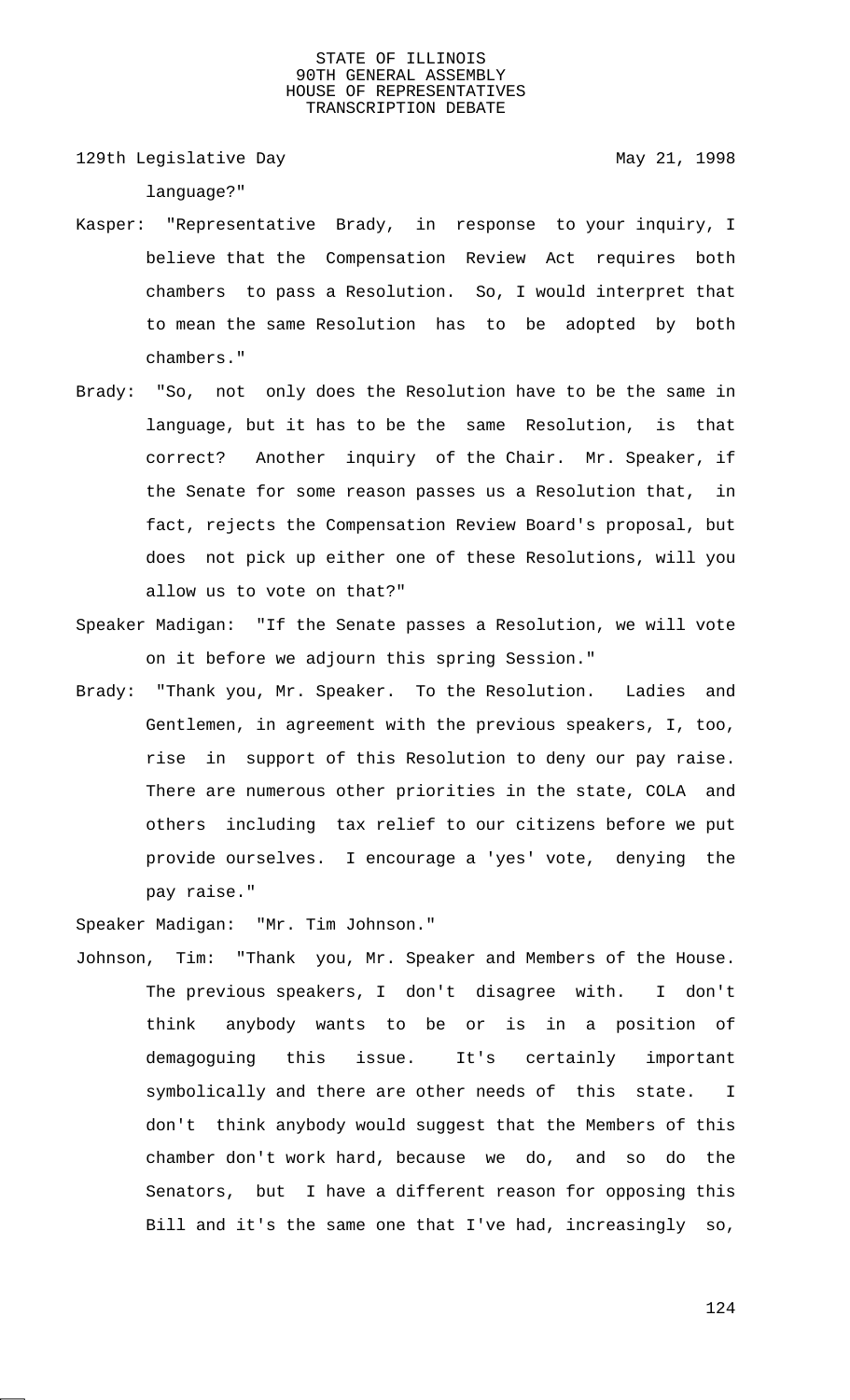language?"

Kasper: "Representative Brady, in response to your inquiry, I believe that the Compensation Review Act requires both chambers to pass a Resolution. So, I would interpret that to mean the same Resolution has to be adopted by both chambers."

Brady: "So, not only does the Resolution have to be the same in language, but it has to be the same Resolution, is that correct? Another inquiry of the Chair. Mr. Speaker, if the Senate for some reason passes us a Resolution that, in fact, rejects the Compensation Review Board's proposal, but does not pick up either one of these Resolutions, will you allow us to vote on that?"

Speaker Madigan: "If the Senate passes a Resolution, we will vote on it before we adjourn this spring Session."

Brady: "Thank you, Mr. Speaker. To the Resolution. Ladies and Gentlemen, in agreement with the previous speakers, I, too, rise in support of this Resolution to deny our pay raise. There are numerous other priorities in the state, COLA and others including tax relief to our citizens before we put provide ourselves. I encourage a 'yes' vote, denying the pay raise."

Speaker Madigan: "Mr. Tim Johnson."

Johnson, Tim: "Thank you, Mr. Speaker and Members of the House. The previous speakers, I don't disagree with. I don't think anybody wants to be or is in a position of demagoguing this issue. It's certainly important symbolically and there are other needs of this state. I don't think anybody would suggest that the Members of this chamber don't work hard, because we do, and so do the Senators, but I have a different reason for opposing this Bill and it's the same one that I've had, increasingly so,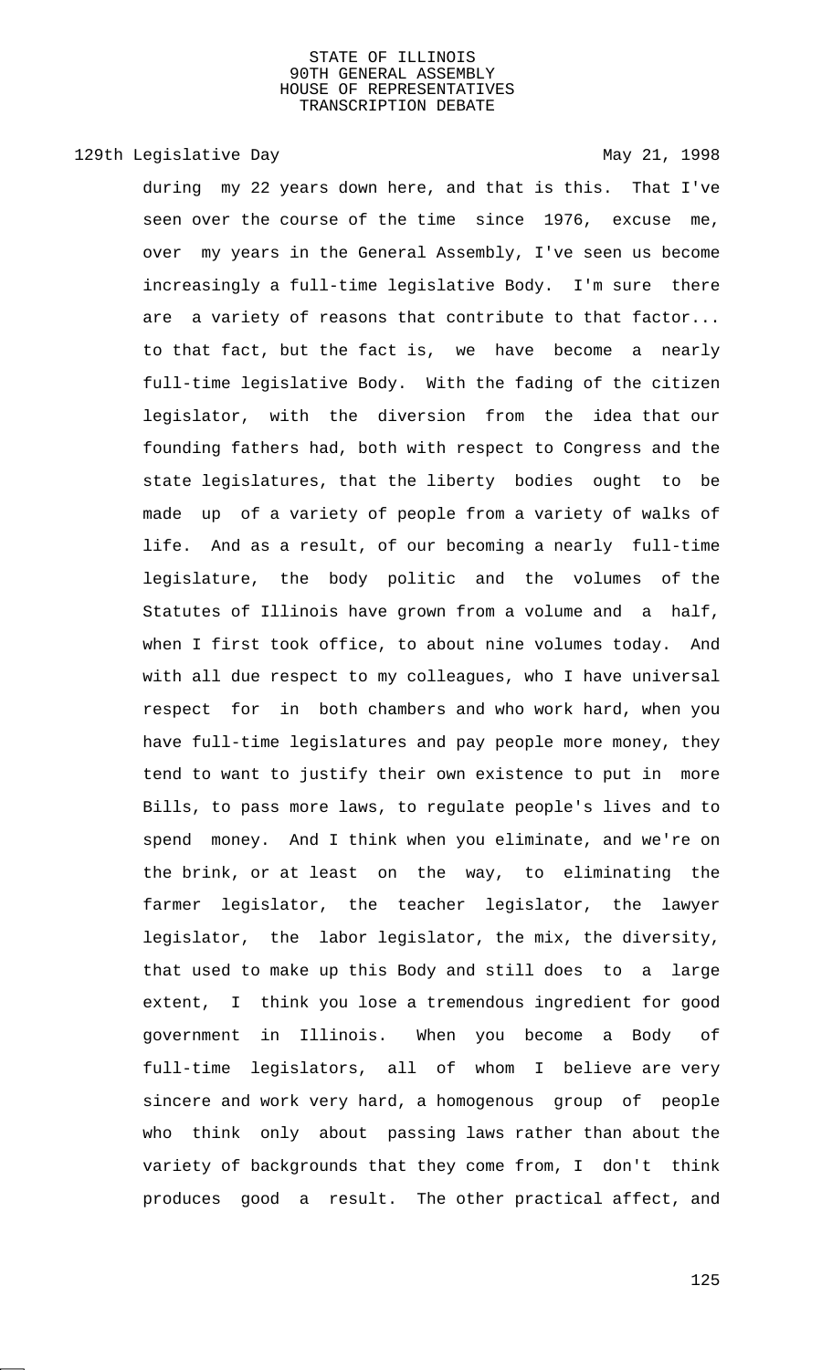during my 22 years down here, and that is this. That I've seen over the course of the time since 1976, excuse me, over my years in the General Assembly, I've seen us become increasingly a full-time legislative Body. I'm sure there are a variety of reasons that contribute to that factor... to that fact, but the fact is, we have become a nearly full-time legislative Body. With the fading of the citizen legislator, with the diversion from the idea that our founding fathers had, both with respect to Congress and the state legislatures, that the liberty bodies ought to be made up of a variety of people from a variety of walks of life. And as a result, of our becoming a nearly full-time legislature, the body politic and the volumes of the Statutes of Illinois have grown from a volume and a half, when I first took office, to about nine volumes today. And with all due respect to my colleagues, who I have universal respect for in both chambers and who work hard, when you have full-time legislatures and pay people more money, they tend to want to justify their own existence to put in more Bills, to pass more laws, to regulate people's lives and to spend money. And I think when you eliminate, and we're on the brink, or at least on the way, to eliminating the farmer legislator, the teacher legislator, the lawyer legislator, the labor legislator, the mix, the diversity, that used to make up this Body and still does to a large extent, I think you lose a tremendous ingredient for good government in Illinois. When you become a Body of full-time legislators, all of whom I believe are very sincere and work very hard, a homogenous group of people who think only about passing laws rather than about the variety of backgrounds that they come from, I don't think produces good a result. The other practical affect, and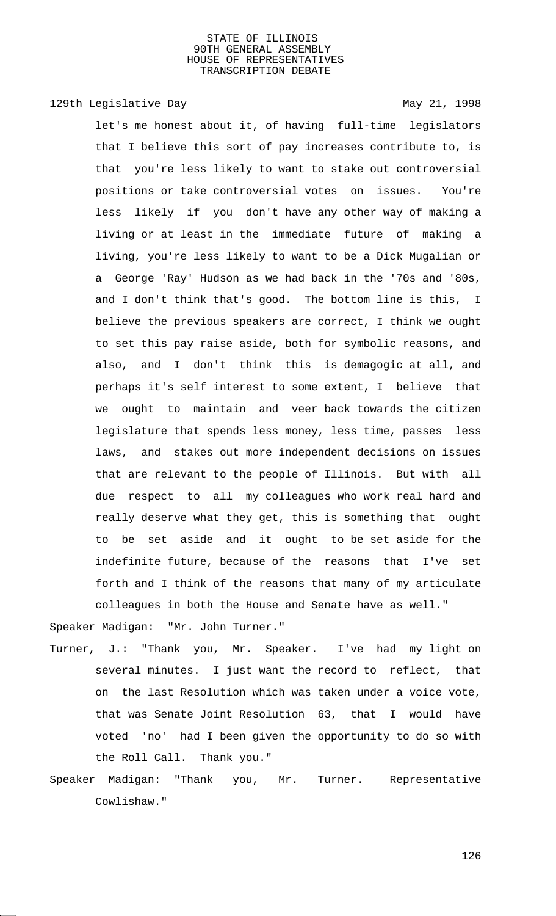let's me honest about it, of having full-time legislators that I believe this sort of pay increases contribute to, is that you're less likely to want to stake out controversial positions or take controversial votes on issues. You're less likely if you don't have any other way of making a living or at least in the immediate future of making a living, you're less likely to want to be a Dick Mugalian or a George 'Ray' Hudson as we had back in the '70s and '80s, and I don't think that's good. The bottom line is this, I believe the previous speakers are correct, I think we ought to set this pay raise aside, both for symbolic reasons, and also, and I don't think this is demagogic at all, and perhaps it's self interest to some extent, I believe that we ought to maintain and veer back towards the citizen legislature that spends less money, less time, passes less laws, and stakes out more independent decisions on issues that are relevant to the people of Illinois. But with all due respect to all my colleagues who work real hard and really deserve what they get, this is something that ought to be set aside and it ought to be set aside for the indefinite future, because of the reasons that I've set forth and I think of the reasons that many of my articulate colleagues in both the House and Senate have as well."

Speaker Madigan: "Mr. John Turner."

Turner, J.: "Thank you, Mr. Speaker. I've had my light on several minutes. I just want the record to reflect, that on the last Resolution which was taken under a voice vote, that was Senate Joint Resolution 63, that I would have voted 'no' had I been given the opportunity to do so with the Roll Call. Thank you."

Speaker Madigan: "Thank you, Mr. Turner. Representative Cowlishaw."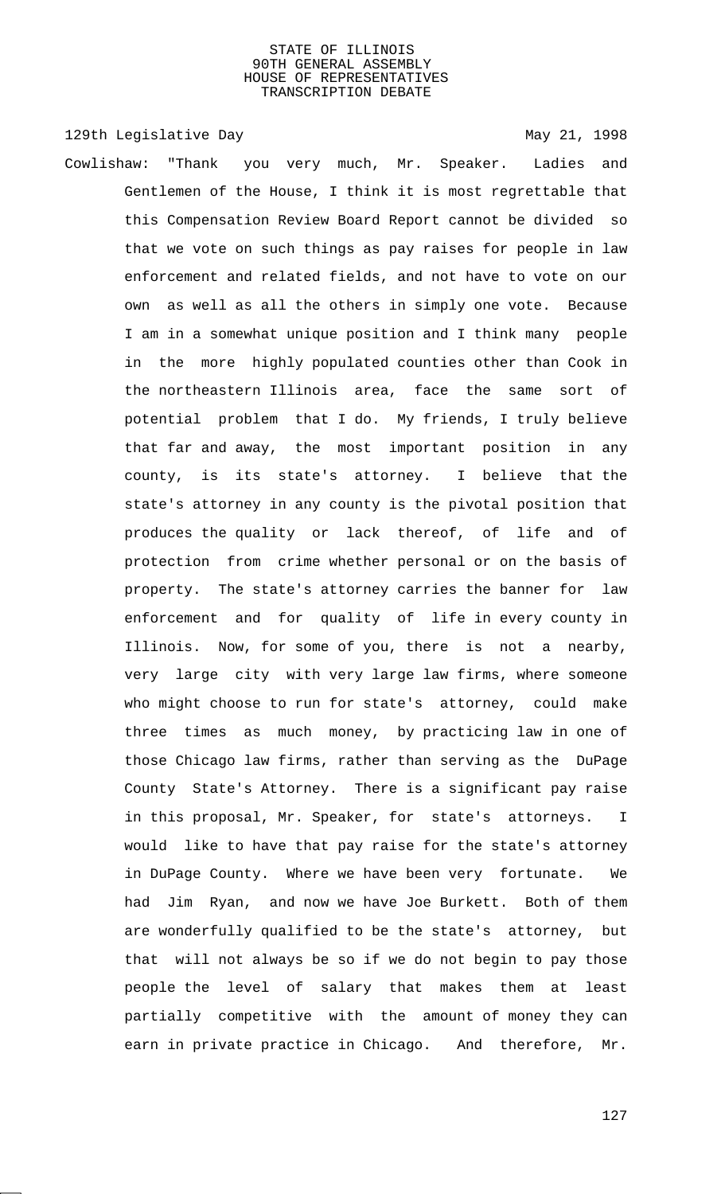Cowlishaw: "Thank you very much, Mr. Speaker. Ladies and Gentlemen of the House, I think it is most regrettable that this Compensation Review Board Report cannot be divided so that we vote on such things as pay raises for people in law enforcement and related fields, and not have to vote on our own as well as all the others in simply one vote. Because I am in a somewhat unique position and I think many people in the more highly populated counties other than Cook in the northeastern Illinois area, face the same sort of potential problem that I do. My friends, I truly believe that far and away, the most important position in any county, is its state's attorney. I believe that the state's attorney in any county is the pivotal position that produces the quality or lack thereof, of life and of protection from crime whether personal or on the basis of property. The state's attorney carries the banner for law enforcement and for quality of life in every county in Illinois. Now, for some of you, there is not a nearby, very large city with very large law firms, where someone who might choose to run for state's attorney, could make three times as much money, by practicing law in one of those Chicago law firms, rather than serving as the DuPage County State's Attorney. There is a significant pay raise in this proposal, Mr. Speaker, for state's attorneys. I would like to have that pay raise for the state's attorney in DuPage County. Where we have been very fortunate. We had Jim Ryan, and now we have Joe Burkett. Both of them are wonderfully qualified to be the state's attorney, but that will not always be so if we do not begin to pay those people the level of salary that makes them at least partially competitive with the amount of money they can earn in private practice in Chicago. And therefore, Mr.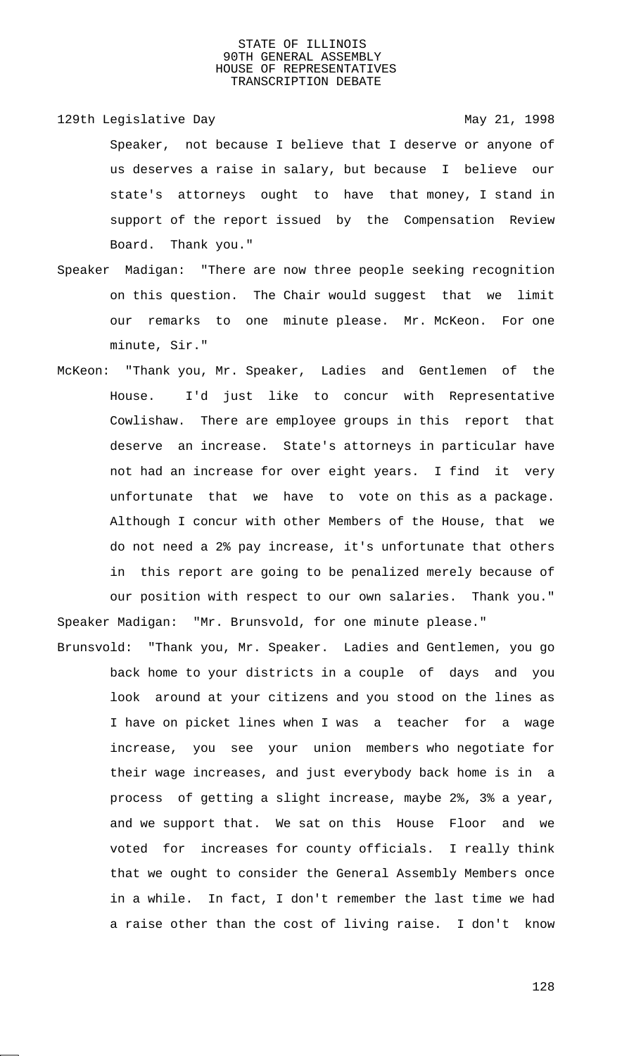Speaker, not because I believe that I deserve or anyone of us deserves a raise in salary, but because I believe our state's attorneys ought to have that money, I stand in support of the report issued by the Compensation Review Board. Thank you."

Speaker Madigan: "There are now three people seeking recognition on this question. The Chair would suggest that we limit our remarks to one minute please. Mr. McKeon. For one minute, Sir."

McKeon: "Thank you, Mr. Speaker, Ladies and Gentlemen of the House. I'd just like to concur with Representative Cowlishaw. There are employee groups in this report that deserve an increase. State's attorneys in particular have not had an increase for over eight years. I find it very unfortunate that we have to vote on this as a package. Although I concur with other Members of the House, that we do not need a 2% pay increase, it's unfortunate that others in this report are going to be penalized merely because of our position with respect to our own salaries. Thank you."

Speaker Madigan: "Mr. Brunsvold, for one minute please."

Brunsvold: "Thank you, Mr. Speaker. Ladies and Gentlemen, you go back home to your districts in a couple of days and you look around at your citizens and you stood on the lines as I have on picket lines when I was a teacher for a wage increase, you see your union members who negotiate for their wage increases, and just everybody back home is in a process of getting a slight increase, maybe 2%, 3% a year, and we support that. We sat on this House Floor and we voted for increases for county officials. I really think that we ought to consider the General Assembly Members once in a while. In fact, I don't remember the last time we had a raise other than the cost of living raise. I don't know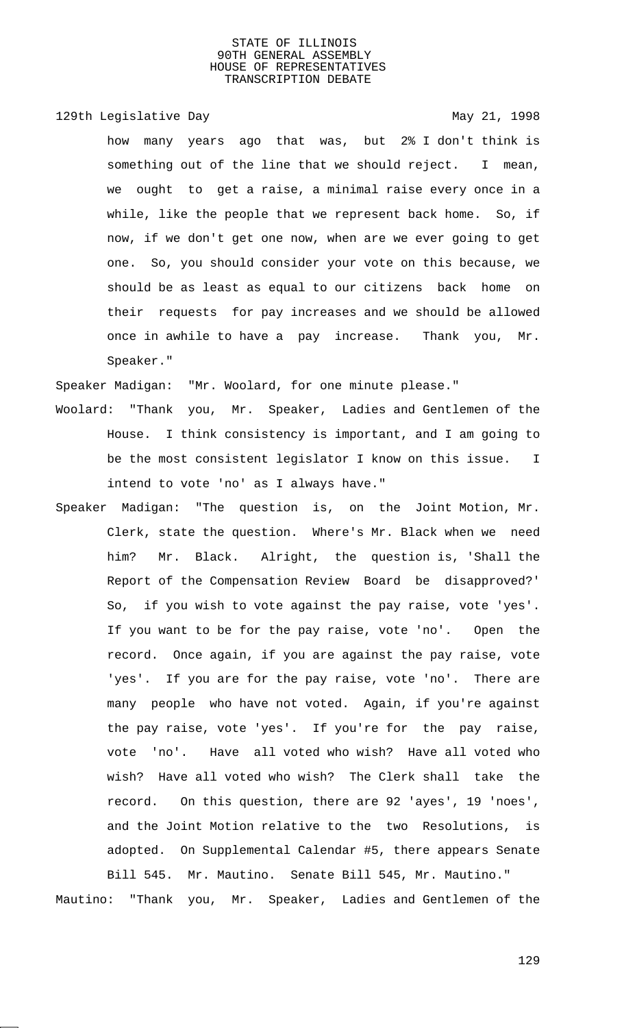how many years ago that was, but 2% I don't think is something out of the line that we should reject. I mean, we ought to get a raise, a minimal raise every once in a while, like the people that we represent back home. So, if now, if we don't get one now, when are we ever going to get one. So, you should consider your vote on this because, we should be as least as equal to our citizens back home on their requests for pay increases and we should be allowed once in awhile to have a pay increase. Thank you, Mr. Speaker."

Speaker Madigan: "Mr. Woolard, for one minute please."

Woolard: "Thank you, Mr. Speaker, Ladies and Gentlemen of the House. I think consistency is important, and I am going to be the most consistent legislator I know on this issue. I intend to vote 'no' as I always have."

Speaker Madigan: "The question is, on the Joint Motion, Mr. Clerk, state the question. Where's Mr. Black when we need him? Mr. Black. Alright, the question is, 'Shall the Report of the Compensation Review Board be disapproved?' So, if you wish to vote against the pay raise, vote 'yes'. If you want to be for the pay raise, vote 'no'. Open the record. Once again, if you are against the pay raise, vote 'yes'. If you are for the pay raise, vote 'no'. There are many people who have not voted. Again, if you're against the pay raise, vote 'yes'. If you're for the pay raise, vote 'no'. Have all voted who wish? Have all voted who wish? Have all voted who wish? The Clerk shall take the record. On this question, there are 92 'ayes', 19 'noes', and the Joint Motion relative to the two Resolutions, is adopted. On Supplemental Calendar #5, there appears Senate Bill 545. Mr. Mautino. Senate Bill 545, Mr. Mautino."

Mautino: "Thank you, Mr. Speaker, Ladies and Gentlemen of the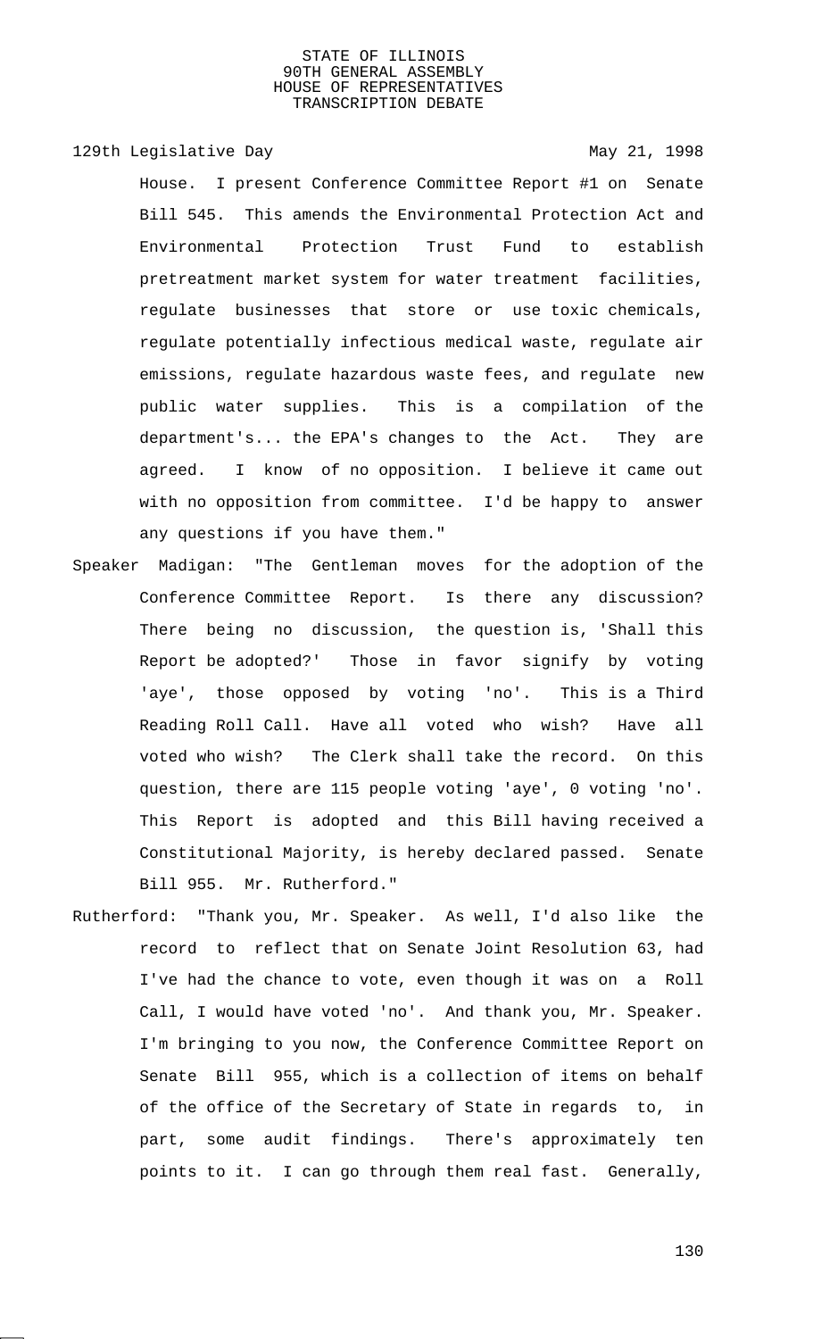House. I present Conference Committee Report #1 on Senate Bill 545. This amends the Environmental Protection Act and Environmental Protection Trust Fund to establish pretreatment market system for water treatment facilities, regulate businesses that store or use toxic chemicals, regulate potentially infectious medical waste, regulate air emissions, regulate hazardous waste fees, and regulate new public water supplies. This is a compilation of the department's... the EPA's changes to the Act. They are agreed. I know of no opposition. I believe it came out with no opposition from committee. I'd be happy to answer any questions if you have them."

Speaker Madigan: "The Gentleman moves for the adoption of the Conference Committee Report. Is there any discussion? There being no discussion, the question is, 'Shall this Report be adopted?' Those in favor signify by voting 'aye', those opposed by voting 'no'. This is a Third Reading Roll Call. Have all voted who wish? Have all voted who wish? The Clerk shall take the record. On this question, there are 115 people voting 'aye', 0 voting 'no'. This Report is adopted and this Bill having received a Constitutional Majority, is hereby declared passed. Senate Bill 955. Mr. Rutherford."

Rutherford: "Thank you, Mr. Speaker. As well, I'd also like the record to reflect that on Senate Joint Resolution 63, had I've had the chance to vote, even though it was on a Roll Call, I would have voted 'no'. And thank you, Mr. Speaker. I'm bringing to you now, the Conference Committee Report on Senate Bill 955, which is a collection of items on behalf of the office of the Secretary of State in regards to, in part, some audit findings. There's approximately ten points to it. I can go through them real fast. Generally,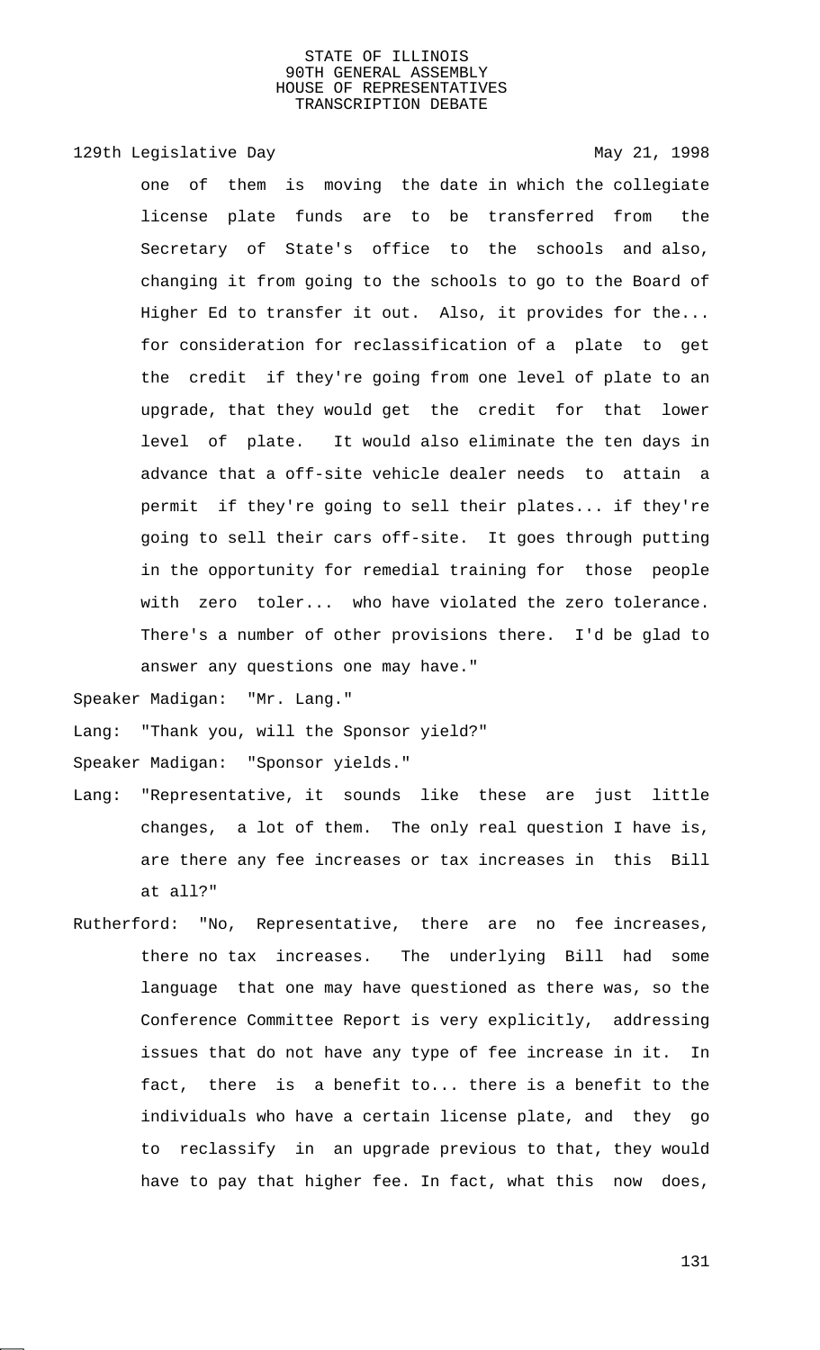one of them is moving the date in which the collegiate license plate funds are to be transferred from the Secretary of State's office to the schools and also, changing it from going to the schools to go to the Board of Higher Ed to transfer it out. Also, it provides for the... for consideration for reclassification of a plate to get the credit if they're going from one level of plate to an upgrade, that they would get the credit for that lower level of plate. It would also eliminate the ten days in advance that a off-site vehicle dealer needs to attain a permit if they're going to sell their plates... if they're going to sell their cars off-site. It goes through putting in the opportunity for remedial training for those people with zero toler... who have violated the zero tolerance. There's a number of other provisions there. I'd be glad to answer any questions one may have."

Speaker Madigan: "Mr. Lang."

Lang: "Thank you, will the Sponsor yield?"

Speaker Madigan: "Sponsor yields."

Lang: "Representative, it sounds like these are just little changes, a lot of them. The only real question I have is, are there any fee increases or tax increases in this Bill at all?"

Rutherford: "No, Representative, there are no fee increases, there no tax increases. The underlying Bill had some language that one may have questioned as there was, so the Conference Committee Report is very explicitly, addressing issues that do not have any type of fee increase in it. In fact, there is a benefit to... there is a benefit to the individuals who have a certain license plate, and they go to reclassify in an upgrade previous to that, they would have to pay that higher fee. In fact, what this now does,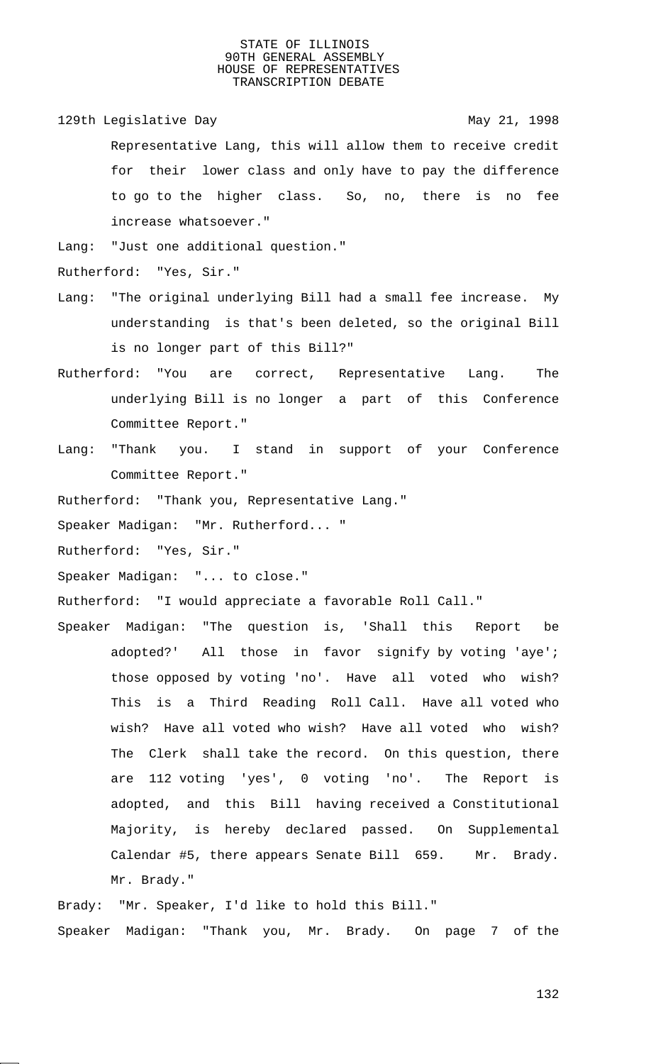Representative Lang, this will allow them to receive credit for their lower class and only have to pay the difference to go to the higher class. So, no, there is no fee increase whatsoever."

Lang: "Just one additional question."

Rutherford: "Yes, Sir."

Lang: "The original underlying Bill had a small fee increase. My understanding is that's been deleted, so the original Bill is no longer part of this Bill?"

Rutherford: "You are correct, Representative Lang. The underlying Bill is no longer a part of this Conference Committee Report."

Lang: "Thank you. I stand in support of your Conference Committee Report."

Rutherford: "Thank you, Representative Lang."

Speaker Madigan: "Mr. Rutherford... "

Rutherford: "Yes, Sir."

Speaker Madigan: "... to close."

Rutherford: "I would appreciate a favorable Roll Call."

Speaker Madigan: "The question is, 'Shall this Report be adopted?' All those in favor signify by voting 'aye'; those opposed by voting 'no'. Have all voted who wish? This is a Third Reading Roll Call. Have all voted who wish? Have all voted who wish? Have all voted who wish? The Clerk shall take the record. On this question, there are 112 voting 'yes', 0 voting 'no'. The Report is adopted, and this Bill having received a Constitutional Majority, is hereby declared passed. On Supplemental Calendar #5, there appears Senate Bill 659. Mr. Brady. Mr. Brady."

Brady: "Mr. Speaker, I'd like to hold this Bill."

Speaker Madigan: "Thank you, Mr. Brady. On page 7 of the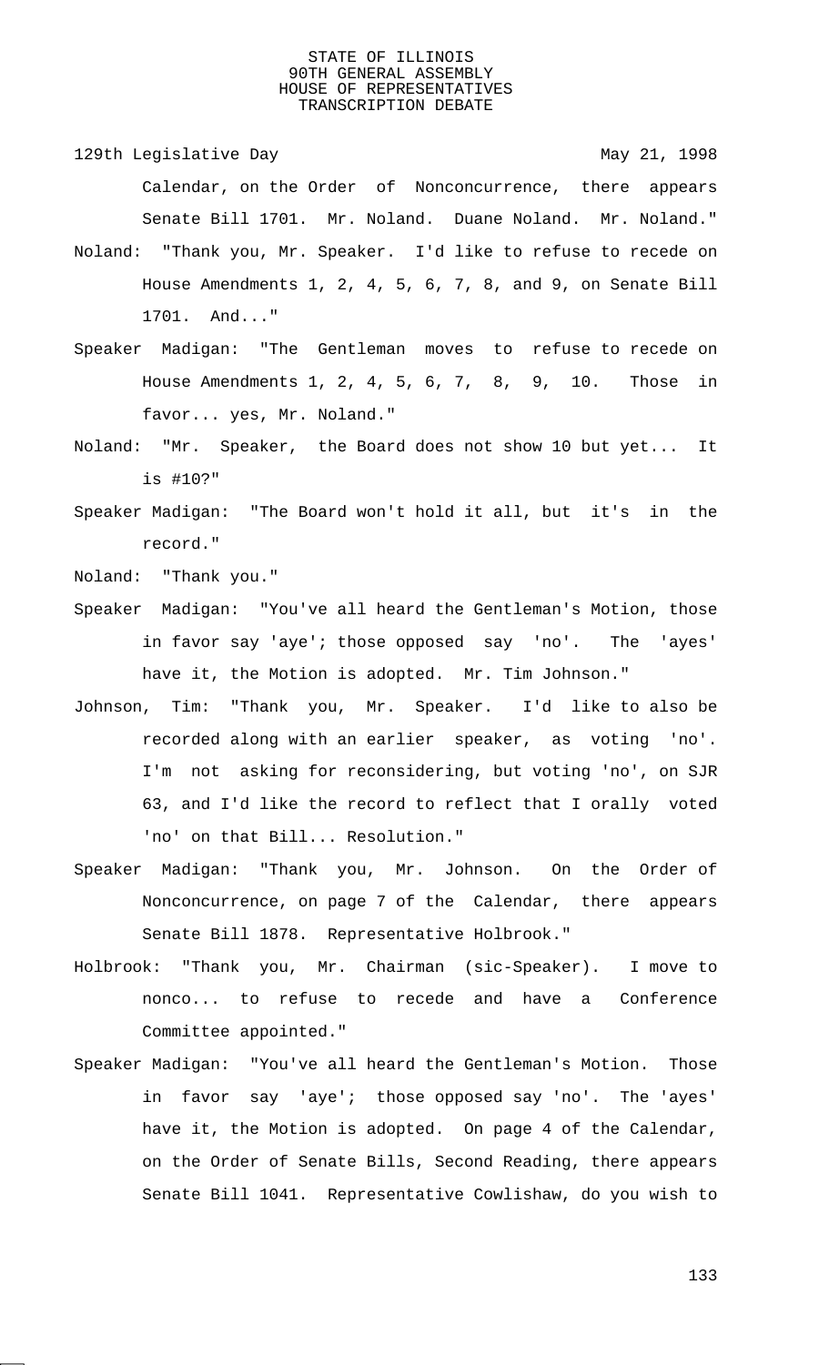Calendar, on the Order of Nonconcurrence, there appears Senate Bill 1701. Mr. Noland. Duane Noland. Mr. Noland."

Noland: "Thank you, Mr. Speaker. I'd like to refuse to recede on House Amendments 1, 2, 4, 5, 6, 7, 8, and 9, on Senate Bill 1701. And..."

Speaker Madigan: "The Gentleman moves to refuse to recede on House Amendments 1, 2, 4, 5, 6, 7, 8, 9, 10. Those in favor... yes, Mr. Noland."

Noland: "Mr. Speaker, the Board does not show 10 but yet... It is #10?"

Speaker Madigan: "The Board won't hold it all, but it's in the record."

Noland: "Thank you."

Speaker Madigan: "You've all heard the Gentleman's Motion, those in favor say 'aye'; those opposed say 'no'. The 'ayes' have it, the Motion is adopted. Mr. Tim Johnson."

Johnson, Tim: "Thank you, Mr. Speaker. I'd like to also be recorded along with an earlier speaker, as voting 'no'. I'm not asking for reconsidering, but voting 'no', on SJR 63, and I'd like the record to reflect that I orally voted 'no' on that Bill... Resolution."

Speaker Madigan: "Thank you, Mr. Johnson. On the Order of Nonconcurrence, on page 7 of the Calendar, there appears Senate Bill 1878. Representative Holbrook."

Holbrook: "Thank you, Mr. Chairman (sic-Speaker). I move to nonco... to refuse to recede and have a Conference Committee appointed."

Speaker Madigan: "You've all heard the Gentleman's Motion. Those in favor say 'aye'; those opposed say 'no'. The 'ayes' have it, the Motion is adopted. On page 4 of the Calendar, on the Order of Senate Bills, Second Reading, there appears Senate Bill 1041. Representative Cowlishaw, do you wish to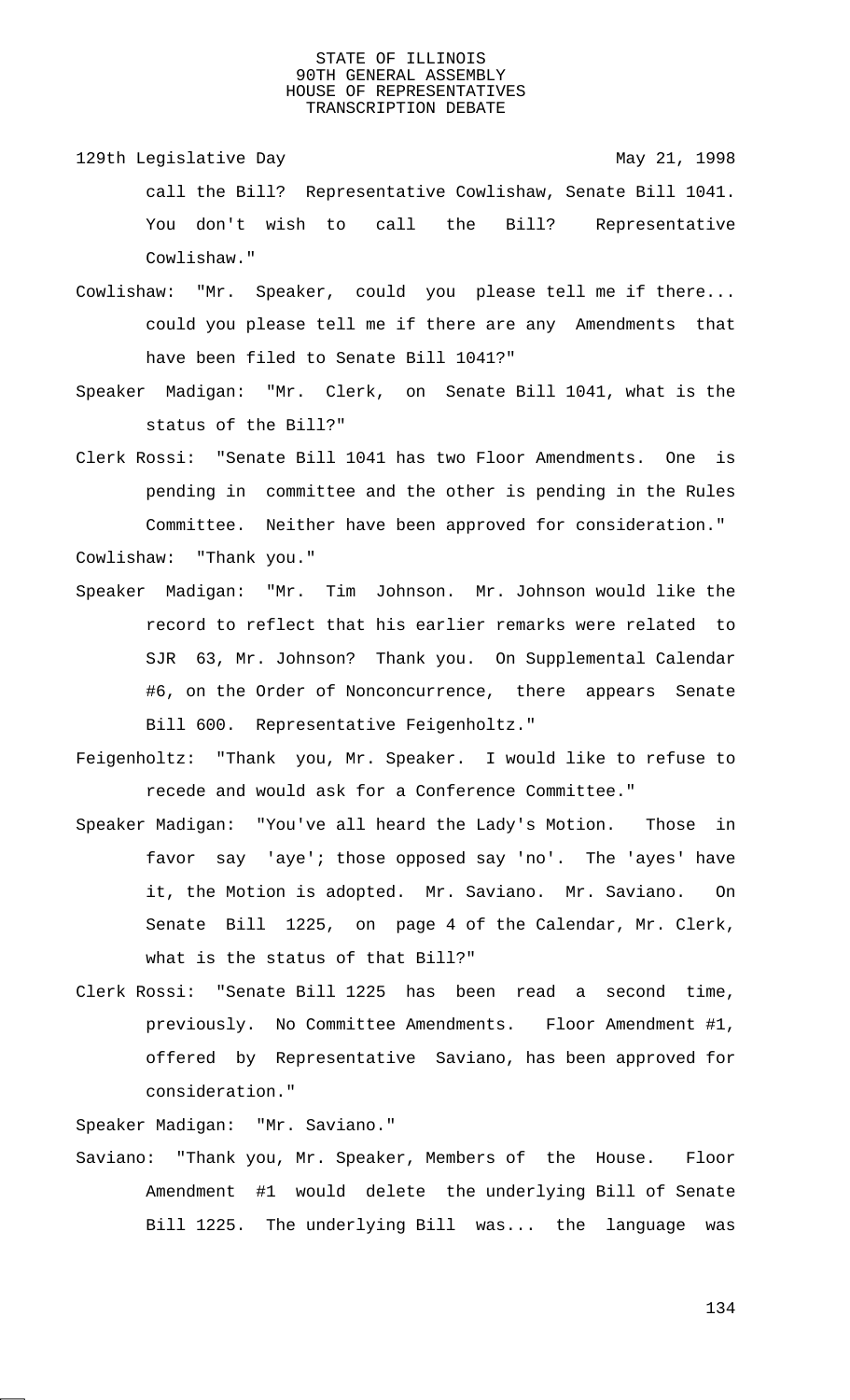call the Bill? Representative Cowlishaw, Senate Bill 1041. You don't wish to call the Bill? Representative Cowlishaw."

Cowlishaw: "Mr. Speaker, could you please tell me if there... could you please tell me if there are any Amendments that have been filed to Senate Bill 1041?"

Speaker Madigan: "Mr. Clerk, on Senate Bill 1041, what is the status of the Bill?"

Clerk Rossi: "Senate Bill 1041 has two Floor Amendments. One is pending in committee and the other is pending in the Rules Committee. Neither have been approved for consideration."

Cowlishaw: "Thank you."

Speaker Madigan: "Mr. Tim Johnson. Mr. Johnson would like the record to reflect that his earlier remarks were related to SJR 63, Mr. Johnson? Thank you. On Supplemental Calendar #6, on the Order of Nonconcurrence, there appears Senate Bill 600. Representative Feigenholtz."

Feigenholtz: "Thank you, Mr. Speaker. I would like to refuse to recede and would ask for a Conference Committee."

Speaker Madigan: "You've all heard the Lady's Motion. Those in favor say 'aye'; those opposed say 'no'. The 'ayes' have it, the Motion is adopted. Mr. Saviano. Mr. Saviano. On Senate Bill 1225, on page 4 of the Calendar, Mr. Clerk, what is the status of that Bill?"

Clerk Rossi: "Senate Bill 1225 has been read a second time, previously. No Committee Amendments. Floor Amendment #1, offered by Representative Saviano, has been approved for consideration."

Speaker Madigan: "Mr. Saviano."

Saviano: "Thank you, Mr. Speaker, Members of the House. Floor Amendment #1 would delete the underlying Bill of Senate Bill 1225. The underlying Bill was... the language was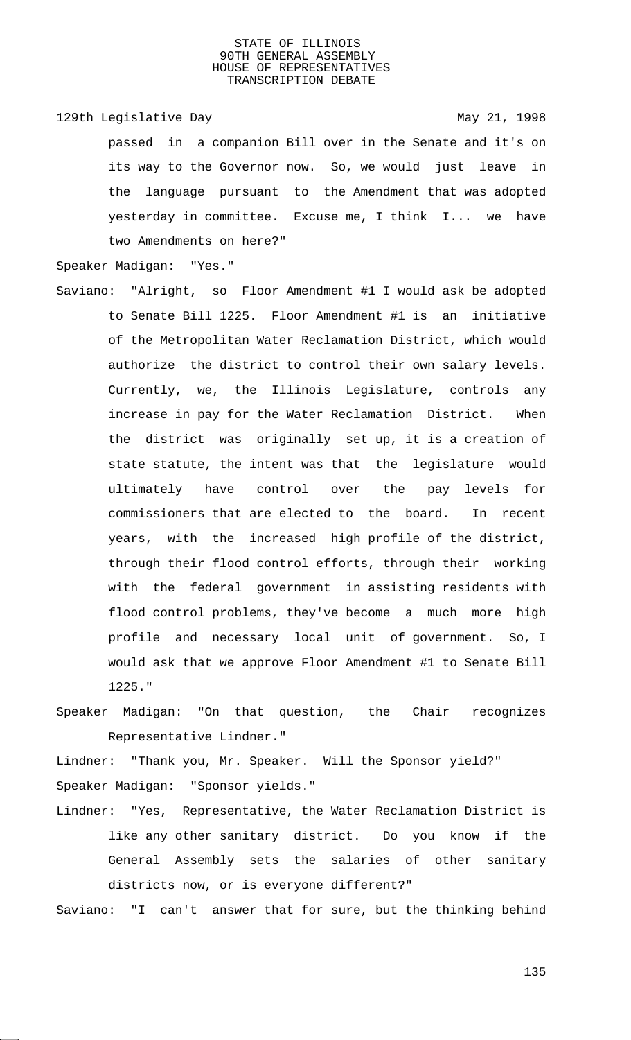passed in a companion Bill over in the Senate and it's on its way to the Governor now. So, we would just leave in the language pursuant to the Amendment that was adopted yesterday in committee. Excuse me, I think I... we have two Amendments on here?"

Speaker Madigan: "Yes."

Saviano: "Alright, so Floor Amendment #1 I would ask be adopted to Senate Bill 1225. Floor Amendment #1 is an initiative of the Metropolitan Water Reclamation District, which would authorize the district to control their own salary levels. Currently, we, the Illinois Legislature, controls any increase in pay for the Water Reclamation District. When the district was originally set up, it is a creation of state statute, the intent was that the legislature would ultimately have control over the pay levels for commissioners that are elected to the board. In recent years, with the increased high profile of the district, through their flood control efforts, through their working with the federal government in assisting residents with flood control problems, they've become a much more high profile and necessary local unit of government. So, I would ask that we approve Floor Amendment #1 to Senate Bill 1225."

Speaker Madigan: "On that question, the Chair recognizes Representative Lindner."

Lindner: "Thank you, Mr. Speaker. Will the Sponsor yield?"

Speaker Madigan: "Sponsor yields."

Lindner: "Yes, Representative, the Water Reclamation District is like any other sanitary district. Do you know if the General Assembly sets the salaries of other sanitary districts now, or is everyone different?"

Saviano: "I can't answer that for sure, but the thinking behind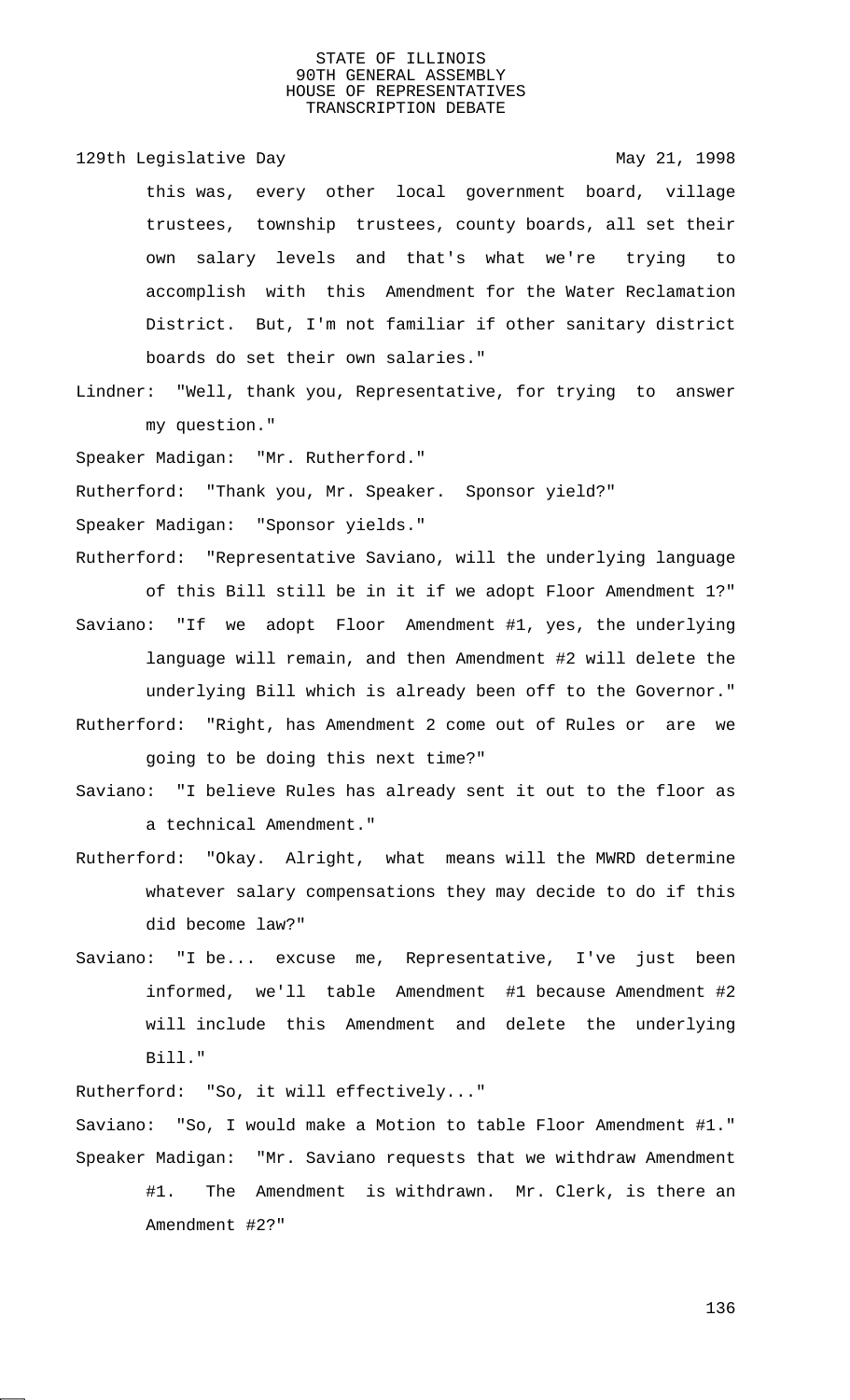this was, every other local government board, village trustees, township trustees, county boards, all set their own salary levels and that's what we're trying to accomplish with this Amendment for the Water Reclamation District. But, I'm not familiar if other sanitary district boards do set their own salaries."

Lindner: "Well, thank you, Representative, for trying to answer my question."

Speaker Madigan: "Mr. Rutherford."

Rutherford: "Thank you, Mr. Speaker. Sponsor yield?"

Speaker Madigan: "Sponsor yields."

Rutherford: "Representative Saviano, will the underlying language of this Bill still be in it if we adopt Floor Amendment 1?"

Saviano: "If we adopt Floor Amendment #1, yes, the underlying language will remain, and then Amendment #2 will delete the underlying Bill which is already been off to the Governor."

Rutherford: "Right, has Amendment 2 come out of Rules or are we going to be doing this next time?"

Saviano: "I believe Rules has already sent it out to the floor as a technical Amendment."

Rutherford: "Okay. Alright, what means will the MWRD determine whatever salary compensations they may decide to do if this did become law?"

Saviano: "I be... excuse me, Representative, I've just been informed, we'll table Amendment #1 because Amendment #2 will include this Amendment and delete the underlying Bill."

Rutherford: "So, it will effectively..."

Saviano: "So, I would make a Motion to table Floor Amendment #1."

Speaker Madigan: "Mr. Saviano requests that we withdraw Amendment #1. The Amendment is withdrawn. Mr. Clerk, is there an Amendment #2?"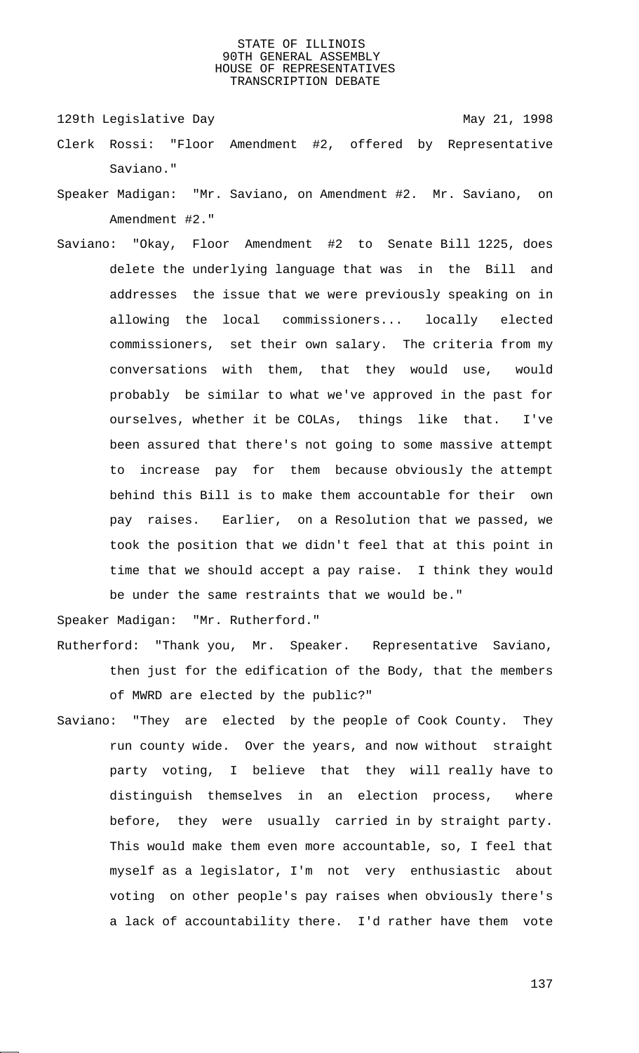STATE OF ILLINOIS
90TH GENERAL ASSEMBLY
HOUSE OF REPRESENTATIVES
TRANSCRIPTION DEBATE

129th Legislative Day May 21, 1998

Clerk Rossi: "Floor Amendment #2, offered by Representative Saviano."

Speaker Madigan: "Mr. Saviano, on Amendment #2. Mr. Saviano, on Amendment #2."

Saviano: "Okay, Floor Amendment #2 to Senate Bill 1225, does delete the underlying language that was in the Bill and addresses the issue that we were previously speaking on in allowing the local commissioners... locally elected commissioners, set their own salary. The criteria from my conversations with them, that they would use, would probably be similar to what we've approved in the past for ourselves, whether it be COLAs, things like that. I've been assured that there's not going to some massive attempt to increase pay for them because obviously the attempt behind this Bill is to make them accountable for their own pay raises. Earlier, on a Resolution that we passed, we took the position that we didn't feel that at this point in time that we should accept a pay raise. I think they would be under the same restraints that we would be."

Speaker Madigan: "Mr. Rutherford."

Rutherford: "Thank you, Mr. Speaker. Representative Saviano, then just for the edification of the Body, that the members of MWRD are elected by the public?"

Saviano: "They are elected by the people of Cook County. They run county wide. Over the years, and now without straight party voting, I believe that they will really have to distinguish themselves in an election process, where before, they were usually carried in by straight party. This would make them even more accountable, so, I feel that myself as a legislator, I'm not very enthusiastic about voting on other people's pay raises when obviously there's a lack of accountability there. I'd rather have them vote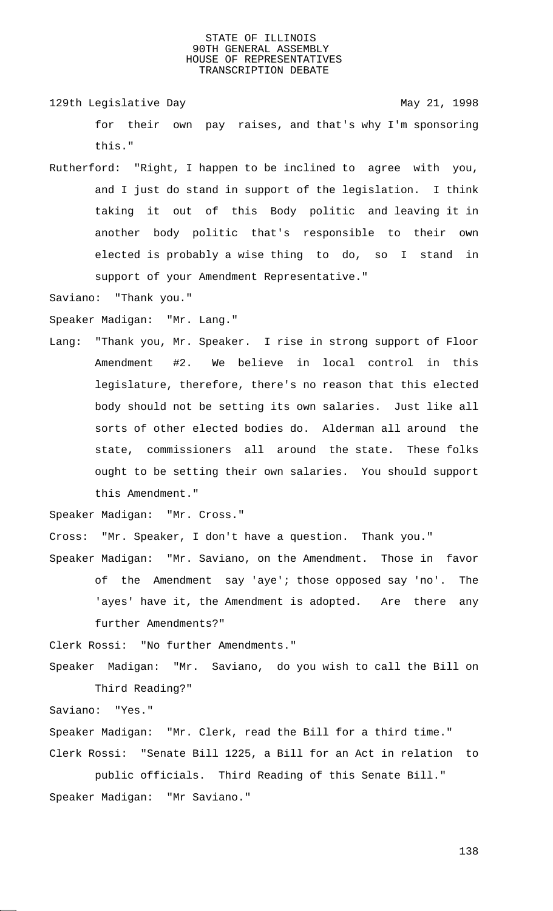for their own pay raises, and that's why I'm sponsoring this."

Rutherford: "Right, I happen to be inclined to agree with you, and I just do stand in support of the legislation. I think taking it out of this Body politic and leaving it in another body politic that's responsible to their own elected is probably a wise thing to do, so I stand in support of your Amendment Representative."

Saviano: "Thank you."

Speaker Madigan: "Mr. Lang."

Lang: "Thank you, Mr. Speaker. I rise in strong support of Floor Amendment #2. We believe in local control in this legislature, therefore, there's no reason that this elected body should not be setting its own salaries. Just like all sorts of other elected bodies do. Alderman all around the state, commissioners all around the state. These folks ought to be setting their own salaries. You should support this Amendment."

Speaker Madigan: "Mr. Cross."

Cross: "Mr. Speaker, I don't have a question. Thank you."

Speaker Madigan: "Mr. Saviano, on the Amendment. Those in favor of the Amendment say 'aye'; those opposed say 'no'. The 'ayes' have it, the Amendment is adopted. Are there any further Amendments?"

Clerk Rossi: "No further Amendments."

Speaker Madigan: "Mr. Saviano, do you wish to call the Bill on Third Reading?"

Saviano: "Yes."

Speaker Madigan: "Mr. Clerk, read the Bill for a third time."

Clerk Rossi: "Senate Bill 1225, a Bill for an Act in relation to public officials. Third Reading of this Senate Bill."

Speaker Madigan: "Mr Saviano."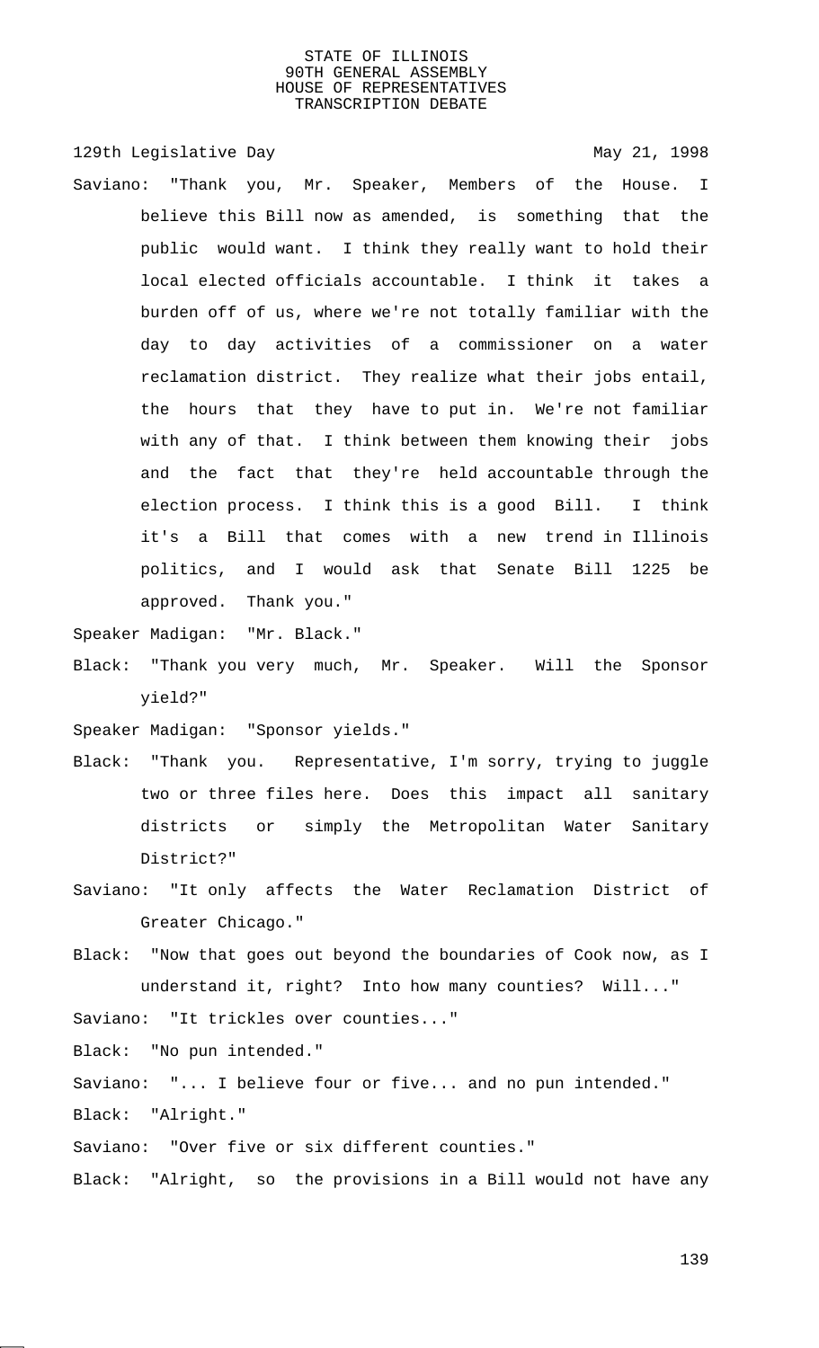Saviano: "Thank you, Mr. Speaker, Members of the House. I believe this Bill now as amended, is something that the public would want. I think they really want to hold their local elected officials accountable. I think it takes a burden off of us, where we're not totally familiar with the day to day activities of a commissioner on a water reclamation district. They realize what their jobs entail, the hours that they have to put in. We're not familiar with any of that. I think between them knowing their jobs and the fact that they're held accountable through the election process. I think this is a good Bill. I think it's a Bill that comes with a new trend in Illinois politics, and I would ask that Senate Bill 1225 be approved. Thank you."

Speaker Madigan: "Mr. Black."

Black: "Thank you very much, Mr. Speaker. Will the Sponsor yield?"

Speaker Madigan: "Sponsor yields."

Black: "Thank you. Representative, I'm sorry, trying to juggle two or three files here. Does this impact all sanitary districts or simply the Metropolitan Water Sanitary District?"

Saviano: "It only affects the Water Reclamation District of Greater Chicago."

Black: "Now that goes out beyond the boundaries of Cook now, as I understand it, right? Into how many counties? Will..."

Saviano: "It trickles over counties..."

Black: "No pun intended."

Saviano: "... I believe four or five... and no pun intended."

Black: "Alright."

Saviano: "Over five or six different counties."

Black: "Alright, so the provisions in a Bill would not have any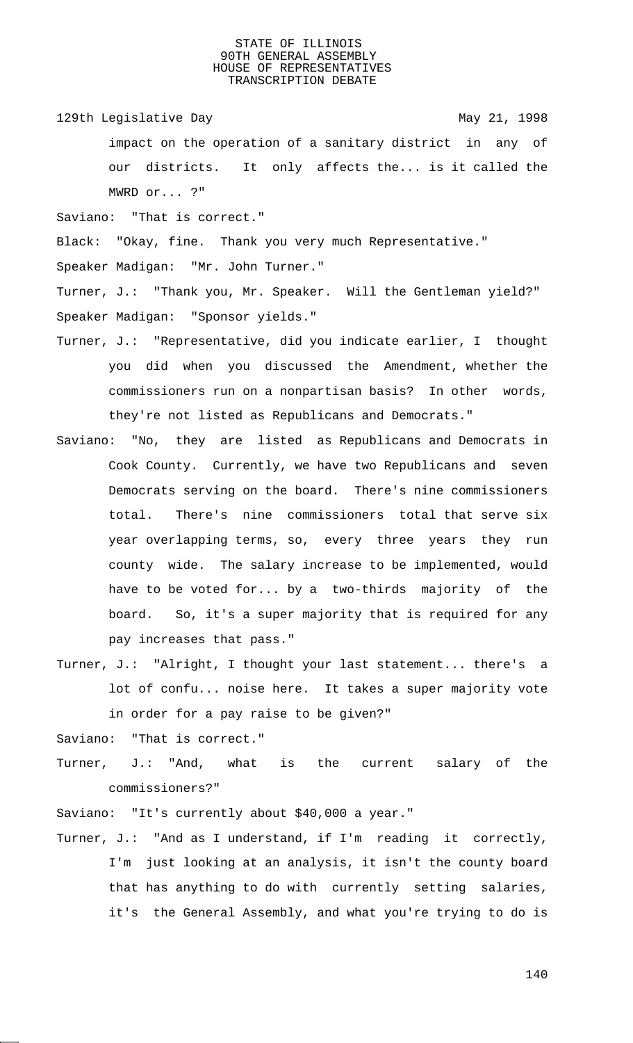impact on the operation of a sanitary district in any of our districts. It only affects the... is it called the MWRD or... ?"

Saviano: "That is correct."

Black: "Okay, fine. Thank you very much Representative."

Speaker Madigan: "Mr. John Turner."

Turner, J.: "Thank you, Mr. Speaker. Will the Gentleman yield?"

Speaker Madigan: "Sponsor yields."

Turner, J.: "Representative, did you indicate earlier, I thought you did when you discussed the Amendment, whether the commissioners run on a nonpartisan basis? In other words, they're not listed as Republicans and Democrats."

Saviano: "No, they are listed as Republicans and Democrats in Cook County. Currently, we have two Republicans and seven Democrats serving on the board. There's nine commissioners total. There's nine commissioners total that serve six year overlapping terms, so, every three years they run county wide. The salary increase to be implemented, would have to be voted for... by a two-thirds majority of the board. So, it's a super majority that is required for any pay increases that pass."

Turner, J.: "Alright, I thought your last statement... there's a lot of confu... noise here. It takes a super majority vote in order for a pay raise to be given?"

Saviano: "That is correct."

Turner, J.: "And, what is the current salary of the commissioners?"

Saviano: "It's currently about $40,000 a year."

Turner, J.: "And as I understand, if I'm reading it correctly, I'm just looking at an analysis, it isn't the county board that has anything to do with currently setting salaries, it's the General Assembly, and what you're trying to do is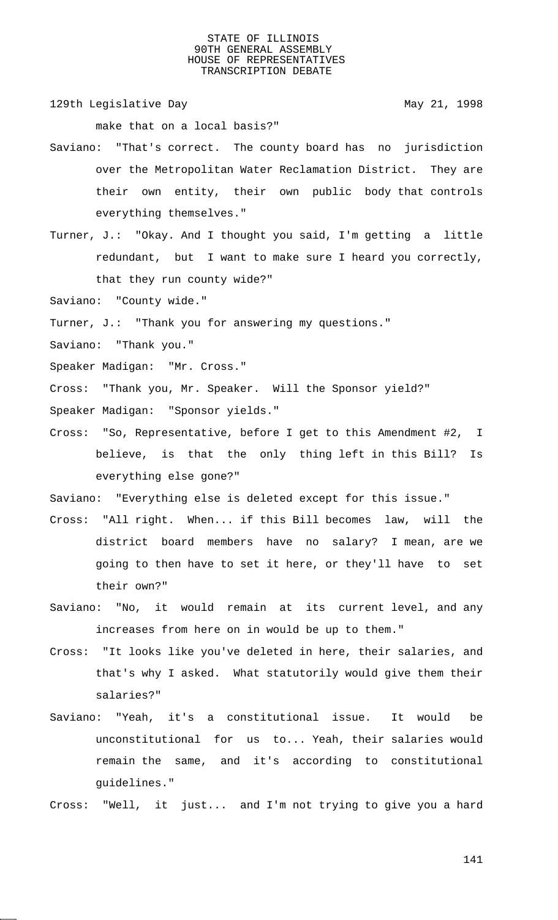make that on a local basis?"

Saviano: "That's correct. The county board has no jurisdiction over the Metropolitan Water Reclamation District. They are their own entity, their own public body that controls everything themselves."

Turner, J.: "Okay. And I thought you said, I'm getting a little redundant, but I want to make sure I heard you correctly, that they run county wide?"

Saviano: "County wide."

Turner, J.: "Thank you for answering my questions."

Saviano: "Thank you."

Speaker Madigan: "Mr. Cross."

Cross: "Thank you, Mr. Speaker. Will the Sponsor yield?"

Speaker Madigan: "Sponsor yields."

Cross: "So, Representative, before I get to this Amendment #2, I believe, is that the only thing left in this Bill? Is everything else gone?"

Saviano: "Everything else is deleted except for this issue."

Cross: "All right. When... if this Bill becomes law, will the district board members have no salary? I mean, are we going to then have to set it here, or they'll have to set their own?"

Saviano: "No, it would remain at its current level, and any increases from here on in would be up to them."

Cross: "It looks like you've deleted in here, their salaries, and that's why I asked. What statutorily would give them their salaries?"

Saviano: "Yeah, it's a constitutional issue. It would be unconstitutional for us to... Yeah, their salaries would remain the same, and it's according to constitutional guidelines."

Cross: "Well, it just... and I'm not trying to give you a hard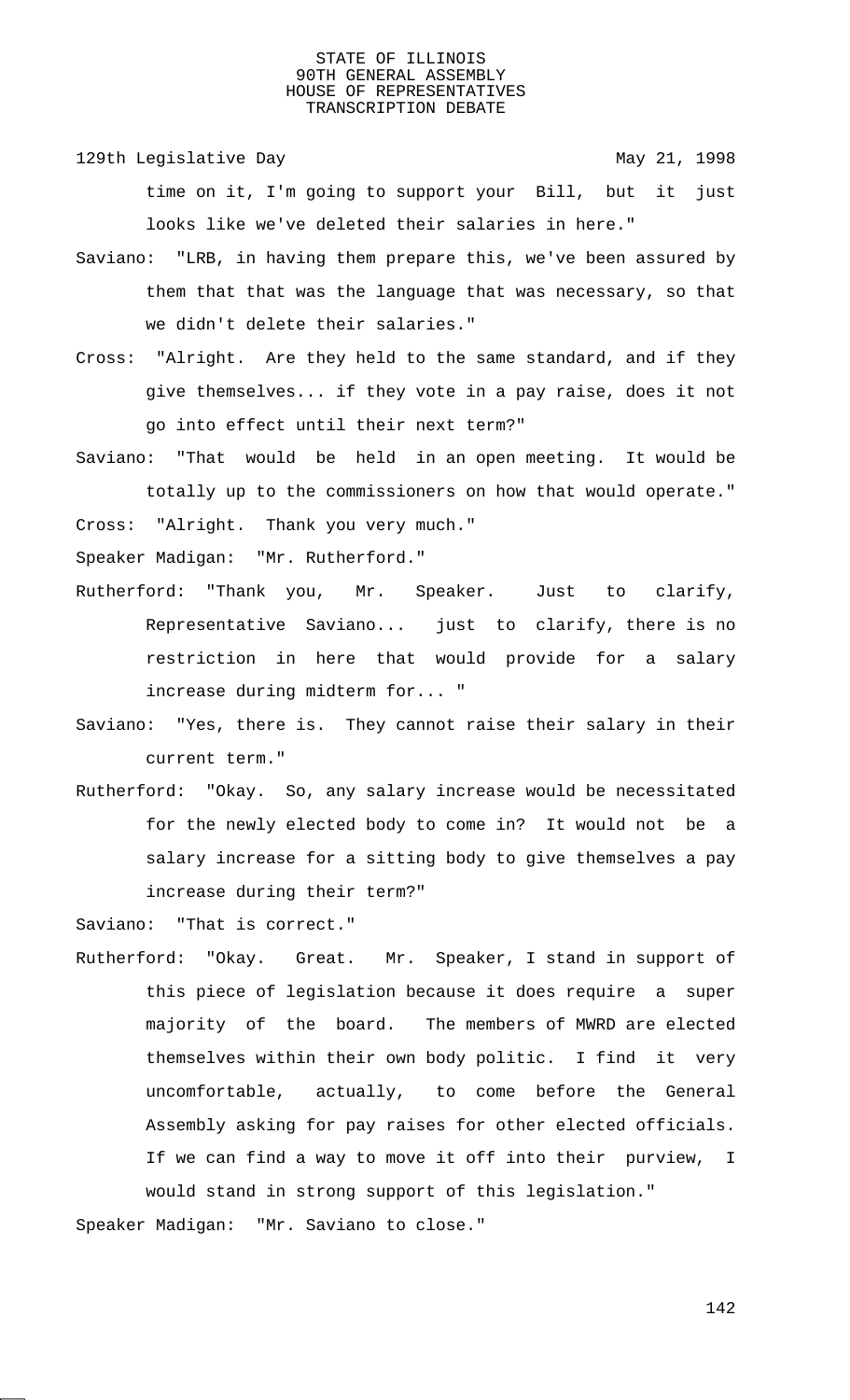time on it, I'm going to support your Bill, but it just looks like we've deleted their salaries in here."

Saviano: "LRB, in having them prepare this, we've been assured by them that that was the language that was necessary, so that we didn't delete their salaries."

Cross: "Alright. Are they held to the same standard, and if they give themselves... if they vote in a pay raise, does it not go into effect until their next term?"

Saviano: "That would be held in an open meeting. It would be totally up to the commissioners on how that would operate."

Cross: "Alright. Thank you very much."

Speaker Madigan: "Mr. Rutherford."

Rutherford: "Thank you, Mr. Speaker. Just to clarify, Representative Saviano... just to clarify, there is no restriction in here that would provide for a salary increase during midterm for... "

Saviano: "Yes, there is. They cannot raise their salary in their current term."

Rutherford: "Okay. So, any salary increase would be necessitated for the newly elected body to come in? It would not be a salary increase for a sitting body to give themselves a pay increase during their term?"

Saviano: "That is correct."

Rutherford: "Okay. Great. Mr. Speaker, I stand in support of this piece of legislation because it does require a super majority of the board. The members of MWRD are elected themselves within their own body politic. I find it very uncomfortable, actually, to come before the General Assembly asking for pay raises for other elected officials. If we can find a way to move it off into their purview, I would stand in strong support of this legislation."

Speaker Madigan: "Mr. Saviano to close."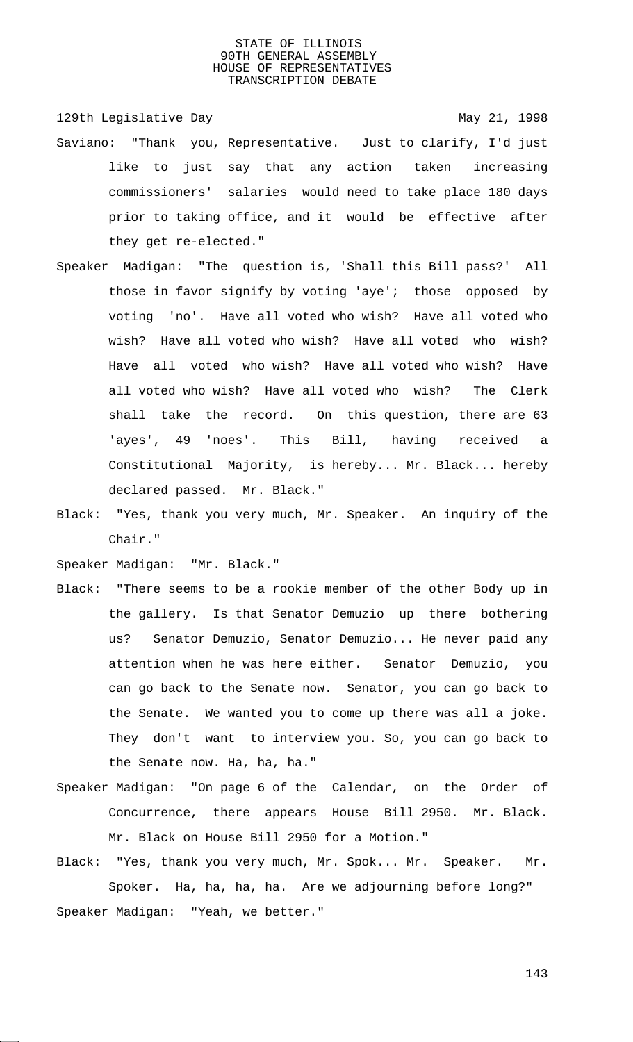Saviano: "Thank you, Representative. Just to clarify, I'd just like to just say that any action taken increasing commissioners' salaries would need to take place 180 days prior to taking office, and it would be effective after they get re-elected."

Speaker Madigan: "The question is, 'Shall this Bill pass?' All those in favor signify by voting 'aye'; those opposed by voting 'no'. Have all voted who wish? Have all voted who wish? Have all voted who wish? Have all voted who wish? Have all voted who wish? Have all voted who wish? Have all voted who wish? Have all voted who wish? The Clerk shall take the record. On this question, there are 63 'ayes', 49 'noes'. This Bill, having received a Constitutional Majority, is hereby... Mr. Black... hereby declared passed. Mr. Black."

Black: "Yes, thank you very much, Mr. Speaker. An inquiry of the Chair."

Speaker Madigan: "Mr. Black."

Black: "There seems to be a rookie member of the other Body up in the gallery. Is that Senator Demuzio up there bothering us? Senator Demuzio, Senator Demuzio... He never paid any attention when he was here either. Senator Demuzio, you can go back to the Senate now. Senator, you can go back to the Senate. We wanted you to come up there was all a joke. They don't want to interview you. So, you can go back to the Senate now. Ha, ha, ha."

Speaker Madigan: "On page 6 of the Calendar, on the Order of Concurrence, there appears House Bill 2950. Mr. Black. Mr. Black on House Bill 2950 for a Motion."

Black: "Yes, thank you very much, Mr. Spok... Mr. Speaker. Mr. Spoker. Ha, ha, ha, ha. Are we adjourning before long?"

Speaker Madigan: "Yeah, we better."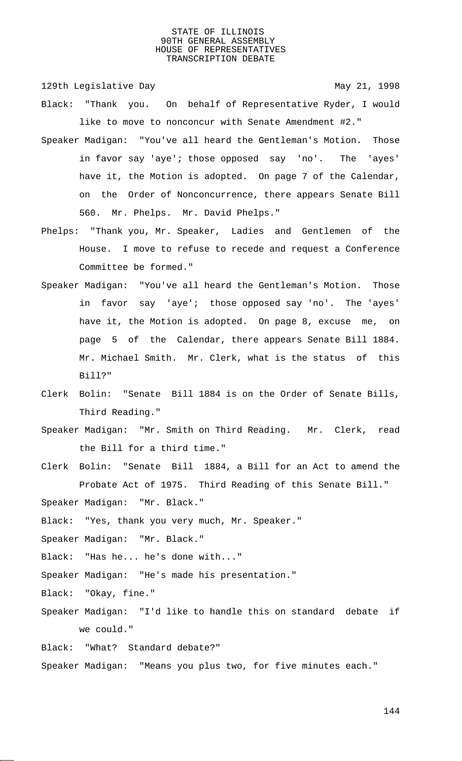Black: "Thank you. On behalf of Representative Ryder, I would like to move to nonconcur with Senate Amendment #2."

Speaker Madigan: "You've all heard the Gentleman's Motion. Those in favor say 'aye'; those opposed say 'no'. The 'ayes' have it, the Motion is adopted. On page 7 of the Calendar, on the Order of Nonconcurrence, there appears Senate Bill 560. Mr. Phelps. Mr. David Phelps."

Phelps: "Thank you, Mr. Speaker, Ladies and Gentlemen of the House. I move to refuse to recede and request a Conference Committee be formed."

Speaker Madigan: "You've all heard the Gentleman's Motion. Those in favor say 'aye'; those opposed say 'no'. The 'ayes' have it, the Motion is adopted. On page 8, excuse me, on page 5 of the Calendar, there appears Senate Bill 1884. Mr. Michael Smith. Mr. Clerk, what is the status of this Bill?"

Clerk Bolin: "Senate Bill 1884 is on the Order of Senate Bills, Third Reading."

Speaker Madigan: "Mr. Smith on Third Reading. Mr. Clerk, read the Bill for a third time."

Clerk Bolin: "Senate Bill 1884, a Bill for an Act to amend the Probate Act of 1975. Third Reading of this Senate Bill."

Speaker Madigan: "Mr. Black."

Black: "Yes, thank you very much, Mr. Speaker."

Speaker Madigan: "Mr. Black."

Black: "Has he... he's done with..."

Speaker Madigan: "He's made his presentation."

Black: "Okay, fine."

Speaker Madigan: "I'd like to handle this on standard debate if we could."

Black: "What? Standard debate?"

Speaker Madigan: "Means you plus two, for five minutes each."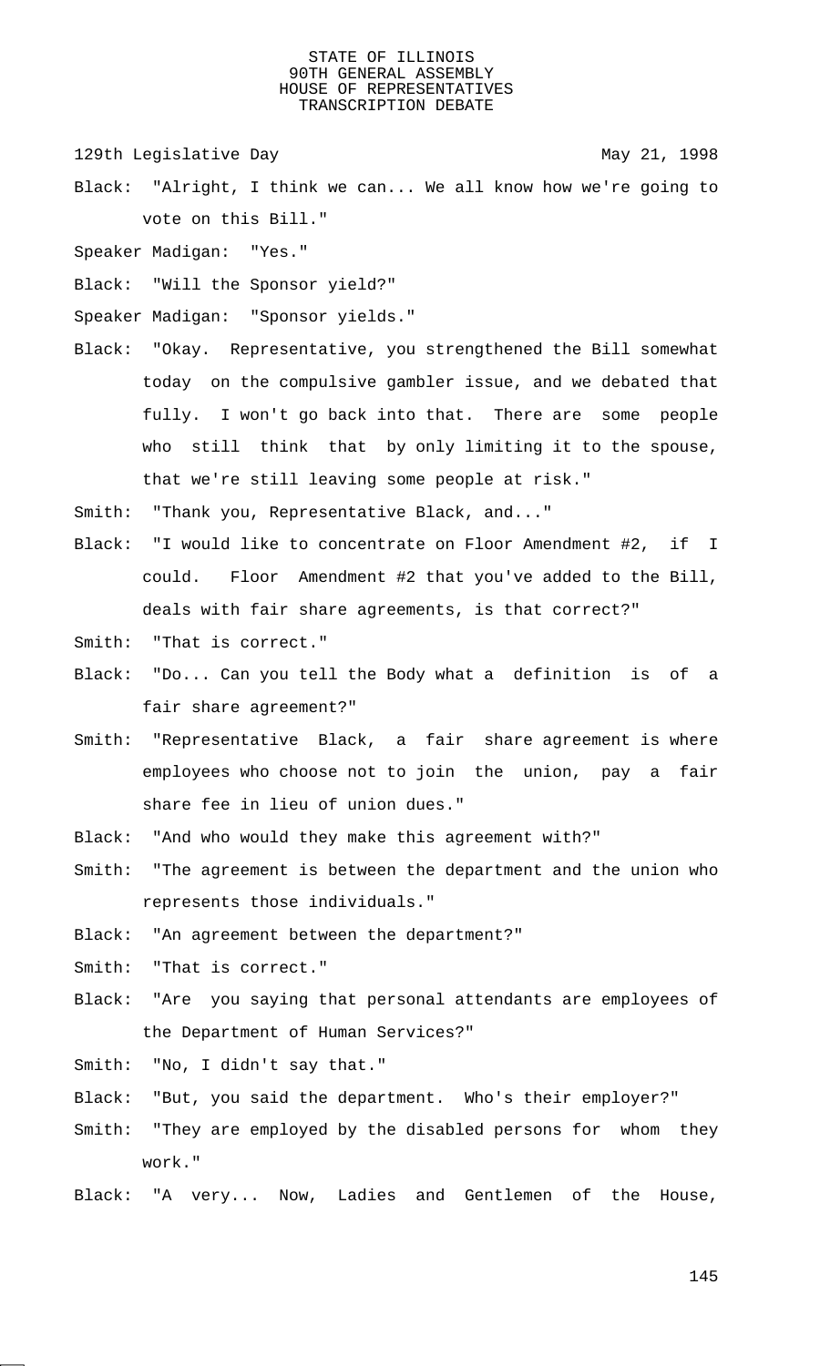129th Legislative Day May 21, 1998

Black: "Alright, I think we can... We all know how we're going to vote on this Bill."

Speaker Madigan: "Yes."

Black: "Will the Sponsor yield?"

Speaker Madigan: "Sponsor yields."

Black: "Okay. Representative, you strengthened the Bill somewhat today on the compulsive gambler issue, and we debated that fully. I won't go back into that. There are some people who still think that by only limiting it to the spouse, that we're still leaving some people at risk."

Smith: "Thank you, Representative Black, and..."

Black: "I would like to concentrate on Floor Amendment #2, if I could. Floor Amendment #2 that you've added to the Bill, deals with fair share agreements, is that correct?"

Smith: "That is correct."

Black: "Do... Can you tell the Body what a definition is of a fair share agreement?"

Smith: "Representative Black, a fair share agreement is where employees who choose not to join the union, pay a fair share fee in lieu of union dues."

Black: "And who would they make this agreement with?"

Smith: "The agreement is between the department and the union who represents those individuals."

Black: "An agreement between the department?"

Smith: "That is correct."

Black: "Are you saying that personal attendants are employees of the Department of Human Services?"

Smith: "No, I didn't say that."

Black: "But, you said the department. Who's their employer?"

Smith: "They are employed by the disabled persons for whom they work."

Black: "A very... Now, Ladies and Gentlemen of the House,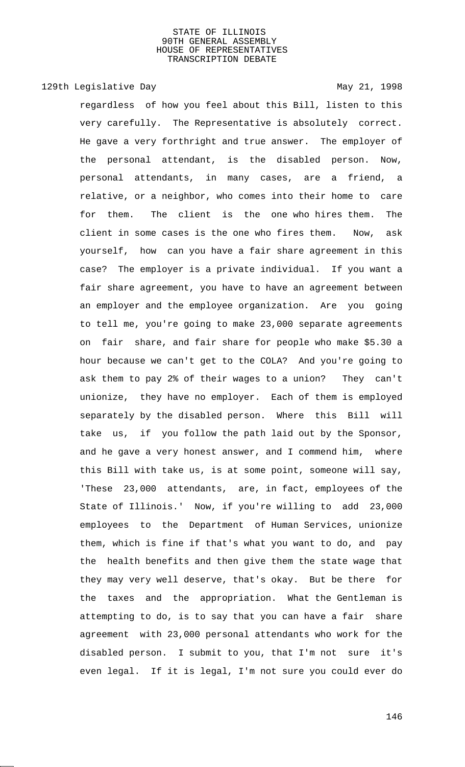regardless of how you feel about this Bill, listen to this very carefully. The Representative is absolutely correct. He gave a very forthright and true answer. The employer of the personal attendant, is the disabled person. Now, personal attendants, in many cases, are a friend, a relative, or a neighbor, who comes into their home to care for them. The client is the one who hires them. The client in some cases is the one who fires them. Now, ask yourself, how can you have a fair share agreement in this case? The employer is a private individual. If you want a fair share agreement, you have to have an agreement between an employer and the employee organization. Are you going to tell me, you're going to make 23,000 separate agreements on fair share, and fair share for people who make $5.30 a hour because we can't get to the COLA? And you're going to ask them to pay 2% of their wages to a union? They can't unionize, they have no employer. Each of them is employed separately by the disabled person. Where this Bill will take us, if you follow the path laid out by the Sponsor, and he gave a very honest answer, and I commend him, where this Bill with take us, is at some point, someone will say, 'These 23,000 attendants, are, in fact, employees of the State of Illinois.' Now, if you're willing to add 23,000 employees to the Department of Human Services, unionize them, which is fine if that's what you want to do, and pay the health benefits and then give them the state wage that they may very well deserve, that's okay. But be there for the taxes and the appropriation. What the Gentleman is attempting to do, is to say that you can have a fair share agreement with 23,000 personal attendants who work for the disabled person. I submit to you, that I'm not sure it's even legal. If it is legal, I'm not sure you could ever do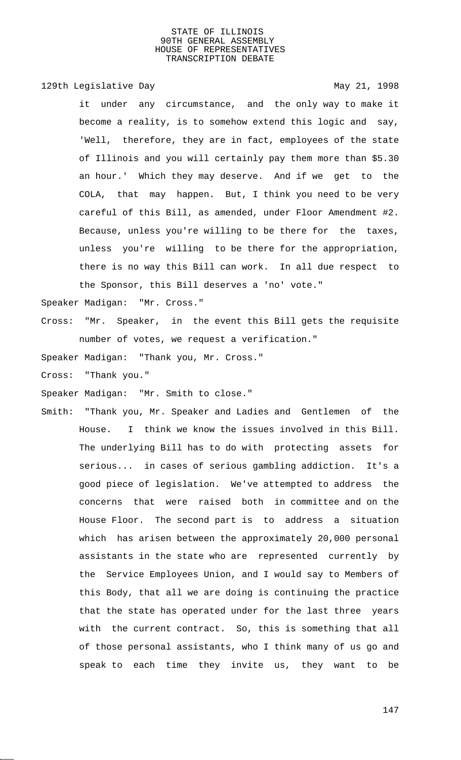it under any circumstance, and the only way to make it become a reality, is to somehow extend this logic and say, 'Well, therefore, they are in fact, employees of the state of Illinois and you will certainly pay them more than $5.30 an hour.' Which they may deserve. And if we get to the COLA, that may happen. But, I think you need to be very careful of this Bill, as amended, under Floor Amendment #2. Because, unless you're willing to be there for the taxes, unless you're willing to be there for the appropriation, there is no way this Bill can work. In all due respect to the Sponsor, this Bill deserves a 'no' vote."

Speaker Madigan: "Mr. Cross."

Cross: "Mr. Speaker, in the event this Bill gets the requisite number of votes, we request a verification."

Speaker Madigan: "Thank you, Mr. Cross."

Cross: "Thank you."

Speaker Madigan: "Mr. Smith to close."

Smith: "Thank you, Mr. Speaker and Ladies and Gentlemen of the House. I think we know the issues involved in this Bill. The underlying Bill has to do with protecting assets for serious... in cases of serious gambling addiction. It's a good piece of legislation. We've attempted to address the concerns that were raised both in committee and on the House Floor. The second part is to address a situation which has arisen between the approximately 20,000 personal assistants in the state who are represented currently by the Service Employees Union, and I would say to Members of this Body, that all we are doing is continuing the practice that the state has operated under for the last three years with the current contract. So, this is something that all of those personal assistants, who I think many of us go and speak to each time they invite us, they want to be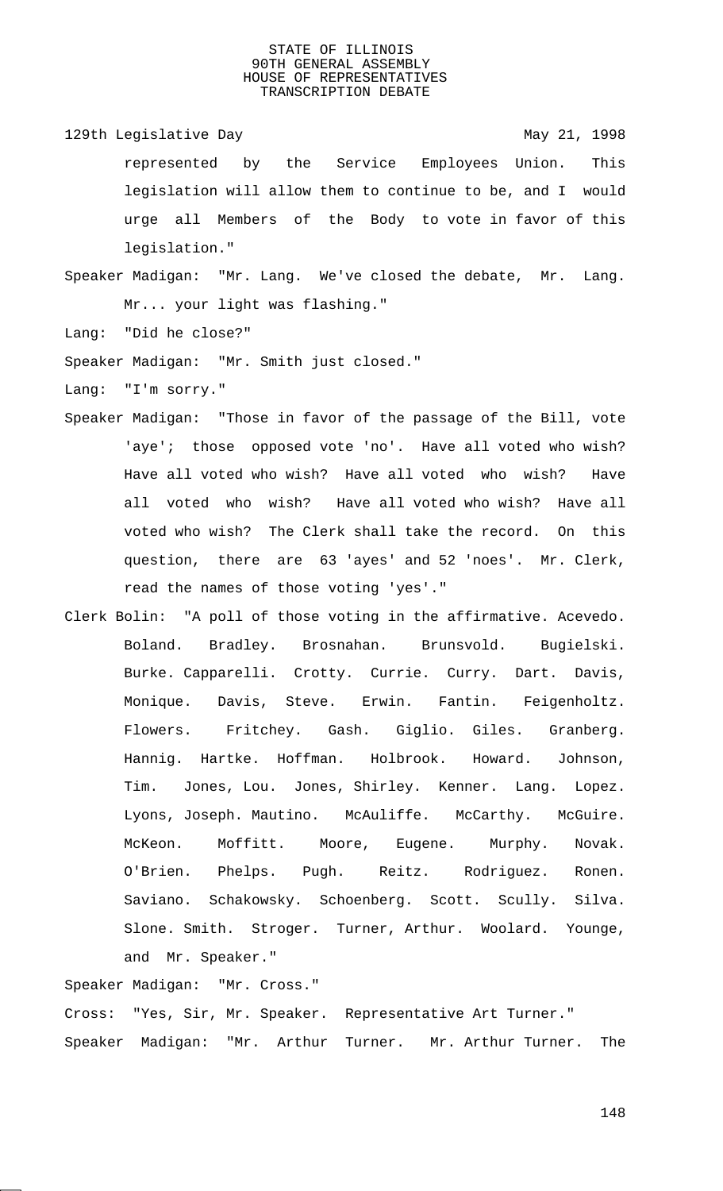represented by the Service Employees Union. This legislation will allow them to continue to be, and I would urge all Members of the Body to vote in favor of this legislation."

Speaker Madigan: "Mr. Lang. We've closed the debate, Mr. Lang. Mr... your light was flashing."

Lang: "Did he close?"

Speaker Madigan: "Mr. Smith just closed."

Lang: "I'm sorry."

Speaker Madigan: "Those in favor of the passage of the Bill, vote 'aye'; those opposed vote 'no'. Have all voted who wish? Have all voted who wish? Have all voted who wish? Have all voted who wish? Have all voted who wish? Have all voted who wish? The Clerk shall take the record. On this question, there are 63 'ayes' and 52 'noes'. Mr. Clerk, read the names of those voting 'yes'."

Clerk Bolin: "A poll of those voting in the affirmative. Acevedo. Boland. Bradley. Brosnahan. Brunsvold. Bugielski. Burke. Capparelli. Crotty. Currie. Curry. Dart. Davis, Monique. Davis, Steve. Erwin. Fantin. Feigenholtz. Flowers. Fritchey. Gash. Giglio. Giles. Granberg. Hannig. Hartke. Hoffman. Holbrook. Howard. Johnson, Tim. Jones, Lou. Jones, Shirley. Kenner. Lang. Lopez. Lyons, Joseph. Mautino. McAuliffe. McCarthy. McGuire. McKeon. Moffitt. Moore, Eugene. Murphy. Novak. O'Brien. Phelps. Pugh. Reitz. Rodriguez. Ronen. Saviano. Schakowsky. Schoenberg. Scott. Scully. Silva. Slone. Smith. Stroger. Turner, Arthur. Woolard. Younge, and Mr. Speaker."

Speaker Madigan: "Mr. Cross."

Cross: "Yes, Sir, Mr. Speaker. Representative Art Turner."

Speaker Madigan: "Mr. Arthur Turner. Mr. Arthur Turner. The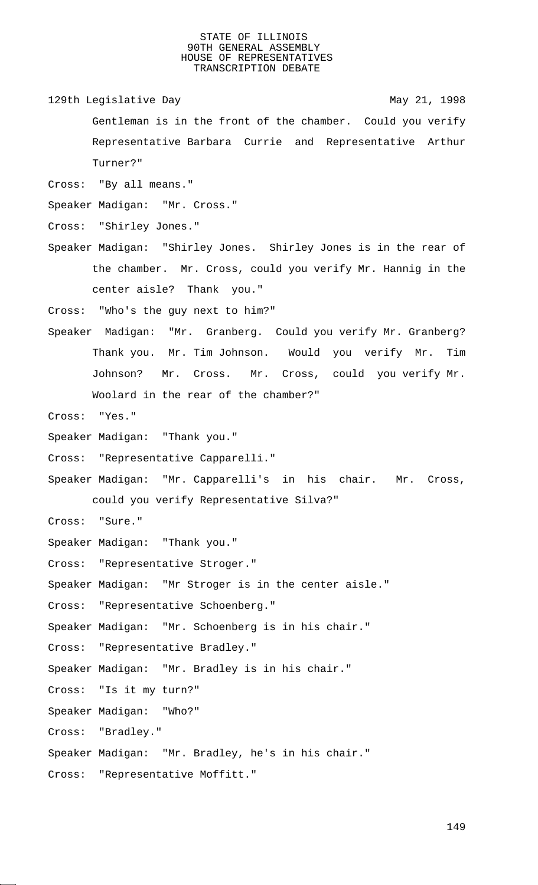Gentleman is in the front of the chamber. Could you verify Representative Barbara Currie and Representative Arthur Turner?"

Cross: "By all means."

Speaker Madigan: "Mr. Cross."

Cross: "Shirley Jones."

Speaker Madigan: "Shirley Jones. Shirley Jones is in the rear of the chamber. Mr. Cross, could you verify Mr. Hannig in the center aisle? Thank you."

Cross: "Who's the guy next to him?"

Speaker Madigan: "Mr. Granberg. Could you verify Mr. Granberg? Thank you. Mr. Tim Johnson. Would you verify Mr. Tim Johnson? Mr. Cross. Mr. Cross, could you verify Mr. Woolard in the rear of the chamber?"

Cross: "Yes."

Speaker Madigan: "Thank you."

Cross: "Representative Capparelli."

Speaker Madigan: "Mr. Capparelli's in his chair. Mr. Cross, could you verify Representative Silva?"

Cross: "Sure."

Speaker Madigan: "Thank you."

Cross: "Representative Stroger."

Speaker Madigan: "Mr Stroger is in the center aisle."

Cross: "Representative Schoenberg."

Speaker Madigan: "Mr. Schoenberg is in his chair."

Cross: "Representative Bradley."

Speaker Madigan: "Mr. Bradley is in his chair."

Cross: "Is it my turn?"

Speaker Madigan: "Who?"

Cross: "Bradley."

Speaker Madigan: "Mr. Bradley, he's in his chair."

Cross: "Representative Moffitt."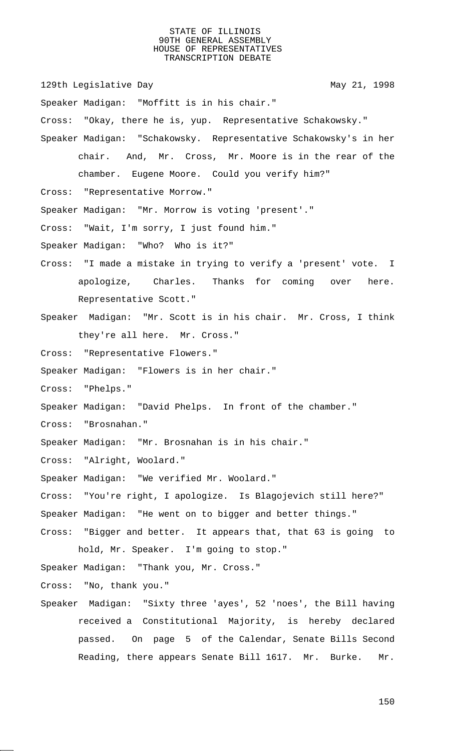Speaker Madigan: "Moffitt is in his chair."

Cross: "Okay, there he is, yup. Representative Schakowsky."

Speaker Madigan: "Schakowsky. Representative Schakowsky's in her chair. And, Mr. Cross, Mr. Moore is in the rear of the chamber. Eugene Moore. Could you verify him?"

Cross: "Representative Morrow."

Speaker Madigan: "Mr. Morrow is voting 'present'."

Cross: "Wait, I'm sorry, I just found him."

Speaker Madigan: "Who? Who is it?"

Cross: "I made a mistake in trying to verify a 'present' vote. I apologize, Charles. Thanks for coming over here. Representative Scott."

Speaker Madigan: "Mr. Scott is in his chair. Mr. Cross, I think they're all here. Mr. Cross."

Cross: "Representative Flowers."

Speaker Madigan: "Flowers is in her chair."

Cross: "Phelps."

Speaker Madigan: "David Phelps. In front of the chamber."

Cross: "Brosnahan."

Speaker Madigan: "Mr. Brosnahan is in his chair."

Cross: "Alright, Woolard."

Speaker Madigan: "We verified Mr. Woolard."

Cross: "You're right, I apologize. Is Blagojevich still here?"

Speaker Madigan: "He went on to bigger and better things."

Cross: "Bigger and better. It appears that, that 63 is going to hold, Mr. Speaker. I'm going to stop."

Speaker Madigan: "Thank you, Mr. Cross."

Cross: "No, thank you."

Speaker Madigan: "Sixty three 'ayes', 52 'noes', the Bill having received a Constitutional Majority, is hereby declared passed. On page 5 of the Calendar, Senate Bills Second Reading, there appears Senate Bill 1617. Mr. Burke. Mr.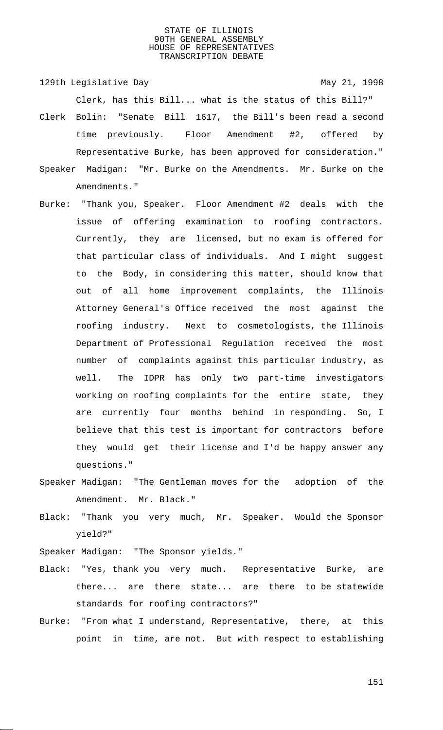Clerk, has this Bill... what is the status of this Bill?"

Clerk Bolin: "Senate Bill 1617, the Bill's been read a second time previously. Floor Amendment #2, offered by Representative Burke, has been approved for consideration."

Speaker Madigan: "Mr. Burke on the Amendments. Mr. Burke on the Amendments."

Burke: "Thank you, Speaker. Floor Amendment #2 deals with the issue of offering examination to roofing contractors. Currently, they are licensed, but no exam is offered for that particular class of individuals. And I might suggest to the Body, in considering this matter, should know that out of all home improvement complaints, the Illinois Attorney General's Office received the most against the roofing industry. Next to cosmetologists, the Illinois Department of Professional Regulation received the most number of complaints against this particular industry, as well. The IDPR has only two part-time investigators working on roofing complaints for the entire state, they are currently four months behind in responding. So, I believe that this test is important for contractors before they would get their license and I'd be happy answer any questions."

Speaker Madigan: "The Gentleman moves for the adoption of the Amendment. Mr. Black."

Black: "Thank you very much, Mr. Speaker. Would the Sponsor yield?"

Speaker Madigan: "The Sponsor yields."

Black: "Yes, thank you very much. Representative Burke, are there... are there state... are there to be statewide standards for roofing contractors?"

Burke: "From what I understand, Representative, there, at this point in time, are not. But with respect to establishing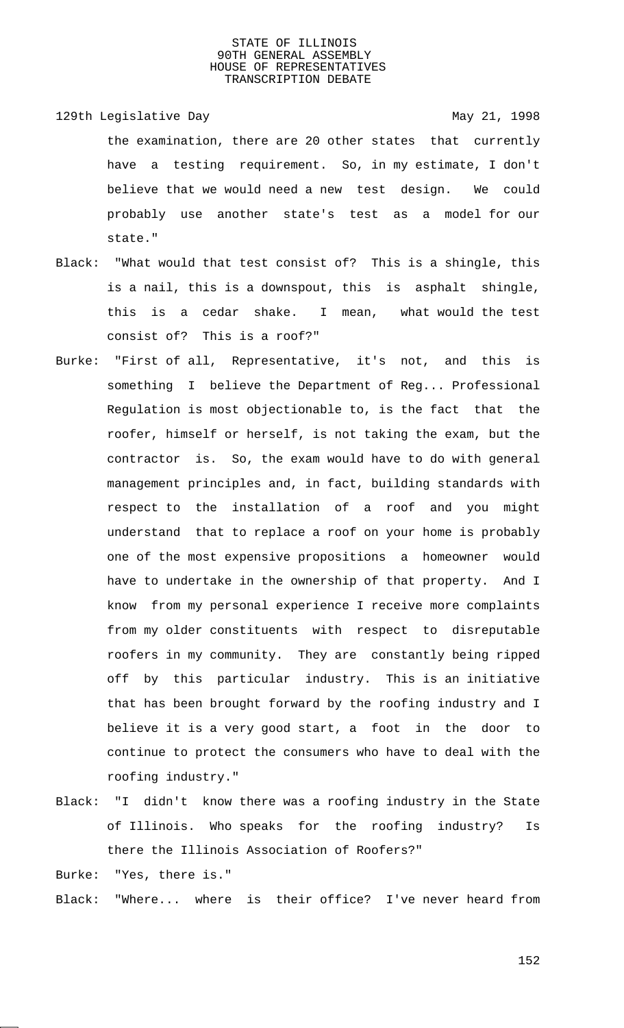the examination, there are 20 other states that currently have a testing requirement. So, in my estimate, I don't believe that we would need a new test design. We could probably use another state's test as a model for our state."

Black: "What would that test consist of? This is a shingle, this is a nail, this is a downspout, this is asphalt shingle, this is a cedar shake. I mean, what would the test consist of? This is a roof?"

Burke: "First of all, Representative, it's not, and this is something I believe the Department of Reg... Professional Regulation is most objectionable to, is the fact that the roofer, himself or herself, is not taking the exam, but the contractor is. So, the exam would have to do with general management principles and, in fact, building standards with respect to the installation of a roof and you might understand that to replace a roof on your home is probably one of the most expensive propositions a homeowner would have to undertake in the ownership of that property. And I know from my personal experience I receive more complaints from my older constituents with respect to disreputable roofers in my community. They are constantly being ripped off by this particular industry. This is an initiative that has been brought forward by the roofing industry and I believe it is a very good start, a foot in the door to continue to protect the consumers who have to deal with the roofing industry."

Black: "I didn't know there was a roofing industry in the State of Illinois. Who speaks for the roofing industry? Is there the Illinois Association of Roofers?"

Burke: "Yes, there is."

Black: "Where... where is their office? I've never heard from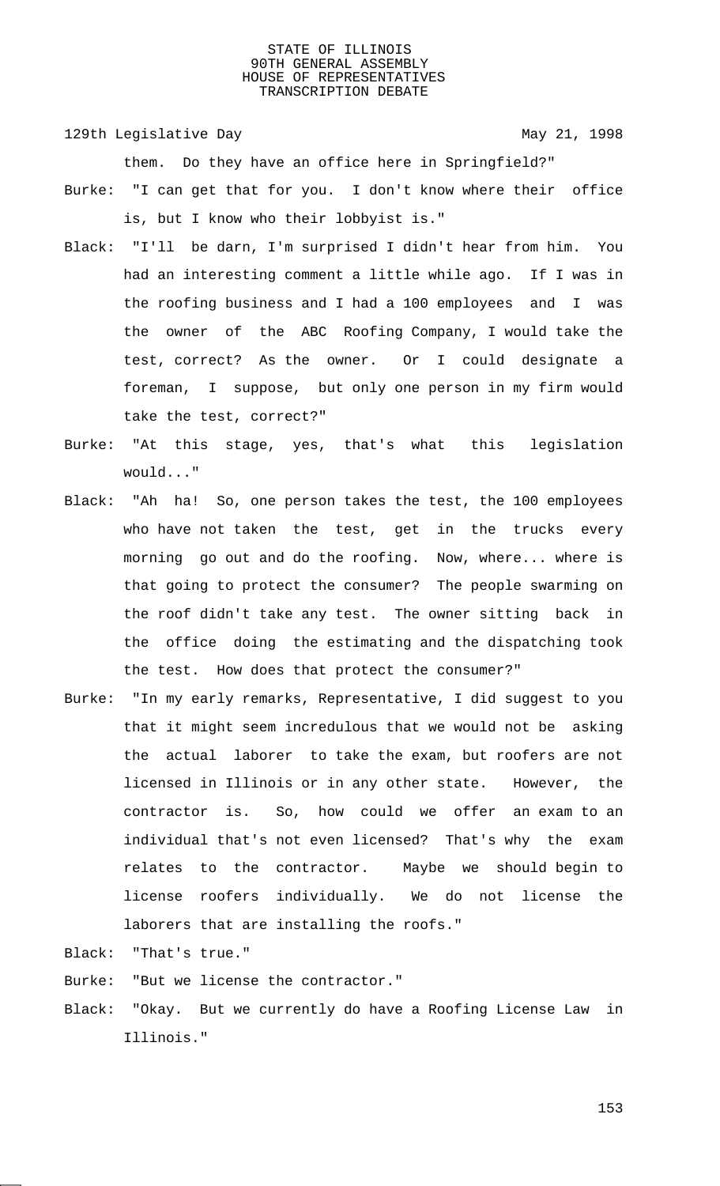them. Do they have an office here in Springfield?"

Burke: "I can get that for you. I don't know where their office is, but I know who their lobbyist is."

Black: "I'll be darn, I'm surprised I didn't hear from him. You had an interesting comment a little while ago. If I was in the roofing business and I had a 100 employees and I was the owner of the ABC Roofing Company, I would take the test, correct? As the owner. Or I could designate a foreman, I suppose, but only one person in my firm would take the test, correct?"

Burke: "At this stage, yes, that's what this legislation would..."

Black: "Ah ha! So, one person takes the test, the 100 employees who have not taken the test, get in the trucks every morning go out and do the roofing. Now, where... where is that going to protect the consumer? The people swarming on the roof didn't take any test. The owner sitting back in the office doing the estimating and the dispatching took the test. How does that protect the consumer?"

Burke: "In my early remarks, Representative, I did suggest to you that it might seem incredulous that we would not be asking the actual laborer to take the exam, but roofers are not licensed in Illinois or in any other state. However, the contractor is. So, how could we offer an exam to an individual that's not even licensed? That's why the exam relates to the contractor. Maybe we should begin to license roofers individually. We do not license the laborers that are installing the roofs."

Black: "That's true."

Burke: "But we license the contractor."

Black: "Okay. But we currently do have a Roofing License Law in Illinois."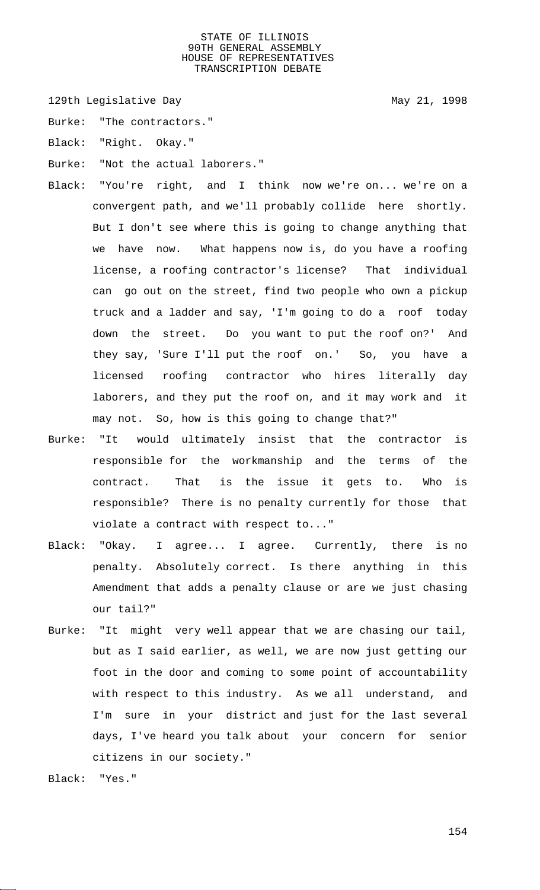Burke: "The contractors."

Black: "Right. Okay."

Burke: "Not the actual laborers."

Black: "You're right, and I think now we're on... we're on a convergent path, and we'll probably collide here shortly. But I don't see where this is going to change anything that we have now. What happens now is, do you have a roofing license, a roofing contractor's license? That individual can go out on the street, find two people who own a pickup truck and a ladder and say, 'I'm going to do a roof today down the street. Do you want to put the roof on?' And they say, 'Sure I'll put the roof on.' So, you have a licensed roofing contractor who hires literally day laborers, and they put the roof on, and it may work and it may not. So, how is this going to change that?"

Burke: "It would ultimately insist that the contractor is responsible for the workmanship and the terms of the contract. That is the issue it gets to. Who is responsible? There is no penalty currently for those that violate a contract with respect to..."

Black: "Okay. I agree... I agree. Currently, there is no penalty. Absolutely correct. Is there anything in this Amendment that adds a penalty clause or are we just chasing our tail?"

Burke: "It might very well appear that we are chasing our tail, but as I said earlier, as well, we are now just getting our foot in the door and coming to some point of accountability with respect to this industry. As we all understand, and I'm sure in your district and just for the last several days, I've heard you talk about your concern for senior citizens in our society."

Black: "Yes."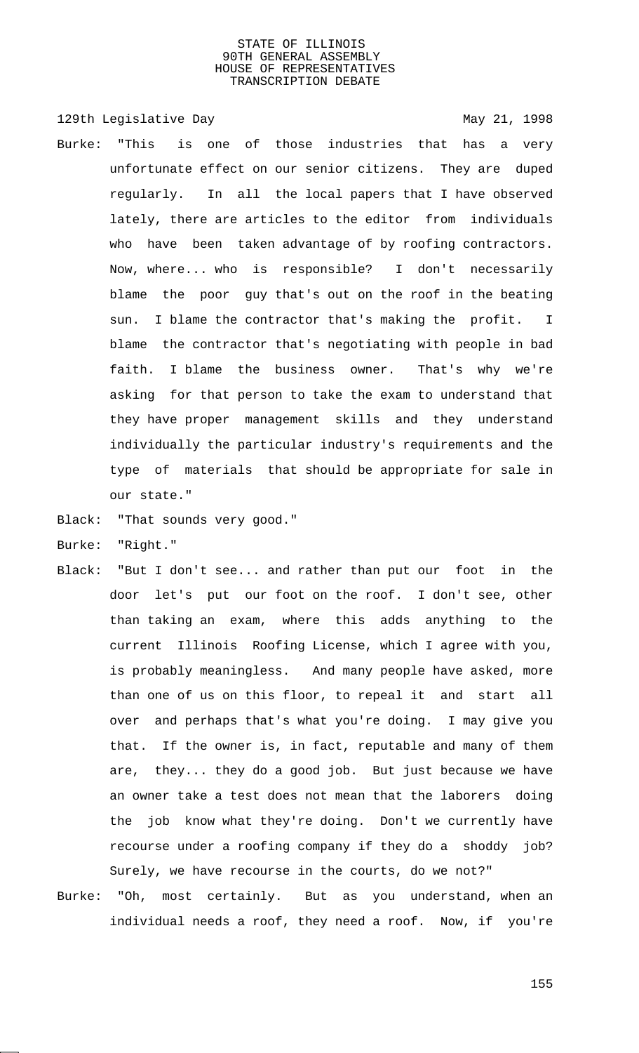Burke: "This is one of those industries that has a very unfortunate effect on our senior citizens. They are duped regularly. In all the local papers that I have observed lately, there are articles to the editor from individuals who have been taken advantage of by roofing contractors. Now, where... who is responsible? I don't necessarily blame the poor guy that's out on the roof in the beating sun. I blame the contractor that's making the profit. I blame the contractor that's negotiating with people in bad faith. I blame the business owner. That's why we're asking for that person to take the exam to understand that they have proper management skills and they understand individually the particular industry's requirements and the type of materials that should be appropriate for sale in our state."

Black: "That sounds very good."

Burke: "Right."

Black: "But I don't see... and rather than put our foot in the door let's put our foot on the roof. I don't see, other than taking an exam, where this adds anything to the current Illinois Roofing License, which I agree with you, is probably meaningless. And many people have asked, more than one of us on this floor, to repeal it and start all over and perhaps that's what you're doing. I may give you that. If the owner is, in fact, reputable and many of them are, they... they do a good job. But just because we have an owner take a test does not mean that the laborers doing the job know what they're doing. Don't we currently have recourse under a roofing company if they do a shoddy job? Surely, we have recourse in the courts, do we not?"

Burke: "Oh, most certainly. But as you understand, when an individual needs a roof, they need a roof. Now, if you're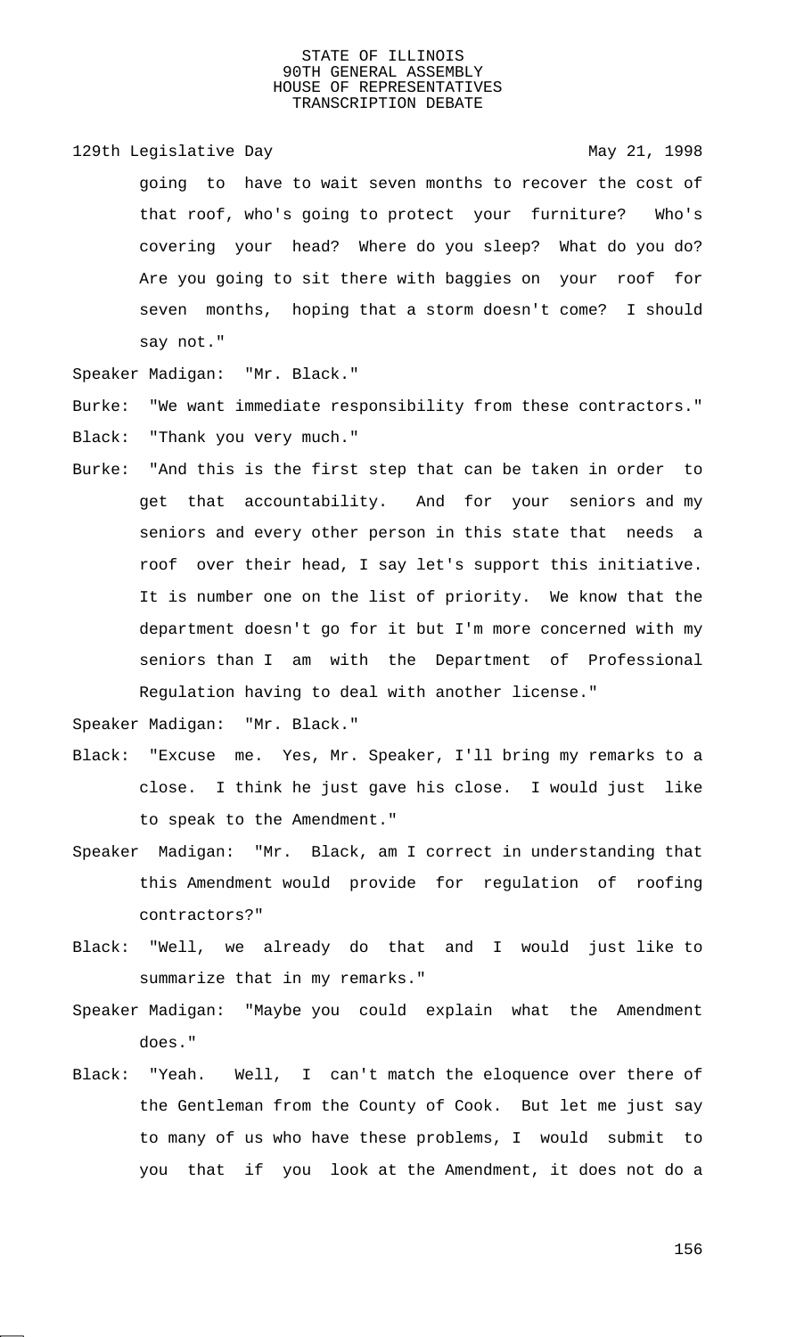going to have to wait seven months to recover the cost of that roof, who's going to protect your furniture? Who's covering your head? Where do you sleep? What do you do? Are you going to sit there with baggies on your roof for seven months, hoping that a storm doesn't come? I should say not."

Speaker Madigan: "Mr. Black."

Burke: "We want immediate responsibility from these contractors."

Black: "Thank you very much."

Burke: "And this is the first step that can be taken in order to get that accountability. And for your seniors and my seniors and every other person in this state that needs a roof over their head, I say let's support this initiative. It is number one on the list of priority. We know that the department doesn't go for it but I'm more concerned with my seniors than I am with the Department of Professional Regulation having to deal with another license."

Speaker Madigan: "Mr. Black."

Black: "Excuse me. Yes, Mr. Speaker, I'll bring my remarks to a close. I think he just gave his close. I would just like to speak to the Amendment."

Speaker Madigan: "Mr. Black, am I correct in understanding that this Amendment would provide for regulation of roofing contractors?"

Black: "Well, we already do that and I would just like to summarize that in my remarks."

Speaker Madigan: "Maybe you could explain what the Amendment does."

Black: "Yeah. Well, I can't match the eloquence over there of the Gentleman from the County of Cook. But let me just say to many of us who have these problems, I would submit to you that if you look at the Amendment, it does not do a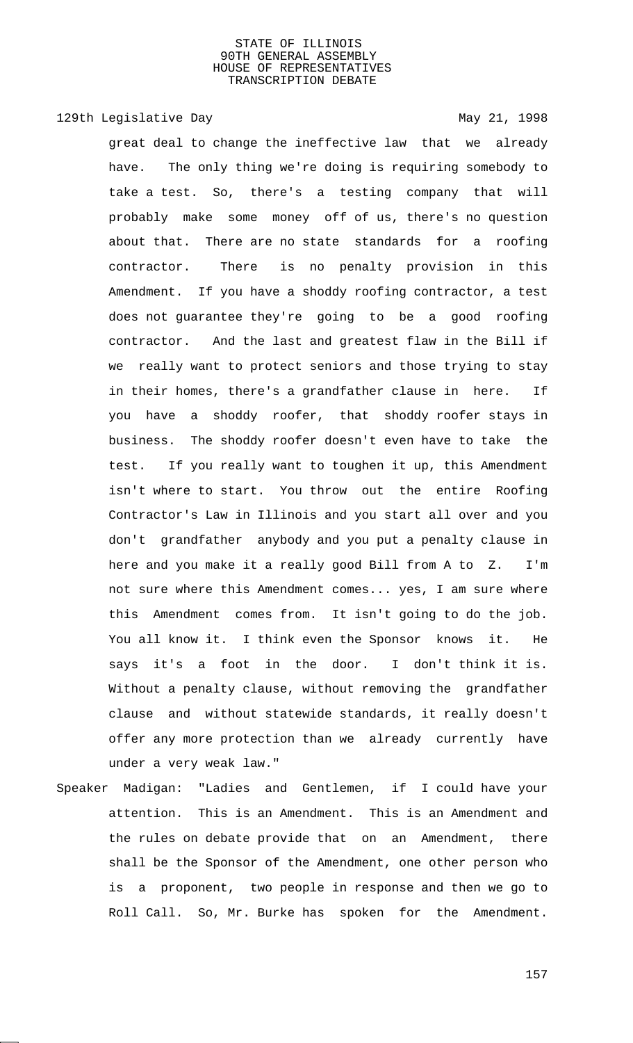great deal to change the ineffective law that we already have. The only thing we're doing is requiring somebody to take a test. So, there's a testing company that will probably make some money off of us, there's no question about that. There are no state standards for a roofing contractor. There is no penalty provision in this Amendment. If you have a shoddy roofing contractor, a test does not guarantee they're going to be a good roofing contractor. And the last and greatest flaw in the Bill if we really want to protect seniors and those trying to stay in their homes, there's a grandfather clause in here. If you have a shoddy roofer, that shoddy roofer stays in business. The shoddy roofer doesn't even have to take the test. If you really want to toughen it up, this Amendment isn't where to start. You throw out the entire Roofing Contractor's Law in Illinois and you start all over and you don't grandfather anybody and you put a penalty clause in here and you make it a really good Bill from A to Z. I'm not sure where this Amendment comes... yes, I am sure where this Amendment comes from. It isn't going to do the job. You all know it. I think even the Sponsor knows it. He says it's a foot in the door. I don't think it is. Without a penalty clause, without removing the grandfather clause and without statewide standards, it really doesn't offer any more protection than we already currently have under a very weak law."

Speaker Madigan: "Ladies and Gentlemen, if I could have your attention. This is an Amendment. This is an Amendment and the rules on debate provide that on an Amendment, there shall be the Sponsor of the Amendment, one other person who is a proponent, two people in response and then we go to Roll Call. So, Mr. Burke has spoken for the Amendment.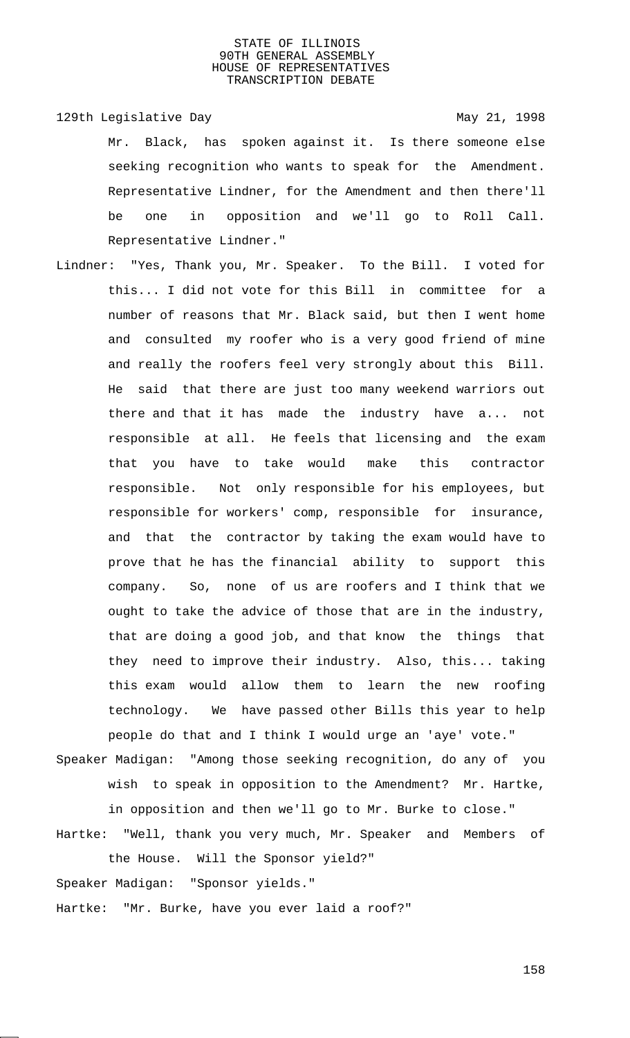Mr. Black, has spoken against it. Is there someone else seeking recognition who wants to speak for the Amendment. Representative Lindner, for the Amendment and then there'll be one in opposition and we'll go to Roll Call. Representative Lindner."

Lindner: "Yes, Thank you, Mr. Speaker. To the Bill. I voted for this... I did not vote for this Bill in committee for a number of reasons that Mr. Black said, but then I went home and consulted my roofer who is a very good friend of mine and really the roofers feel very strongly about this Bill. He said that there are just too many weekend warriors out there and that it has made the industry have a... not responsible at all. He feels that licensing and the exam that you have to take would make this contractor responsible. Not only responsible for his employees, but responsible for workers' comp, responsible for insurance, and that the contractor by taking the exam would have to prove that he has the financial ability to support this company. So, none of us are roofers and I think that we ought to take the advice of those that are in the industry, that are doing a good job, and that know the things that they need to improve their industry. Also, this... taking this exam would allow them to learn the new roofing technology. We have passed other Bills this year to help people do that and I think I would urge an 'aye' vote."

Speaker Madigan: "Among those seeking recognition, do any of you wish to speak in opposition to the Amendment? Mr. Hartke, in opposition and then we'll go to Mr. Burke to close."

Hartke: "Well, thank you very much, Mr. Speaker and Members of the House. Will the Sponsor yield?"

Speaker Madigan: "Sponsor yields."

Hartke: "Mr. Burke, have you ever laid a roof?"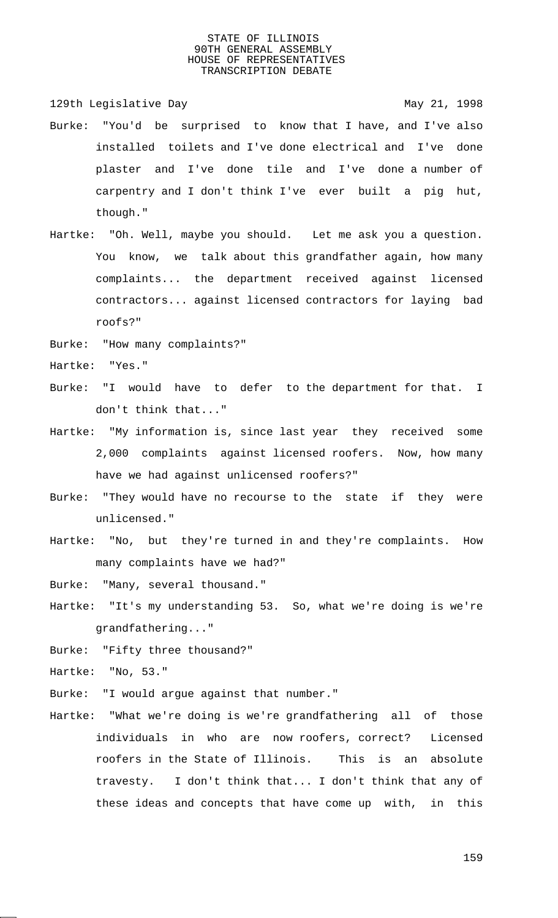Burke: "You'd be surprised to know that I have, and I've also installed toilets and I've done electrical and I've done plaster and I've done tile and I've done a number of carpentry and I don't think I've ever built a pig hut, though."

Hartke: "Oh. Well, maybe you should. Let me ask you a question. You know, we talk about this grandfather again, how many complaints... the department received against licensed contractors... against licensed contractors for laying bad roofs?"

Burke: "How many complaints?"

Hartke: "Yes."

Burke: "I would have to defer to the department for that. I don't think that..."

Hartke: "My information is, since last year they received some 2,000 complaints against licensed roofers. Now, how many have we had against unlicensed roofers?"

Burke: "They would have no recourse to the state if they were unlicensed."

Hartke: "No, but they're turned in and they're complaints. How many complaints have we had?"

Burke: "Many, several thousand."

Hartke: "It's my understanding 53. So, what we're doing is we're grandfathering..."

Burke: "Fifty three thousand?"

Hartke: "No, 53."

Burke: "I would argue against that number."

Hartke: "What we're doing is we're grandfathering all of those individuals in who are now roofers, correct? Licensed roofers in the State of Illinois. This is an absolute travesty. I don't think that... I don't think that any of these ideas and concepts that have come up with, in this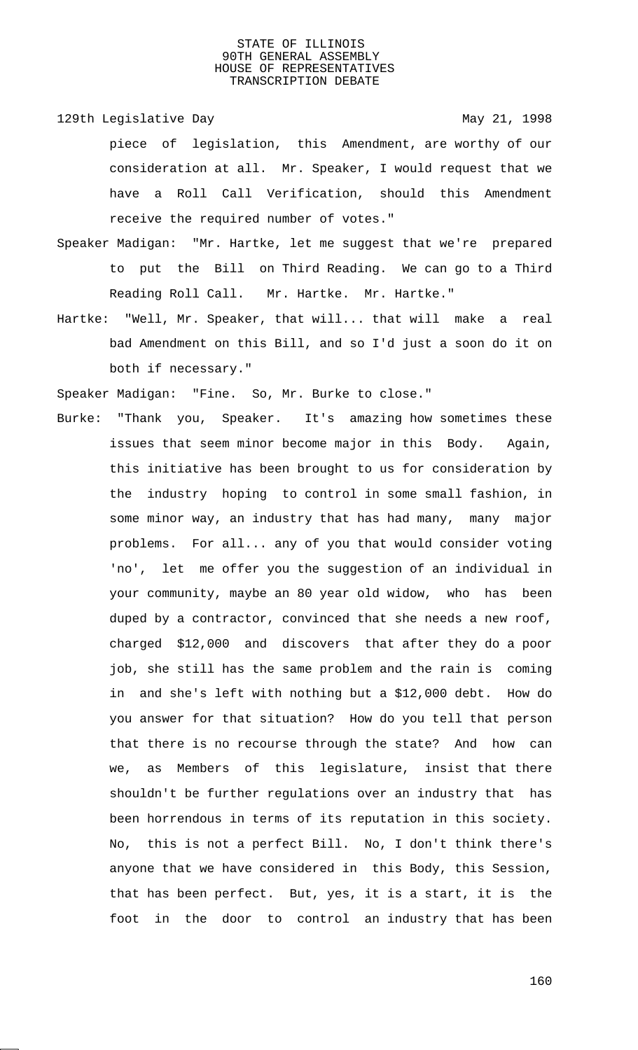piece of legislation, this Amendment, are worthy of our consideration at all. Mr. Speaker, I would request that we have a Roll Call Verification, should this Amendment receive the required number of votes."

Speaker Madigan: "Mr. Hartke, let me suggest that we're prepared to put the Bill on Third Reading. We can go to a Third Reading Roll Call. Mr. Hartke. Mr. Hartke."

Hartke: "Well, Mr. Speaker, that will... that will make a real bad Amendment on this Bill, and so I'd just a soon do it on both if necessary."

Speaker Madigan: "Fine. So, Mr. Burke to close."

Burke: "Thank you, Speaker. It's amazing how sometimes these issues that seem minor become major in this Body. Again, this initiative has been brought to us for consideration by the industry hoping to control in some small fashion, in some minor way, an industry that has had many, many major problems. For all... any of you that would consider voting 'no', let me offer you the suggestion of an individual in your community, maybe an 80 year old widow, who has been duped by a contractor, convinced that she needs a new roof, charged $12,000 and discovers that after they do a poor job, she still has the same problem and the rain is coming in and she's left with nothing but a $12,000 debt. How do you answer for that situation? How do you tell that person that there is no recourse through the state? And how can we, as Members of this legislature, insist that there shouldn't be further regulations over an industry that has been horrendous in terms of its reputation in this society. No, this is not a perfect Bill. No, I don't think there's anyone that we have considered in this Body, this Session, that has been perfect. But, yes, it is a start, it is the foot in the door to control an industry that has been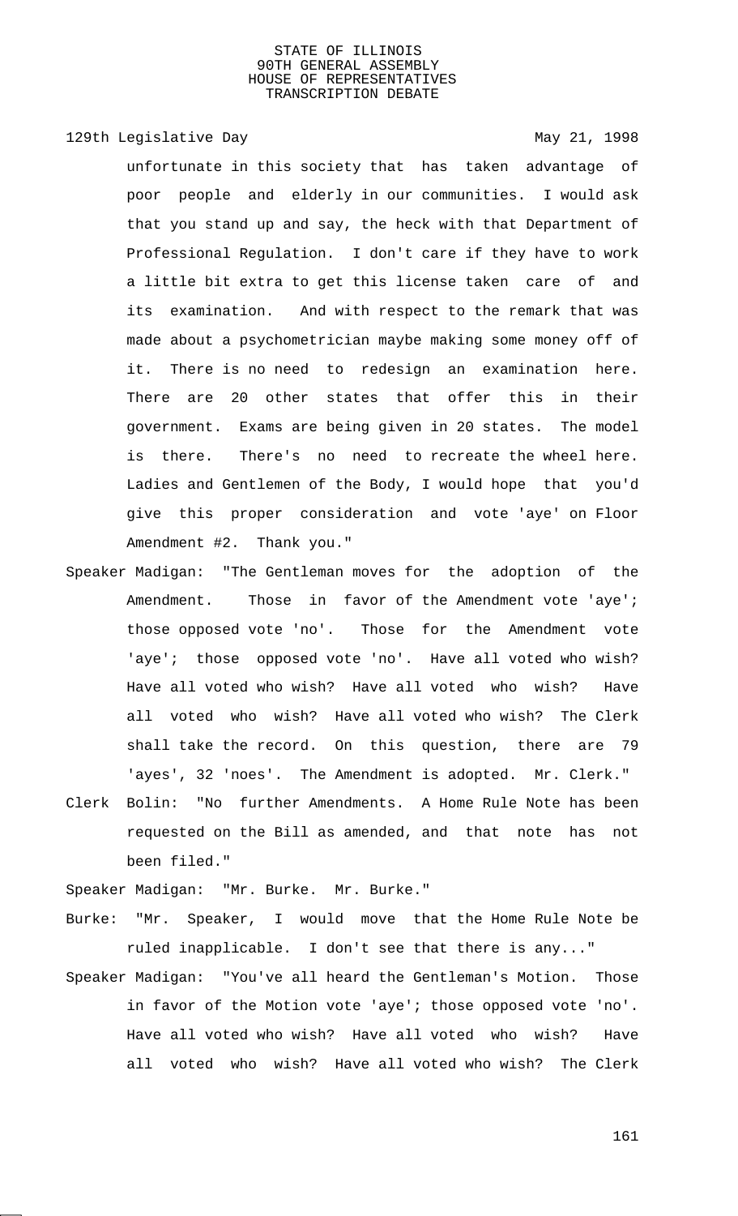unfortunate in this society that has taken advantage of poor people and elderly in our communities. I would ask that you stand up and say, the heck with that Department of Professional Regulation. I don't care if they have to work a little bit extra to get this license taken care of and its examination. And with respect to the remark that was made about a psychometrician maybe making some money off of it. There is no need to redesign an examination here. There are 20 other states that offer this in their government. Exams are being given in 20 states. The model is there. There's no need to recreate the wheel here. Ladies and Gentlemen of the Body, I would hope that you'd give this proper consideration and vote 'aye' on Floor Amendment #2. Thank you."

Speaker Madigan: "The Gentleman moves for the adoption of the Amendment. Those in favor of the Amendment vote 'aye'; those opposed vote 'no'. Those for the Amendment vote 'aye'; those opposed vote 'no'. Have all voted who wish? Have all voted who wish? Have all voted who wish? Have all voted who wish? Have all voted who wish? The Clerk shall take the record. On this question, there are 79 'ayes', 32 'noes'. The Amendment is adopted. Mr. Clerk."

Clerk Bolin: "No further Amendments. A Home Rule Note has been requested on the Bill as amended, and that note has not been filed."

Speaker Madigan: "Mr. Burke. Mr. Burke."

Burke: "Mr. Speaker, I would move that the Home Rule Note be ruled inapplicable. I don't see that there is any..."

Speaker Madigan: "You've all heard the Gentleman's Motion. Those in favor of the Motion vote 'aye'; those opposed vote 'no'. Have all voted who wish? Have all voted who wish? Have all voted who wish? Have all voted who wish? The Clerk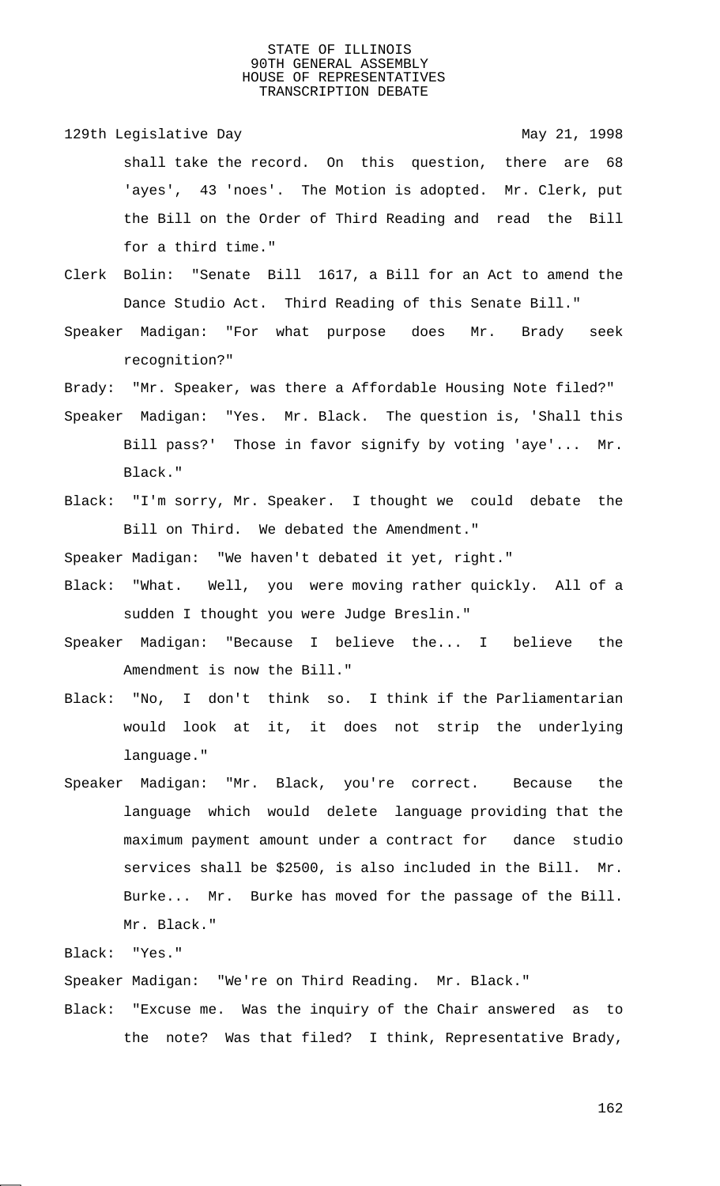shall take the record. On this question, there are 68 'ayes', 43 'noes'. The Motion is adopted. Mr. Clerk, put the Bill on the Order of Third Reading and read the Bill for a third time."

Clerk Bolin: "Senate Bill 1617, a Bill for an Act to amend the Dance Studio Act. Third Reading of this Senate Bill."

Speaker Madigan: "For what purpose does Mr. Brady seek recognition?"

Brady: "Mr. Speaker, was there a Affordable Housing Note filed?"

Speaker Madigan: "Yes. Mr. Black. The question is, 'Shall this Bill pass?' Those in favor signify by voting 'aye'... Mr. Black."

Black: "I'm sorry, Mr. Speaker. I thought we could debate the Bill on Third. We debated the Amendment."

Speaker Madigan: "We haven't debated it yet, right."

Black: "What. Well, you were moving rather quickly. All of a sudden I thought you were Judge Breslin."

Speaker Madigan: "Because I believe the... I believe the Amendment is now the Bill."

Black: "No, I don't think so. I think if the Parliamentarian would look at it, it does not strip the underlying language."

Speaker Madigan: "Mr. Black, you're correct. Because the language which would delete language providing that the maximum payment amount under a contract for dance studio services shall be $2500, is also included in the Bill. Mr. Burke... Mr. Burke has moved for the passage of the Bill. Mr. Black."

Black: "Yes."

Speaker Madigan: "We're on Third Reading. Mr. Black."

Black: "Excuse me. Was the inquiry of the Chair answered as to the note? Was that filed? I think, Representative Brady,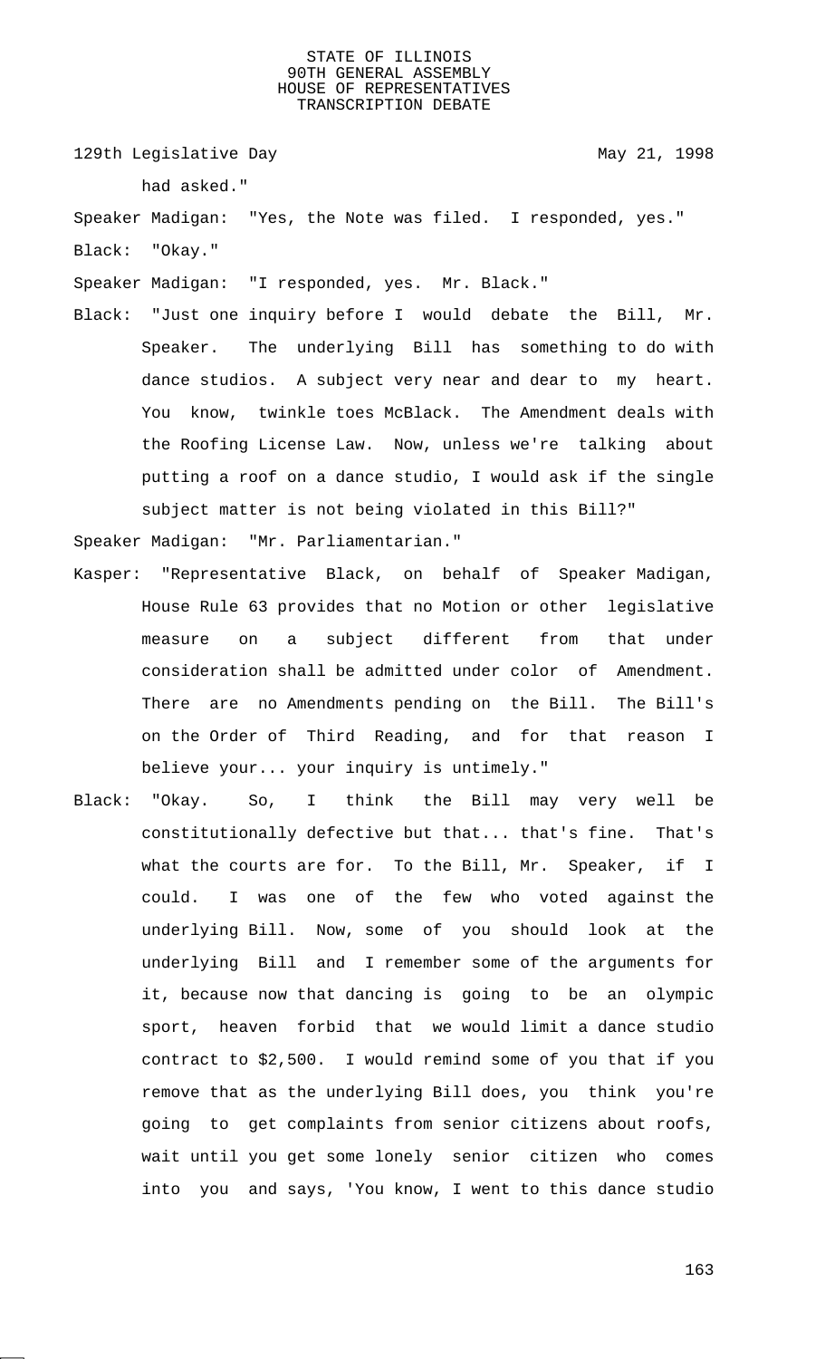had asked."

Speaker Madigan: "Yes, the Note was filed. I responded, yes."

Black: "Okay."

Speaker Madigan: "I responded, yes. Mr. Black."

Black: "Just one inquiry before I would debate the Bill, Mr. Speaker. The underlying Bill has something to do with dance studios. A subject very near and dear to my heart. You know, twinkle toes McBlack. The Amendment deals with the Roofing License Law. Now, unless we're talking about putting a roof on a dance studio, I would ask if the single subject matter is not being violated in this Bill?"

Speaker Madigan: "Mr. Parliamentarian."

Kasper: "Representative Black, on behalf of Speaker Madigan, House Rule 63 provides that no Motion or other legislative measure on a subject different from that under consideration shall be admitted under color of Amendment. There are no Amendments pending on the Bill. The Bill's on the Order of Third Reading, and for that reason I believe your... your inquiry is untimely."

Black: "Okay. So, I think the Bill may very well be constitutionally defective but that... that's fine. That's what the courts are for. To the Bill, Mr. Speaker, if I could. I was one of the few who voted against the underlying Bill. Now, some of you should look at the underlying Bill and I remember some of the arguments for it, because now that dancing is going to be an olympic sport, heaven forbid that we would limit a dance studio contract to $2,500. I would remind some of you that if you remove that as the underlying Bill does, you think you're going to get complaints from senior citizens about roofs, wait until you get some lonely senior citizen who comes into you and says, 'You know, I went to this dance studio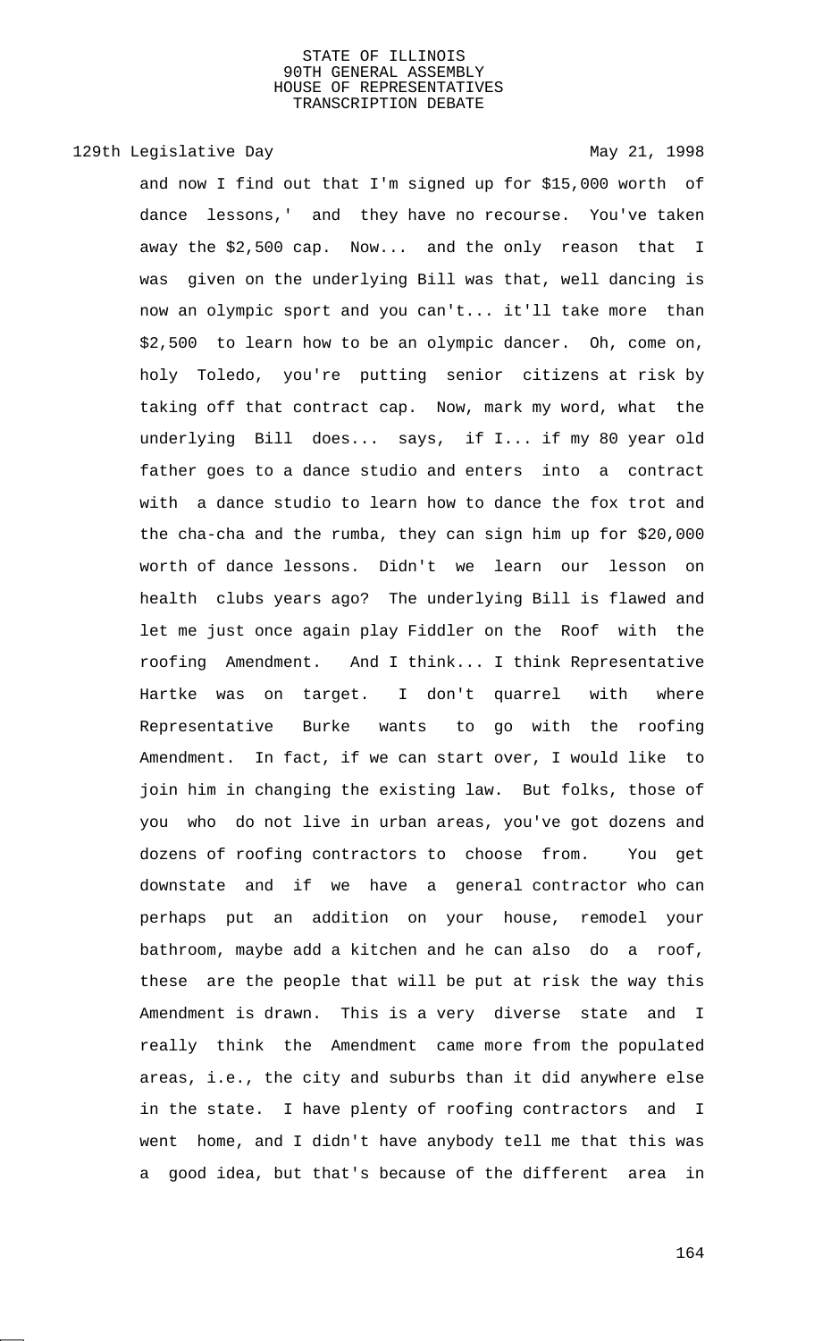and now I find out that I'm signed up for $15,000 worth of dance lessons,' and they have no recourse. You've taken away the $2,500 cap. Now... and the only reason that I was given on the underlying Bill was that, well dancing is now an olympic sport and you can't... it'll take more than $2,500 to learn how to be an olympic dancer. Oh, come on, holy Toledo, you're putting senior citizens at risk by taking off that contract cap. Now, mark my word, what the underlying Bill does... says, if I... if my 80 year old father goes to a dance studio and enters into a contract with a dance studio to learn how to dance the fox trot and the cha-cha and the rumba, they can sign him up for $20,000 worth of dance lessons. Didn't we learn our lesson on health clubs years ago? The underlying Bill is flawed and let me just once again play Fiddler on the Roof with the roofing Amendment. And I think... I think Representative Hartke was on target. I don't quarrel with where Representative Burke wants to go with the roofing Amendment. In fact, if we can start over, I would like to join him in changing the existing law. But folks, those of you who do not live in urban areas, you've got dozens and dozens of roofing contractors to choose from. You get downstate and if we have a general contractor who can perhaps put an addition on your house, remodel your bathroom, maybe add a kitchen and he can also do a roof, these are the people that will be put at risk the way this Amendment is drawn. This is a very diverse state and I really think the Amendment came more from the populated areas, i.e., the city and suburbs than it did anywhere else in the state. I have plenty of roofing contractors and I went home, and I didn't have anybody tell me that this was a good idea, but that's because of the different area in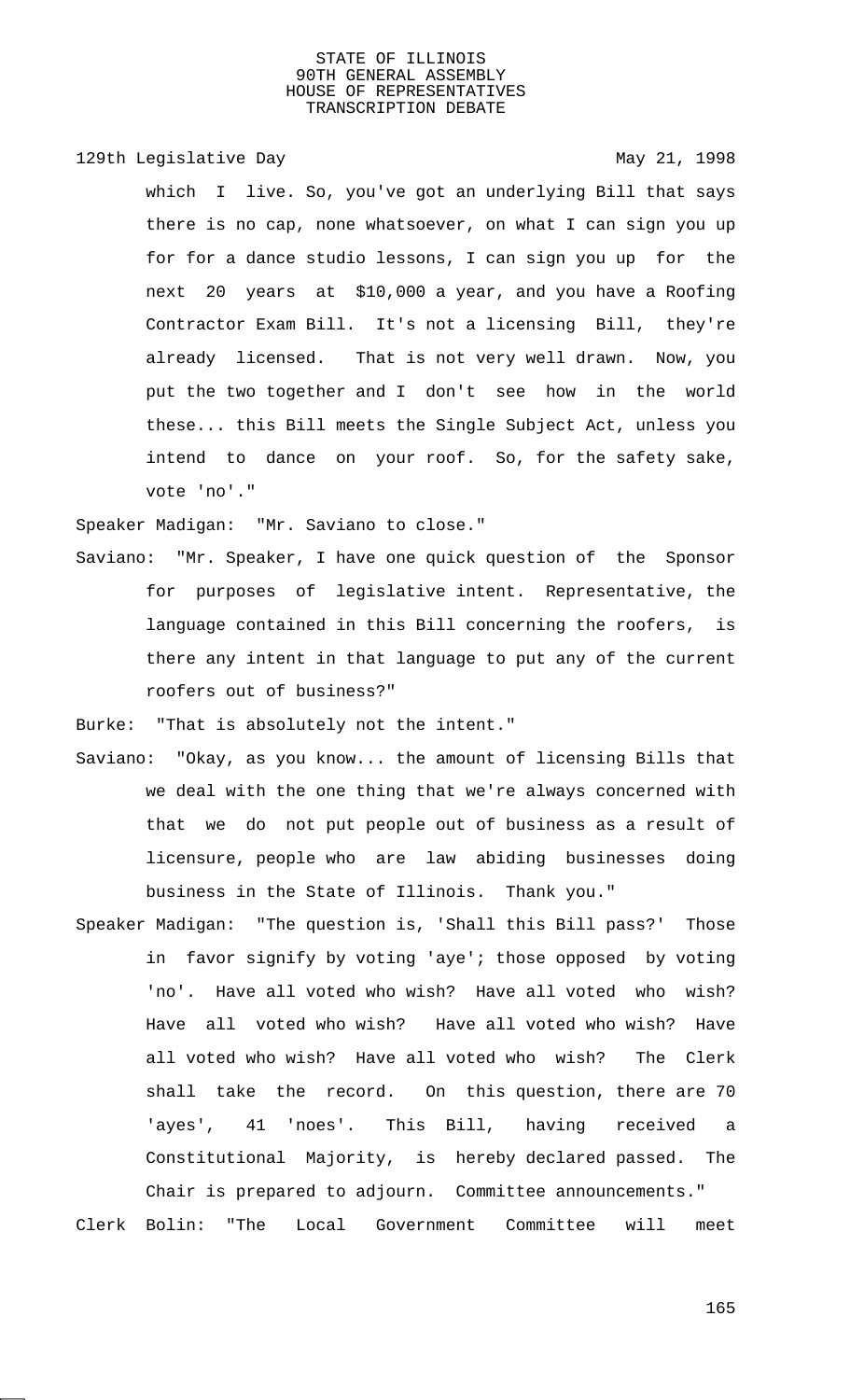which I live. So, you've got an underlying Bill that says there is no cap, none whatsoever, on what I can sign you up for for a dance studio lessons, I can sign you up for the next 20 years at $10,000 a year, and you have a Roofing Contractor Exam Bill. It's not a licensing Bill, they're already licensed. That is not very well drawn. Now, you put the two together and I don't see how in the world these... this Bill meets the Single Subject Act, unless you intend to dance on your roof. So, for the safety sake, vote 'no'."

Speaker Madigan: "Mr. Saviano to close."

Saviano: "Mr. Speaker, I have one quick question of the Sponsor for purposes of legislative intent. Representative, the language contained in this Bill concerning the roofers, is there any intent in that language to put any of the current roofers out of business?"

Burke: "That is absolutely not the intent."

Saviano: "Okay, as you know... the amount of licensing Bills that we deal with the one thing that we're always concerned with that we do not put people out of business as a result of licensure, people who are law abiding businesses doing business in the State of Illinois. Thank you."

Speaker Madigan: "The question is, 'Shall this Bill pass?' Those in favor signify by voting 'aye'; those opposed by voting 'no'. Have all voted who wish? Have all voted who wish? Have all voted who wish? Have all voted who wish? Have all voted who wish? Have all voted who wish? The Clerk shall take the record. On this question, there are 70 'ayes', 41 'noes'. This Bill, having received a Constitutional Majority, is hereby declared passed. The Chair is prepared to adjourn. Committee announcements."

Clerk Bolin: "The Local Government Committee will meet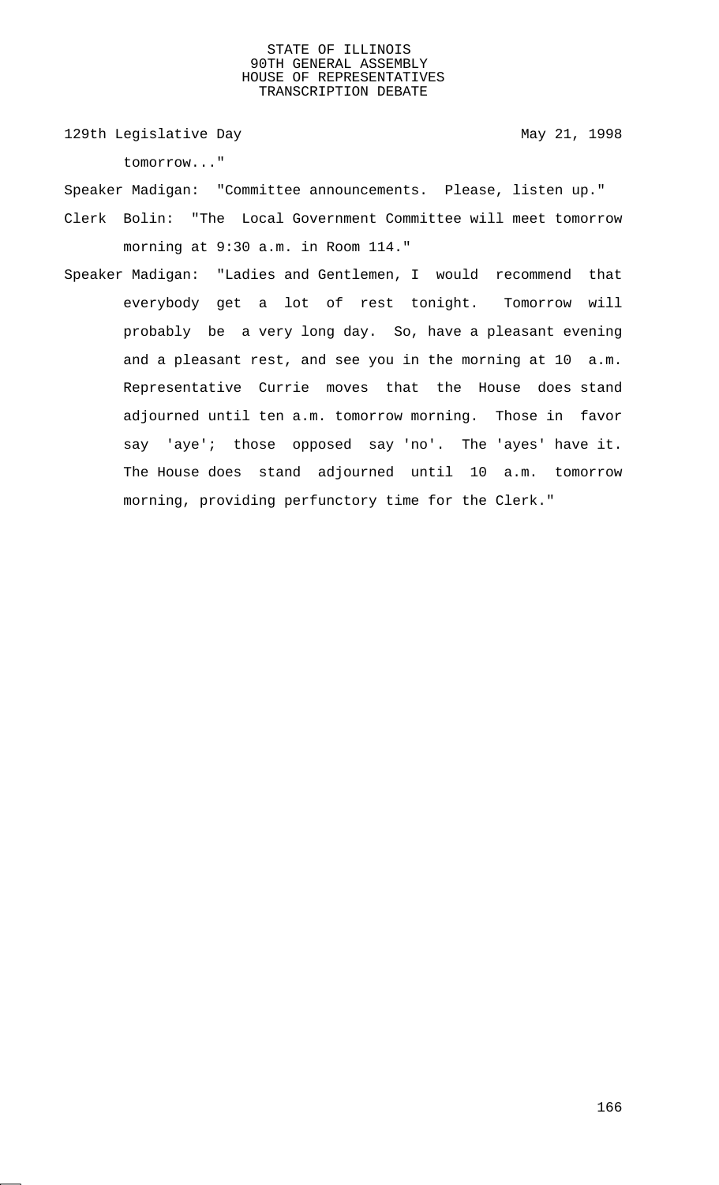tomorrow..."

Speaker Madigan: "Committee announcements. Please, listen up."

Clerk Bolin: "The Local Government Committee will meet tomorrow morning at 9:30 a.m. in Room 114."

Speaker Madigan: "Ladies and Gentlemen, I would recommend that everybody get a lot of rest tonight. Tomorrow will probably be a very long day. So, have a pleasant evening and a pleasant rest, and see you in the morning at 10 a.m. Representative Currie moves that the House does stand adjourned until ten a.m. tomorrow morning. Those in favor say 'aye'; those opposed say 'no'. The 'ayes' have it. The House does stand adjourned until 10 a.m. tomorrow morning, providing perfunctory time for the Clerk."